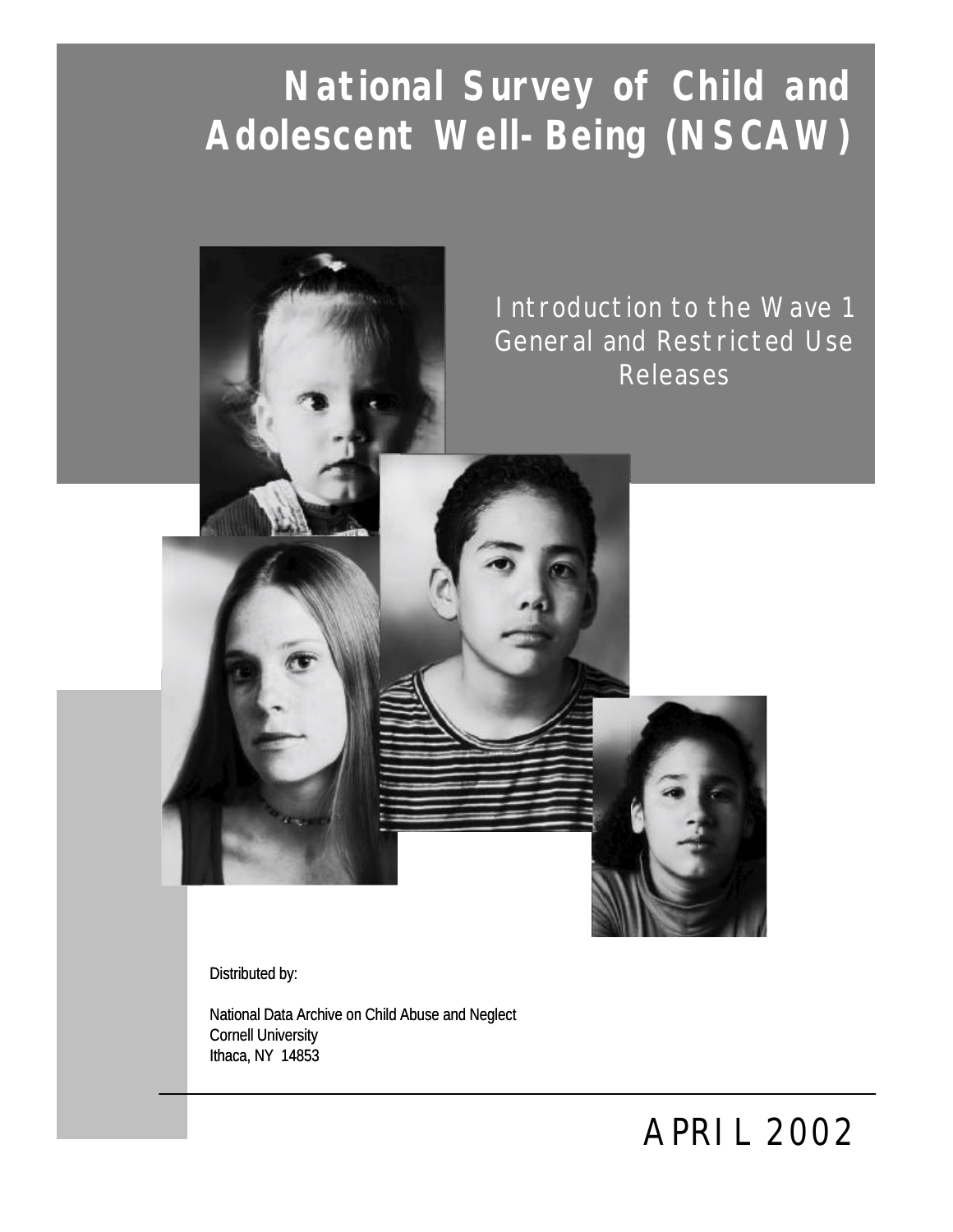# National Survey of Child and Adolescent Well-Being (NSCAW)

## Introduction to the Wave 1 General and Restricted Use Releases

Distributed by:

National Data Archive on Child Abuse and Neglect
Cornell University
Ithaca, NY 14853

APRIL 2002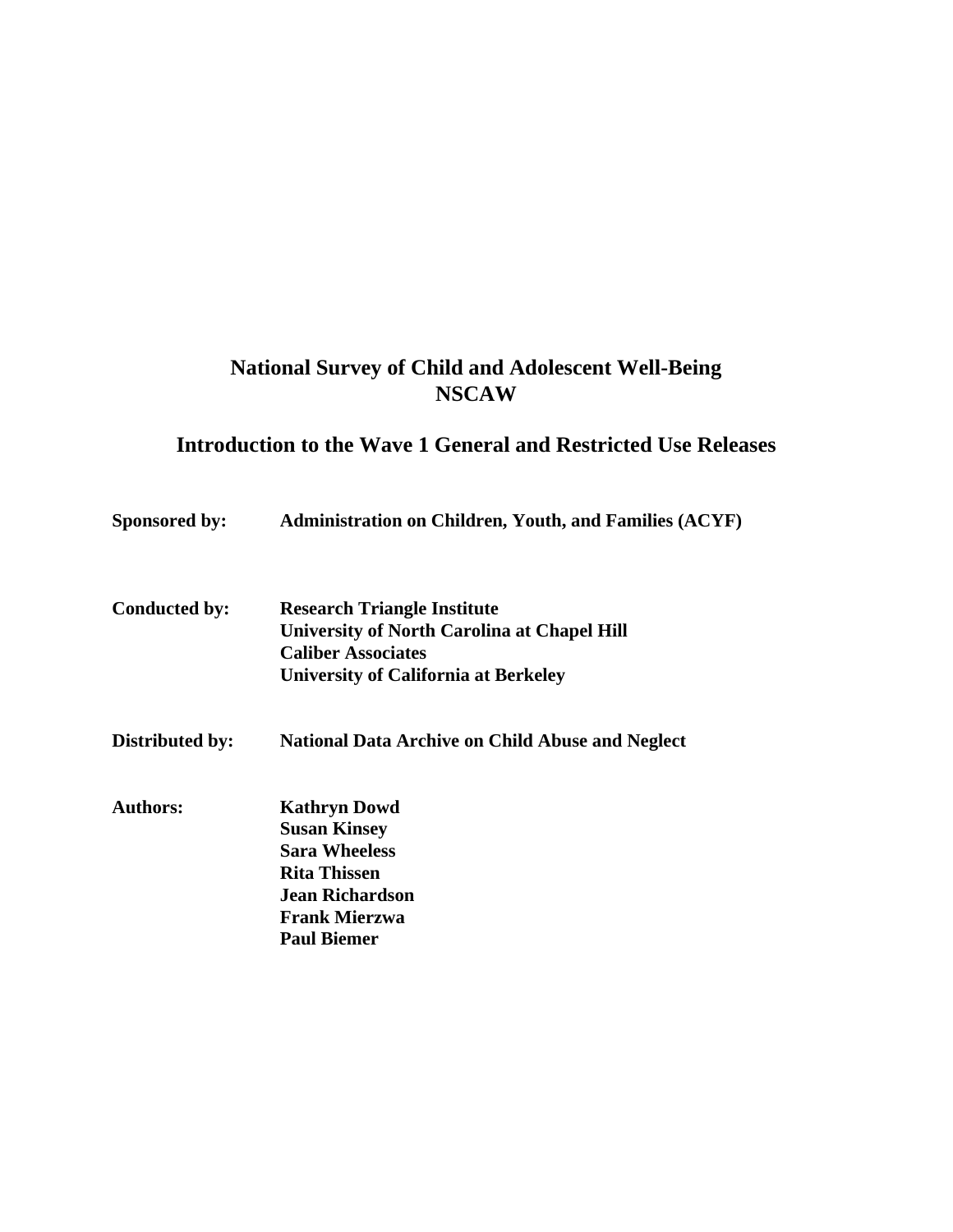# National Survey of Child and Adolescent Well-Being
# NSCAW

## Introduction to the Wave 1 General and Restricted Use Releases

**Sponsored by:** **Administration on Children, Youth, and Families (ACYF)**

**Conducted by:** **Research Triangle Institute**
**University of North Carolina at Chapel Hill**
**Caliber Associates**
**University of California at Berkeley**

**Distributed by:** **National Data Archive on Child Abuse and Neglect**

**Authors:** **Kathryn Dowd**
**Susan Kinsey**
**Sara Wheeless**
**Rita Thissen**
**Jean Richardson**
**Frank Mierzwa**
**Paul Biemer**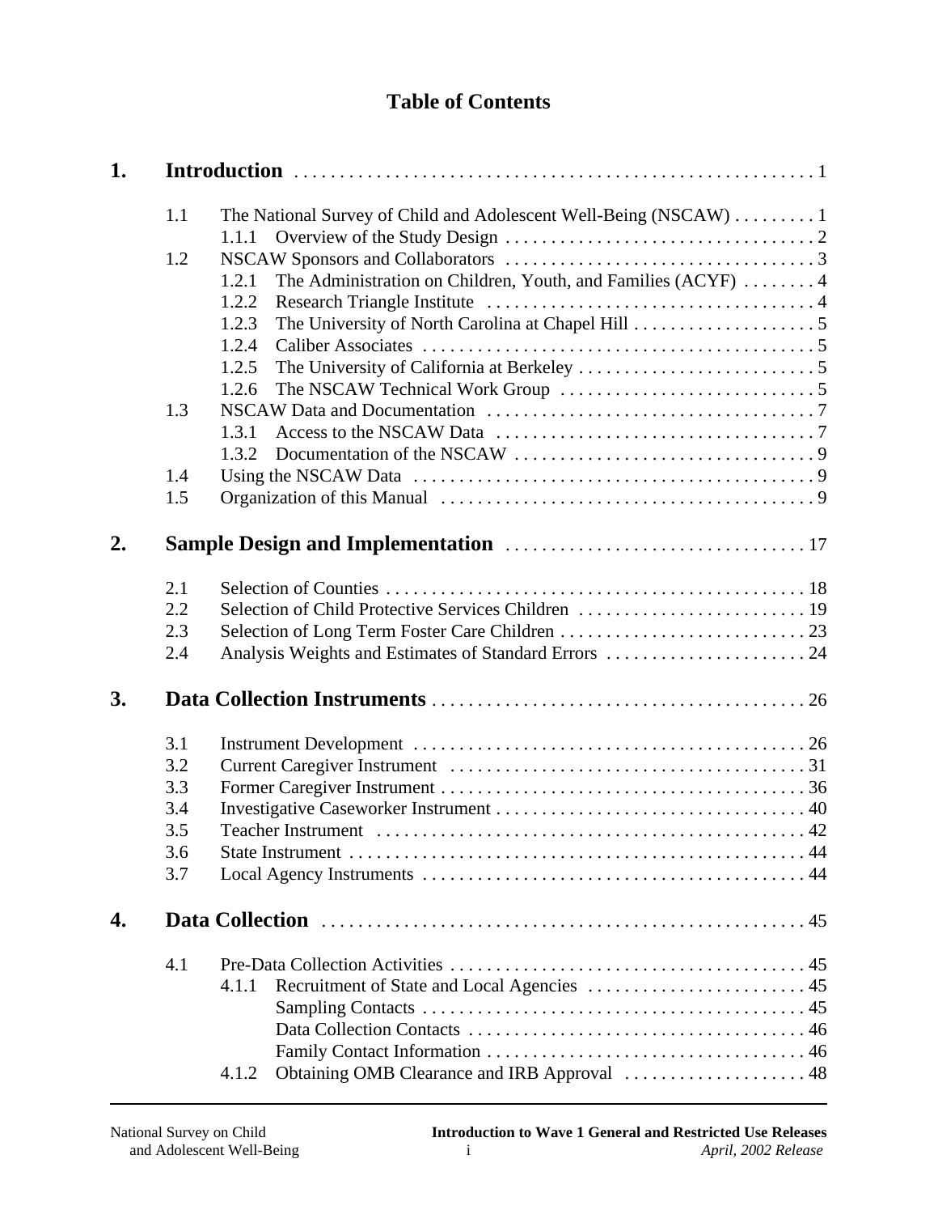# Table of Contents

**1. Introduction** . . . . . . . . . . 1

- 1.1 The National Survey of Child and Adolescent Well-Being (NSCAW) . . . . . . . . . 1
  - 1.1.1 Overview of the Study Design . . . . . . . . . . 2
- 1.2 NSCAW Sponsors and Collaborators . . . . . . . . . . 3
  - 1.2.1 The Administration on Children, Youth, and Families (ACYF) . . . . . . . . 4
  - 1.2.2 Research Triangle Institute . . . . . . . . . . 4
  - 1.2.3 The University of North Carolina at Chapel Hill . . . . . . . . . . 5
  - 1.2.4 Caliber Associates . . . . . . . . . . 5
  - 1.2.5 The University of California at Berkeley . . . . . . . . . . 5
  - 1.2.6 The NSCAW Technical Work Group . . . . . . . . . . 5
- 1.3 NSCAW Data and Documentation . . . . . . . . . . 7
  - 1.3.1 Access to the NSCAW Data . . . . . . . . . . 7
  - 1.3.2 Documentation of the NSCAW . . . . . . . . . . 9
- 1.4 Using the NSCAW Data . . . . . . . . . . 9
- 1.5 Organization of this Manual . . . . . . . . . . 9

**2. Sample Design and Implementation** . . . . . . . . . . 17

- 2.1 Selection of Counties . . . . . . . . . . 18
- 2.2 Selection of Child Protective Services Children . . . . . . . . . . 19
- 2.3 Selection of Long Term Foster Care Children . . . . . . . . . . 23
- 2.4 Analysis Weights and Estimates of Standard Errors . . . . . . . . . . 24

**3. Data Collection Instruments** . . . . . . . . . . 26

- 3.1 Instrument Development . . . . . . . . . . 26
- 3.2 Current Caregiver Instrument . . . . . . . . . . 31
- 3.3 Former Caregiver Instrument . . . . . . . . . . 36
- 3.4 Investigative Caseworker Instrument . . . . . . . . . . 40
- 3.5 Teacher Instrument . . . . . . . . . . 42
- 3.6 State Instrument . . . . . . . . . . 44
- 3.7 Local Agency Instruments . . . . . . . . . . 44

**4. Data Collection** . . . . . . . . . . 45

- 4.1 Pre-Data Collection Activities . . . . . . . . . . 45
  - 4.1.1 Recruitment of State and Local Agencies . . . . . . . . . . 45
    - Sampling Contacts . . . . . . . . . . 45
    - Data Collection Contacts . . . . . . . . . . 46
    - Family Contact Information . . . . . . . . . . 46
  - 4.1.2 Obtaining OMB Clearance and IRB Approval . . . . . . . . . . 48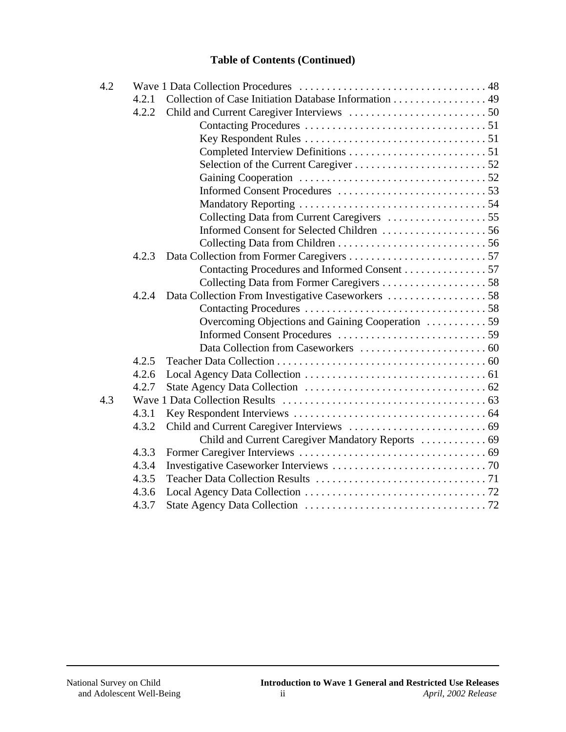**Table of Contents (Continued)**

- 4.2 Wave 1 Data Collection Procedures . . . . . 48
  - 4.2.1 Collection of Case Initiation Database Information . . . . . 49
  - 4.2.2 Child and Current Caregiver Interviews . . . . . 50
    - Contacting Procedures . . . . . 51
    - Key Respondent Rules . . . . . 51
    - Completed Interview Definitions . . . . . 51
    - Selection of the Current Caregiver . . . . . 52
    - Gaining Cooperation . . . . . 52
    - Informed Consent Procedures . . . . . 53
    - Mandatory Reporting . . . . . 54
    - Collecting Data from Current Caregivers . . . . . 55
    - Informed Consent for Selected Children . . . . . 56
    - Collecting Data from Children . . . . . 56
  - 4.2.3 Data Collection from Former Caregivers . . . . . 57
    - Contacting Procedures and Informed Consent . . . . . 57
    - Collecting Data from Former Caregivers . . . . . 58
  - 4.2.4 Data Collection From Investigative Caseworkers . . . . . 58
    - Contacting Procedures . . . . . 58
    - Overcoming Objections and Gaining Cooperation . . . . . 59
    - Informed Consent Procedures . . . . . 59
    - Data Collection from Caseworkers . . . . . 60
  - 4.2.5 Teacher Data Collection . . . . . 60
  - 4.2.6 Local Agency Data Collection . . . . . 61
  - 4.2.7 State Agency Data Collection . . . . . 62
- 4.3 Wave 1 Data Collection Results . . . . . 63
  - 4.3.1 Key Respondent Interviews . . . . . 64
  - 4.3.2 Child and Current Caregiver Interviews . . . . . 69
    - Child and Current Caregiver Mandatory Reports . . . . . 69
  - 4.3.3 Former Caregiver Interviews . . . . . 69
  - 4.3.4 Investigative Caseworker Interviews . . . . . 70
  - 4.3.5 Teacher Data Collection Results . . . . . 71
  - 4.3.6 Local Agency Data Collection . . . . . 72
  - 4.3.7 State Agency Data Collection . . . . . 72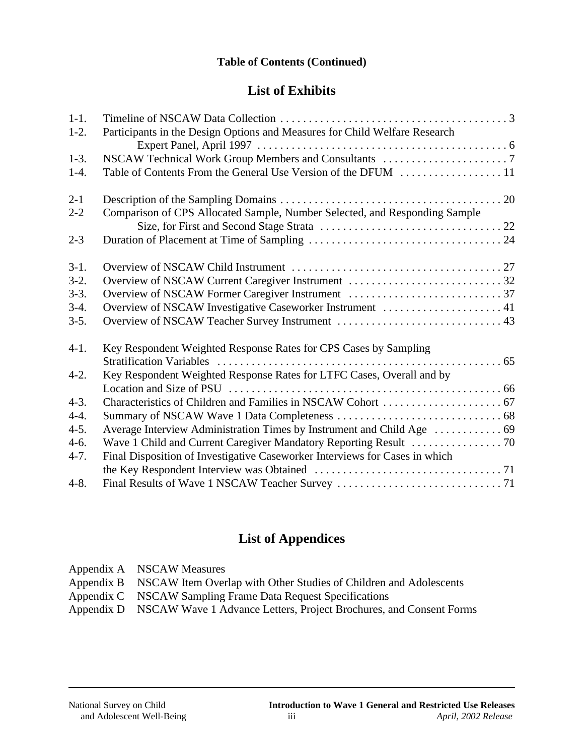**Table of Contents (Continued)**

## List of Exhibits

| | | |
|---|---|---|
| 1-1. | Timeline of NSCAW Data Collection | 3 |
| 1-2. | Participants in the Design Options and Measures for Child Welfare Research Expert Panel, April 1997 | 6 |
| 1-3. | NSCAW Technical Work Group Members and Consultants | 7 |
| 1-4. | Table of Contents From the General Use Version of the DFUM | 11 |
| 2-1 | Description of the Sampling Domains | 20 |
| 2-2 | Comparison of CPS Allocated Sample, Number Selected, and Responding Sample Size, for First and Second Stage Strata | 22 |
| 2-3 | Duration of Placement at Time of Sampling | 24 |
| 3-1. | Overview of NSCAW Child Instrument | 27 |
| 3-2. | Overview of NSCAW Current Caregiver Instrument | 32 |
| 3-3. | Overview of NSCAW Former Caregiver Instrument | 37 |
| 3-4. | Overview of NSCAW Investigative Caseworker Instrument | 41 |
| 3-5. | Overview of NSCAW Teacher Survey Instrument | 43 |
| 4-1. | Key Respondent Weighted Response Rates for CPS Cases by Sampling Stratification Variables | 65 |
| 4-2. | Key Respondent Weighted Response Rates for LTFC Cases, Overall and by Location and Size of PSU | 66 |
| 4-3. | Characteristics of Children and Families in NSCAW Cohort | 67 |
| 4-4. | Summary of NSCAW Wave 1 Data Completeness | 68 |
| 4-5. | Average Interview Administration Times by Instrument and Child Age | 69 |
| 4-6. | Wave 1 Child and Current Caregiver Mandatory Reporting Result | 70 |
| 4-7. | Final Disposition of Investigative Caseworker Interviews for Cases in which the Key Respondent Interview was Obtained | 71 |
| 4-8. | Final Results of Wave 1 NSCAW Teacher Survey | 71 |

## List of Appendices

Appendix A NSCAW Measures
Appendix B NSCAW Item Overlap with Other Studies of Children and Adolescents
Appendix C NSCAW Sampling Frame Data Request Specifications
Appendix D NSCAW Wave 1 Advance Letters, Project Brochures, and Consent Forms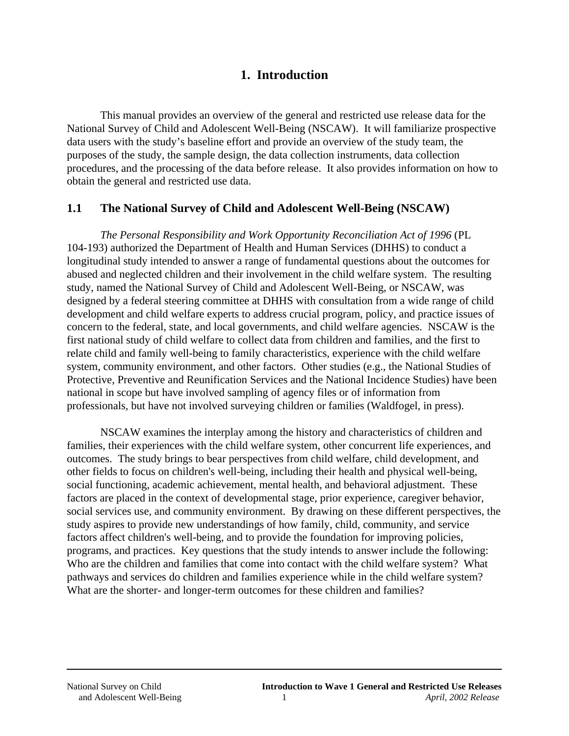# 1. Introduction

This manual provides an overview of the general and restricted use release data for the National Survey of Child and Adolescent Well-Being (NSCAW). It will familiarize prospective data users with the study's baseline effort and provide an overview of the study team, the purposes of the study, the sample design, the data collection instruments, data collection procedures, and the processing of the data before release. It also provides information on how to obtain the general and restricted use data.

## 1.1 The National Survey of Child and Adolescent Well-Being (NSCAW)

*The Personal Responsibility and Work Opportunity Reconciliation Act of 1996* (PL 104-193) authorized the Department of Health and Human Services (DHHS) to conduct a longitudinal study intended to answer a range of fundamental questions about the outcomes for abused and neglected children and their involvement in the child welfare system. The resulting study, named the National Survey of Child and Adolescent Well-Being, or NSCAW, was designed by a federal steering committee at DHHS with consultation from a wide range of child development and child welfare experts to address crucial program, policy, and practice issues of concern to the federal, state, and local governments, and child welfare agencies. NSCAW is the first national study of child welfare to collect data from children and families, and the first to relate child and family well-being to family characteristics, experience with the child welfare system, community environment, and other factors. Other studies (e.g., the National Studies of Protective, Preventive and Reunification Services and the National Incidence Studies) have been national in scope but have involved sampling of agency files or of information from professionals, but have not involved surveying children or families (Waldfogel, in press).

NSCAW examines the interplay among the history and characteristics of children and families, their experiences with the child welfare system, other concurrent life experiences, and outcomes. The study brings to bear perspectives from child welfare, child development, and other fields to focus on children's well-being, including their health and physical well-being, social functioning, academic achievement, mental health, and behavioral adjustment. These factors are placed in the context of developmental stage, prior experience, caregiver behavior, social services use, and community environment. By drawing on these different perspectives, the study aspires to provide new understandings of how family, child, community, and service factors affect children's well-being, and to provide the foundation for improving policies, programs, and practices. Key questions that the study intends to answer include the following: Who are the children and families that come into contact with the child welfare system? What pathways and services do children and families experience while in the child welfare system? What are the shorter- and longer-term outcomes for these children and families?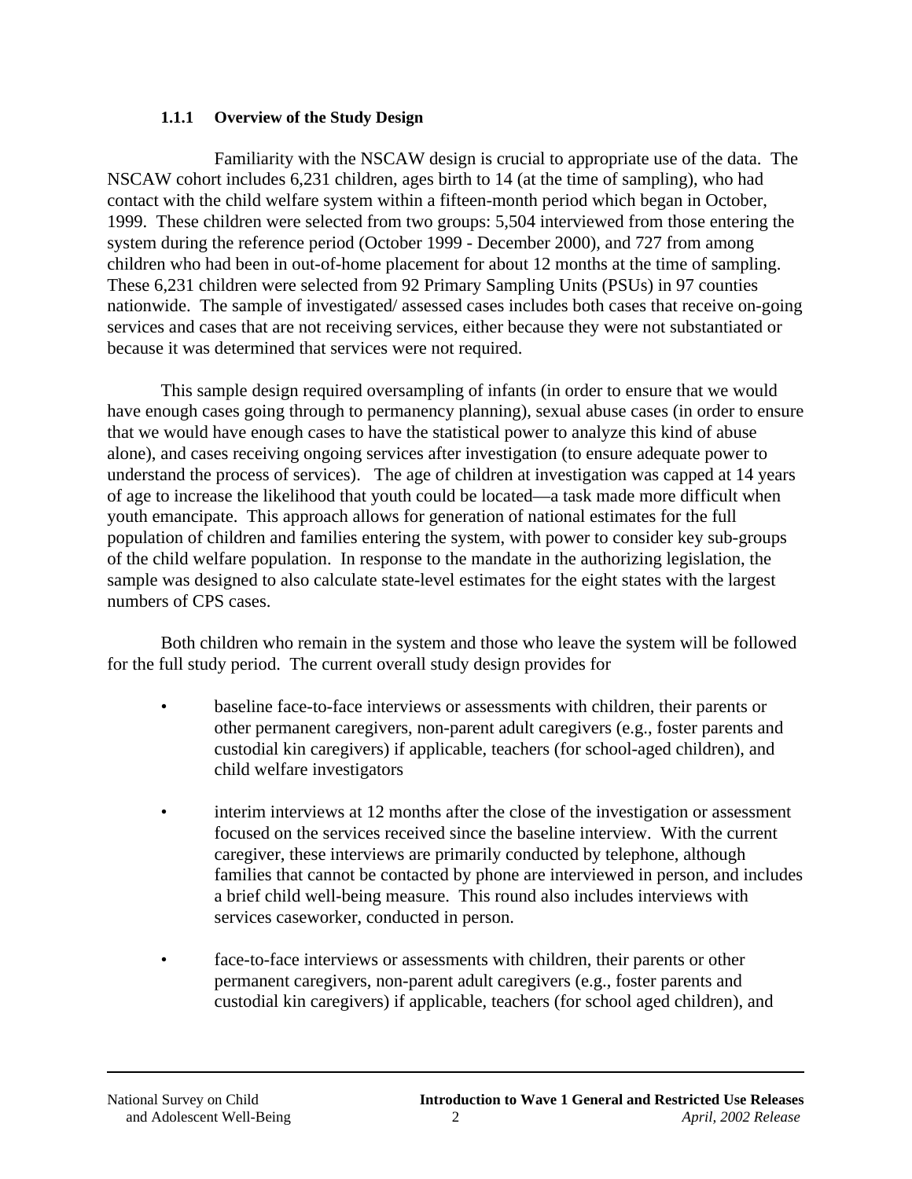### 1.1.1 Overview of the Study Design

Familiarity with the NSCAW design is crucial to appropriate use of the data. The NSCAW cohort includes 6,231 children, ages birth to 14 (at the time of sampling), who had contact with the child welfare system within a fifteen-month period which began in October, 1999. These children were selected from two groups: 5,504 interviewed from those entering the system during the reference period (October 1999 - December 2000), and 727 from among children who had been in out-of-home placement for about 12 months at the time of sampling. These 6,231 children were selected from 92 Primary Sampling Units (PSUs) in 97 counties nationwide. The sample of investigated/ assessed cases includes both cases that receive on-going services and cases that are not receiving services, either because they were not substantiated or because it was determined that services were not required.

This sample design required oversampling of infants (in order to ensure that we would have enough cases going through to permanency planning), sexual abuse cases (in order to ensure that we would have enough cases to have the statistical power to analyze this kind of abuse alone), and cases receiving ongoing services after investigation (to ensure adequate power to understand the process of services). The age of children at investigation was capped at 14 years of age to increase the likelihood that youth could be located—a task made more difficult when youth emancipate. This approach allows for generation of national estimates for the full population of children and families entering the system, with power to consider key sub-groups of the child welfare population. In response to the mandate in the authorizing legislation, the sample was designed to also calculate state-level estimates for the eight states with the largest numbers of CPS cases.

Both children who remain in the system and those who leave the system will be followed for the full study period. The current overall study design provides for

- baseline face-to-face interviews or assessments with children, their parents or other permanent caregivers, non-parent adult caregivers (e.g., foster parents and custodial kin caregivers) if applicable, teachers (for school-aged children), and child welfare investigators

- interim interviews at 12 months after the close of the investigation or assessment focused on the services received since the baseline interview. With the current caregiver, these interviews are primarily conducted by telephone, although families that cannot be contacted by phone are interviewed in person, and includes a brief child well-being measure. This round also includes interviews with services caseworker, conducted in person.

- face-to-face interviews or assessments with children, their parents or other permanent caregivers, non-parent adult caregivers (e.g., foster parents and custodial kin caregivers) if applicable, teachers (for school aged children), and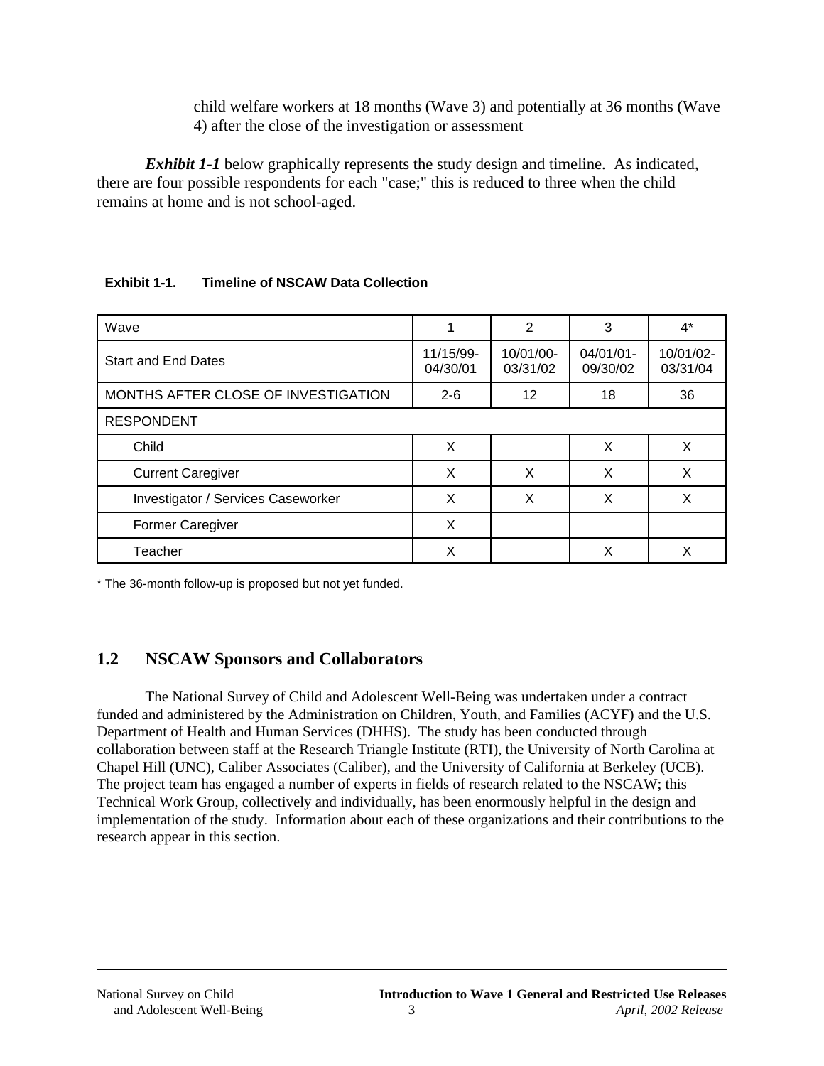child welfare workers at 18 months (Wave 3) and potentially at 36 months (Wave 4) after the close of the investigation or assessment

***Exhibit 1-1*** below graphically represents the study design and timeline. As indicated, there are four possible respondents for each "case;" this is reduced to three when the child remains at home and is not school-aged.

**Exhibit 1-1. Timeline of NSCAW Data Collection**

| Wave | 1 | 2 | 3 | 4* |
|---|---|---|---|---|
| Start and End Dates | 11/15/99-04/30/01 | 10/01/00-03/31/02 | 04/01/01-09/30/02 | 10/01/02-03/31/04 |
| MONTHS AFTER CLOSE OF INVESTIGATION | 2-6 | 12 | 18 | 36 |
| RESPONDENT | | | | |
| Child | X | | X | X |
| Current Caregiver | X | X | X | X |
| Investigator / Services Caseworker | X | X | X | X |
| Former Caregiver | X | | | |
| Teacher | X | | X | X |

\* The 36-month follow-up is proposed but not yet funded.

## 1.2 NSCAW Sponsors and Collaborators

The National Survey of Child and Adolescent Well-Being was undertaken under a contract funded and administered by the Administration on Children, Youth, and Families (ACYF) and the U.S. Department of Health and Human Services (DHHS). The study has been conducted through collaboration between staff at the Research Triangle Institute (RTI), the University of North Carolina at Chapel Hill (UNC), Caliber Associates (Caliber), and the University of California at Berkeley (UCB). The project team has engaged a number of experts in fields of research related to the NSCAW; this Technical Work Group, collectively and individually, has been enormously helpful in the design and implementation of the study. Information about each of these organizations and their contributions to the research appear in this section.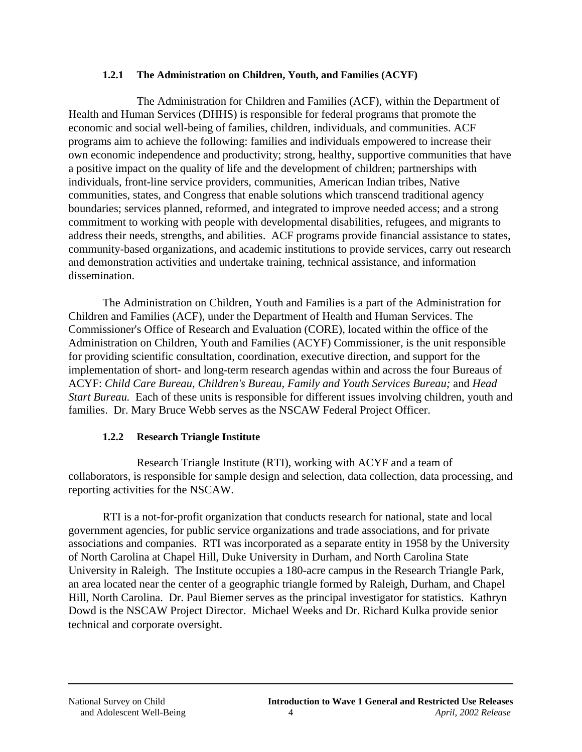### 1.2.1 The Administration on Children, Youth, and Families (ACYF)

The Administration for Children and Families (ACF), within the Department of Health and Human Services (DHHS) is responsible for federal programs that promote the economic and social well-being of families, children, individuals, and communities. ACF programs aim to achieve the following: families and individuals empowered to increase their own economic independence and productivity; strong, healthy, supportive communities that have a positive impact on the quality of life and the development of children; partnerships with individuals, front-line service providers, communities, American Indian tribes, Native communities, states, and Congress that enable solutions which transcend traditional agency boundaries; services planned, reformed, and integrated to improve needed access; and a strong commitment to working with people with developmental disabilities, refugees, and migrants to address their needs, strengths, and abilities. ACF programs provide financial assistance to states, community-based organizations, and academic institutions to provide services, carry out research and demonstration activities and undertake training, technical assistance, and information dissemination.

The Administration on Children, Youth and Families is a part of the Administration for Children and Families (ACF), under the Department of Health and Human Services. The Commissioner's Office of Research and Evaluation (CORE), located within the office of the Administration on Children, Youth and Families (ACYF) Commissioner, is the unit responsible for providing scientific consultation, coordination, executive direction, and support for the implementation of short- and long-term research agendas within and across the four Bureaus of ACYF: *Child Care Bureau, Children's Bureau, Family and Youth Services Bureau;* and *Head Start Bureau.* Each of these units is responsible for different issues involving children, youth and families. Dr. Mary Bruce Webb serves as the NSCAW Federal Project Officer.

### 1.2.2 Research Triangle Institute

Research Triangle Institute (RTI), working with ACYF and a team of collaborators, is responsible for sample design and selection, data collection, data processing, and reporting activities for the NSCAW.

RTI is a not-for-profit organization that conducts research for national, state and local government agencies, for public service organizations and trade associations, and for private associations and companies. RTI was incorporated as a separate entity in 1958 by the University of North Carolina at Chapel Hill, Duke University in Durham, and North Carolina State University in Raleigh. The Institute occupies a 180-acre campus in the Research Triangle Park, an area located near the center of a geographic triangle formed by Raleigh, Durham, and Chapel Hill, North Carolina. Dr. Paul Biemer serves as the principal investigator for statistics. Kathryn Dowd is the NSCAW Project Director. Michael Weeks and Dr. Richard Kulka provide senior technical and corporate oversight.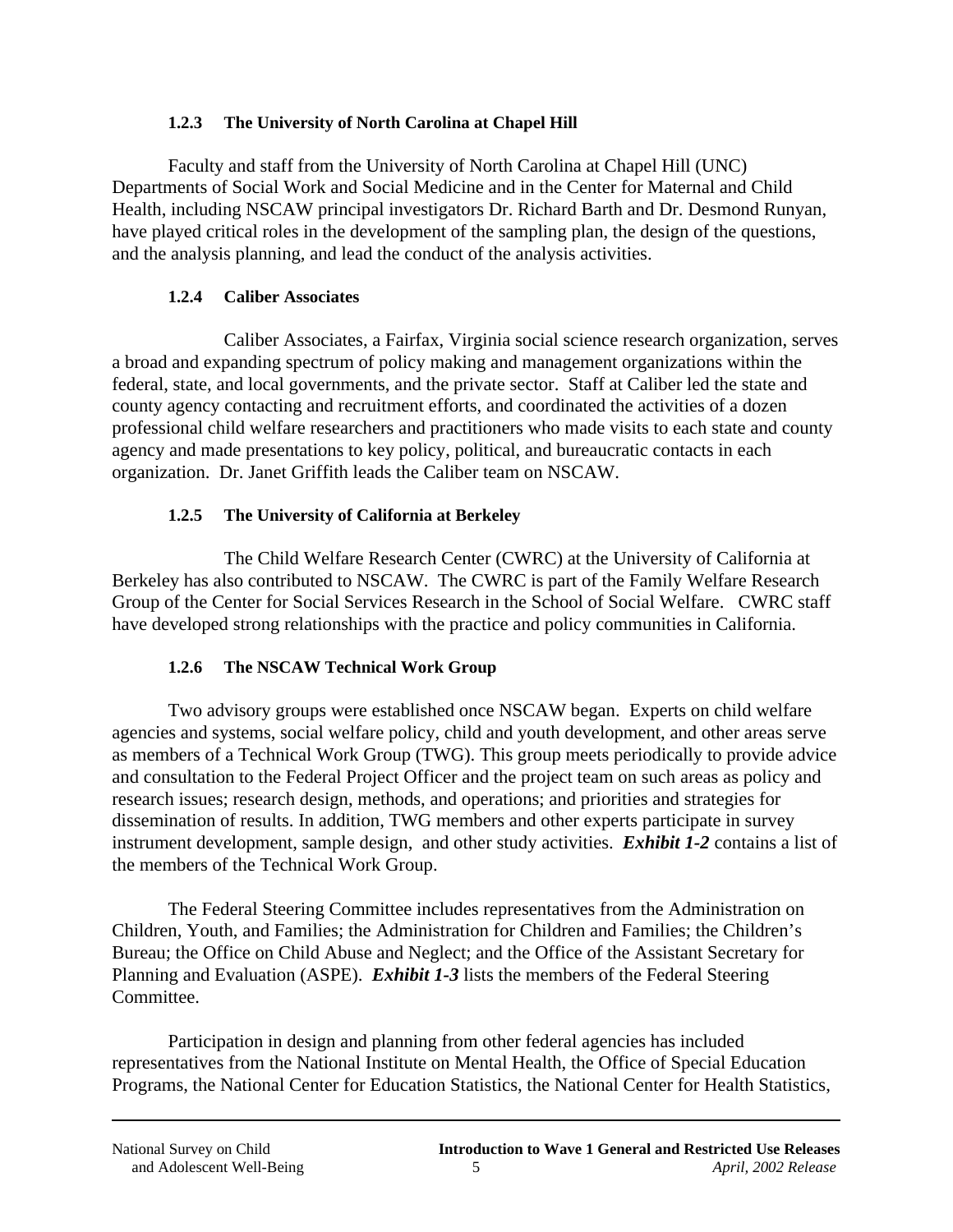### 1.2.3 The University of North Carolina at Chapel Hill

Faculty and staff from the University of North Carolina at Chapel Hill (UNC) Departments of Social Work and Social Medicine and in the Center for Maternal and Child Health, including NSCAW principal investigators Dr. Richard Barth and Dr. Desmond Runyan, have played critical roles in the development of the sampling plan, the design of the questions, and the analysis planning, and lead the conduct of the analysis activities.

### 1.2.4 Caliber Associates

Caliber Associates, a Fairfax, Virginia social science research organization, serves a broad and expanding spectrum of policy making and management organizations within the federal, state, and local governments, and the private sector. Staff at Caliber led the state and county agency contacting and recruitment efforts, and coordinated the activities of a dozen professional child welfare researchers and practitioners who made visits to each state and county agency and made presentations to key policy, political, and bureaucratic contacts in each organization. Dr. Janet Griffith leads the Caliber team on NSCAW.

### 1.2.5 The University of California at Berkeley

The Child Welfare Research Center (CWRC) at the University of California at Berkeley has also contributed to NSCAW. The CWRC is part of the Family Welfare Research Group of the Center for Social Services Research in the School of Social Welfare. CWRC staff have developed strong relationships with the practice and policy communities in California.

### 1.2.6 The NSCAW Technical Work Group

Two advisory groups were established once NSCAW began. Experts on child welfare agencies and systems, social welfare policy, child and youth development, and other areas serve as members of a Technical Work Group (TWG). This group meets periodically to provide advice and consultation to the Federal Project Officer and the project team on such areas as policy and research issues; research design, methods, and operations; and priorities and strategies for dissemination of results. In addition, TWG members and other experts participate in survey instrument development, sample design, and other study activities. ***Exhibit 1-2*** contains a list of the members of the Technical Work Group.

The Federal Steering Committee includes representatives from the Administration on Children, Youth, and Families; the Administration for Children and Families; the Children's Bureau; the Office on Child Abuse and Neglect; and the Office of the Assistant Secretary for Planning and Evaluation (ASPE). ***Exhibit 1-3*** lists the members of the Federal Steering Committee.

Participation in design and planning from other federal agencies has included representatives from the National Institute on Mental Health, the Office of Special Education Programs, the National Center for Education Statistics, the National Center for Health Statistics,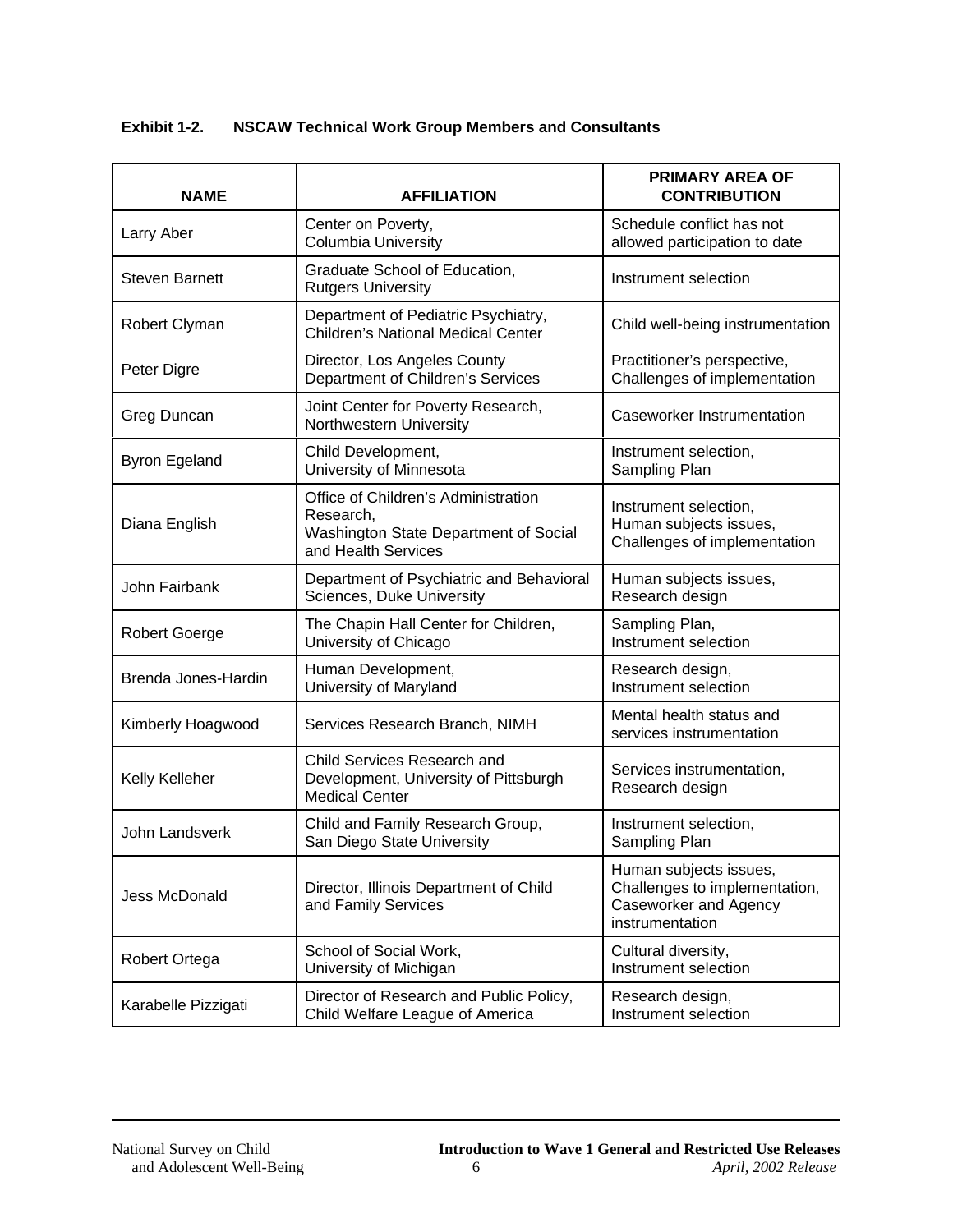**Exhibit 1-2. NSCAW Technical Work Group Members and Consultants**

| NAME | AFFILIATION | PRIMARY AREA OF CONTRIBUTION |
|---|---|---|
| Larry Aber | Center on Poverty, Columbia University | Schedule conflict has not allowed participation to date |
| Steven Barnett | Graduate School of Education, Rutgers University | Instrument selection |
| Robert Clyman | Department of Pediatric Psychiatry, Children's National Medical Center | Child well-being instrumentation |
| Peter Digre | Director, Los Angeles County Department of Children's Services | Practitioner's perspective, Challenges of implementation |
| Greg Duncan | Joint Center for Poverty Research, Northwestern University | Caseworker Instrumentation |
| Byron Egeland | Child Development, University of Minnesota | Instrument selection, Sampling Plan |
| Diana English | Office of Children's Administration Research, Washington State Department of Social and Health Services | Instrument selection, Human subjects issues, Challenges of implementation |
| John Fairbank | Department of Psychiatric and Behavioral Sciences, Duke University | Human subjects issues, Research design |
| Robert Goerge | The Chapin Hall Center for Children, University of Chicago | Sampling Plan, Instrument selection |
| Brenda Jones-Hardin | Human Development, University of Maryland | Research design, Instrument selection |
| Kimberly Hoagwood | Services Research Branch, NIMH | Mental health status and services instrumentation |
| Kelly Kelleher | Child Services Research and Development, University of Pittsburgh Medical Center | Services instrumentation, Research design |
| John Landsverk | Child and Family Research Group, San Diego State University | Instrument selection, Sampling Plan |
| Jess McDonald | Director, Illinois Department of Child and Family Services | Human subjects issues, Challenges to implementation, Caseworker and Agency instrumentation |
| Robert Ortega | School of Social Work, University of Michigan | Cultural diversity, Instrument selection |
| Karabelle Pizzigati | Director of Research and Public Policy, Child Welfare League of America | Research design, Instrument selection |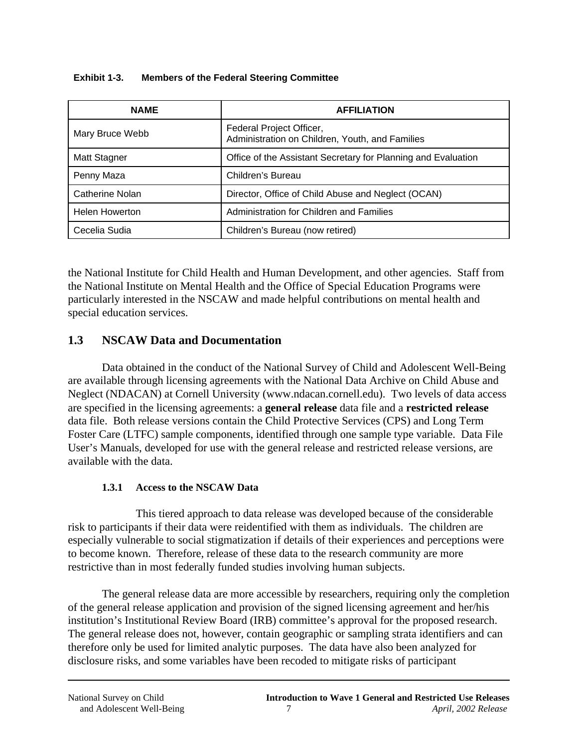**Exhibit 1-3. Members of the Federal Steering Committee**

| NAME | AFFILIATION |
|---|---|
| Mary Bruce Webb | Federal Project Officer, Administration on Children, Youth, and Families |
| Matt Stagner | Office of the Assistant Secretary for Planning and Evaluation |
| Penny Maza | Children's Bureau |
| Catherine Nolan | Director, Office of Child Abuse and Neglect (OCAN) |
| Helen Howerton | Administration for Children and Families |
| Cecelia Sudia | Children's Bureau (now retired) |

the National Institute for Child Health and Human Development, and other agencies. Staff from the National Institute on Mental Health and the Office of Special Education Programs were particularly interested in the NSCAW and made helpful contributions on mental health and special education services.

## 1.3 NSCAW Data and Documentation

Data obtained in the conduct of the National Survey of Child and Adolescent Well-Being are available through licensing agreements with the National Data Archive on Child Abuse and Neglect (NDACAN) at Cornell University (www.ndacan.cornell.edu). Two levels of data access are specified in the licensing agreements: a **general release** data file and a **restricted release** data file. Both release versions contain the Child Protective Services (CPS) and Long Term Foster Care (LTFC) sample components, identified through one sample type variable. Data File User's Manuals, developed for use with the general release and restricted release versions, are available with the data.

### 1.3.1 Access to the NSCAW Data

This tiered approach to data release was developed because of the considerable risk to participants if their data were reidentified with them as individuals. The children are especially vulnerable to social stigmatization if details of their experiences and perceptions were to become known. Therefore, release of these data to the research community are more restrictive than in most federally funded studies involving human subjects.

The general release data are more accessible by researchers, requiring only the completion of the general release application and provision of the signed licensing agreement and her/his institution's Institutional Review Board (IRB) committee's approval for the proposed research. The general release does not, however, contain geographic or sampling strata identifiers and can therefore only be used for limited analytic purposes. The data have also been analyzed for disclosure risks, and some variables have been recoded to mitigate risks of participant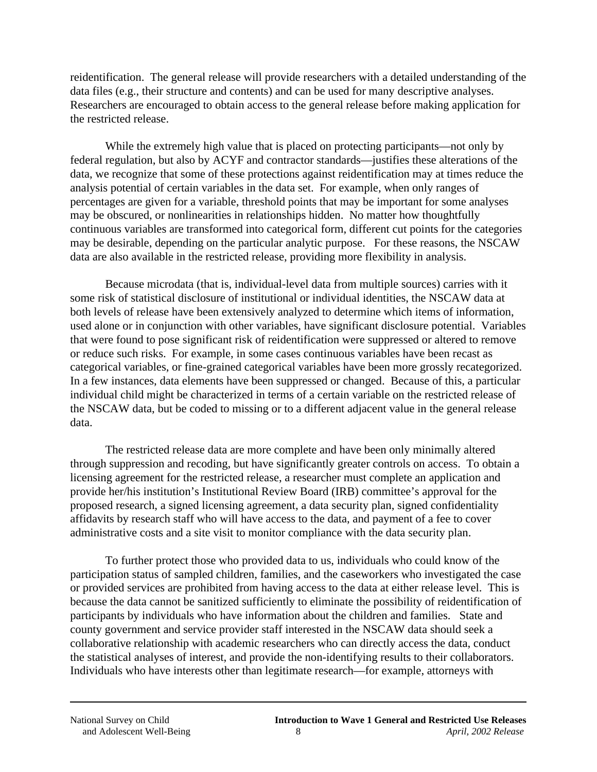reidentification. The general release will provide researchers with a detailed understanding of the data files (e.g., their structure and contents) and can be used for many descriptive analyses. Researchers are encouraged to obtain access to the general release before making application for the restricted release.

While the extremely high value that is placed on protecting participants—not only by federal regulation, but also by ACYF and contractor standards—justifies these alterations of the data, we recognize that some of these protections against reidentification may at times reduce the analysis potential of certain variables in the data set. For example, when only ranges of percentages are given for a variable, threshold points that may be important for some analyses may be obscured, or nonlinearities in relationships hidden. No matter how thoughtfully continuous variables are transformed into categorical form, different cut points for the categories may be desirable, depending on the particular analytic purpose. For these reasons, the NSCAW data are also available in the restricted release, providing more flexibility in analysis.

Because microdata (that is, individual-level data from multiple sources) carries with it some risk of statistical disclosure of institutional or individual identities, the NSCAW data at both levels of release have been extensively analyzed to determine which items of information, used alone or in conjunction with other variables, have significant disclosure potential. Variables that were found to pose significant risk of reidentification were suppressed or altered to remove or reduce such risks. For example, in some cases continuous variables have been recast as categorical variables, or fine-grained categorical variables have been more grossly recategorized. In a few instances, data elements have been suppressed or changed. Because of this, a particular individual child might be characterized in terms of a certain variable on the restricted release of the NSCAW data, but be coded to missing or to a different adjacent value in the general release data.

The restricted release data are more complete and have been only minimally altered through suppression and recoding, but have significantly greater controls on access. To obtain a licensing agreement for the restricted release, a researcher must complete an application and provide her/his institution's Institutional Review Board (IRB) committee's approval for the proposed research, a signed licensing agreement, a data security plan, signed confidentiality affidavits by research staff who will have access to the data, and payment of a fee to cover administrative costs and a site visit to monitor compliance with the data security plan.

To further protect those who provided data to us, individuals who could know of the participation status of sampled children, families, and the caseworkers who investigated the case or provided services are prohibited from having access to the data at either release level. This is because the data cannot be sanitized sufficiently to eliminate the possibility of reidentification of participants by individuals who have information about the children and families. State and county government and service provider staff interested in the NSCAW data should seek a collaborative relationship with academic researchers who can directly access the data, conduct the statistical analyses of interest, and provide the non-identifying results to their collaborators. Individuals who have interests other than legitimate research—for example, attorneys with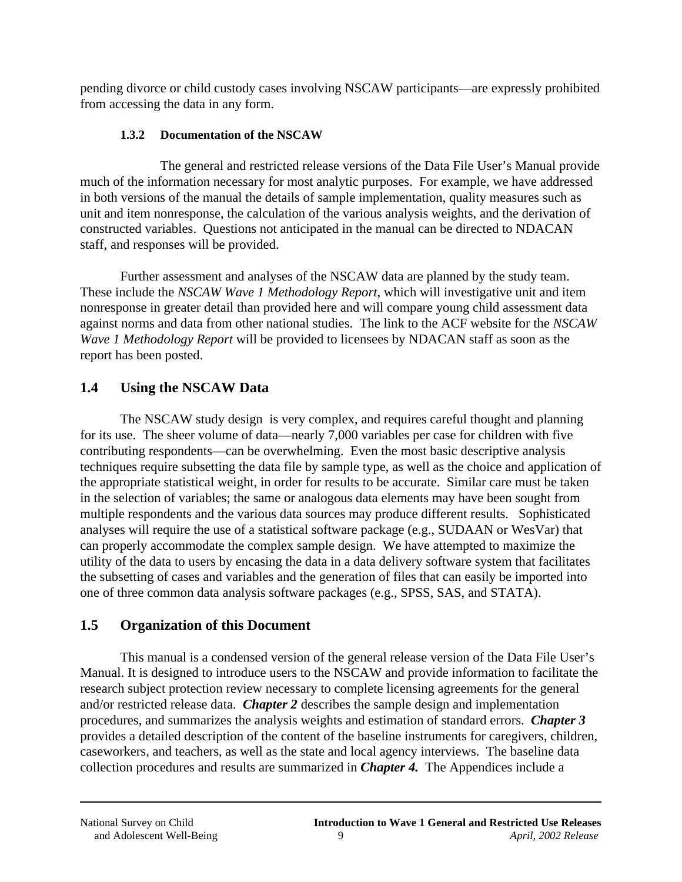pending divorce or child custody cases involving NSCAW participants—are expressly prohibited from accessing the data in any form.

#### 1.3.2 Documentation of the NSCAW

The general and restricted release versions of the Data File User's Manual provide much of the information necessary for most analytic purposes. For example, we have addressed in both versions of the manual the details of sample implementation, quality measures such as unit and item nonresponse, the calculation of the various analysis weights, and the derivation of constructed variables. Questions not anticipated in the manual can be directed to NDACAN staff, and responses will be provided.

Further assessment and analyses of the NSCAW data are planned by the study team. These include the *NSCAW Wave 1 Methodology Report*, which will investigative unit and item nonresponse in greater detail than provided here and will compare young child assessment data against norms and data from other national studies. The link to the ACF website for the *NSCAW Wave 1 Methodology Report* will be provided to licensees by NDACAN staff as soon as the report has been posted.

## 1.4 Using the NSCAW Data

The NSCAW study design is very complex, and requires careful thought and planning for its use. The sheer volume of data—nearly 7,000 variables per case for children with five contributing respondents—can be overwhelming. Even the most basic descriptive analysis techniques require subsetting the data file by sample type, as well as the choice and application of the appropriate statistical weight, in order for results to be accurate. Similar care must be taken in the selection of variables; the same or analogous data elements may have been sought from multiple respondents and the various data sources may produce different results. Sophisticated analyses will require the use of a statistical software package (e.g., SUDAAN or WesVar) that can properly accommodate the complex sample design. We have attempted to maximize the utility of the data to users by encasing the data in a data delivery software system that facilitates the subsetting of cases and variables and the generation of files that can easily be imported into one of three common data analysis software packages (e.g., SPSS, SAS, and STATA).

## 1.5 Organization of this Document

This manual is a condensed version of the general release version of the Data File User's Manual. It is designed to introduce users to the NSCAW and provide information to facilitate the research subject protection review necessary to complete licensing agreements for the general and/or restricted release data. ***Chapter 2*** describes the sample design and implementation procedures, and summarizes the analysis weights and estimation of standard errors. ***Chapter 3*** provides a detailed description of the content of the baseline instruments for caregivers, children, caseworkers, and teachers, as well as the state and local agency interviews. The baseline data collection procedures and results are summarized in ***Chapter 4.*** The Appendices include a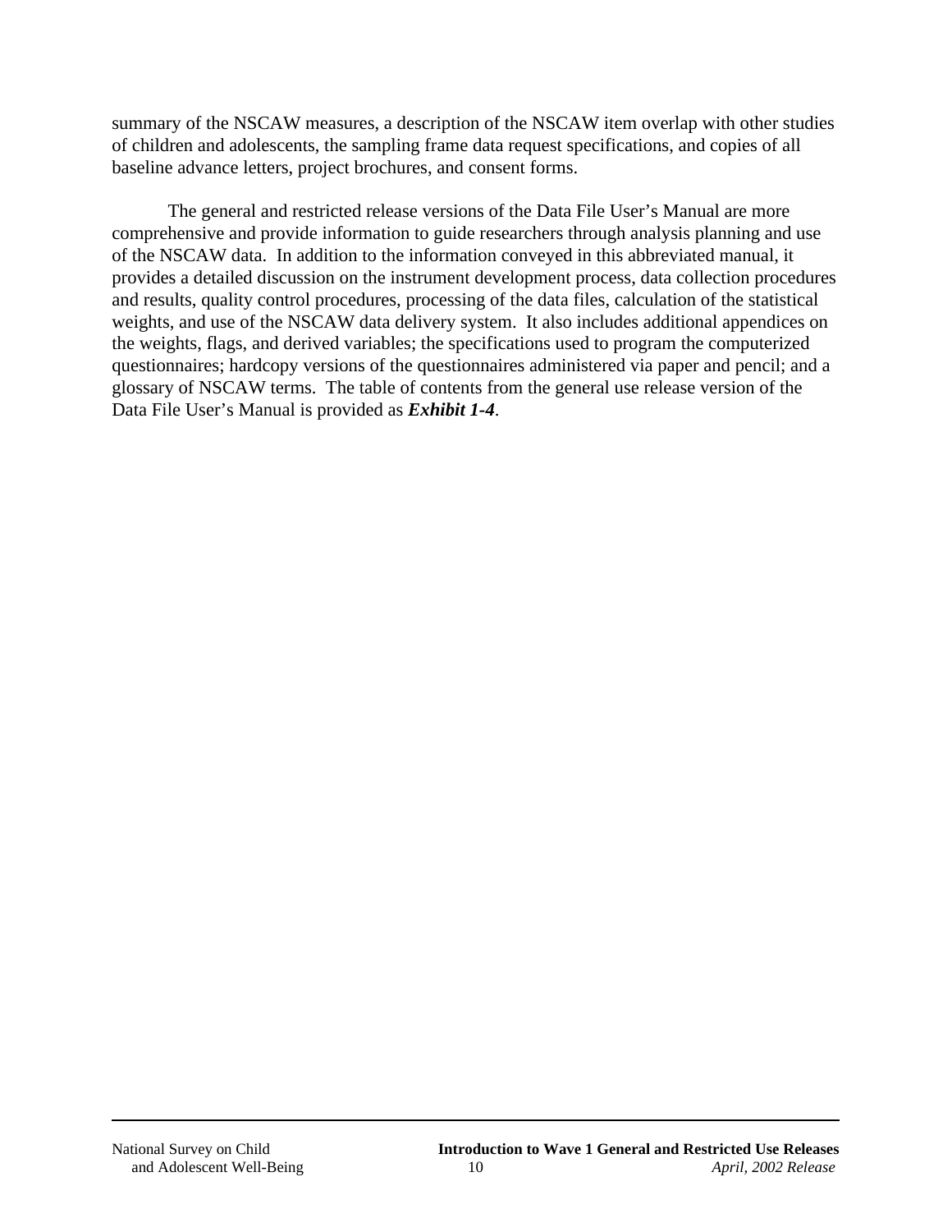summary of the NSCAW measures, a description of the NSCAW item overlap with other studies of children and adolescents, the sampling frame data request specifications, and copies of all baseline advance letters, project brochures, and consent forms.

The general and restricted release versions of the Data File User's Manual are more comprehensive and provide information to guide researchers through analysis planning and use of the NSCAW data. In addition to the information conveyed in this abbreviated manual, it provides a detailed discussion on the instrument development process, data collection procedures and results, quality control procedures, processing of the data files, calculation of the statistical weights, and use of the NSCAW data delivery system. It also includes additional appendices on the weights, flags, and derived variables; the specifications used to program the computerized questionnaires; hardcopy versions of the questionnaires administered via paper and pencil; and a glossary of NSCAW terms. The table of contents from the general use release version of the Data File User's Manual is provided as ***Exhibit 1-4***.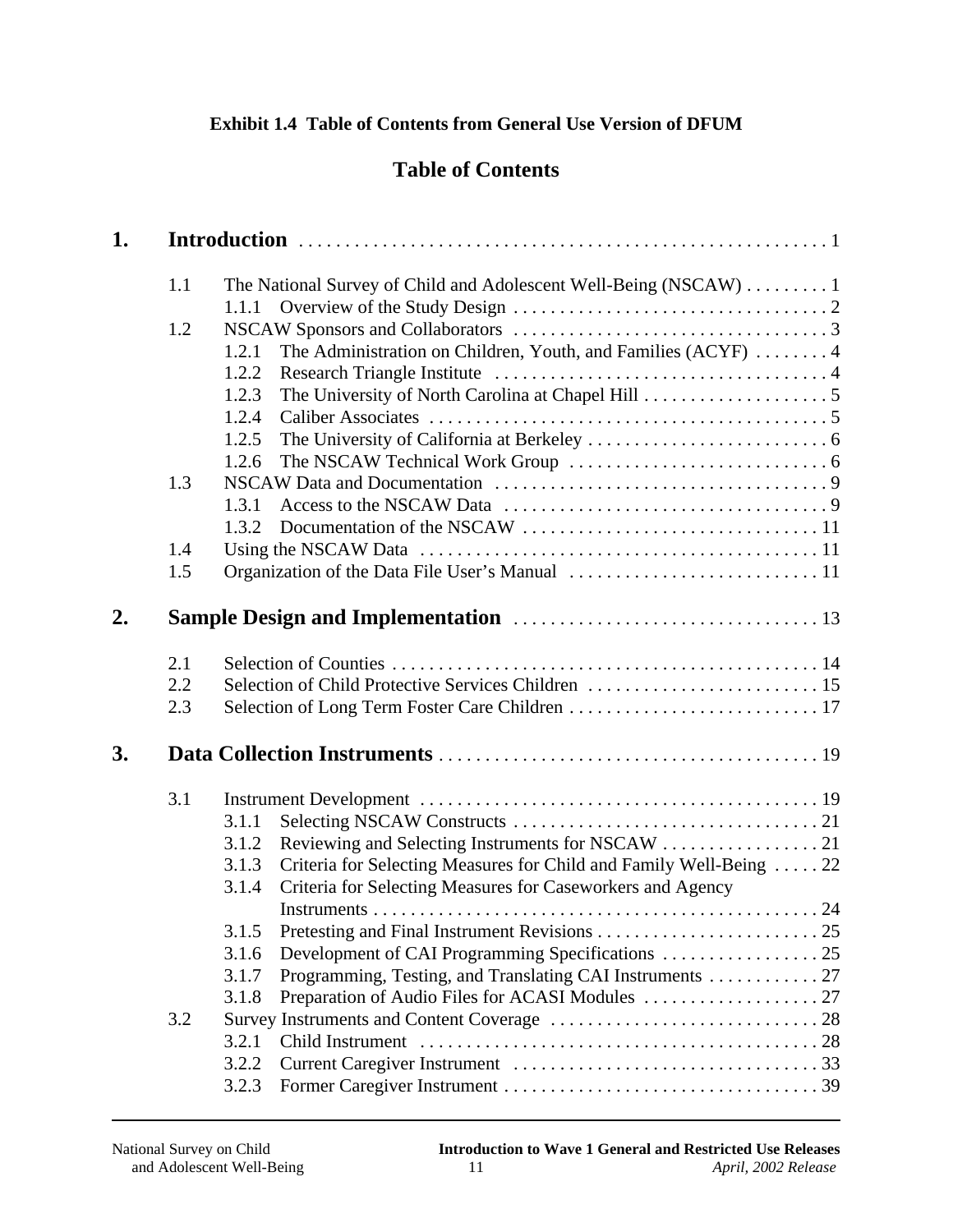**Exhibit 1.4 Table of Contents from General Use Version of DFUM**

# Table of Contents

**1. Introduction** . . . . . . . . . . 1

- 1.1 The National Survey of Child and Adolescent Well-Being (NSCAW) . . . . . . . . . 1
  - 1.1.1 Overview of the Study Design . . . . . . . . . . 2
- 1.2 NSCAW Sponsors and Collaborators . . . . . . . . . . 3
  - 1.2.1 The Administration on Children, Youth, and Families (ACYF) . . . . . . . . 4
  - 1.2.2 Research Triangle Institute . . . . . . . . . . 4
  - 1.2.3 The University of North Carolina at Chapel Hill . . . . . . . . . . 5
  - 1.2.4 Caliber Associates . . . . . . . . . . 5
  - 1.2.5 The University of California at Berkeley . . . . . . . . . . 6
  - 1.2.6 The NSCAW Technical Work Group . . . . . . . . . . 6
- 1.3 NSCAW Data and Documentation . . . . . . . . . . 9
  - 1.3.1 Access to the NSCAW Data . . . . . . . . . . 9
  - 1.3.2 Documentation of the NSCAW . . . . . . . . . . 11
- 1.4 Using the NSCAW Data . . . . . . . . . . 11
- 1.5 Organization of the Data File User's Manual . . . . . . . . . . 11

**2. Sample Design and Implementation** . . . . . . . . . . 13

- 2.1 Selection of Counties . . . . . . . . . . 14
- 2.2 Selection of Child Protective Services Children . . . . . . . . . . 15
- 2.3 Selection of Long Term Foster Care Children . . . . . . . . . . 17

**3. Data Collection Instruments** . . . . . . . . . . 19

- 3.1 Instrument Development . . . . . . . . . . 19
  - 3.1.1 Selecting NSCAW Constructs . . . . . . . . . . 21
  - 3.1.2 Reviewing and Selecting Instruments for NSCAW . . . . . . . . . . 21
  - 3.1.3 Criteria for Selecting Measures for Child and Family Well-Being . . . . . 22
  - 3.1.4 Criteria for Selecting Measures for Caseworkers and Agency Instruments . . . . . . . . . . 24
  - 3.1.5 Pretesting and Final Instrument Revisions . . . . . . . . . . 25
  - 3.1.6 Development of CAI Programming Specifications . . . . . . . . . . 25
  - 3.1.7 Programming, Testing, and Translating CAI Instruments . . . . . . . . . . 27
  - 3.1.8 Preparation of Audio Files for ACASI Modules . . . . . . . . . . 27
- 3.2 Survey Instruments and Content Coverage . . . . . . . . . . 28
  - 3.2.1 Child Instrument . . . . . . . . . . 28
  - 3.2.2 Current Caregiver Instrument . . . . . . . . . . 33
  - 3.2.3 Former Caregiver Instrument . . . . . . . . . . 39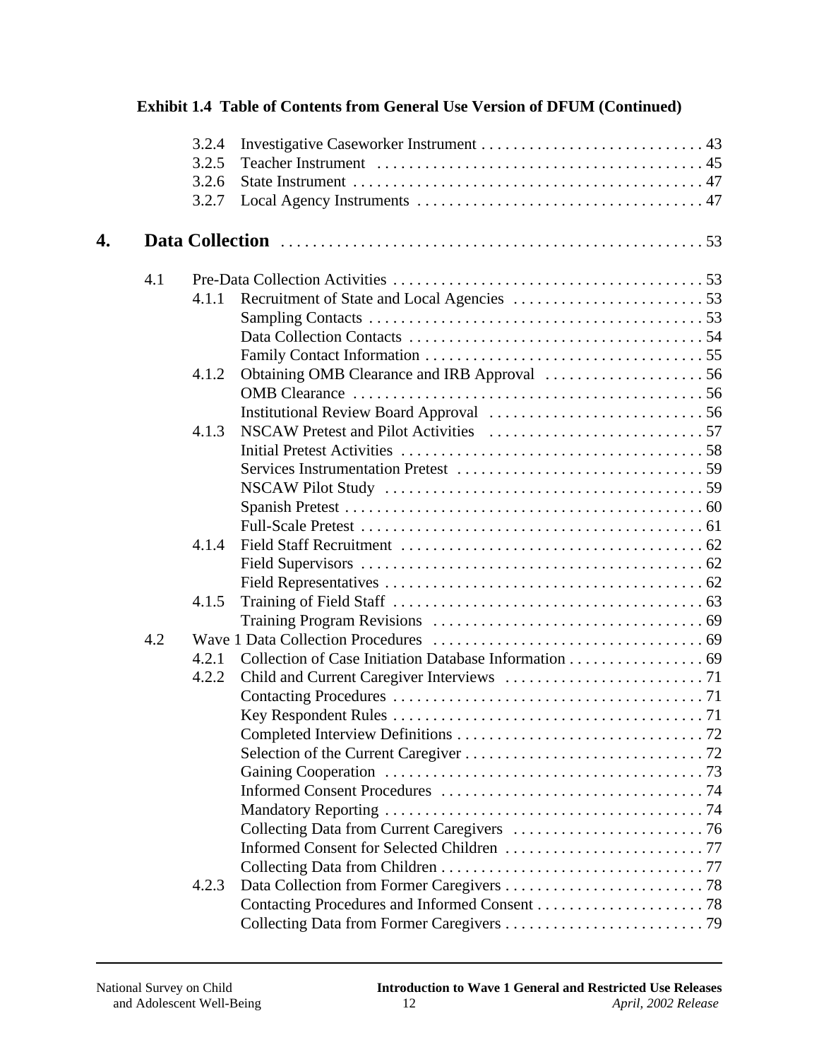**Exhibit 1.4 Table of Contents from General Use Version of DFUM (Continued)**

| | | | |
|---|---|---|---|
| | 3.2.4 | Investigative Caseworker Instrument | 43 |
| | 3.2.5 | Teacher Instrument | 45 |
| | 3.2.6 | State Instrument | 47 |
| | 3.2.7 | Local Agency Instruments | 47 |
| **4.** | | **Data Collection** | 53 |
| 4.1 | | Pre-Data Collection Activities | 53 |
| | 4.1.1 | Recruitment of State and Local Agencies | 53 |
| | | Sampling Contacts | 53 |
| | | Data Collection Contacts | 54 |
| | | Family Contact Information | 55 |
| | 4.1.2 | Obtaining OMB Clearance and IRB Approval | 56 |
| | | OMB Clearance | 56 |
| | | Institutional Review Board Approval | 56 |
| | 4.1.3 | NSCAW Pretest and Pilot Activities | 57 |
| | | Initial Pretest Activities | 58 |
| | | Services Instrumentation Pretest | 59 |
| | | NSCAW Pilot Study | 59 |
| | | Spanish Pretest | 60 |
| | | Full-Scale Pretest | 61 |
| | 4.1.4 | Field Staff Recruitment | 62 |
| | | Field Supervisors | 62 |
| | | Field Representatives | 62 |
| | 4.1.5 | Training of Field Staff | 63 |
| | | Training Program Revisions | 69 |
| 4.2 | | Wave 1 Data Collection Procedures | 69 |
| | 4.2.1 | Collection of Case Initiation Database Information | 69 |
| | 4.2.2 | Child and Current Caregiver Interviews | 71 |
| | | Contacting Procedures | 71 |
| | | Key Respondent Rules | 71 |
| | | Completed Interview Definitions | 72 |
| | | Selection of the Current Caregiver | 72 |
| | | Gaining Cooperation | 73 |
| | | Informed Consent Procedures | 74 |
| | | Mandatory Reporting | 74 |
| | | Collecting Data from Current Caregivers | 76 |
| | | Informed Consent for Selected Children | 77 |
| | | Collecting Data from Children | 77 |
| | 4.2.3 | Data Collection from Former Caregivers | 78 |
| | | Contacting Procedures and Informed Consent | 78 |
| | | Collecting Data from Former Caregivers | 79 |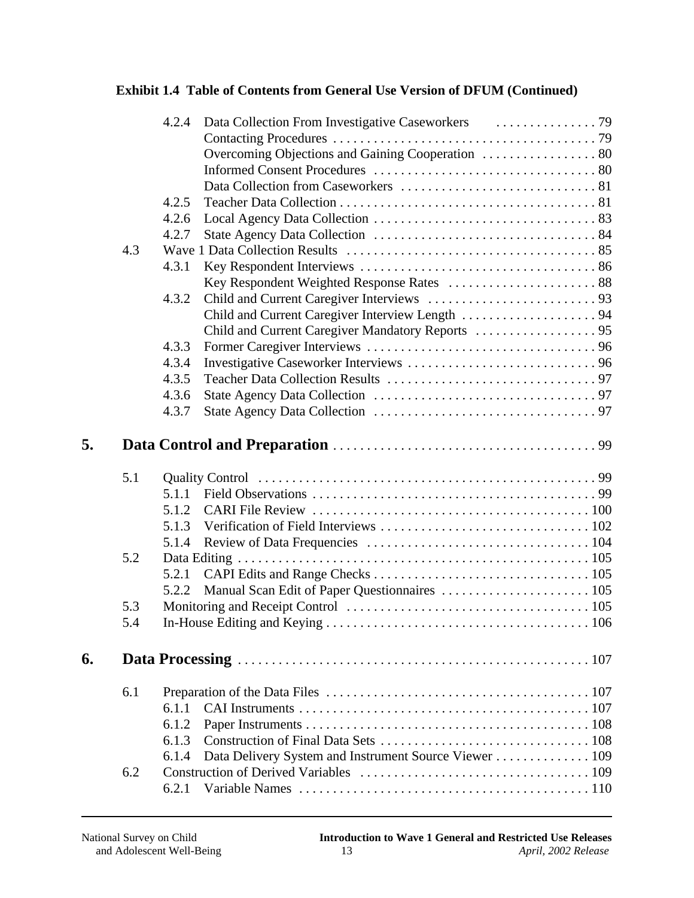**Exhibit 1.4 Table of Contents from General Use Version of DFUM (Continued)**

| | | | |
|---|---|---|---|
| | 4.2.4 | Data Collection From Investigative Caseworkers | 79 |
| | | Contacting Procedures | 79 |
| | | Overcoming Objections and Gaining Cooperation | 80 |
| | | Informed Consent Procedures | 80 |
| | | Data Collection from Caseworkers | 81 |
| | 4.2.5 | Teacher Data Collection | 81 |
| | 4.2.6 | Local Agency Data Collection | 83 |
| | 4.2.7 | State Agency Data Collection | 84 |
| 4.3 | | Wave 1 Data Collection Results | 85 |
| | 4.3.1 | Key Respondent Interviews | 86 |
| | | Key Respondent Weighted Response Rates | 88 |
| | 4.3.2 | Child and Current Caregiver Interviews | 93 |
| | | Child and Current Caregiver Interview Length | 94 |
| | | Child and Current Caregiver Mandatory Reports | 95 |
| | 4.3.3 | Former Caregiver Interviews | 96 |
| | 4.3.4 | Investigative Caseworker Interviews | 96 |
| | 4.3.5 | Teacher Data Collection Results | 97 |
| | 4.3.6 | State Agency Data Collection | 97 |
| | 4.3.7 | State Agency Data Collection | 97 |

## 5. Data Control and Preparation ... 99

| | | | |
|---|---|---|---|
| 5.1 | | Quality Control | 99 |
| | 5.1.1 | Field Observations | 99 |
| | 5.1.2 | CARI File Review | 100 |
| | 5.1.3 | Verification of Field Interviews | 102 |
| | 5.1.4 | Review of Data Frequencies | 104 |
| 5.2 | | Data Editing | 105 |
| | 5.2.1 | CAPI Edits and Range Checks | 105 |
| | 5.2.2 | Manual Scan Edit of Paper Questionnaires | 105 |
| 5.3 | | Monitoring and Receipt Control | 105 |
| 5.4 | | In-House Editing and Keying | 106 |

## 6. Data Processing ... 107

| | | | |
|---|---|---|---|
| 6.1 | | Preparation of the Data Files | 107 |
| | 6.1.1 | CAI Instruments | 107 |
| | 6.1.2 | Paper Instruments | 108 |
| | 6.1.3 | Construction of Final Data Sets | 108 |
| | 6.1.4 | Data Delivery System and Instrument Source Viewer | 109 |
| 6.2 | | Construction of Derived Variables | 109 |
| | 6.2.1 | Variable Names | 110 |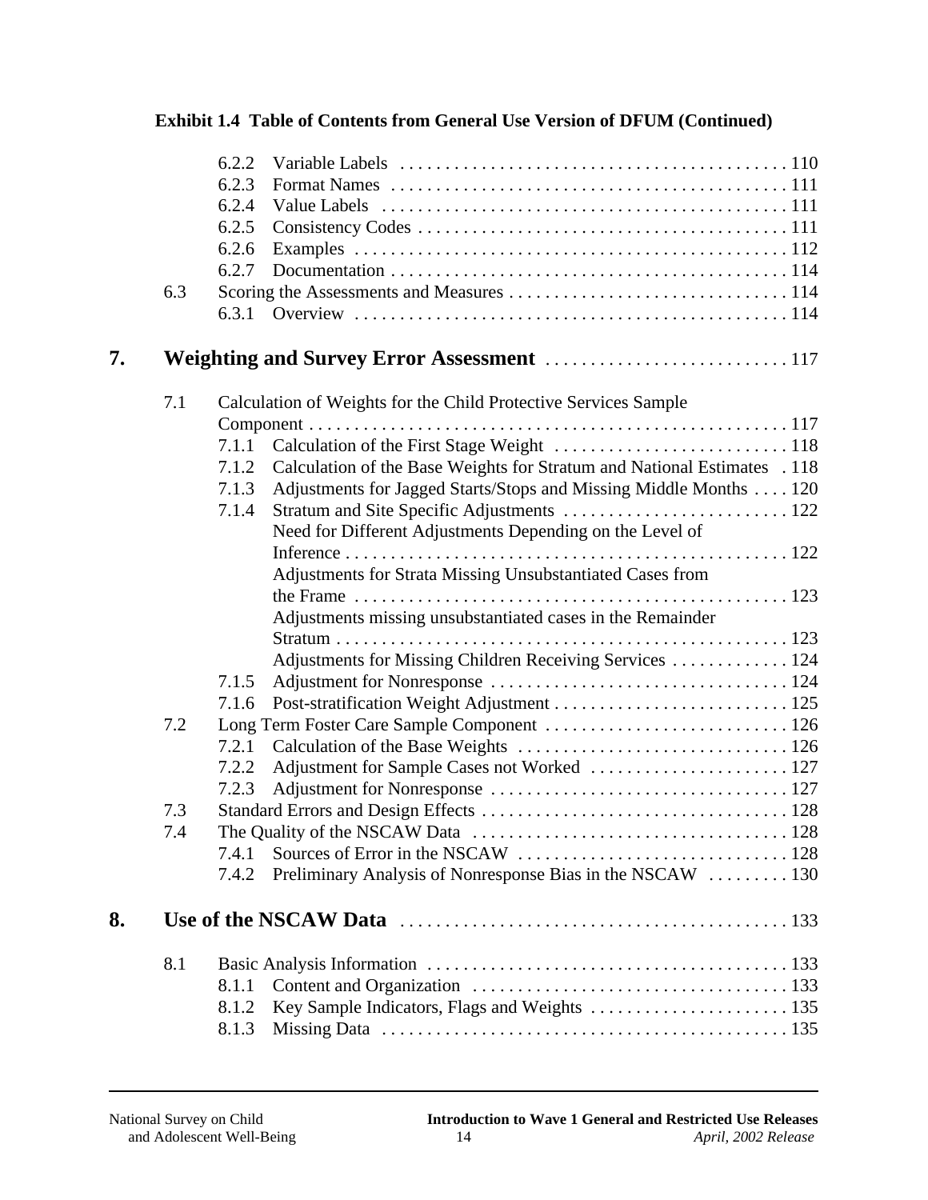**Exhibit 1.4 Table of Contents from General Use Version of DFUM (Continued)**

- 6.2.2 Variable Labels . . . . . . . . . . 110
- 6.2.3 Format Names . . . . . . . . . . 111
- 6.2.4 Value Labels . . . . . . . . . . 111
- 6.2.5 Consistency Codes . . . . . . . . . . 111
- 6.2.6 Examples . . . . . . . . . . 112
- 6.2.7 Documentation . . . . . . . . . . 114

6.3 Scoring the Assessments and Measures . . . . . . . . . . 114

- 6.3.1 Overview . . . . . . . . . . 114

**7. Weighting and Survey Error Assessment . . . . . . . . . . 117**

7.1 Calculation of Weights for the Child Protective Services Sample Component . . . . . . . . . . 117

- 7.1.1 Calculation of the First Stage Weight . . . . . . . . . . 118
- 7.1.2 Calculation of the Base Weights for Stratum and National Estimates . 118
- 7.1.3 Adjustments for Jagged Starts/Stops and Missing Middle Months . . . . 120
- 7.1.4 Stratum and Site Specific Adjustments . . . . . . . . . . 122
  - Need for Different Adjustments Depending on the Level of Inference . . . . . . . . . . 122
  - Adjustments for Strata Missing Unsubstantiated Cases from the Frame . . . . . . . . . . 123
  - Adjustments missing unsubstantiated cases in the Remainder Stratum . . . . . . . . . . 123
  - Adjustments for Missing Children Receiving Services . . . . . . . . . . 124
- 7.1.5 Adjustment for Nonresponse . . . . . . . . . . 124
- 7.1.6 Post-stratification Weight Adjustment . . . . . . . . . . 125

7.2 Long Term Foster Care Sample Component . . . . . . . . . . 126

- 7.2.1 Calculation of the Base Weights . . . . . . . . . . 126
- 7.2.2 Adjustment for Sample Cases not Worked . . . . . . . . . . 127
- 7.2.3 Adjustment for Nonresponse . . . . . . . . . . 127

7.3 Standard Errors and Design Effects . . . . . . . . . . 128

7.4 The Quality of the NSCAW Data . . . . . . . . . . 128

- 7.4.1 Sources of Error in the NSCAW . . . . . . . . . . 128
- 7.4.2 Preliminary Analysis of Nonresponse Bias in the NSCAW . . . . . . . . . 130

**8. Use of the NSCAW Data . . . . . . . . . . 133**

8.1 Basic Analysis Information . . . . . . . . . . 133

- 8.1.1 Content and Organization . . . . . . . . . . 133
- 8.1.2 Key Sample Indicators, Flags and Weights . . . . . . . . . . 135
- 8.1.3 Missing Data . . . . . . . . . . 135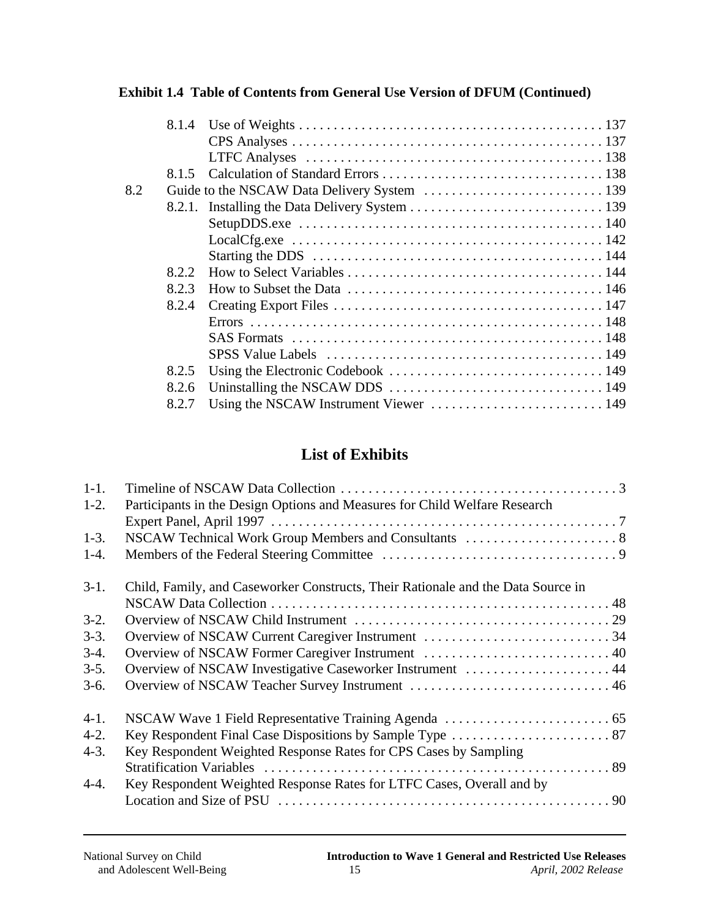**Exhibit 1.4 Table of Contents from General Use Version of DFUM (Continued)**

| | | | |
|---|---|---|---|
| | 8.1.4 | Use of Weights | 137 |
| | | CPS Analyses | 137 |
| | | LTFC Analyses | 138 |
| | 8.1.5 | Calculation of Standard Errors | 138 |
| 8.2 | | Guide to the NSCAW Data Delivery System | 139 |
| | 8.2.1. | Installing the Data Delivery System | 139 |
| | | SetupDDS.exe | 140 |
| | | LocalCfg.exe | 142 |
| | | Starting the DDS | 144 |
| | 8.2.2 | How to Select Variables | 144 |
| | 8.2.3 | How to Subset the Data | 146 |
| | 8.2.4 | Creating Export Files | 147 |
| | | Errors | 148 |
| | | SAS Formats | 148 |
| | | SPSS Value Labels | 149 |
| | 8.2.5 | Using the Electronic Codebook | 149 |
| | 8.2.6 | Uninstalling the NSCAW DDS | 149 |
| | 8.2.7 | Using the NSCAW Instrument Viewer | 149 |

## List of Exhibits

| | | |
|---|---|---|
| 1-1. | Timeline of NSCAW Data Collection | 3 |
| 1-2. | Participants in the Design Options and Measures for Child Welfare Research Expert Panel, April 1997 | 7 |
| 1-3. | NSCAW Technical Work Group Members and Consultants | 8 |
| 1-4. | Members of the Federal Steering Committee | 9 |
| 3-1. | Child, Family, and Caseworker Constructs, Their Rationale and the Data Source in NSCAW Data Collection | 48 |
| 3-2. | Overview of NSCAW Child Instrument | 29 |
| 3-3. | Overview of NSCAW Current Caregiver Instrument | 34 |
| 3-4. | Overview of NSCAW Former Caregiver Instrument | 40 |
| 3-5. | Overview of NSCAW Investigative Caseworker Instrument | 44 |
| 3-6. | Overview of NSCAW Teacher Survey Instrument | 46 |
| 4-1. | NSCAW Wave 1 Field Representative Training Agenda | 65 |
| 4-2. | Key Respondent Final Case Dispositions by Sample Type | 87 |
| 4-3. | Key Respondent Weighted Response Rates for CPS Cases by Sampling Stratification Variables | 89 |
| 4-4. | Key Respondent Weighted Response Rates for LTFC Cases, Overall and by Location and Size of PSU | 90 |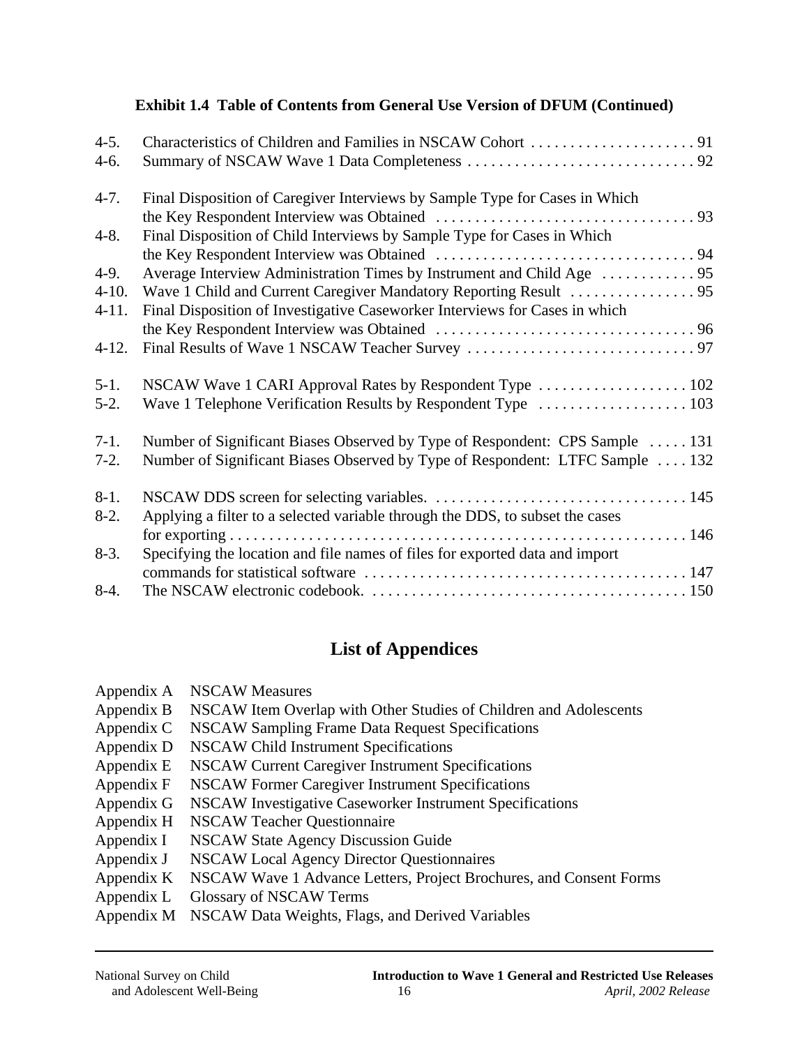**Exhibit 1.4 Table of Contents from General Use Version of DFUM (Continued)**

4-5. Characteristics of Children and Families in NSCAW Cohort . . . . . . . . . . . . . . . . . . . . . 91
4-6. Summary of NSCAW Wave 1 Data Completeness . . . . . . . . . . . . . . . . . . . . . . . . . . . . . 92

4-7. Final Disposition of Caregiver Interviews by Sample Type for Cases in Which the Key Respondent Interview was Obtained . . . . . . . . . . . . . . . . . . . . . . . . . . . . . . . . . 93
4-8. Final Disposition of Child Interviews by Sample Type for Cases in Which the Key Respondent Interview was Obtained . . . . . . . . . . . . . . . . . . . . . . . . . . . . . . . . . 94
4-9. Average Interview Administration Times by Instrument and Child Age . . . . . . . . . . . . 95
4-10. Wave 1 Child and Current Caregiver Mandatory Reporting Result . . . . . . . . . . . . . . . . 95
4-11. Final Disposition of Investigative Caseworker Interviews for Cases in which the Key Respondent Interview was Obtained . . . . . . . . . . . . . . . . . . . . . . . . . . . . . . . . . 96
4-12. Final Results of Wave 1 NSCAW Teacher Survey . . . . . . . . . . . . . . . . . . . . . . . . . . . . . 97

5-1. NSCAW Wave 1 CARI Approval Rates by Respondent Type . . . . . . . . . . . . . . . . . . . 102
5-2. Wave 1 Telephone Verification Results by Respondent Type . . . . . . . . . . . . . . . . . . . 103

7-1. Number of Significant Biases Observed by Type of Respondent: CPS Sample . . . . . 131
7-2. Number of Significant Biases Observed by Type of Respondent: LTFC Sample . . . . 132

8-1. NSCAW DDS screen for selecting variables. . . . . . . . . . . . . . . . . . . . . . . . . . . . . . . . 145
8-2. Applying a filter to a selected variable through the DDS, to subset the cases for exporting . . . . . . . . . . . . . . . . . . . . . . . . . . . . . . . . . . . . . . . . . . . . . . . . . . . . . . . . . . 146
8-3. Specifying the location and file names of files for exported data and import commands for statistical software . . . . . . . . . . . . . . . . . . . . . . . . . . . . . . . . . . . . . . . . 147
8-4. The NSCAW electronic codebook. . . . . . . . . . . . . . . . . . . . . . . . . . . . . . . . . . . . . . . . 150

## List of Appendices

Appendix A NSCAW Measures
Appendix B NSCAW Item Overlap with Other Studies of Children and Adolescents
Appendix C NSCAW Sampling Frame Data Request Specifications
Appendix D NSCAW Child Instrument Specifications
Appendix E NSCAW Current Caregiver Instrument Specifications
Appendix F NSCAW Former Caregiver Instrument Specifications
Appendix G NSCAW Investigative Caseworker Instrument Specifications
Appendix H NSCAW Teacher Questionnaire
Appendix I NSCAW State Agency Discussion Guide
Appendix J NSCAW Local Agency Director Questionnaires
Appendix K NSCAW Wave 1 Advance Letters, Project Brochures, and Consent Forms
Appendix L Glossary of NSCAW Terms
Appendix M NSCAW Data Weights, Flags, and Derived Variables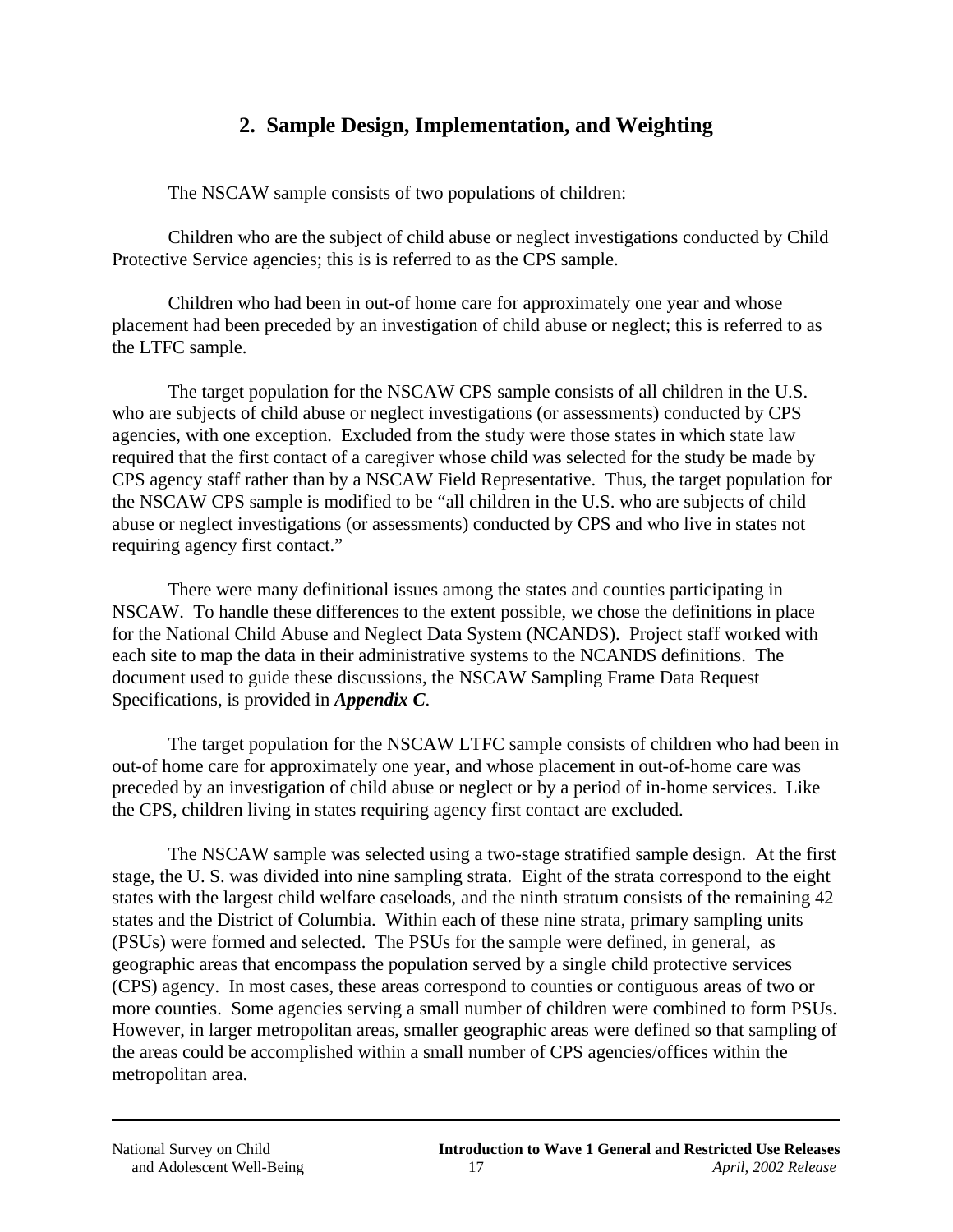## 2. Sample Design, Implementation, and Weighting

The NSCAW sample consists of two populations of children:

Children who are the subject of child abuse or neglect investigations conducted by Child Protective Service agencies; this is is referred to as the CPS sample.

Children who had been in out-of home care for approximately one year and whose placement had been preceded by an investigation of child abuse or neglect; this is referred to as the LTFC sample.

The target population for the NSCAW CPS sample consists of all children in the U.S. who are subjects of child abuse or neglect investigations (or assessments) conducted by CPS agencies, with one exception. Excluded from the study were those states in which state law required that the first contact of a caregiver whose child was selected for the study be made by CPS agency staff rather than by a NSCAW Field Representative. Thus, the target population for the NSCAW CPS sample is modified to be "all children in the U.S. who are subjects of child abuse or neglect investigations (or assessments) conducted by CPS and who live in states not requiring agency first contact."

There were many definitional issues among the states and counties participating in NSCAW. To handle these differences to the extent possible, we chose the definitions in place for the National Child Abuse and Neglect Data System (NCANDS). Project staff worked with each site to map the data in their administrative systems to the NCANDS definitions. The document used to guide these discussions, the NSCAW Sampling Frame Data Request Specifications, is provided in ***Appendix C***.

The target population for the NSCAW LTFC sample consists of children who had been in out-of home care for approximately one year, and whose placement in out-of-home care was preceded by an investigation of child abuse or neglect or by a period of in-home services. Like the CPS, children living in states requiring agency first contact are excluded.

The NSCAW sample was selected using a two-stage stratified sample design. At the first stage, the U. S. was divided into nine sampling strata. Eight of the strata correspond to the eight states with the largest child welfare caseloads, and the ninth stratum consists of the remaining 42 states and the District of Columbia. Within each of these nine strata, primary sampling units (PSUs) were formed and selected. The PSUs for the sample were defined, in general, as geographic areas that encompass the population served by a single child protective services (CPS) agency. In most cases, these areas correspond to counties or contiguous areas of two or more counties. Some agencies serving a small number of children were combined to form PSUs. However, in larger metropolitan areas, smaller geographic areas were defined so that sampling of the areas could be accomplished within a small number of CPS agencies/offices within the metropolitan area.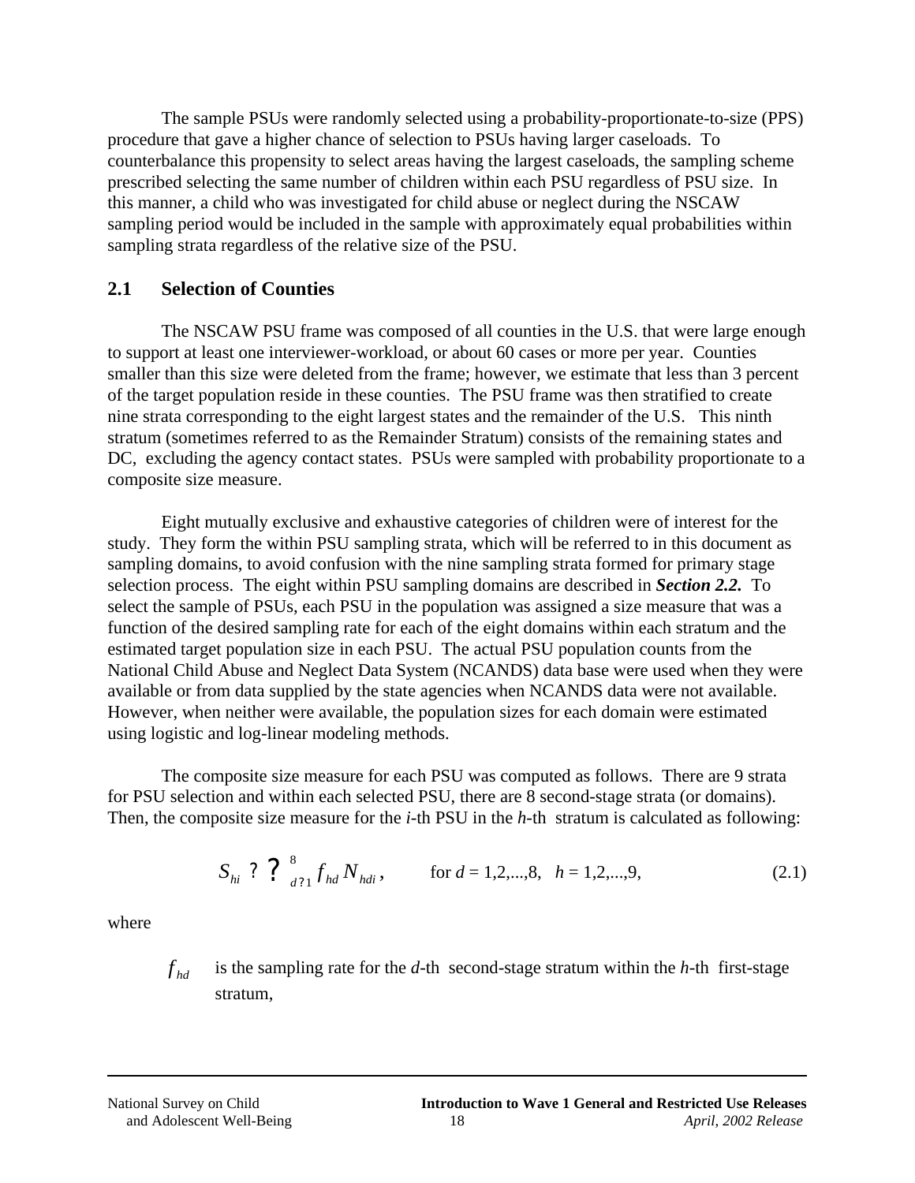The sample PSUs were randomly selected using a probability-proportionate-to-size (PPS) procedure that gave a higher chance of selection to PSUs having larger caseloads. To counterbalance this propensity to select areas having the largest caseloads, the sampling scheme prescribed selecting the same number of children within each PSU regardless of PSU size. In this manner, a child who was investigated for child abuse or neglect during the NSCAW sampling period would be included in the sample with approximately equal probabilities within sampling strata regardless of the relative size of the PSU.

## 2.1 Selection of Counties

The NSCAW PSU frame was composed of all counties in the U.S. that were large enough to support at least one interviewer-workload, or about 60 cases or more per year. Counties smaller than this size were deleted from the frame; however, we estimate that less than 3 percent of the target population reside in these counties. The PSU frame was then stratified to create nine strata corresponding to the eight largest states and the remainder of the U.S. This ninth stratum (sometimes referred to as the Remainder Stratum) consists of the remaining states and DC, excluding the agency contact states. PSUs were sampled with probability proportionate to a composite size measure.

Eight mutually exclusive and exhaustive categories of children were of interest for the study. They form the within PSU sampling strata, which will be referred to in this document as sampling domains, to avoid confusion with the nine sampling strata formed for primary stage selection process. The eight within PSU sampling domains are described in ***Section 2.2.*** To select the sample of PSUs, each PSU in the population was assigned a size measure that was a function of the desired sampling rate for each of the eight domains within each stratum and the estimated target population size in each PSU. The actual PSU population counts from the National Child Abuse and Neglect Data System (NCANDS) data base were used when they were available or from data supplied by the state agencies when NCANDS data were not available. However, when neither were available, the population sizes for each domain were estimated using logistic and log-linear modeling methods.

The composite size measure for each PSU was computed as follows. There are 9 strata for PSU selection and within each selected PSU, there are 8 second-stage strata (or domains). Then, the composite size measure for the *i*-th PSU in the *h*-th stratum is calculated as following:

$$S_{hi} = \sum_{d=1}^{8} f_{hd} N_{hdi}, \qquad \text{for } d = 1,2,...,8, \quad h = 1,2,...,9, \tag{2.1}$$

where

$f_{hd}$ is the sampling rate for the *d*-th second-stage stratum within the *h*-th first-stage stratum,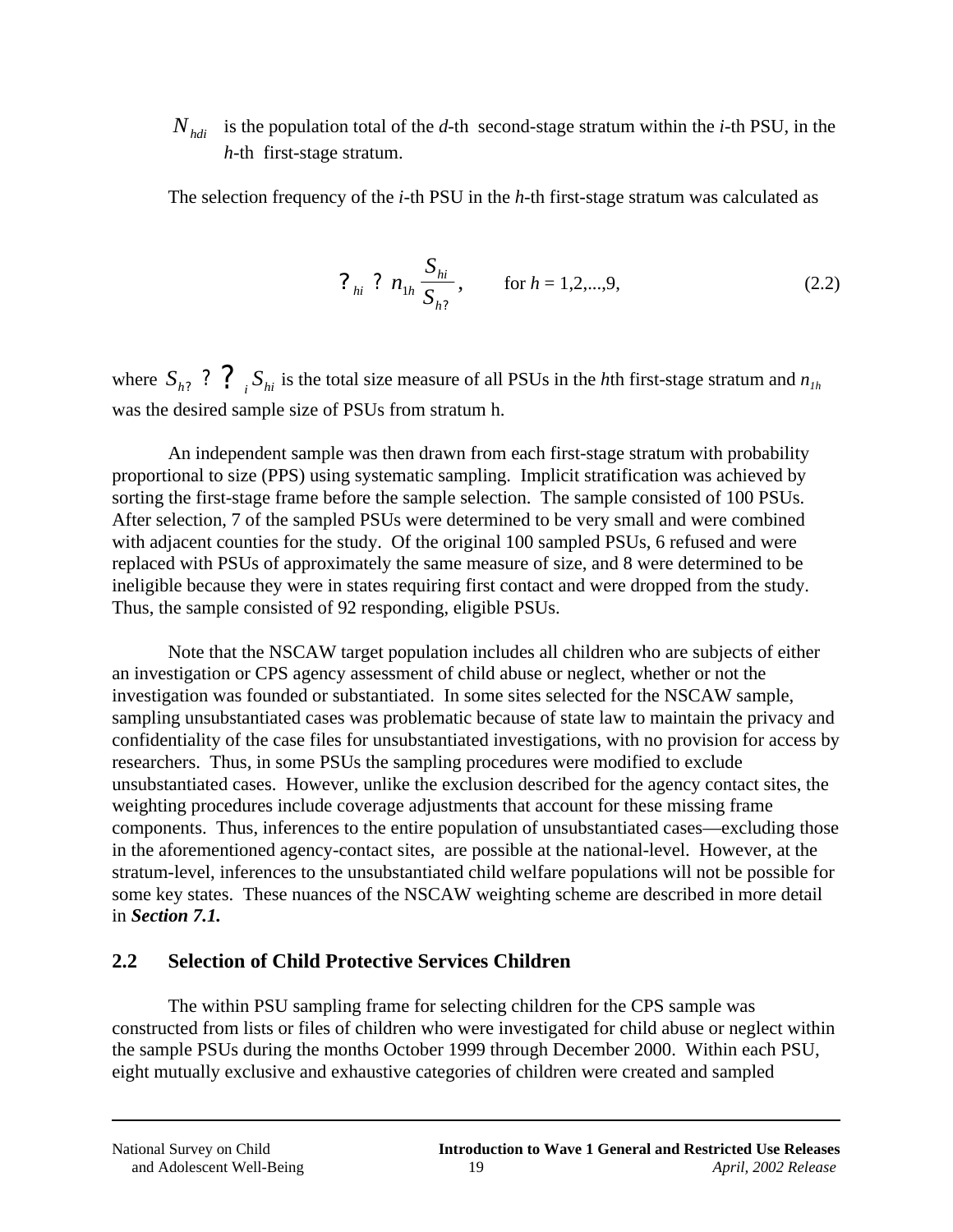$N_{hdi}$ is the population total of the *d*-th second-stage stratum within the *i*-th PSU, in the *h*-th first-stage stratum.

The selection frequency of the *i*-th PSU in the *h*-th first-stage stratum was calculated as

$$\pi_{hi} = n_{1h} \frac{S_{hi}}{S_{h+}}, \qquad \text{for } h = 1,2,...,9, \tag{2.2}$$

where $S_{h+} = \sum_i S_{hi}$ is the total size measure of all PSUs in the *h*th first-stage stratum and $n_{1h}$ was the desired sample size of PSUs from stratum h.

An independent sample was then drawn from each first-stage stratum with probability proportional to size (PPS) using systematic sampling. Implicit stratification was achieved by sorting the first-stage frame before the sample selection. The sample consisted of 100 PSUs. After selection, 7 of the sampled PSUs were determined to be very small and were combined with adjacent counties for the study. Of the original 100 sampled PSUs, 6 refused and were replaced with PSUs of approximately the same measure of size, and 8 were determined to be ineligible because they were in states requiring first contact and were dropped from the study. Thus, the sample consisted of 92 responding, eligible PSUs.

Note that the NSCAW target population includes all children who are subjects of either an investigation or CPS agency assessment of child abuse or neglect, whether or not the investigation was founded or substantiated. In some sites selected for the NSCAW sample, sampling unsubstantiated cases was problematic because of state law to maintain the privacy and confidentiality of the case files for unsubstantiated investigations, with no provision for access by researchers. Thus, in some PSUs the sampling procedures were modified to exclude unsubstantiated cases. However, unlike the exclusion described for the agency contact sites, the weighting procedures include coverage adjustments that account for these missing frame components. Thus, inferences to the entire population of unsubstantiated cases—excluding those in the aforementioned agency-contact sites, are possible at the national-level. However, at the stratum-level, inferences to the unsubstantiated child welfare populations will not be possible for some key states. These nuances of the NSCAW weighting scheme are described in more detail in ***Section 7.1.***

## 2.2 Selection of Child Protective Services Children

The within PSU sampling frame for selecting children for the CPS sample was constructed from lists or files of children who were investigated for child abuse or neglect within the sample PSUs during the months October 1999 through December 2000. Within each PSU, eight mutually exclusive and exhaustive categories of children were created and sampled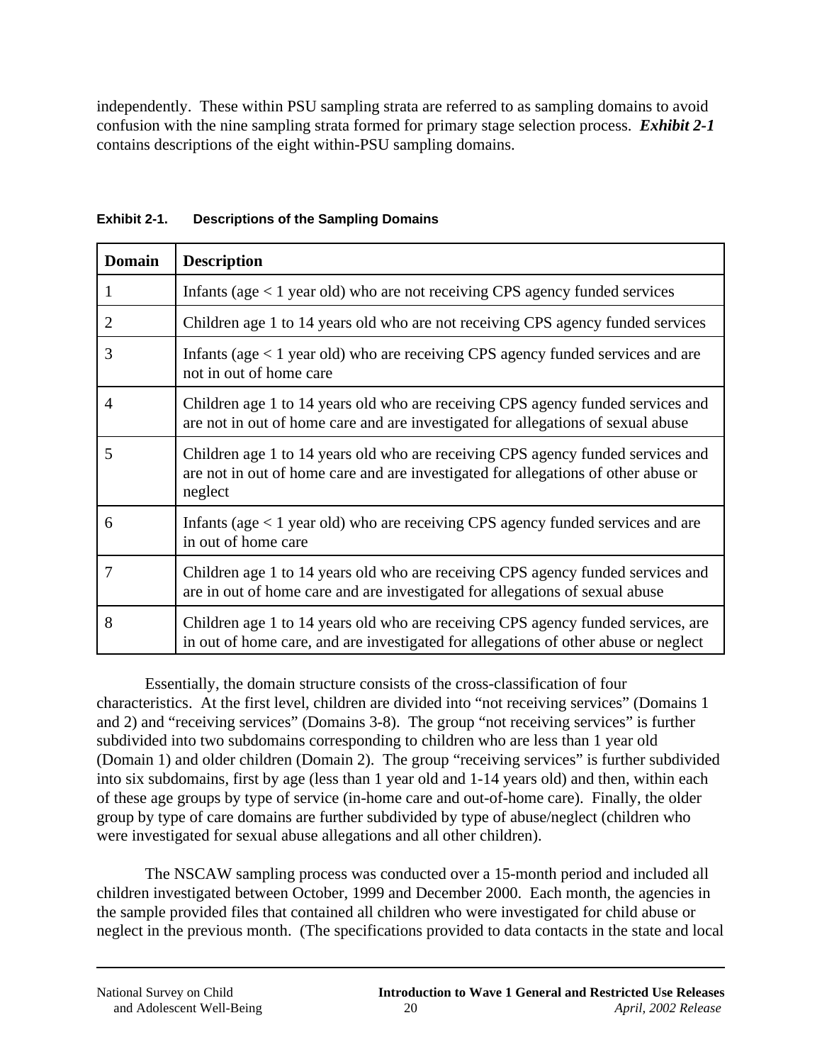independently. These within PSU sampling strata are referred to as sampling domains to avoid confusion with the nine sampling strata formed for primary stage selection process. ***Exhibit 2-1*** contains descriptions of the eight within-PSU sampling domains.

**Exhibit 2-1. Descriptions of the Sampling Domains**

| Domain | Description |
|---|---|
| 1 | Infants (age < 1 year old) who are not receiving CPS agency funded services |
| 2 | Children age 1 to 14 years old who are not receiving CPS agency funded services |
| 3 | Infants (age < 1 year old) who are receiving CPS agency funded services and are not in out of home care |
| 4 | Children age 1 to 14 years old who are receiving CPS agency funded services and are not in out of home care and are investigated for allegations of sexual abuse |
| 5 | Children age 1 to 14 years old who are receiving CPS agency funded services and are not in out of home care and are investigated for allegations of other abuse or neglect |
| 6 | Infants (age < 1 year old) who are receiving CPS agency funded services and are in out of home care |
| 7 | Children age 1 to 14 years old who are receiving CPS agency funded services and are in out of home care and are investigated for allegations of sexual abuse |
| 8 | Children age 1 to 14 years old who are receiving CPS agency funded services, are in out of home care, and are investigated for allegations of other abuse or neglect |

Essentially, the domain structure consists of the cross-classification of four characteristics. At the first level, children are divided into "not receiving services" (Domains 1 and 2) and "receiving services" (Domains 3-8). The group "not receiving services" is further subdivided into two subdomains corresponding to children who are less than 1 year old (Domain 1) and older children (Domain 2). The group "receiving services" is further subdivided into six subdomains, first by age (less than 1 year old and 1-14 years old) and then, within each of these age groups by type of service (in-home care and out-of-home care). Finally, the older group by type of care domains are further subdivided by type of abuse/neglect (children who were investigated for sexual abuse allegations and all other children).

The NSCAW sampling process was conducted over a 15-month period and included all children investigated between October, 1999 and December 2000. Each month, the agencies in the sample provided files that contained all children who were investigated for child abuse or neglect in the previous month. (The specifications provided to data contacts in the state and local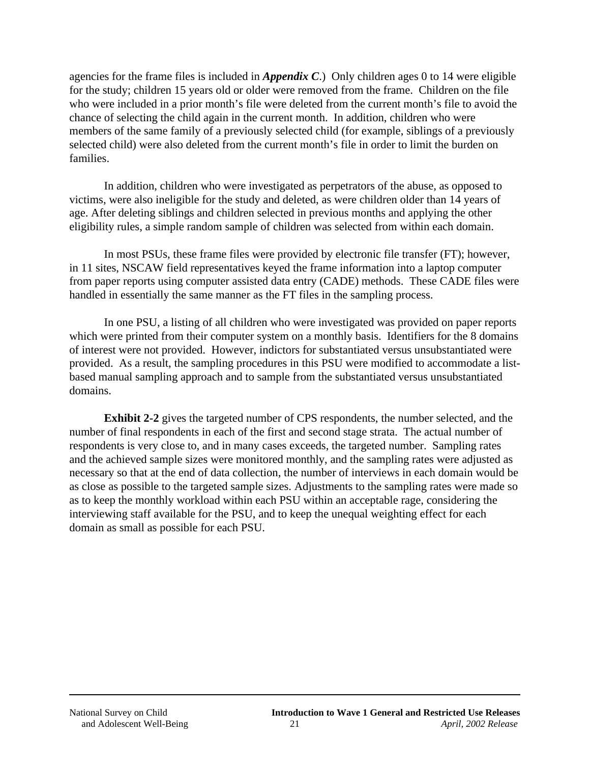agencies for the frame files is included in ***Appendix C***.) Only children ages 0 to 14 were eligible for the study; children 15 years old or older were removed from the frame. Children on the file who were included in a prior month's file were deleted from the current month's file to avoid the chance of selecting the child again in the current month. In addition, children who were members of the same family of a previously selected child (for example, siblings of a previously selected child) were also deleted from the current month's file in order to limit the burden on families.

In addition, children who were investigated as perpetrators of the abuse, as opposed to victims, were also ineligible for the study and deleted, as were children older than 14 years of age. After deleting siblings and children selected in previous months and applying the other eligibility rules, a simple random sample of children was selected from within each domain.

In most PSUs, these frame files were provided by electronic file transfer (FT); however, in 11 sites, NSCAW field representatives keyed the frame information into a laptop computer from paper reports using computer assisted data entry (CADE) methods. These CADE files were handled in essentially the same manner as the FT files in the sampling process.

In one PSU, a listing of all children who were investigated was provided on paper reports which were printed from their computer system on a monthly basis. Identifiers for the 8 domains of interest were not provided. However, indictors for substantiated versus unsubstantiated were provided. As a result, the sampling procedures in this PSU were modified to accommodate a list-based manual sampling approach and to sample from the substantiated versus unsubstantiated domains.

**Exhibit 2-2** gives the targeted number of CPS respondents, the number selected, and the number of final respondents in each of the first and second stage strata. The actual number of respondents is very close to, and in many cases exceeds, the targeted number. Sampling rates and the achieved sample sizes were monitored monthly, and the sampling rates were adjusted as necessary so that at the end of data collection, the number of interviews in each domain would be as close as possible to the targeted sample sizes. Adjustments to the sampling rates were made so as to keep the monthly workload within each PSU within an acceptable rage, considering the interviewing staff available for the PSU, and to keep the unequal weighting effect for each domain as small as possible for each PSU.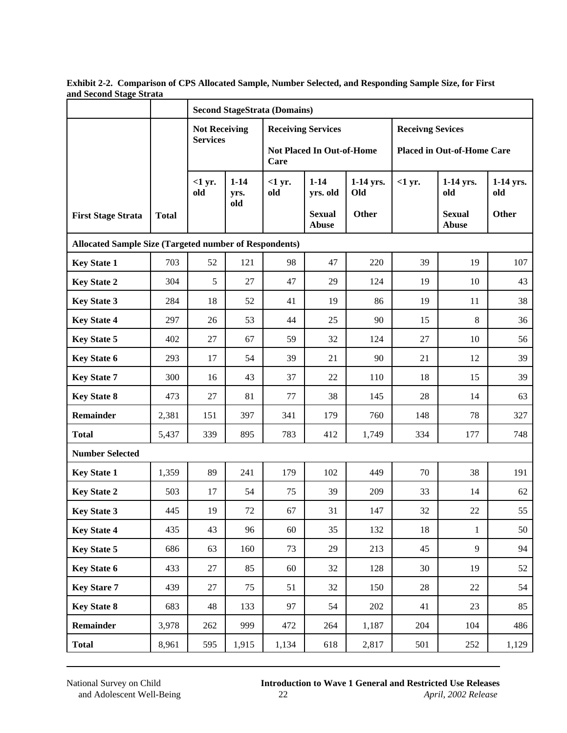**Exhibit 2-2. Comparison of CPS Allocated Sample, Number Selected, and Responding Sample Size, for First and Second Stage Strata**

| | | Second StageStrata (Domains) | | | | | | | |
|---|---|---|---|---|---|---|---|---|---|
| | | Not Receiving Services | | Receiving Services<br><br>Not Placed In Out-of-Home Care | | | Receivng Sevices<br><br>Placed in Out-of-Home Care | | |
| First Stage Strata | Total | <1 yr. old | 1-14 yrs. old | <1 yr. old | 1-14 yrs. old<br><br>Sexual Abuse | 1-14 yrs. Old<br><br>Other | <1 yr. | 1-14 yrs. old<br><br>Sexual Abuse | 1-14 yrs. old<br><br>Other |
| **Allocated Sample Size (Targeted number of Respondents)** | | | | | | | | | |
| Key State 1 | 703 | 52 | 121 | 98 | 47 | 220 | 39 | 19 | 107 |
| Key State 2 | 304 | 5 | 27 | 47 | 29 | 124 | 19 | 10 | 43 |
| Key State 3 | 284 | 18 | 52 | 41 | 19 | 86 | 19 | 11 | 38 |
| Key State 4 | 297 | 26 | 53 | 44 | 25 | 90 | 15 | 8 | 36 |
| Key State 5 | 402 | 27 | 67 | 59 | 32 | 124 | 27 | 10 | 56 |
| Key State 6 | 293 | 17 | 54 | 39 | 21 | 90 | 21 | 12 | 39 |
| Key State 7 | 300 | 16 | 43 | 37 | 22 | 110 | 18 | 15 | 39 |
| Key State 8 | 473 | 27 | 81 | 77 | 38 | 145 | 28 | 14 | 63 |
| Remainder | 2,381 | 151 | 397 | 341 | 179 | 760 | 148 | 78 | 327 |
| Total | 5,437 | 339 | 895 | 783 | 412 | 1,749 | 334 | 177 | 748 |
| **Number Selected** | | | | | | | | | |
| Key State 1 | 1,359 | 89 | 241 | 179 | 102 | 449 | 70 | 38 | 191 |
| Key State 2 | 503 | 17 | 54 | 75 | 39 | 209 | 33 | 14 | 62 |
| Key State 3 | 445 | 19 | 72 | 67 | 31 | 147 | 32 | 22 | 55 |
| Key State 4 | 435 | 43 | 96 | 60 | 35 | 132 | 18 | 1 | 50 |
| Key State 5 | 686 | 63 | 160 | 73 | 29 | 213 | 45 | 9 | 94 |
| Key State 6 | 433 | 27 | 85 | 60 | 32 | 128 | 30 | 19 | 52 |
| Key Stare 7 | 439 | 27 | 75 | 51 | 32 | 150 | 28 | 22 | 54 |
| Key State 8 | 683 | 48 | 133 | 97 | 54 | 202 | 41 | 23 | 85 |
| Remainder | 3,978 | 262 | 999 | 472 | 264 | 1,187 | 204 | 104 | 486 |
| Total | 8,961 | 595 | 1,915 | 1,134 | 618 | 2,817 | 501 | 252 | 1,129 |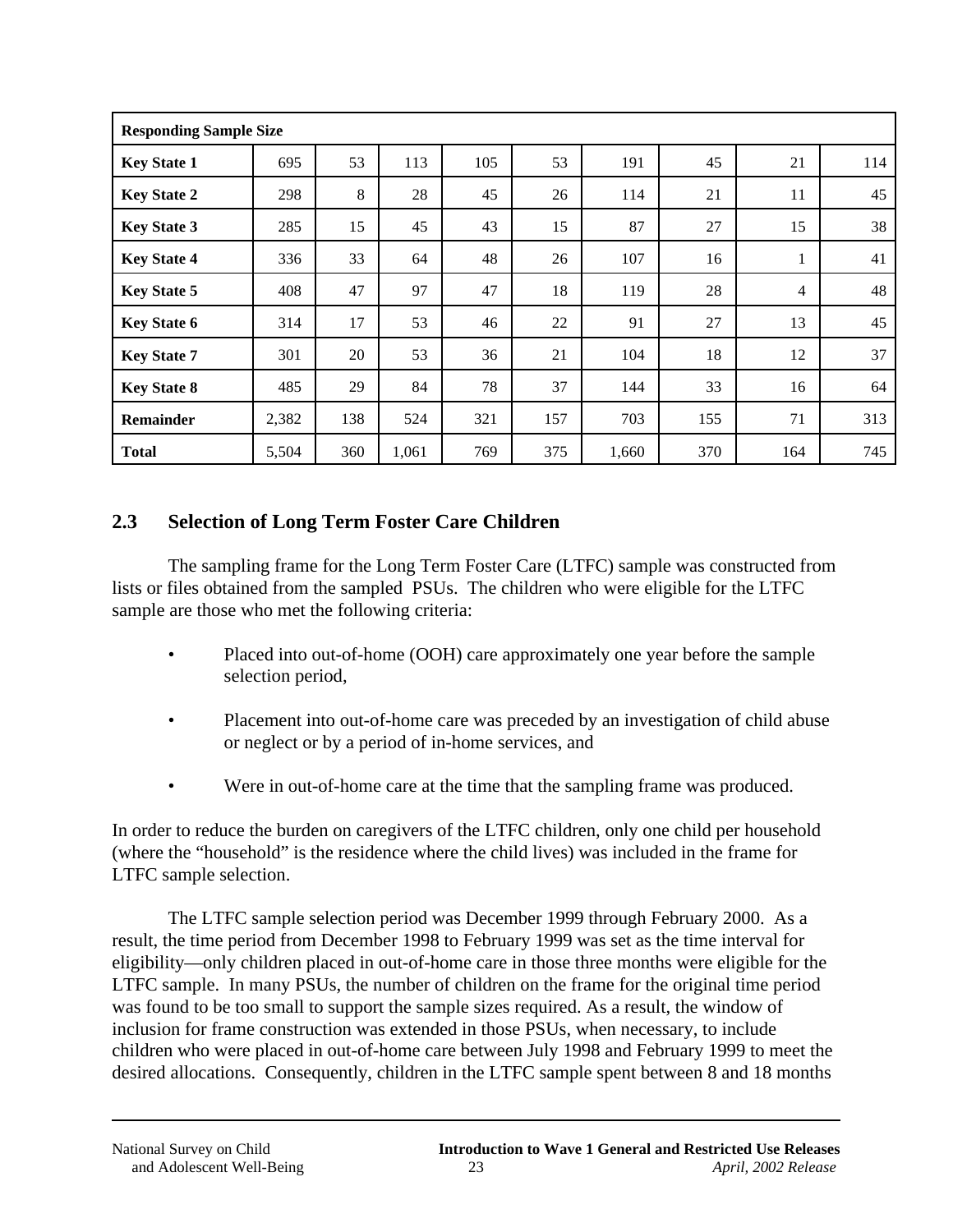| Responding Sample Size | | | | | | | | | |
|---|---|---|---|---|---|---|---|---|---|
| **Key State 1** | 695 | 53 | 113 | 105 | 53 | 191 | 45 | 21 | 114 |
| **Key State 2** | 298 | 8 | 28 | 45 | 26 | 114 | 21 | 11 | 45 |
| **Key State 3** | 285 | 15 | 45 | 43 | 15 | 87 | 27 | 15 | 38 |
| **Key State 4** | 336 | 33 | 64 | 48 | 26 | 107 | 16 | 1 | 41 |
| **Key State 5** | 408 | 47 | 97 | 47 | 18 | 119 | 28 | 4 | 48 |
| **Key State 6** | 314 | 17 | 53 | 46 | 22 | 91 | 27 | 13 | 45 |
| **Key State 7** | 301 | 20 | 53 | 36 | 21 | 104 | 18 | 12 | 37 |
| **Key State 8** | 485 | 29 | 84 | 78 | 37 | 144 | 33 | 16 | 64 |
| **Remainder** | 2,382 | 138 | 524 | 321 | 157 | 703 | 155 | 71 | 313 |
| **Total** | 5,504 | 360 | 1,061 | 769 | 375 | 1,660 | 370 | 164 | 745 |

## 2.3 Selection of Long Term Foster Care Children

The sampling frame for the Long Term Foster Care (LTFC) sample was constructed from lists or files obtained from the sampled PSUs. The children who were eligible for the LTFC sample are those who met the following criteria:

- Placed into out-of-home (OOH) care approximately one year before the sample selection period,
- Placement into out-of-home care was preceded by an investigation of child abuse or neglect or by a period of in-home services, and
- Were in out-of-home care at the time that the sampling frame was produced.

In order to reduce the burden on caregivers of the LTFC children, only one child per household (where the "household" is the residence where the child lives) was included in the frame for LTFC sample selection.

The LTFC sample selection period was December 1999 through February 2000. As a result, the time period from December 1998 to February 1999 was set as the time interval for eligibility—only children placed in out-of-home care in those three months were eligible for the LTFC sample. In many PSUs, the number of children on the frame for the original time period was found to be too small to support the sample sizes required. As a result, the window of inclusion for frame construction was extended in those PSUs, when necessary, to include children who were placed in out-of-home care between July 1998 and February 1999 to meet the desired allocations. Consequently, children in the LTFC sample spent between 8 and 18 months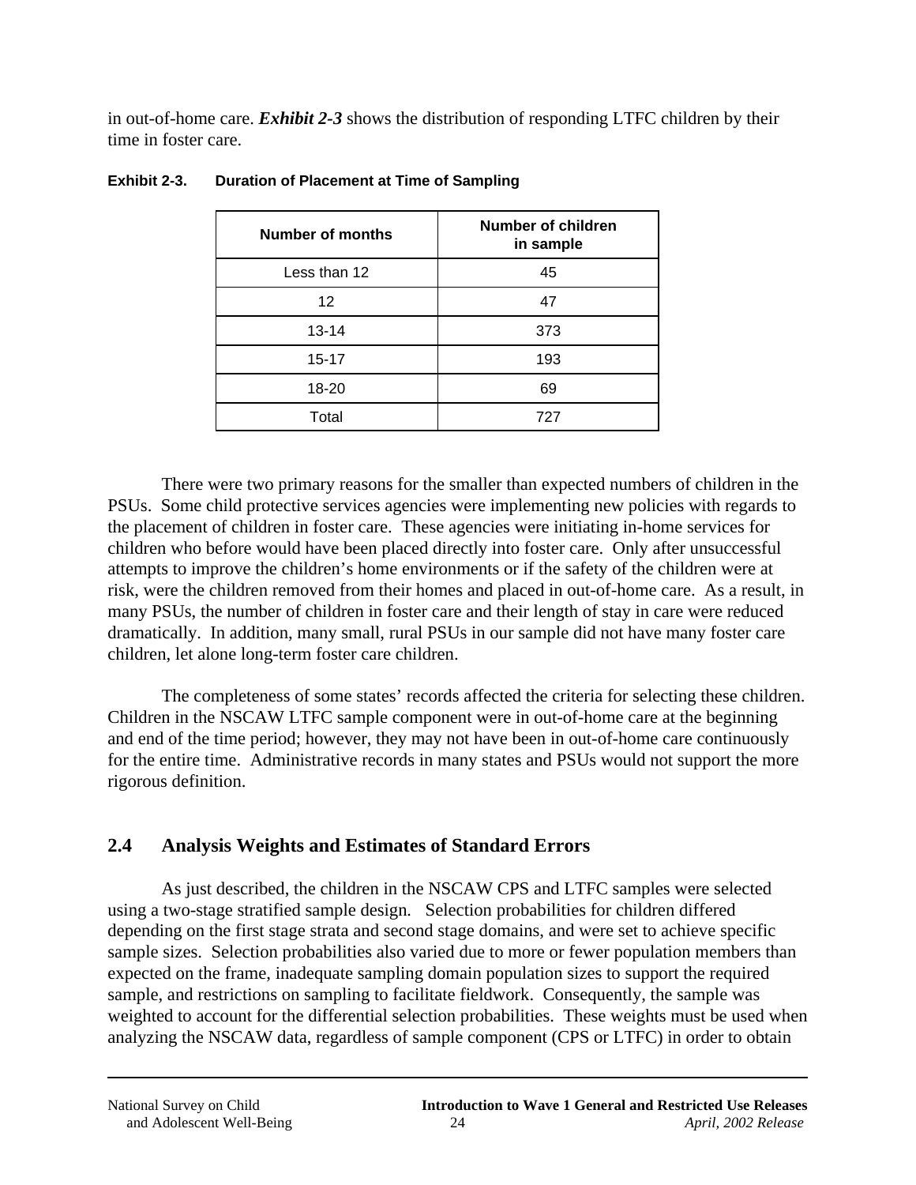in out-of-home care. ***Exhibit 2-3*** shows the distribution of responding LTFC children by their time in foster care.

**Exhibit 2-3. Duration of Placement at Time of Sampling**

| Number of months | Number of children in sample |
|---|---|
| Less than 12 | 45 |
| 12 | 47 |
| 13-14 | 373 |
| 15-17 | 193 |
| 18-20 | 69 |
| Total | 727 |

There were two primary reasons for the smaller than expected numbers of children in the PSUs. Some child protective services agencies were implementing new policies with regards to the placement of children in foster care. These agencies were initiating in-home services for children who before would have been placed directly into foster care. Only after unsuccessful attempts to improve the children's home environments or if the safety of the children were at risk, were the children removed from their homes and placed in out-of-home care. As a result, in many PSUs, the number of children in foster care and their length of stay in care were reduced dramatically. In addition, many small, rural PSUs in our sample did not have many foster care children, let alone long-term foster care children.

The completeness of some states' records affected the criteria for selecting these children. Children in the NSCAW LTFC sample component were in out-of-home care at the beginning and end of the time period; however, they may not have been in out-of-home care continuously for the entire time. Administrative records in many states and PSUs would not support the more rigorous definition.

## 2.4 Analysis Weights and Estimates of Standard Errors

As just described, the children in the NSCAW CPS and LTFC samples were selected using a two-stage stratified sample design. Selection probabilities for children differed depending on the first stage strata and second stage domains, and were set to achieve specific sample sizes. Selection probabilities also varied due to more or fewer population members than expected on the frame, inadequate sampling domain population sizes to support the required sample, and restrictions on sampling to facilitate fieldwork. Consequently, the sample was weighted to account for the differential selection probabilities. These weights must be used when analyzing the NSCAW data, regardless of sample component (CPS or LTFC) in order to obtain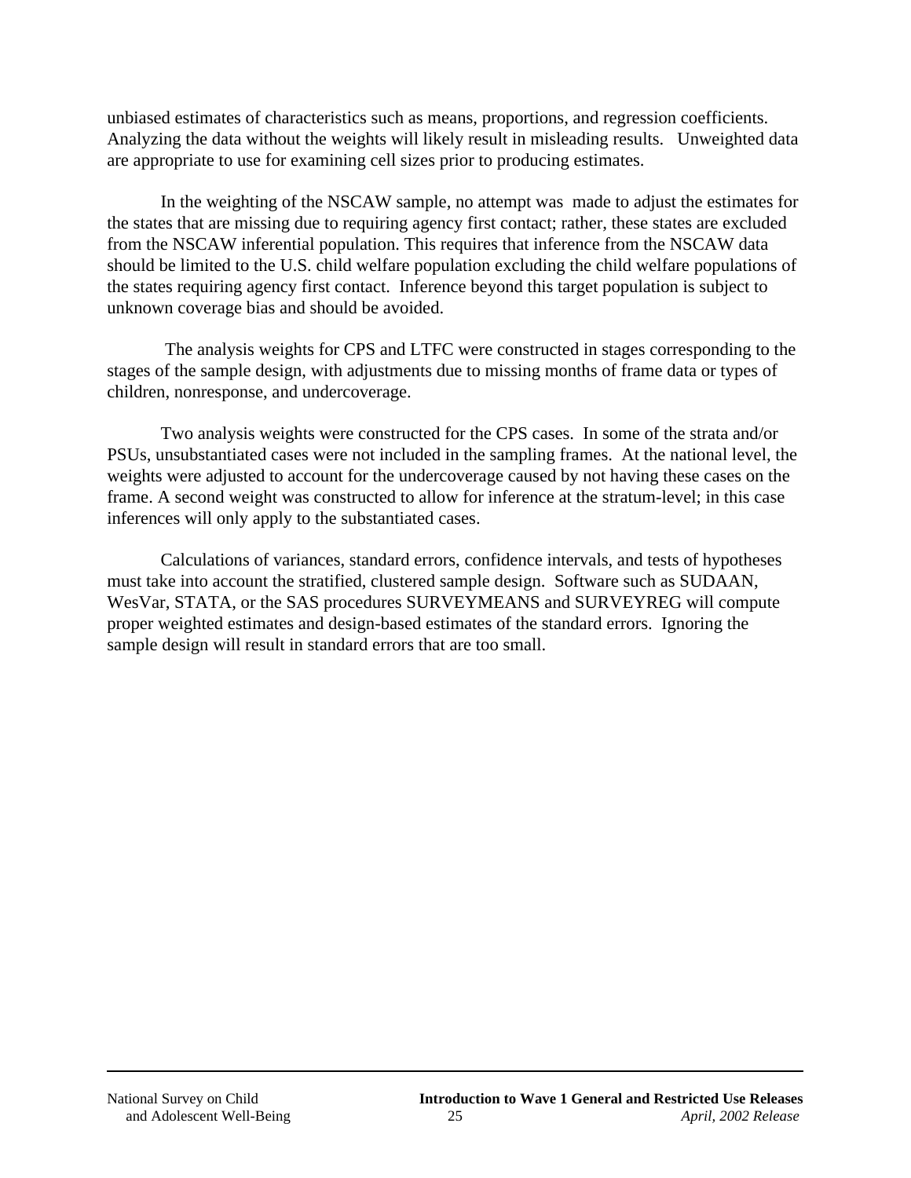unbiased estimates of characteristics such as means, proportions, and regression coefficients. Analyzing the data without the weights will likely result in misleading results. Unweighted data are appropriate to use for examining cell sizes prior to producing estimates.

In the weighting of the NSCAW sample, no attempt was made to adjust the estimates for the states that are missing due to requiring agency first contact; rather, these states are excluded from the NSCAW inferential population. This requires that inference from the NSCAW data should be limited to the U.S. child welfare population excluding the child welfare populations of the states requiring agency first contact. Inference beyond this target population is subject to unknown coverage bias and should be avoided.

The analysis weights for CPS and LTFC were constructed in stages corresponding to the stages of the sample design, with adjustments due to missing months of frame data or types of children, nonresponse, and undercoverage.

Two analysis weights were constructed for the CPS cases. In some of the strata and/or PSUs, unsubstantiated cases were not included in the sampling frames. At the national level, the weights were adjusted to account for the undercoverage caused by not having these cases on the frame. A second weight was constructed to allow for inference at the stratum-level; in this case inferences will only apply to the substantiated cases.

Calculations of variances, standard errors, confidence intervals, and tests of hypotheses must take into account the stratified, clustered sample design. Software such as SUDAAN, WesVar, STATA, or the SAS procedures SURVEYMEANS and SURVEYREG will compute proper weighted estimates and design-based estimates of the standard errors. Ignoring the sample design will result in standard errors that are too small.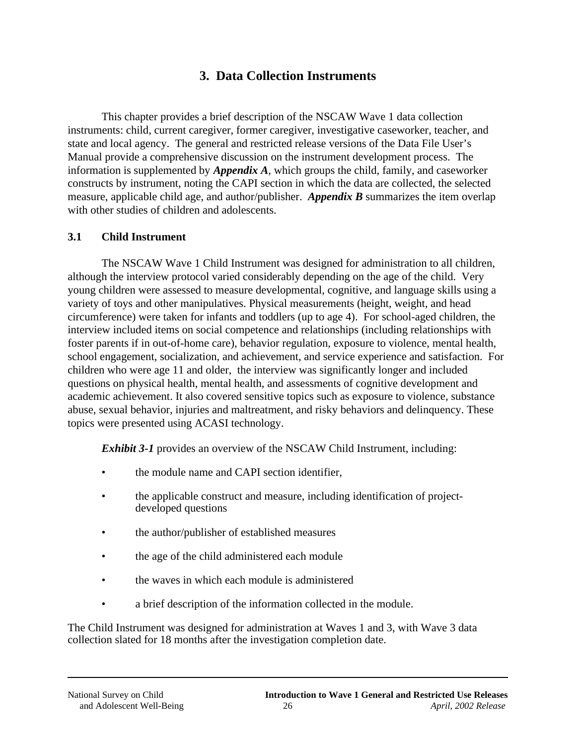# 3. Data Collection Instruments

This chapter provides a brief description of the NSCAW Wave 1 data collection instruments: child, current caregiver, former caregiver, investigative caseworker, teacher, and state and local agency. The general and restricted release versions of the Data File User's Manual provide a comprehensive discussion on the instrument development process. The information is supplemented by ***Appendix A***, which groups the child, family, and caseworker constructs by instrument, noting the CAPI section in which the data are collected, the selected measure, applicable child age, and author/publisher. ***Appendix B*** summarizes the item overlap with other studies of children and adolescents.

## 3.1 Child Instrument

The NSCAW Wave 1 Child Instrument was designed for administration to all children, although the interview protocol varied considerably depending on the age of the child. Very young children were assessed to measure developmental, cognitive, and language skills using a variety of toys and other manipulatives. Physical measurements (height, weight, and head circumference) were taken for infants and toddlers (up to age 4). For school-aged children, the interview included items on social competence and relationships (including relationships with foster parents if in out-of-home care), behavior regulation, exposure to violence, mental health, school engagement, socialization, and achievement, and service experience and satisfaction. For children who were age 11 and older, the interview was significantly longer and included questions on physical health, mental health, and assessments of cognitive development and academic achievement. It also covered sensitive topics such as exposure to violence, substance abuse, sexual behavior, injuries and maltreatment, and risky behaviors and delinquency. These topics were presented using ACASI technology.

***Exhibit 3-1*** provides an overview of the NSCAW Child Instrument, including:

- the module name and CAPI section identifier,
- the applicable construct and measure, including identification of project-developed questions
- the author/publisher of established measures
- the age of the child administered each module
- the waves in which each module is administered
- a brief description of the information collected in the module.

The Child Instrument was designed for administration at Waves 1 and 3, with Wave 3 data collection slated for 18 months after the investigation completion date.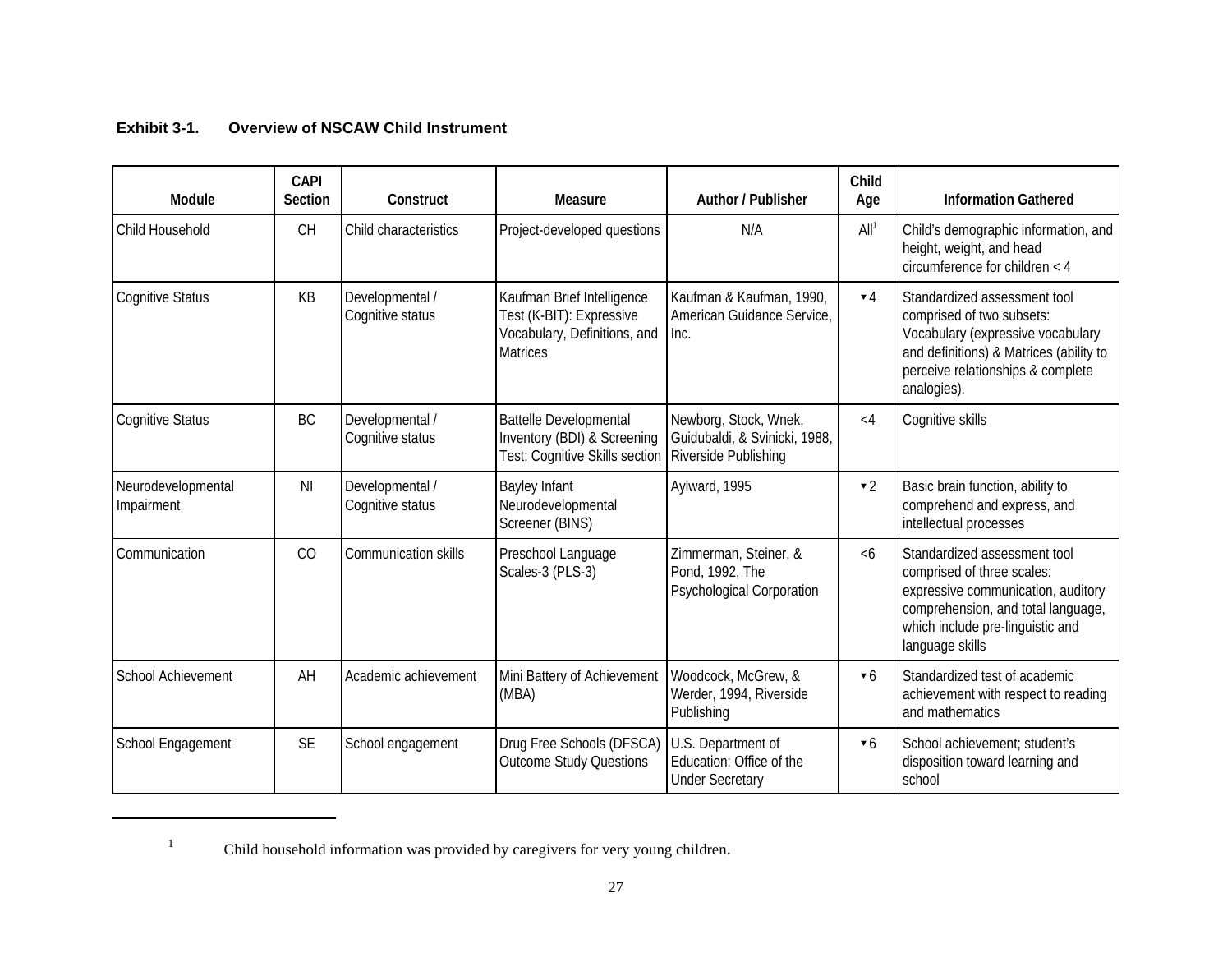**Exhibit 3-1. Overview of NSCAW Child Instrument**

| Module | CAPI Section | Construct | Measure | Author / Publisher | Child Age | Information Gathered |
|---|---|---|---|---|---|---|
| Child Household | CH | Child characteristics | Project-developed questions | N/A | All[1] | Child's demographic information, and height, weight, and head circumference for children < 4 |
| Cognitive Status | KB | Developmental / Cognitive status | Kaufman Brief Intelligence Test (K-BIT): Expressive Vocabulary, Definitions, and Matrices | Kaufman & Kaufman, 1990, American Guidance Service, Inc. | ▾4 | Standardized assessment tool comprised of two subsets: Vocabulary (expressive vocabulary and definitions) & Matrices (ability to perceive relationships & complete analogies). |
| Cognitive Status | BC | Developmental / Cognitive status | Battelle Developmental Inventory (BDI) & Screening Test: Cognitive Skills section | Newborg, Stock, Wnek, Guidubaldi, & Svinicki, 1988, Riverside Publishing | <4 | Cognitive skills |
| Neurodevelopmental Impairment | NI | Developmental / Cognitive status | Bayley Infant Neurodevelopmental Screener (BINS) | Aylward, 1995 | ▾2 | Basic brain function, ability to comprehend and express, and intellectual processes |
| Communication | CO | Communication skills | Preschool Language Scales-3 (PLS-3) | Zimmerman, Steiner, & Pond, 1992, The Psychological Corporation | <6 | Standardized assessment tool comprised of three scales: expressive communication, auditory comprehension, and total language, which include pre-linguistic and language skills |
| School Achievement | AH | Academic achievement | Mini Battery of Achievement (MBA) | Woodcock, McGrew, & Werder, 1994, Riverside Publishing | ▾6 | Standardized test of academic achievement with respect to reading and mathematics |
| School Engagement | SE | School engagement | Drug Free Schools (DFSCA) Outcome Study Questions | U.S. Department of Education: Office of the Under Secretary | ▾6 | School achievement; student's disposition toward learning and school |

[1] Child household information was provided by caregivers for very young children.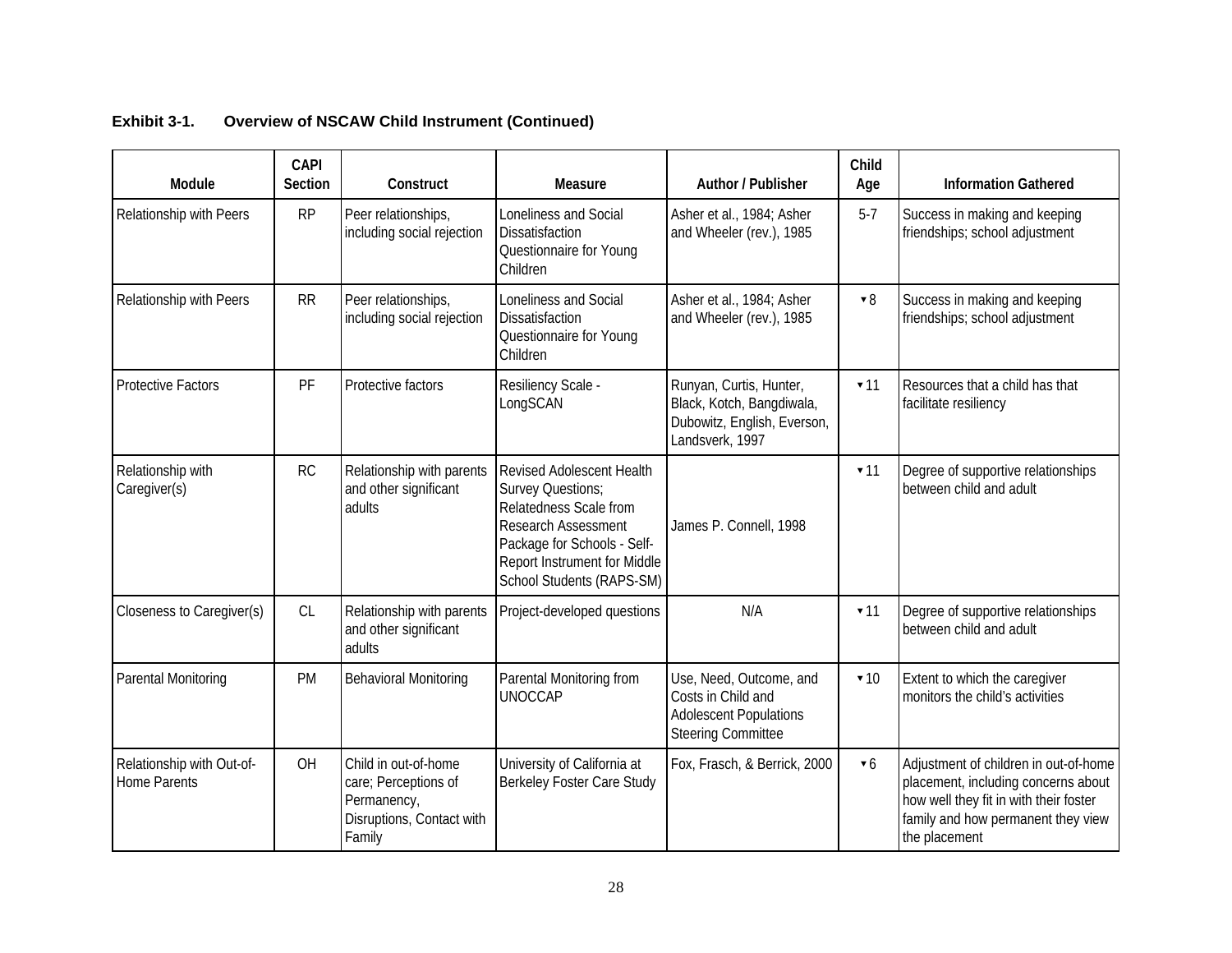**Exhibit 3-1. Overview of NSCAW Child Instrument (Continued)**

| Module | CAPI Section | Construct | Measure | Author / Publisher | Child Age | Information Gathered |
|---|---|---|---|---|---|---|
| Relationship with Peers | RP | Peer relationships, including social rejection | Loneliness and Social Dissatisfaction Questionnaire for Young Children | Asher et al., 1984; Asher and Wheeler (rev.), 1985 | 5-7 | Success in making and keeping friendships; school adjustment |
| Relationship with Peers | RR | Peer relationships, including social rejection | Loneliness and Social Dissatisfaction Questionnaire for Young Children | Asher et al., 1984; Asher and Wheeler (rev.), 1985 | ▾8 | Success in making and keeping friendships; school adjustment |
| Protective Factors | PF | Protective factors | Resiliency Scale - LongSCAN | Runyan, Curtis, Hunter, Black, Kotch, Bangdiwala, Dubowitz, English, Everson, Landsverk, 1997 | ▾11 | Resources that a child has that facilitate resiliency |
| Relationship with Caregiver(s) | RC | Relationship with parents and other significant adults | Revised Adolescent Health Survey Questions; Relatedness Scale from Research Assessment Package for Schools - Self-Report Instrument for Middle School Students (RAPS-SM) | James P. Connell, 1998 | ▾11 | Degree of supportive relationships between child and adult |
| Closeness to Caregiver(s) | CL | Relationship with parents and other significant adults | Project-developed questions | N/A | ▾11 | Degree of supportive relationships between child and adult |
| Parental Monitoring | PM | Behavioral Monitoring | Parental Monitoring from UNOCCAP | Use, Need, Outcome, and Costs in Child and Adolescent Populations Steering Committee | ▾10 | Extent to which the caregiver monitors the child's activities |
| Relationship with Out-of-Home Parents | OH | Child in out-of-home care; Perceptions of Permanency, Disruptions, Contact with Family | University of California at Berkeley Foster Care Study | Fox, Frasch, & Berrick, 2000 | ▾6 | Adjustment of children in out-of-home placement, including concerns about how well they fit in with their foster family and how permanent they view the placement |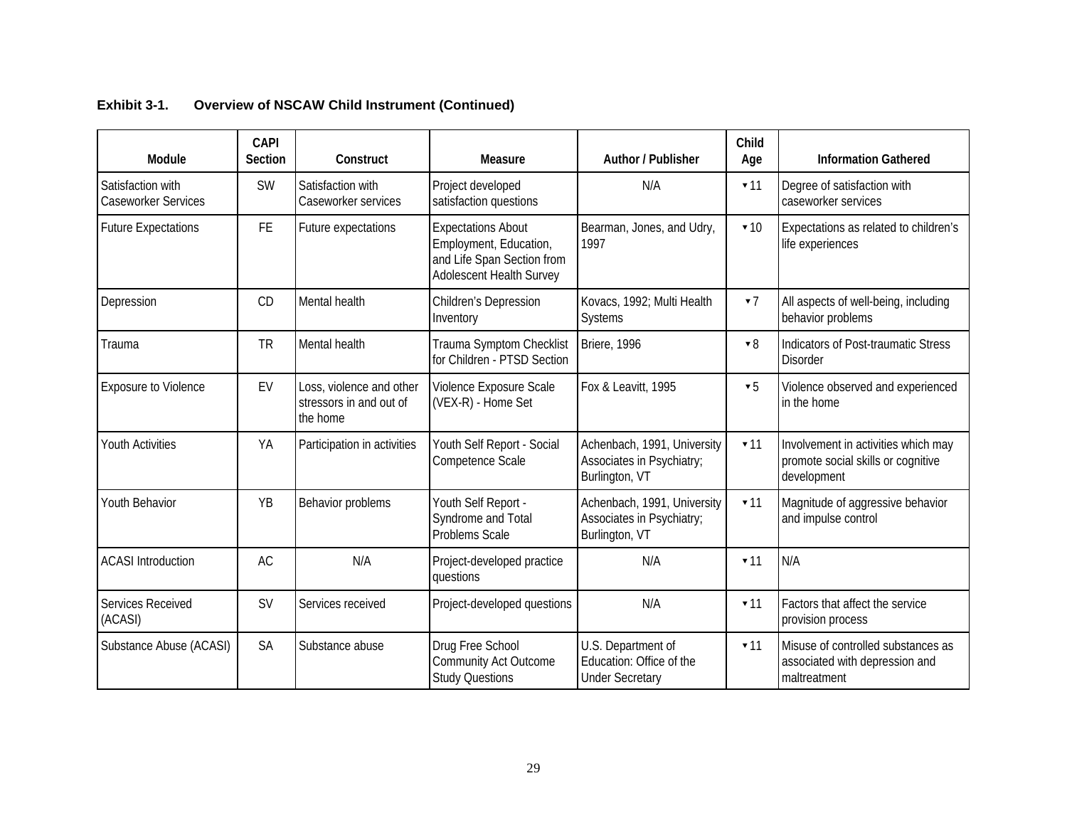**Exhibit 3-1. Overview of NSCAW Child Instrument (Continued)**

| Module | CAPI Section | Construct | Measure | Author / Publisher | Child Age | Information Gathered |
|---|---|---|---|---|---|---|
| Satisfaction with Caseworker Services | SW | Satisfaction with Caseworker services | Project developed satisfaction questions | N/A | ▼11 | Degree of satisfaction with caseworker services |
| Future Expectations | FE | Future expectations | Expectations About Employment, Education, and Life Span Section from Adolescent Health Survey | Bearman, Jones, and Udry, 1997 | ▼10 | Expectations as related to children's life experiences |
| Depression | CD | Mental health | Children's Depression Inventory | Kovacs, 1992; Multi Health Systems | ▼7 | All aspects of well-being, including behavior problems |
| Trauma | TR | Mental health | Trauma Symptom Checklist for Children - PTSD Section | Briere, 1996 | ▼8 | Indicators of Post-traumatic Stress Disorder |
| Exposure to Violence | EV | Loss, violence and other stressors in and out of the home | Violence Exposure Scale (VEX-R) - Home Set | Fox & Leavitt, 1995 | ▼5 | Violence observed and experienced in the home |
| Youth Activities | YA | Participation in activities | Youth Self Report - Social Competence Scale | Achenbach, 1991, University Associates in Psychiatry; Burlington, VT | ▼11 | Involvement in activities which may promote social skills or cognitive development |
| Youth Behavior | YB | Behavior problems | Youth Self Report - Syndrome and Total Problems Scale | Achenbach, 1991, University Associates in Psychiatry; Burlington, VT | ▼11 | Magnitude of aggressive behavior and impulse control |
| ACASI Introduction | AC | N/A | Project-developed practice questions | N/A | ▼11 | N/A |
| Services Received (ACASI) | SV | Services received | Project-developed questions | N/A | ▼11 | Factors that affect the service provision process |
| Substance Abuse (ACASI) | SA | Substance abuse | Drug Free School Community Act Outcome Study Questions | U.S. Department of Education: Office of the Under Secretary | ▼11 | Misuse of controlled substances as associated with depression and maltreatment |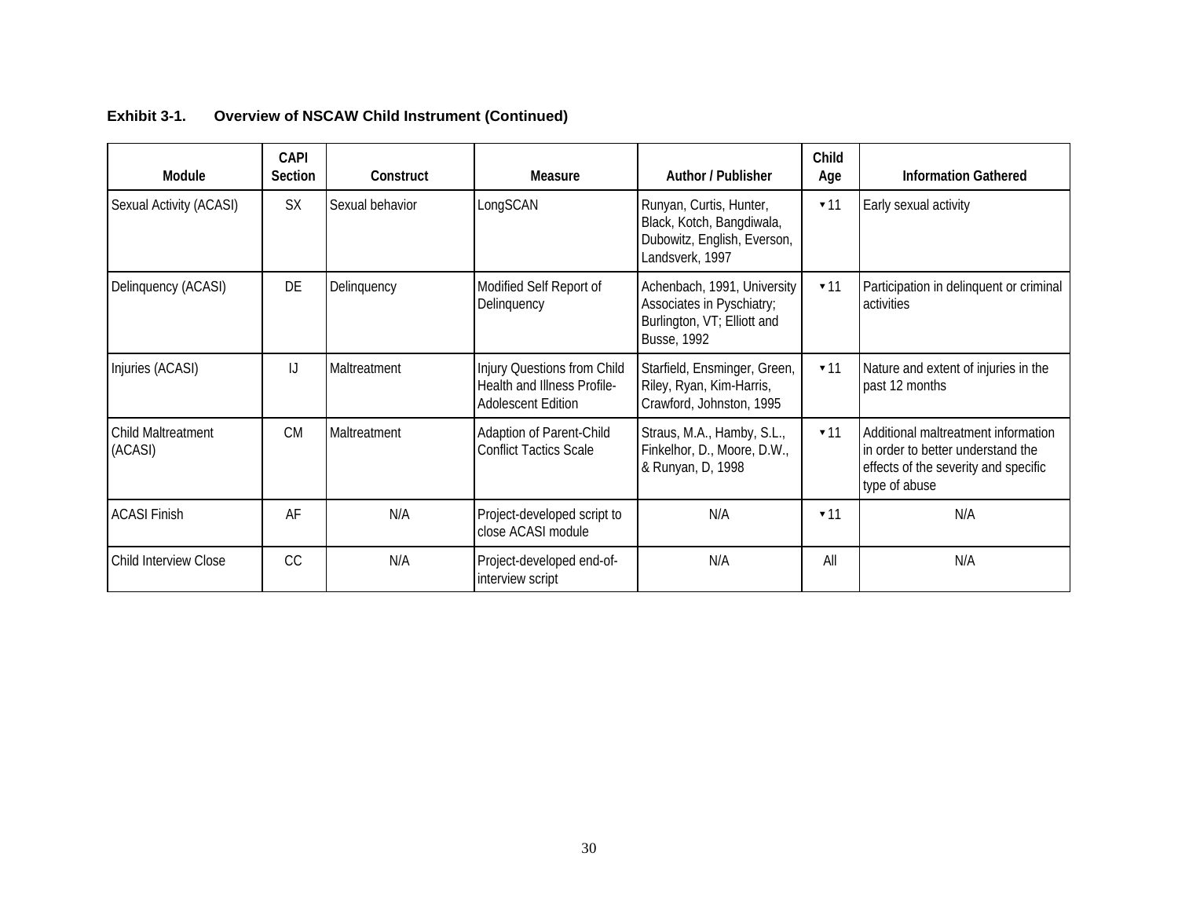**Exhibit 3-1. Overview of NSCAW Child Instrument (Continued)**

| Module | CAPI Section | Construct | Measure | Author / Publisher | Child Age | Information Gathered |
|---|---|---|---|---|---|---|
| Sexual Activity (ACASI) | SX | Sexual behavior | LongSCAN | Runyan, Curtis, Hunter, Black, Kotch, Bangdiwala, Dubowitz, English, Everson, Landsverk, 1997 | ▾11 | Early sexual activity |
| Delinquency (ACASI) | DE | Delinquency | Modified Self Report of Delinquency | Achenbach, 1991, University Associates in Pyschiatry; Burlington, VT; Elliott and Busse, 1992 | ▾11 | Participation in delinquent or criminal activities |
| Injuries (ACASI) | IJ | Maltreatment | Injury Questions from Child Health and Illness Profile-Adolescent Edition | Starfield, Ensminger, Green, Riley, Ryan, Kim-Harris, Crawford, Johnston, 1995 | ▾11 | Nature and extent of injuries in the past 12 months |
| Child Maltreatment (ACASI) | CM | Maltreatment | Adaption of Parent-Child Conflict Tactics Scale | Straus, M.A., Hamby, S.L., Finkelhor, D., Moore, D.W., & Runyan, D, 1998 | ▾11 | Additional maltreatment information in order to better understand the effects of the severity and specific type of abuse |
| ACASI Finish | AF | N/A | Project-developed script to close ACASI module | N/A | ▾11 | N/A |
| Child Interview Close | CC | N/A | Project-developed end-of-interview script | N/A | All | N/A |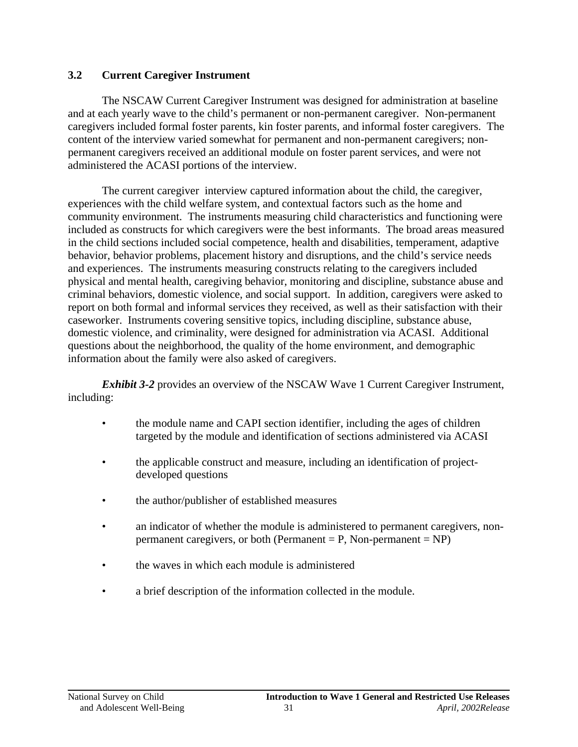### 3.2 Current Caregiver Instrument

The NSCAW Current Caregiver Instrument was designed for administration at baseline and at each yearly wave to the child's permanent or non-permanent caregiver. Non-permanent caregivers included formal foster parents, kin foster parents, and informal foster caregivers. The content of the interview varied somewhat for permanent and non-permanent caregivers; non-permanent caregivers received an additional module on foster parent services, and were not administered the ACASI portions of the interview.

The current caregiver interview captured information about the child, the caregiver, experiences with the child welfare system, and contextual factors such as the home and community environment. The instruments measuring child characteristics and functioning were included as constructs for which caregivers were the best informants. The broad areas measured in the child sections included social competence, health and disabilities, temperament, adaptive behavior, behavior problems, placement history and disruptions, and the child's service needs and experiences. The instruments measuring constructs relating to the caregivers included physical and mental health, caregiving behavior, monitoring and discipline, substance abuse and criminal behaviors, domestic violence, and social support. In addition, caregivers were asked to report on both formal and informal services they received, as well as their satisfaction with their caseworker. Instruments covering sensitive topics, including discipline, substance abuse, domestic violence, and criminality, were designed for administration via ACASI. Additional questions about the neighborhood, the quality of the home environment, and demographic information about the family were also asked of caregivers.

***Exhibit 3-2*** provides an overview of the NSCAW Wave 1 Current Caregiver Instrument, including:

- the module name and CAPI section identifier, including the ages of children targeted by the module and identification of sections administered via ACASI
- the applicable construct and measure, including an identification of project-developed questions
- the author/publisher of established measures
- an indicator of whether the module is administered to permanent caregivers, non-permanent caregivers, or both (Permanent = P, Non-permanent = NP)
- the waves in which each module is administered
- a brief description of the information collected in the module.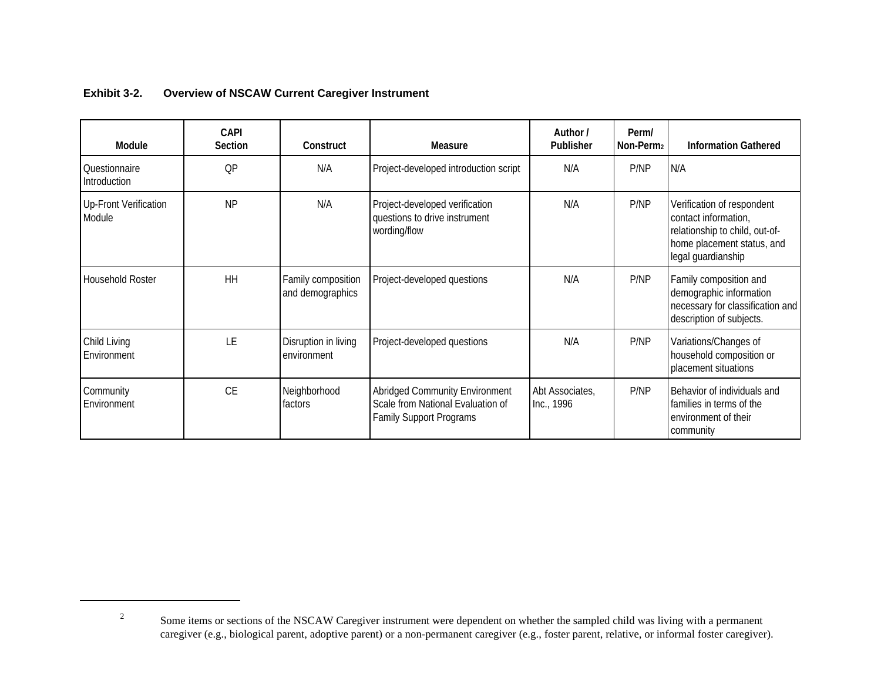**Exhibit 3-2. Overview of NSCAW Current Caregiver Instrument**

| Module | CAPI Section | Construct | Measure | Author / Publisher | Perm/ Non-Perm[2] | Information Gathered |
|---|---|---|---|---|---|---|
| Questionnaire Introduction | QP | N/A | Project-developed introduction script | N/A | P/NP | N/A |
| Up-Front Verification Module | NP | N/A | Project-developed verification questions to drive instrument wording/flow | N/A | P/NP | Verification of respondent contact information, relationship to child, out-of-home placement status, and legal guardianship |
| Household Roster | HH | Family composition and demographics | Project-developed questions | N/A | P/NP | Family composition and demographic information necessary for classification and description of subjects. |
| Child Living Environment | LE | Disruption in living environment | Project-developed questions | N/A | P/NP | Variations/Changes of household composition or placement situations |
| Community Environment | CE | Neighborhood factors | Abridged Community Environment Scale from National Evaluation of Family Support Programs | Abt Associates, Inc., 1996 | P/NP | Behavior of individuals and families in terms of the environment of their community |

[2] Some items or sections of the NSCAW Caregiver instrument were dependent on whether the sampled child was living with a permanent caregiver (e.g., biological parent, adoptive parent) or a non-permanent caregiver (e.g., foster parent, relative, or informal foster caregiver).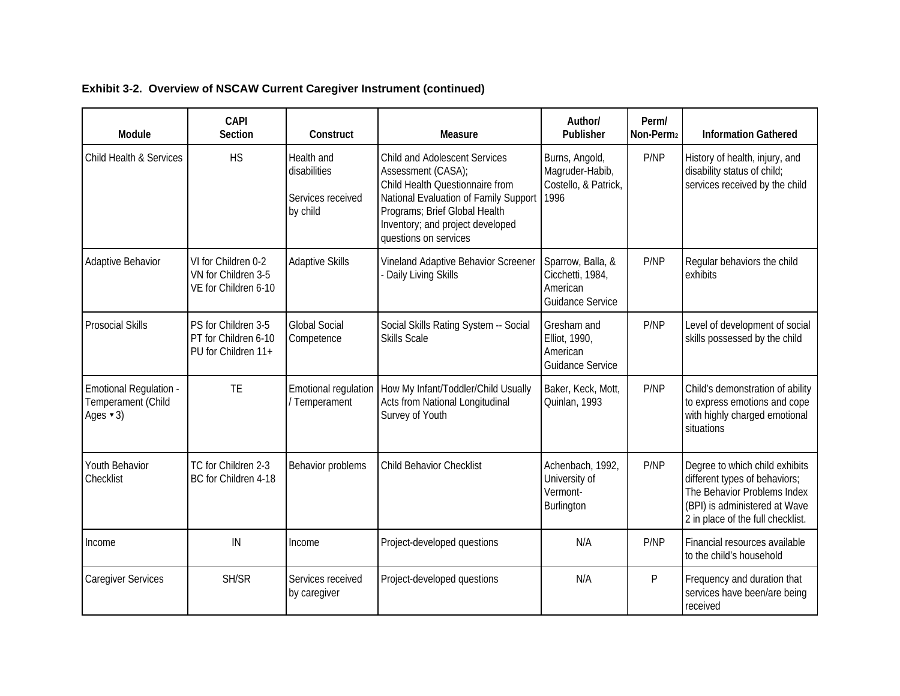**Exhibit 3-2. Overview of NSCAW Current Caregiver Instrument (continued)**

| Module | CAPI Section | Construct | Measure | Author/ Publisher | Perm/ Non-Perm[2] | Information Gathered |
|---|---|---|---|---|---|---|
| Child Health & Services | HS | Health and disabilities<br><br>Services received by child | Child and Adolescent Services Assessment (CASA);<br>Child Health Questionnaire from National Evaluation of Family Support Programs; Brief Global Health Inventory; and project developed questions on services | Burns, Angold, Magruder-Habib, Costello, & Patrick, 1996 | P/NP | History of health, injury, and disability status of child; services received by the child |
| Adaptive Behavior | VI for Children 0-2<br>VN for Children 3-5<br>VE for Children 6-10 | Adaptive Skills | Vineland Adaptive Behavior Screener - Daily Living Skills | Sparrow, Balla, & Cicchetti, 1984, American Guidance Service | P/NP | Regular behaviors the child exhibits |
| Prosocial Skills | PS for Children 3-5<br>PT for Children 6-10<br>PU for Children 11+ | Global Social Competence | Social Skills Rating System -- Social Skills Scale | Gresham and Elliot, 1990, American Guidance Service | P/NP | Level of development of social skills possessed by the child |
| Emotional Regulation - Temperament (Child Ages ▾ 3) | TE | Emotional regulation / Temperament | How My Infant/Toddler/Child Usually Acts from National Longitudinal Survey of Youth | Baker, Keck, Mott, Quinlan, 1993 | P/NP | Child's demonstration of ability to express emotions and cope with highly charged emotional situations |
| Youth Behavior Checklist | TC for Children 2-3<br>BC for Children 4-18 | Behavior problems | Child Behavior Checklist | Achenbach, 1992, University of Vermont-Burlington | P/NP | Degree to which child exhibits different types of behaviors; The Behavior Problems Index (BPI) is administered at Wave 2 in place of the full checklist. |
| Income | IN | Income | Project-developed questions | N/A | P/NP | Financial resources available to the child's household |
| Caregiver Services | SH/SR | Services received by caregiver | Project-developed questions | N/A | P | Frequency and duration that services have been/are being received |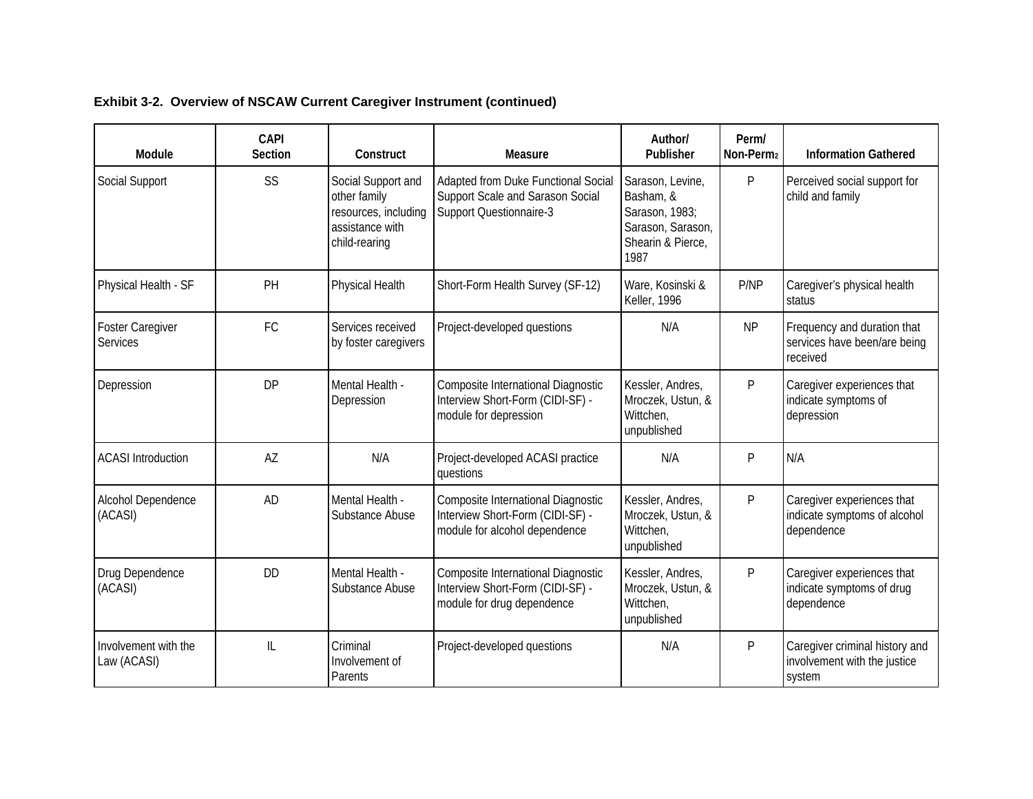**Exhibit 3-2. Overview of NSCAW Current Caregiver Instrument (continued)**

| Module | CAPI Section | Construct | Measure | Author/ Publisher | Perm/ Non-Perm[2] | Information Gathered |
|---|---|---|---|---|---|---|
| Social Support | SS | Social Support and other family resources, including assistance with child-rearing | Adapted from Duke Functional Social Support Scale and Sarason Social Support Questionnaire-3 | Sarason, Levine, Basham, & Sarason, 1983; Sarason, Sarason, Shearin & Pierce, 1987 | P | Perceived social support for child and family |
| Physical Health - SF | PH | Physical Health | Short-Form Health Survey (SF-12) | Ware, Kosinski & Keller, 1996 | P/NP | Caregiver's physical health status |
| Foster Caregiver Services | FC | Services received by foster caregivers | Project-developed questions | N/A | NP | Frequency and duration that services have been/are being received |
| Depression | DP | Mental Health - Depression | Composite International Diagnostic Interview Short-Form (CIDI-SF) - module for depression | Kessler, Andres, Mroczek, Ustun, & Wittchen, unpublished | P | Caregiver experiences that indicate symptoms of depression |
| ACASI Introduction | AZ | N/A | Project-developed ACASI practice questions | N/A | P | N/A |
| Alcohol Dependence (ACASI) | AD | Mental Health - Substance Abuse | Composite International Diagnostic Interview Short-Form (CIDI-SF) - module for alcohol dependence | Kessler, Andres, Mroczek, Ustun, & Wittchen, unpublished | P | Caregiver experiences that indicate symptoms of alcohol dependence |
| Drug Dependence (ACASI) | DD | Mental Health - Substance Abuse | Composite International Diagnostic Interview Short-Form (CIDI-SF) - module for drug dependence | Kessler, Andres, Mroczek, Ustun, & Wittchen, unpublished | P | Caregiver experiences that indicate symptoms of drug dependence |
| Involvement with the Law (ACASI) | IL | Criminal Involvement of Parents | Project-developed questions | N/A | P | Caregiver criminal history and involvement with the justice system |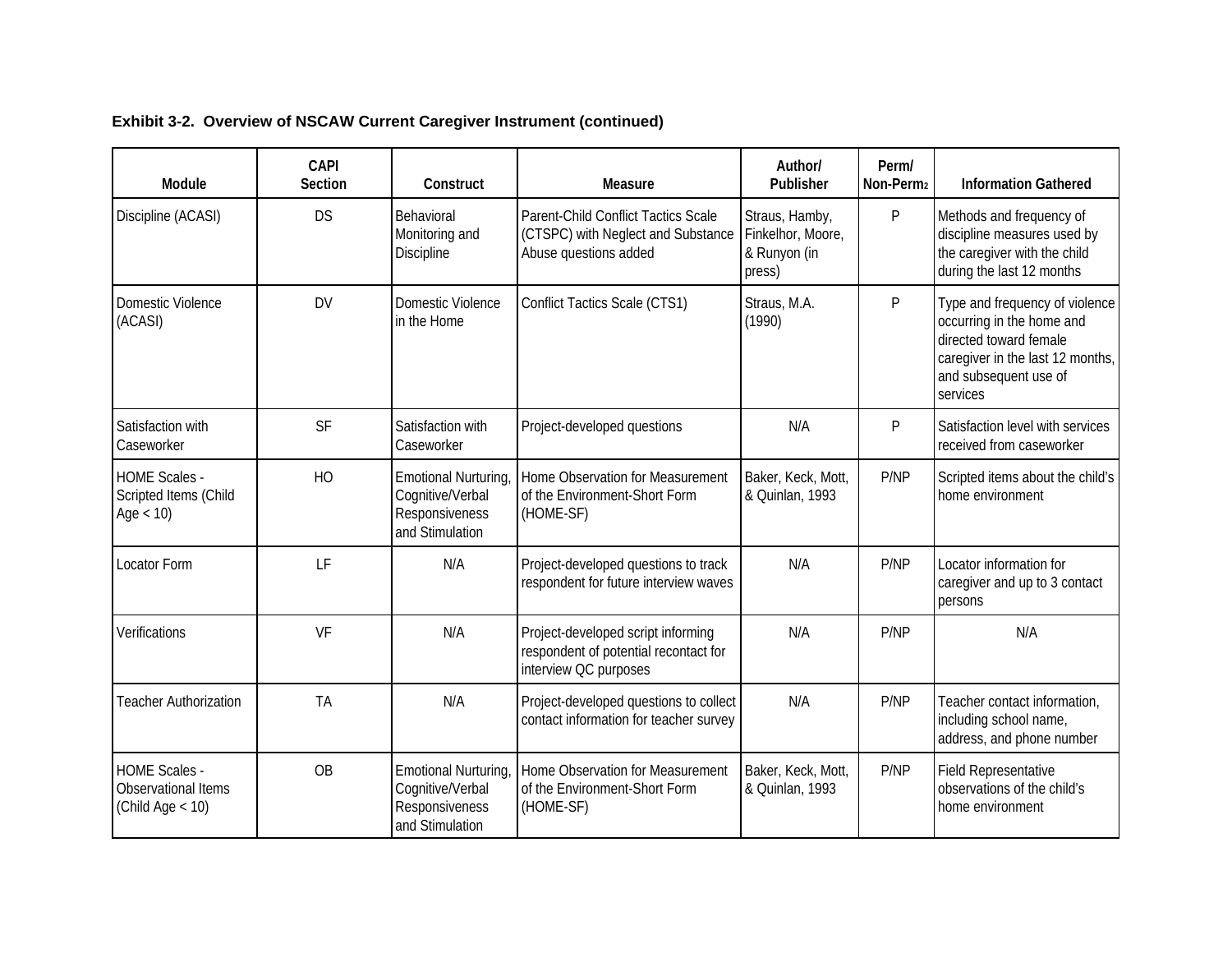**Exhibit 3-2. Overview of NSCAW Current Caregiver Instrument (continued)**

| Module | CAPI Section | Construct | Measure | Author/ Publisher | Perm/ Non-Perm[2] | Information Gathered |
|---|---|---|---|---|---|---|
| Discipline (ACASI) | DS | Behavioral Monitoring and Discipline | Parent-Child Conflict Tactics Scale (CTSPC) with Neglect and Substance Abuse questions added | Straus, Hamby, Finkelhor, Moore, & Runyon (in press) | P | Methods and frequency of discipline measures used by the caregiver with the child during the last 12 months |
| Domestic Violence (ACASI) | DV | Domestic Violence in the Home | Conflict Tactics Scale (CTS1) | Straus, M.A. (1990) | P | Type and frequency of violence occurring in the home and directed toward female caregiver in the last 12 months, and subsequent use of services |
| Satisfaction with Caseworker | SF | Satisfaction with Caseworker | Project-developed questions | N/A | P | Satisfaction level with services received from caseworker |
| HOME Scales - Scripted Items (Child Age < 10) | HO | Emotional Nurturing, Cognitive/Verbal Responsiveness and Stimulation | Home Observation for Measurement of the Environment-Short Form (HOME-SF) | Baker, Keck, Mott, & Quinlan, 1993 | P/NP | Scripted items about the child's home environment |
| Locator Form | LF | N/A | Project-developed questions to track respondent for future interview waves | N/A | P/NP | Locator information for caregiver and up to 3 contact persons |
| Verifications | VF | N/A | Project-developed script informing respondent of potential recontact for interview QC purposes | N/A | P/NP | N/A |
| Teacher Authorization | TA | N/A | Project-developed questions to collect contact information for teacher survey | N/A | P/NP | Teacher contact information, including school name, address, and phone number |
| HOME Scales - Observational Items (Child Age < 10) | OB | Emotional Nurturing, Cognitive/Verbal Responsiveness and Stimulation | Home Observation for Measurement of the Environment-Short Form (HOME-SF) | Baker, Keck, Mott, & Quinlan, 1993 | P/NP | Field Representative observations of the child's home environment |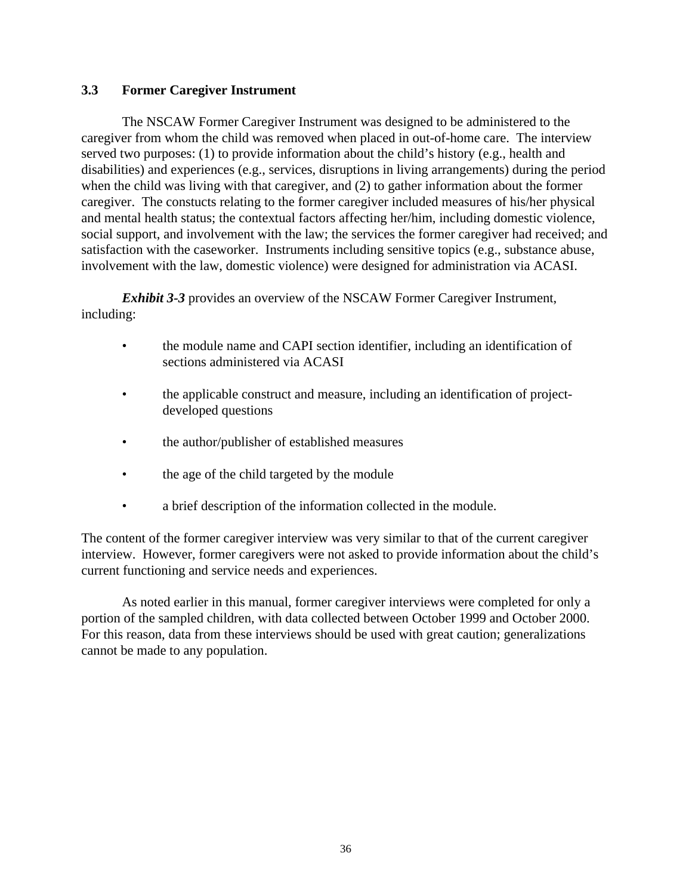### 3.3 Former Caregiver Instrument

The NSCAW Former Caregiver Instrument was designed to be administered to the caregiver from whom the child was removed when placed in out-of-home care. The interview served two purposes: (1) to provide information about the child's history (e.g., health and disabilities) and experiences (e.g., services, disruptions in living arrangements) during the period when the child was living with that caregiver, and (2) to gather information about the former caregiver. The constucts relating to the former caregiver included measures of his/her physical and mental health status; the contextual factors affecting her/him, including domestic violence, social support, and involvement with the law; the services the former caregiver had received; and satisfaction with the caseworker. Instruments including sensitive topics (e.g., substance abuse, involvement with the law, domestic violence) were designed for administration via ACASI.

***Exhibit 3-3*** provides an overview of the NSCAW Former Caregiver Instrument, including:

- the module name and CAPI section identifier, including an identification of sections administered via ACASI
- the applicable construct and measure, including an identification of project-developed questions
- the author/publisher of established measures
- the age of the child targeted by the module
- a brief description of the information collected in the module.

The content of the former caregiver interview was very similar to that of the current caregiver interview. However, former caregivers were not asked to provide information about the child's current functioning and service needs and experiences.

As noted earlier in this manual, former caregiver interviews were completed for only a portion of the sampled children, with data collected between October 1999 and October 2000. For this reason, data from these interviews should be used with great caution; generalizations cannot be made to any population.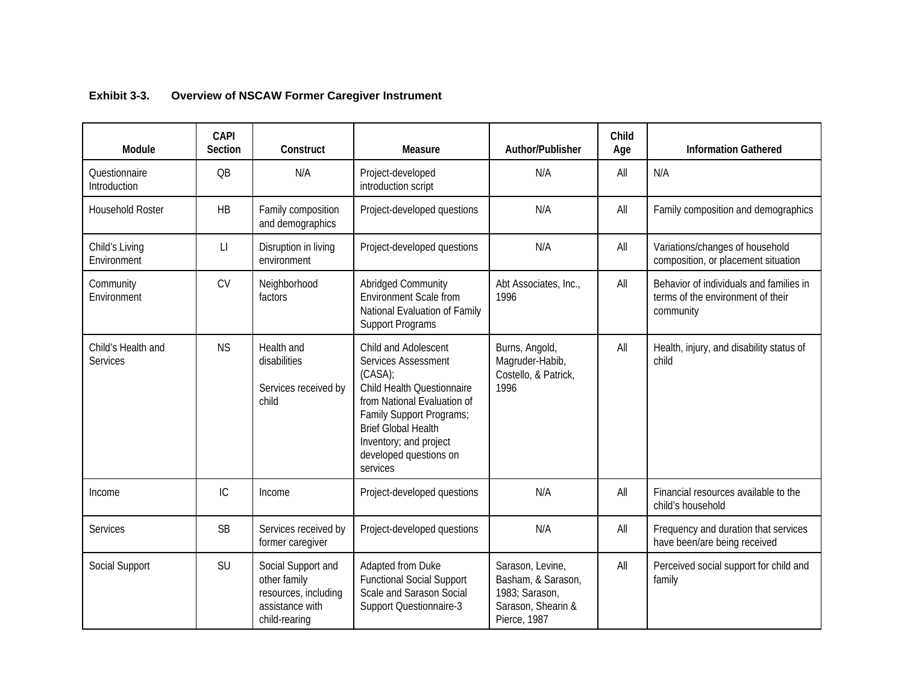**Exhibit 3-3. Overview of NSCAW Former Caregiver Instrument**

| Module | CAPI Section | Construct | Measure | Author/Publisher | Child Age | Information Gathered |
|---|---|---|---|---|---|---|
| Questionnaire Introduction | QB | N/A | Project-developed introduction script | N/A | All | N/A |
| Household Roster | HB | Family composition and demographics | Project-developed questions | N/A | All | Family composition and demographics |
| Child's Living Environment | LI | Disruption in living environment | Project-developed questions | N/A | All | Variations/changes of household composition, or placement situation |
| Community Environment | CV | Neighborhood factors | Abridged Community Environment Scale from National Evaluation of Family Support Programs | Abt Associates, Inc., 1996 | All | Behavior of individuals and families in terms of the environment of their community |
| Child's Health and Services | NS | Health and disabilities<br><br>Services received by child | Child and Adolescent Services Assessment (CASA);<br>Child Health Questionnaire from National Evaluation of Family Support Programs;<br>Brief Global Health Inventory; and project developed questions on services | Burns, Angold, Magruder-Habib, Costello, & Patrick, 1996 | All | Health, injury, and disability status of child |
| Income | IC | Income | Project-developed questions | N/A | All | Financial resources available to the child's household |
| Services | SB | Services received by former caregiver | Project-developed questions | N/A | All | Frequency and duration that services have been/are being received |
| Social Support | SU | Social Support and other family resources, including assistance with child-rearing | Adapted from Duke Functional Social Support Scale and Sarason Social Support Questionnaire-3 | Sarason, Levine, Basham, & Sarason, 1983; Sarason, Sarason, Shearin & Pierce, 1987 | All | Perceived social support for child and family |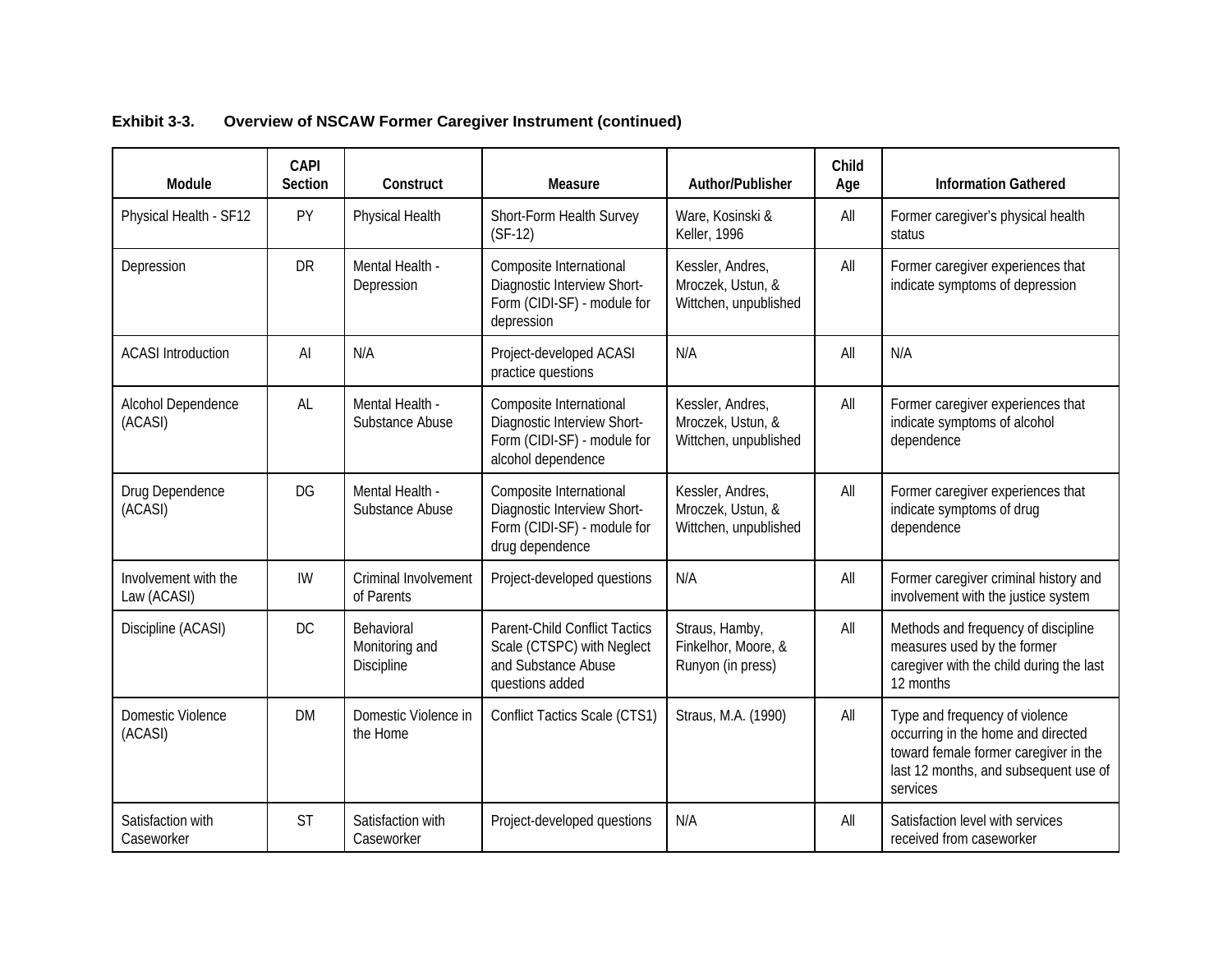**Exhibit 3-3. Overview of NSCAW Former Caregiver Instrument (continued)**

| Module | CAPI Section | Construct | Measure | Author/Publisher | Child Age | Information Gathered |
|---|---|---|---|---|---|---|
| Physical Health - SF12 | PY | Physical Health | Short-Form Health Survey (SF-12) | Ware, Kosinski & Keller, 1996 | All | Former caregiver's physical health status |
| Depression | DR | Mental Health - Depression | Composite International Diagnostic Interview Short-Form (CIDI-SF) - module for depression | Kessler, Andres, Mroczek, Ustun, & Wittchen, unpublished | All | Former caregiver experiences that indicate symptoms of depression |
| ACASI Introduction | AI | N/A | Project-developed ACASI practice questions | N/A | All | N/A |
| Alcohol Dependence (ACASI) | AL | Mental Health - Substance Abuse | Composite International Diagnostic Interview Short-Form (CIDI-SF) - module for alcohol dependence | Kessler, Andres, Mroczek, Ustun, & Wittchen, unpublished | All | Former caregiver experiences that indicate symptoms of alcohol dependence |
| Drug Dependence (ACASI) | DG | Mental Health - Substance Abuse | Composite International Diagnostic Interview Short-Form (CIDI-SF) - module for drug dependence | Kessler, Andres, Mroczek, Ustun, & Wittchen, unpublished | All | Former caregiver experiences that indicate symptoms of drug dependence |
| Involvement with the Law (ACASI) | IW | Criminal Involvement of Parents | Project-developed questions | N/A | All | Former caregiver criminal history and involvement with the justice system |
| Discipline (ACASI) | DC | Behavioral Monitoring and Discipline | Parent-Child Conflict Tactics Scale (CTSPC) with Neglect and Substance Abuse questions added | Straus, Hamby, Finkelhor, Moore, & Runyon (in press) | All | Methods and frequency of discipline measures used by the former caregiver with the child during the last 12 months |
| Domestic Violence (ACASI) | DM | Domestic Violence in the Home | Conflict Tactics Scale (CTS1) | Straus, M.A. (1990) | All | Type and frequency of violence occurring in the home and directed toward female former caregiver in the last 12 months, and subsequent use of services |
| Satisfaction with Caseworker | ST | Satisfaction with Caseworker | Project-developed questions | N/A | All | Satisfaction level with services received from caseworker |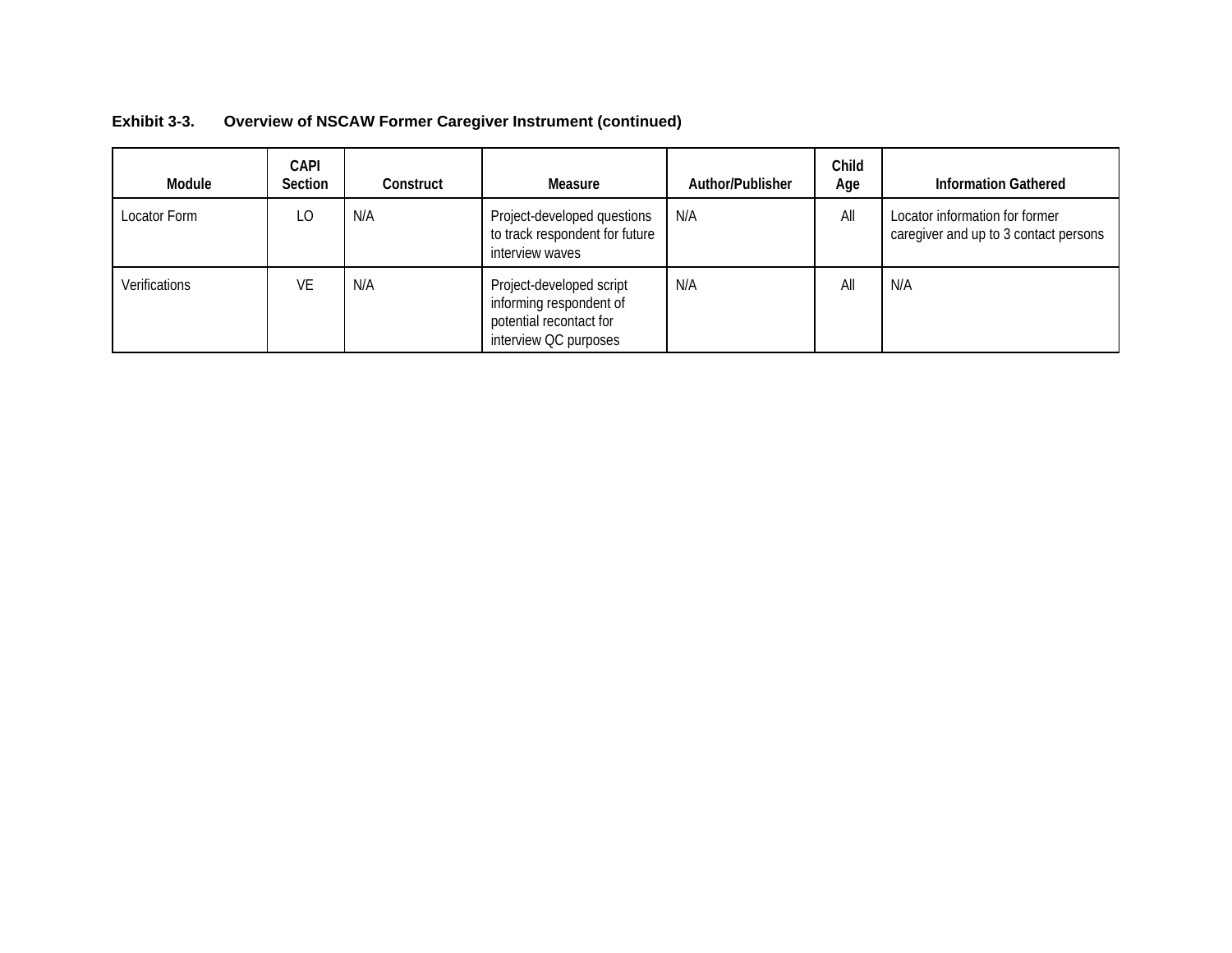**Exhibit 3-3. Overview of NSCAW Former Caregiver Instrument (continued)**

| Module | CAPI Section | Construct | Measure | Author/Publisher | Child Age | Information Gathered |
|---|---|---|---|---|---|---|
| Locator Form | LO | N/A | Project-developed questions to track respondent for future interview waves | N/A | All | Locator information for former caregiver and up to 3 contact persons |
| Verifications | VE | N/A | Project-developed script informing respondent of potential recontact for interview QC purposes | N/A | All | N/A |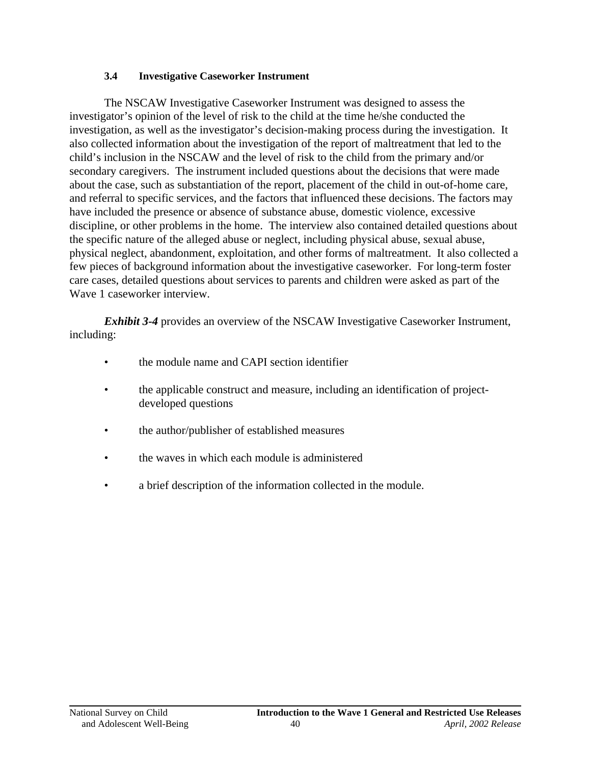### 3.4 Investigative Caseworker Instrument

The NSCAW Investigative Caseworker Instrument was designed to assess the investigator's opinion of the level of risk to the child at the time he/she conducted the investigation, as well as the investigator's decision-making process during the investigation. It also collected information about the investigation of the report of maltreatment that led to the child's inclusion in the NSCAW and the level of risk to the child from the primary and/or secondary caregivers. The instrument included questions about the decisions that were made about the case, such as substantiation of the report, placement of the child in out-of-home care, and referral to specific services, and the factors that influenced these decisions. The factors may have included the presence or absence of substance abuse, domestic violence, excessive discipline, or other problems in the home. The interview also contained detailed questions about the specific nature of the alleged abuse or neglect, including physical abuse, sexual abuse, physical neglect, abandonment, exploitation, and other forms of maltreatment. It also collected a few pieces of background information about the investigative caseworker. For long-term foster care cases, detailed questions about services to parents and children were asked as part of the Wave 1 caseworker interview.

***Exhibit 3-4*** provides an overview of the NSCAW Investigative Caseworker Instrument, including:

- the module name and CAPI section identifier
- the applicable construct and measure, including an identification of project-developed questions
- the author/publisher of established measures
- the waves in which each module is administered
- a brief description of the information collected in the module.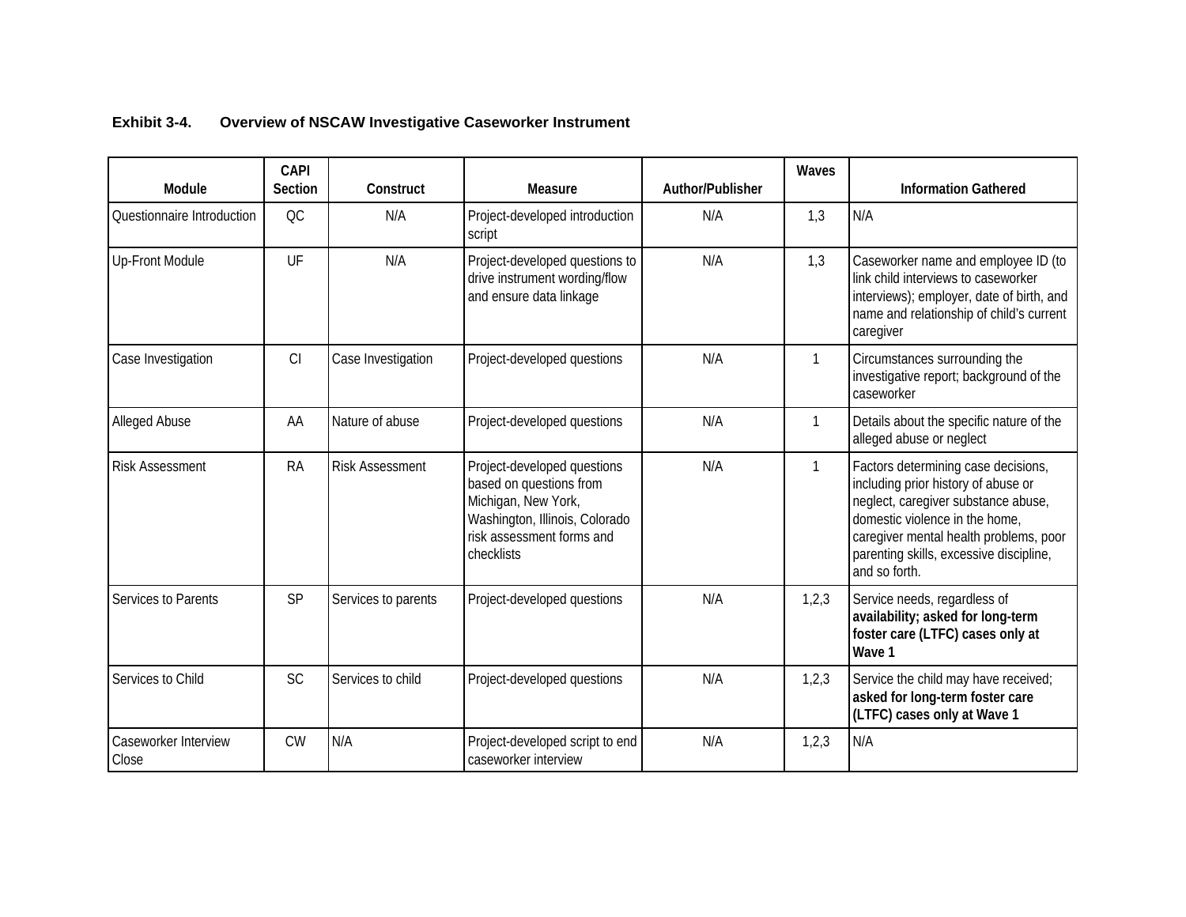**Exhibit 3-4. Overview of NSCAW Investigative Caseworker Instrument**

| Module | CAPI Section | Construct | Measure | Author/Publisher | Waves | Information Gathered |
|---|---|---|---|---|---|---|
| Questionnaire Introduction | QC | N/A | Project-developed introduction script | N/A | 1,3 | N/A |
| Up-Front Module | UF | N/A | Project-developed questions to drive instrument wording/flow and ensure data linkage | N/A | 1,3 | Caseworker name and employee ID (to link child interviews to caseworker interviews); employer, date of birth, and name and relationship of child's current caregiver |
| Case Investigation | CI | Case Investigation | Project-developed questions | N/A | 1 | Circumstances surrounding the investigative report; background of the caseworker |
| Alleged Abuse | AA | Nature of abuse | Project-developed questions | N/A | 1 | Details about the specific nature of the alleged abuse or neglect |
| Risk Assessment | RA | Risk Assessment | Project-developed questions based on questions from Michigan, New York, Washington, Illinois, Colorado risk assessment forms and checklists | N/A | 1 | Factors determining case decisions, including prior history of abuse or neglect, caregiver substance abuse, domestic violence in the home, caregiver mental health problems, poor parenting skills, excessive discipline, and so forth. |
| Services to Parents | SP | Services to parents | Project-developed questions | N/A | 1,2,3 | Service needs, regardless of **availability; asked for long-term foster care (LTFC) cases only at Wave 1** |
| Services to Child | SC | Services to child | Project-developed questions | N/A | 1,2,3 | Service the child may have received; **asked for long-term foster care (LTFC) cases only at Wave 1** |
| Caseworker Interview Close | CW | N/A | Project-developed script to end caseworker interview | N/A | 1,2,3 | N/A |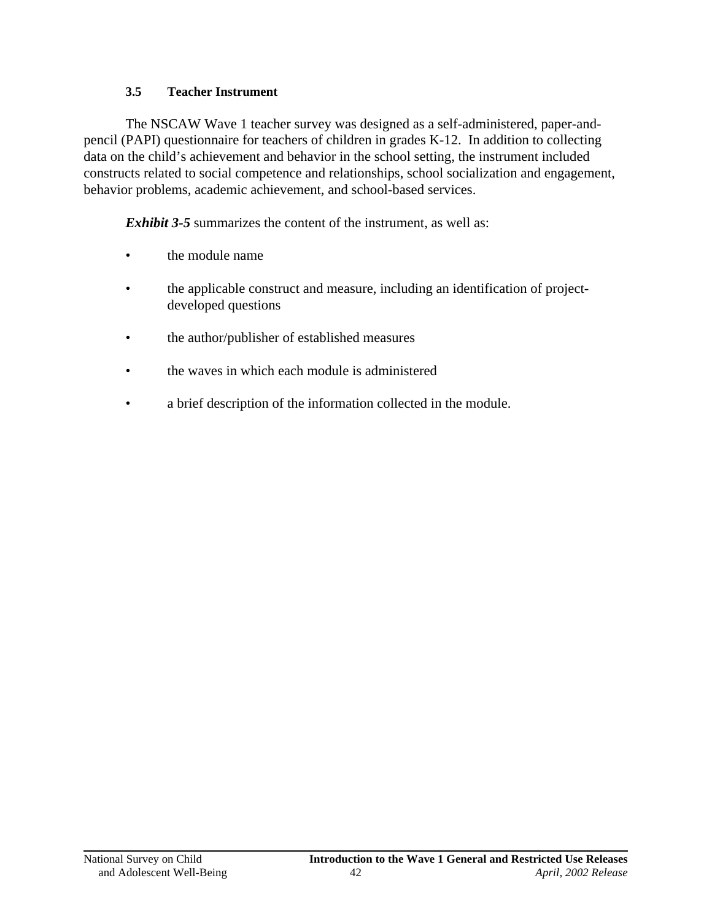### 3.5 Teacher Instrument

The NSCAW Wave 1 teacher survey was designed as a self-administered, paper-and-pencil (PAPI) questionnaire for teachers of children in grades K-12. In addition to collecting data on the child's achievement and behavior in the school setting, the instrument included constructs related to social competence and relationships, school socialization and engagement, behavior problems, academic achievement, and school-based services.

***Exhibit 3-5*** summarizes the content of the instrument, as well as:

- the module name
- the applicable construct and measure, including an identification of project-developed questions
- the author/publisher of established measures
- the waves in which each module is administered
- a brief description of the information collected in the module.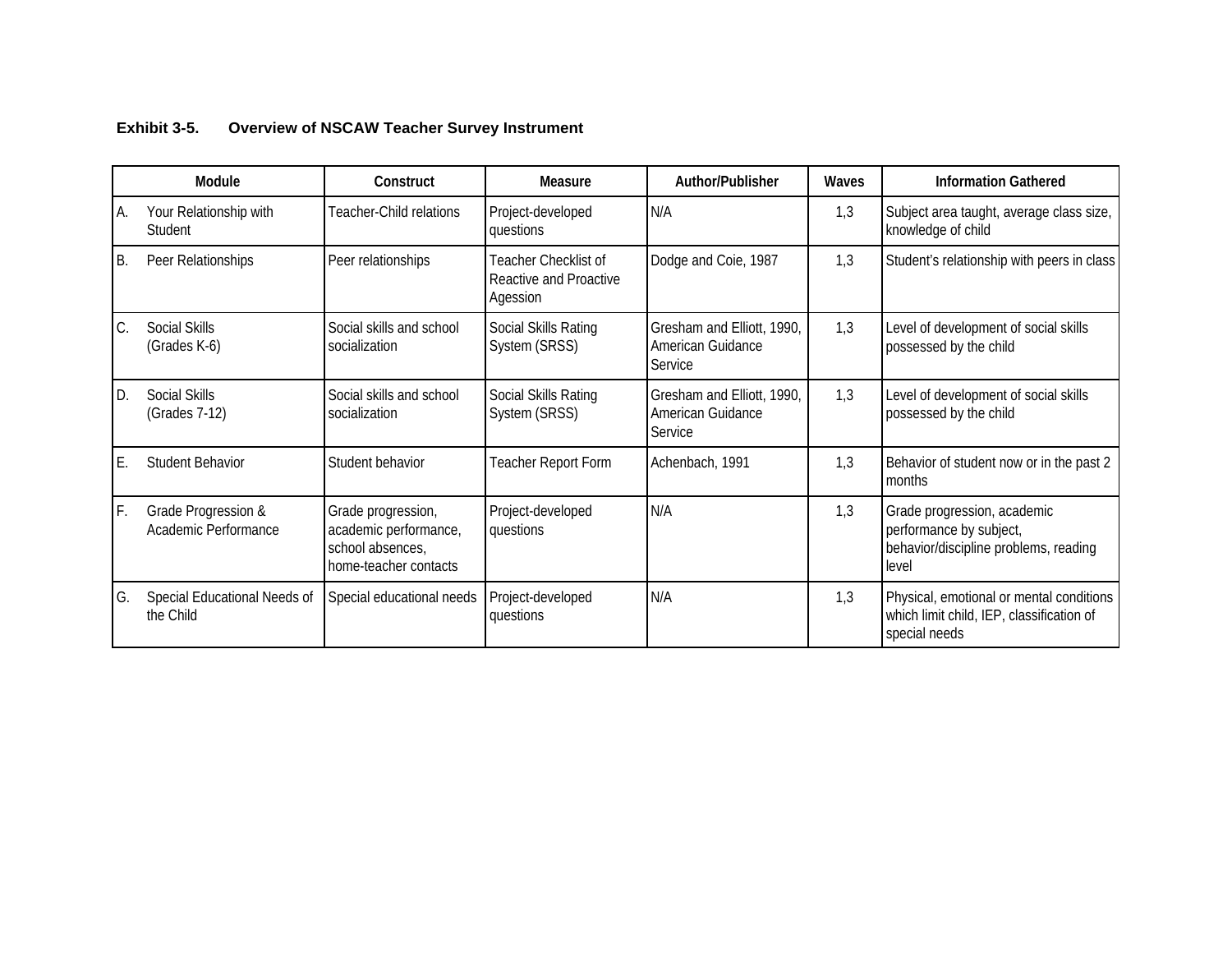**Exhibit 3-5. Overview of NSCAW Teacher Survey Instrument**

| Module | Construct | Measure | Author/Publisher | Waves | Information Gathered |
|---|---|---|---|---|---|
| A. Your Relationship with Student | Teacher-Child relations | Project-developed questions | N/A | 1,3 | Subject area taught, average class size, knowledge of child |
| B. Peer Relationships | Peer relationships | Teacher Checklist of Reactive and Proactive Agession | Dodge and Coie, 1987 | 1,3 | Student's relationship with peers in class |
| C. Social Skills (Grades K-6) | Social skills and school socialization | Social Skills Rating System (SRSS) | Gresham and Elliott, 1990, American Guidance Service | 1,3 | Level of development of social skills possessed by the child |
| D. Social Skills (Grades 7-12) | Social skills and school socialization | Social Skills Rating System (SRSS) | Gresham and Elliott, 1990, American Guidance Service | 1,3 | Level of development of social skills possessed by the child |
| E. Student Behavior | Student behavior | Teacher Report Form | Achenbach, 1991 | 1,3 | Behavior of student now or in the past 2 months |
| F. Grade Progression & Academic Performance | Grade progression, academic performance, school absences, home-teacher contacts | Project-developed questions | N/A | 1,3 | Grade progression, academic performance by subject, behavior/discipline problems, reading level |
| G. Special Educational Needs of the Child | Special educational needs | Project-developed questions | N/A | 1,3 | Physical, emotional or mental conditions which limit child, IEP, classification of special needs |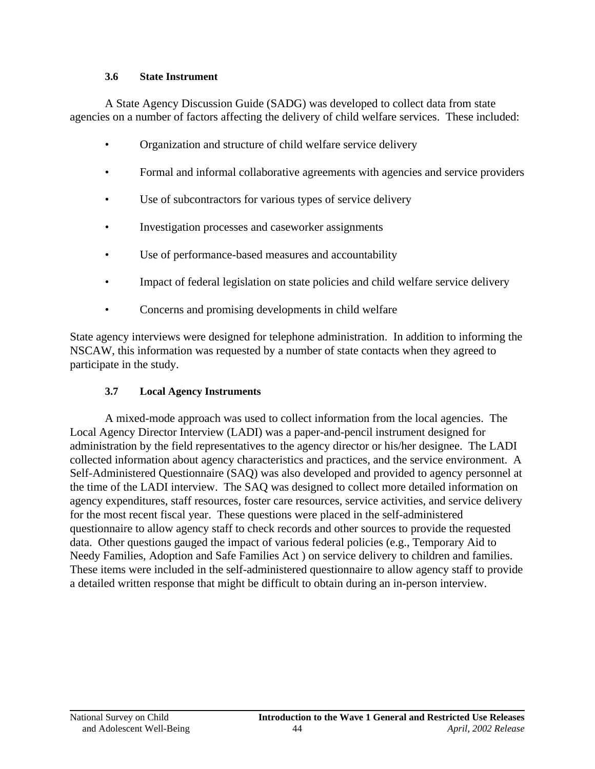### 3.6 State Instrument

A State Agency Discussion Guide (SADG) was developed to collect data from state agencies on a number of factors affecting the delivery of child welfare services. These included:

- Organization and structure of child welfare service delivery
- Formal and informal collaborative agreements with agencies and service providers
- Use of subcontractors for various types of service delivery
- Investigation processes and caseworker assignments
- Use of performance-based measures and accountability
- Impact of federal legislation on state policies and child welfare service delivery
- Concerns and promising developments in child welfare

State agency interviews were designed for telephone administration. In addition to informing the NSCAW, this information was requested by a number of state contacts when they agreed to participate in the study.

### 3.7 Local Agency Instruments

A mixed-mode approach was used to collect information from the local agencies. The Local Agency Director Interview (LADI) was a paper-and-pencil instrument designed for administration by the field representatives to the agency director or his/her designee. The LADI collected information about agency characteristics and practices, and the service environment. A Self-Administered Questionnaire (SAQ) was also developed and provided to agency personnel at the time of the LADI interview. The SAQ was designed to collect more detailed information on agency expenditures, staff resources, foster care resources, service activities, and service delivery for the most recent fiscal year. These questions were placed in the self-administered questionnaire to allow agency staff to check records and other sources to provide the requested data. Other questions gauged the impact of various federal policies (e.g., Temporary Aid to Needy Families, Adoption and Safe Families Act ) on service delivery to children and families. These items were included in the self-administered questionnaire to allow agency staff to provide a detailed written response that might be difficult to obtain during an in-person interview.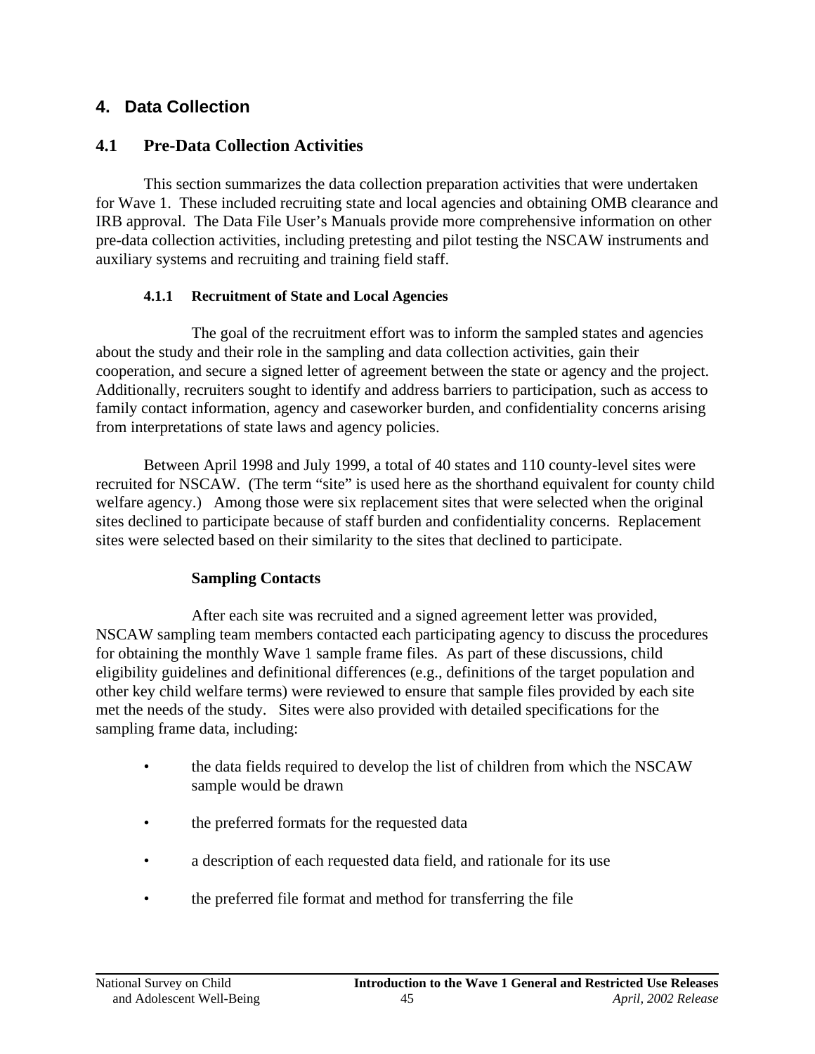# 4. Data Collection

## 4.1 Pre-Data Collection Activities

This section summarizes the data collection preparation activities that were undertaken for Wave 1. These included recruiting state and local agencies and obtaining OMB clearance and IRB approval. The Data File User's Manuals provide more comprehensive information on other pre-data collection activities, including pretesting and pilot testing the NSCAW instruments and auxiliary systems and recruiting and training field staff.

### 4.1.1 Recruitment of State and Local Agencies

The goal of the recruitment effort was to inform the sampled states and agencies about the study and their role in the sampling and data collection activities, gain their cooperation, and secure a signed letter of agreement between the state or agency and the project. Additionally, recruiters sought to identify and address barriers to participation, such as access to family contact information, agency and caseworker burden, and confidentiality concerns arising from interpretations of state laws and agency policies.

Between April 1998 and July 1999, a total of 40 states and 110 county-level sites were recruited for NSCAW. (The term "site" is used here as the shorthand equivalent for county child welfare agency.) Among those were six replacement sites that were selected when the original sites declined to participate because of staff burden and confidentiality concerns. Replacement sites were selected based on their similarity to the sites that declined to participate.

**Sampling Contacts**

After each site was recruited and a signed agreement letter was provided, NSCAW sampling team members contacted each participating agency to discuss the procedures for obtaining the monthly Wave 1 sample frame files. As part of these discussions, child eligibility guidelines and definitional differences (e.g., definitions of the target population and other key child welfare terms) were reviewed to ensure that sample files provided by each site met the needs of the study. Sites were also provided with detailed specifications for the sampling frame data, including:

- the data fields required to develop the list of children from which the NSCAW sample would be drawn
- the preferred formats for the requested data
- a description of each requested data field, and rationale for its use
- the preferred file format and method for transferring the file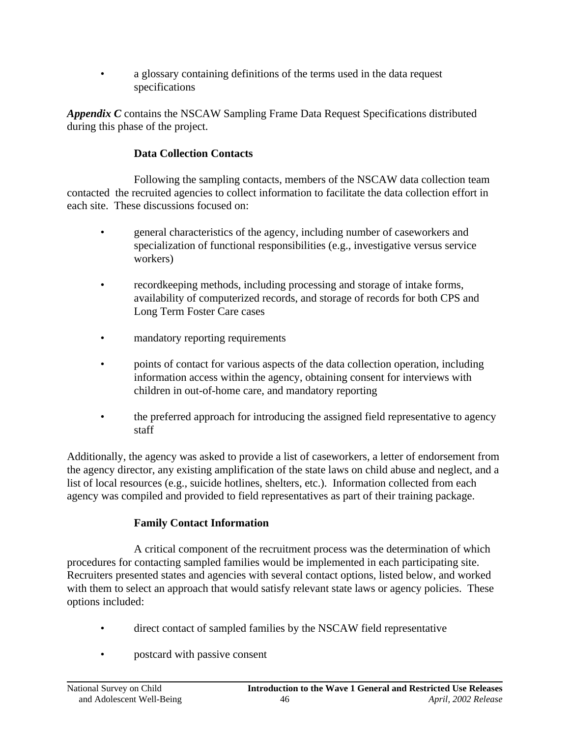- a glossary containing definitions of the terms used in the data request specifications

***Appendix C*** contains the NSCAW Sampling Frame Data Request Specifications distributed during this phase of the project.

### Data Collection Contacts

Following the sampling contacts, members of the NSCAW data collection team contacted the recruited agencies to collect information to facilitate the data collection effort in each site. These discussions focused on:

- general characteristics of the agency, including number of caseworkers and specialization of functional responsibilities (e.g., investigative versus service workers)
- recordkeeping methods, including processing and storage of intake forms, availability of computerized records, and storage of records for both CPS and Long Term Foster Care cases
- mandatory reporting requirements
- points of contact for various aspects of the data collection operation, including information access within the agency, obtaining consent for interviews with children in out-of-home care, and mandatory reporting
- the preferred approach for introducing the assigned field representative to agency staff

Additionally, the agency was asked to provide a list of caseworkers, a letter of endorsement from the agency director, any existing amplification of the state laws on child abuse and neglect, and a list of local resources (e.g., suicide hotlines, shelters, etc.). Information collected from each agency was compiled and provided to field representatives as part of their training package.

### Family Contact Information

A critical component of the recruitment process was the determination of which procedures for contacting sampled families would be implemented in each participating site. Recruiters presented states and agencies with several contact options, listed below, and worked with them to select an approach that would satisfy relevant state laws or agency policies. These options included:

- direct contact of sampled families by the NSCAW field representative
- postcard with passive consent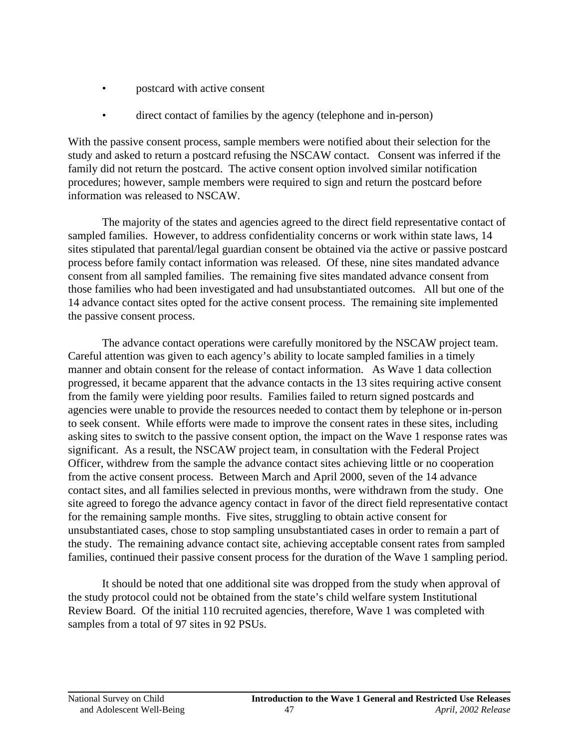- postcard with active consent
- direct contact of families by the agency (telephone and in-person)

With the passive consent process, sample members were notified about their selection for the study and asked to return a postcard refusing the NSCAW contact. Consent was inferred if the family did not return the postcard. The active consent option involved similar notification procedures; however, sample members were required to sign and return the postcard before information was released to NSCAW.

The majority of the states and agencies agreed to the direct field representative contact of sampled families. However, to address confidentiality concerns or work within state laws, 14 sites stipulated that parental/legal guardian consent be obtained via the active or passive postcard process before family contact information was released. Of these, nine sites mandated advance consent from all sampled families. The remaining five sites mandated advance consent from those families who had been investigated and had unsubstantiated outcomes. All but one of the 14 advance contact sites opted for the active consent process. The remaining site implemented the passive consent process.

The advance contact operations were carefully monitored by the NSCAW project team. Careful attention was given to each agency's ability to locate sampled families in a timely manner and obtain consent for the release of contact information. As Wave 1 data collection progressed, it became apparent that the advance contacts in the 13 sites requiring active consent from the family were yielding poor results. Families failed to return signed postcards and agencies were unable to provide the resources needed to contact them by telephone or in-person to seek consent. While efforts were made to improve the consent rates in these sites, including asking sites to switch to the passive consent option, the impact on the Wave 1 response rates was significant. As a result, the NSCAW project team, in consultation with the Federal Project Officer, withdrew from the sample the advance contact sites achieving little or no cooperation from the active consent process. Between March and April 2000, seven of the 14 advance contact sites, and all families selected in previous months, were withdrawn from the study. One site agreed to forego the advance agency contact in favor of the direct field representative contact for the remaining sample months. Five sites, struggling to obtain active consent for unsubstantiated cases, chose to stop sampling unsubstantiated cases in order to remain a part of the study. The remaining advance contact site, achieving acceptable consent rates from sampled families, continued their passive consent process for the duration of the Wave 1 sampling period.

It should be noted that one additional site was dropped from the study when approval of the study protocol could not be obtained from the state's child welfare system Institutional Review Board. Of the initial 110 recruited agencies, therefore, Wave 1 was completed with samples from a total of 97 sites in 92 PSUs.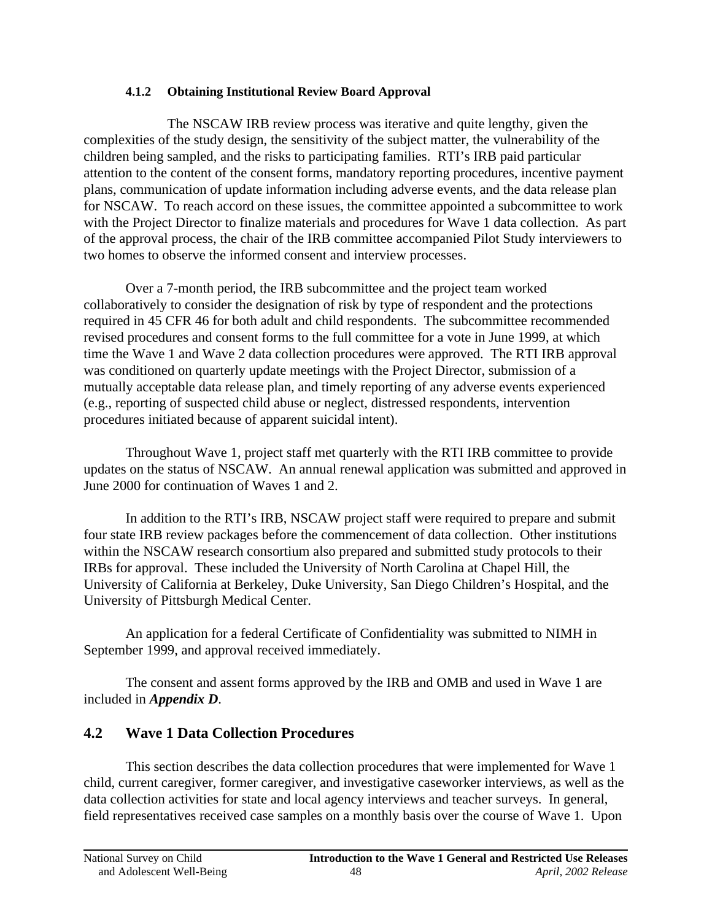#### 4.1.2 Obtaining Institutional Review Board Approval

The NSCAW IRB review process was iterative and quite lengthy, given the complexities of the study design, the sensitivity of the subject matter, the vulnerability of the children being sampled, and the risks to participating families. RTI's IRB paid particular attention to the content of the consent forms, mandatory reporting procedures, incentive payment plans, communication of update information including adverse events, and the data release plan for NSCAW. To reach accord on these issues, the committee appointed a subcommittee to work with the Project Director to finalize materials and procedures for Wave 1 data collection. As part of the approval process, the chair of the IRB committee accompanied Pilot Study interviewers to two homes to observe the informed consent and interview processes.

Over a 7-month period, the IRB subcommittee and the project team worked collaboratively to consider the designation of risk by type of respondent and the protections required in 45 CFR 46 for both adult and child respondents. The subcommittee recommended revised procedures and consent forms to the full committee for a vote in June 1999, at which time the Wave 1 and Wave 2 data collection procedures were approved. The RTI IRB approval was conditioned on quarterly update meetings with the Project Director, submission of a mutually acceptable data release plan, and timely reporting of any adverse events experienced (e.g., reporting of suspected child abuse or neglect, distressed respondents, intervention procedures initiated because of apparent suicidal intent).

Throughout Wave 1, project staff met quarterly with the RTI IRB committee to provide updates on the status of NSCAW. An annual renewal application was submitted and approved in June 2000 for continuation of Waves 1 and 2.

In addition to the RTI's IRB, NSCAW project staff were required to prepare and submit four state IRB review packages before the commencement of data collection. Other institutions within the NSCAW research consortium also prepared and submitted study protocols to their IRBs for approval. These included the University of North Carolina at Chapel Hill, the University of California at Berkeley, Duke University, San Diego Children's Hospital, and the University of Pittsburgh Medical Center.

An application for a federal Certificate of Confidentiality was submitted to NIMH in September 1999, and approval received immediately.

The consent and assent forms approved by the IRB and OMB and used in Wave 1 are included in ***Appendix D***.

## 4.2 Wave 1 Data Collection Procedures

This section describes the data collection procedures that were implemented for Wave 1 child, current caregiver, former caregiver, and investigative caseworker interviews, as well as the data collection activities for state and local agency interviews and teacher surveys. In general, field representatives received case samples on a monthly basis over the course of Wave 1. Upon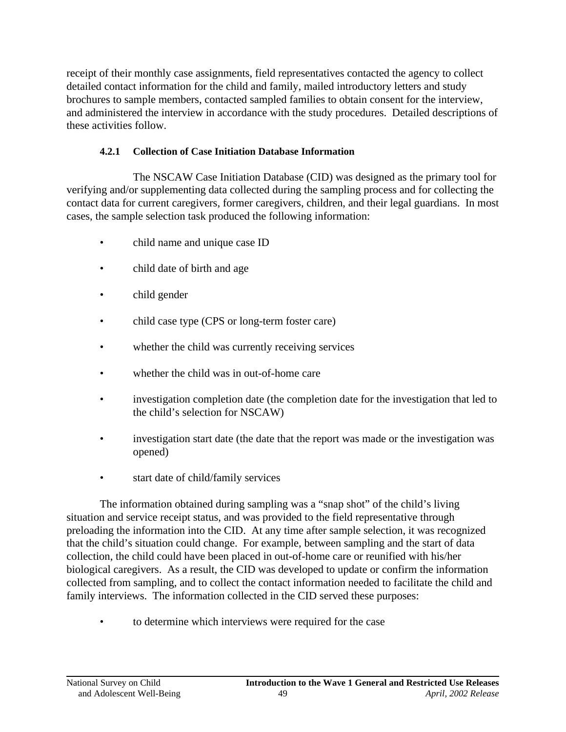receipt of their monthly case assignments, field representatives contacted the agency to collect detailed contact information for the child and family, mailed introductory letters and study brochures to sample members, contacted sampled families to obtain consent for the interview, and administered the interview in accordance with the study procedures. Detailed descriptions of these activities follow.

#### 4.2.1 Collection of Case Initiation Database Information

The NSCAW Case Initiation Database (CID) was designed as the primary tool for verifying and/or supplementing data collected during the sampling process and for collecting the contact data for current caregivers, former caregivers, children, and their legal guardians. In most cases, the sample selection task produced the following information:

- child name and unique case ID
- child date of birth and age
- child gender
- child case type (CPS or long-term foster care)
- whether the child was currently receiving services
- whether the child was in out-of-home care
- investigation completion date (the completion date for the investigation that led to the child's selection for NSCAW)
- investigation start date (the date that the report was made or the investigation was opened)
- start date of child/family services

The information obtained during sampling was a "snap shot" of the child's living situation and service receipt status, and was provided to the field representative through preloading the information into the CID. At any time after sample selection, it was recognized that the child's situation could change. For example, between sampling and the start of data collection, the child could have been placed in out-of-home care or reunified with his/her biological caregivers. As a result, the CID was developed to update or confirm the information collected from sampling, and to collect the contact information needed to facilitate the child and family interviews. The information collected in the CID served these purposes:

- to determine which interviews were required for the case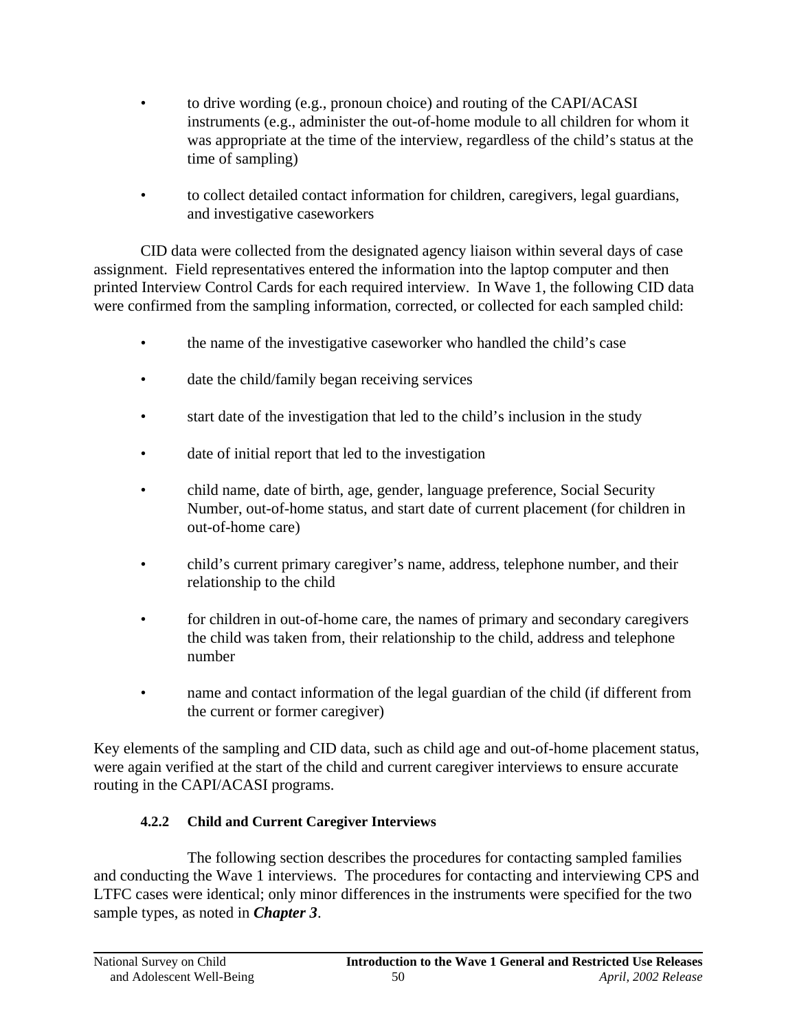- to drive wording (e.g., pronoun choice) and routing of the CAPI/ACASI instruments (e.g., administer the out-of-home module to all children for whom it was appropriate at the time of the interview, regardless of the child's status at the time of sampling)

- to collect detailed contact information for children, caregivers, legal guardians, and investigative caseworkers

CID data were collected from the designated agency liaison within several days of case assignment. Field representatives entered the information into the laptop computer and then printed Interview Control Cards for each required interview. In Wave 1, the following CID data were confirmed from the sampling information, corrected, or collected for each sampled child:

- the name of the investigative caseworker who handled the child's case

- date the child/family began receiving services

- start date of the investigation that led to the child's inclusion in the study

- date of initial report that led to the investigation

- child name, date of birth, age, gender, language preference, Social Security Number, out-of-home status, and start date of current placement (for children in out-of-home care)

- child's current primary caregiver's name, address, telephone number, and their relationship to the child

- for children in out-of-home care, the names of primary and secondary caregivers the child was taken from, their relationship to the child, address and telephone number

- name and contact information of the legal guardian of the child (if different from the current or former caregiver)

Key elements of the sampling and CID data, such as child age and out-of-home placement status, were again verified at the start of the child and current caregiver interviews to ensure accurate routing in the CAPI/ACASI programs.

### 4.2.2 Child and Current Caregiver Interviews

The following section describes the procedures for contacting sampled families and conducting the Wave 1 interviews. The procedures for contacting and interviewing CPS and LTFC cases were identical; only minor differences in the instruments were specified for the two sample types, as noted in ***Chapter 3***.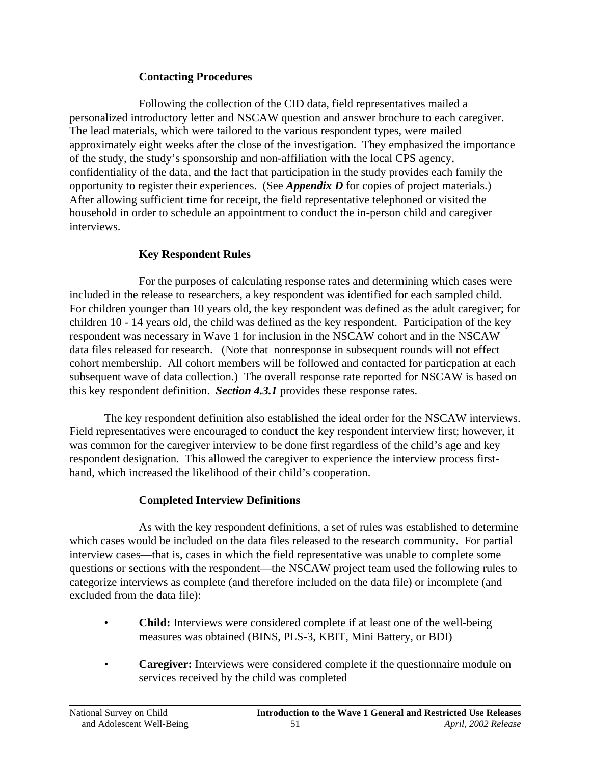### Contacting Procedures

Following the collection of the CID data, field representatives mailed a personalized introductory letter and NSCAW question and answer brochure to each caregiver. The lead materials, which were tailored to the various respondent types, were mailed approximately eight weeks after the close of the investigation. They emphasized the importance of the study, the study's sponsorship and non-affiliation with the local CPS agency, confidentiality of the data, and the fact that participation in the study provides each family the opportunity to register their experiences. (See ***Appendix D*** for copies of project materials.) After allowing sufficient time for receipt, the field representative telephoned or visited the household in order to schedule an appointment to conduct the in-person child and caregiver interviews.

### Key Respondent Rules

For the purposes of calculating response rates and determining which cases were included in the release to researchers, a key respondent was identified for each sampled child. For children younger than 10 years old, the key respondent was defined as the adult caregiver; for children 10 - 14 years old, the child was defined as the key respondent. Participation of the key respondent was necessary in Wave 1 for inclusion in the NSCAW cohort and in the NSCAW data files released for research. (Note that nonresponse in subsequent rounds will not effect cohort membership. All cohort members will be followed and contacted for particpation at each subsequent wave of data collection.) The overall response rate reported for NSCAW is based on this key respondent definition. ***Section 4.3.1*** provides these response rates.

The key respondent definition also established the ideal order for the NSCAW interviews. Field representatives were encouraged to conduct the key respondent interview first; however, it was common for the caregiver interview to be done first regardless of the child's age and key respondent designation. This allowed the caregiver to experience the interview process first-hand, which increased the likelihood of their child's cooperation.

### Completed Interview Definitions

As with the key respondent definitions, a set of rules was established to determine which cases would be included on the data files released to the research community. For partial interview cases—that is, cases in which the field representative was unable to complete some questions or sections with the respondent—the NSCAW project team used the following rules to categorize interviews as complete (and therefore included on the data file) or incomplete (and excluded from the data file):

- **Child:** Interviews were considered complete if at least one of the well-being measures was obtained (BINS, PLS-3, KBIT, Mini Battery, or BDI)
- **Caregiver:** Interviews were considered complete if the questionnaire module on services received by the child was completed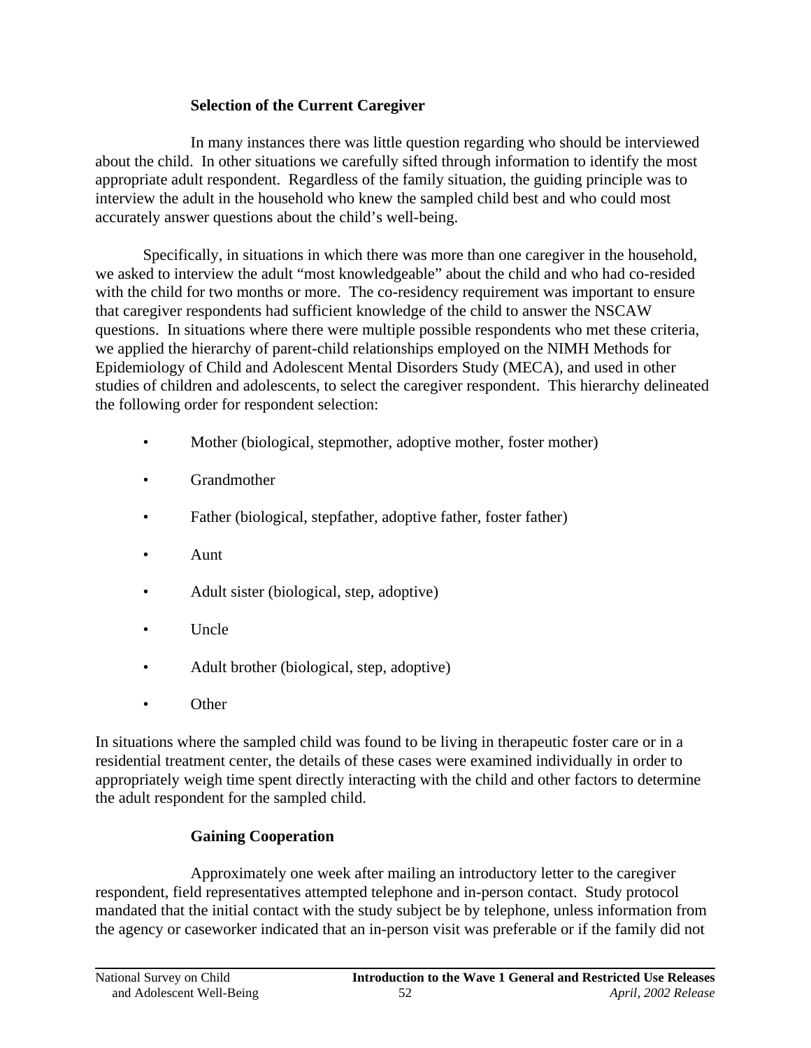### Selection of the Current Caregiver

In many instances there was little question regarding who should be interviewed about the child. In other situations we carefully sifted through information to identify the most appropriate adult respondent. Regardless of the family situation, the guiding principle was to interview the adult in the household who knew the sampled child best and who could most accurately answer questions about the child's well-being.

Specifically, in situations in which there was more than one caregiver in the household, we asked to interview the adult "most knowledgeable" about the child and who had co-resided with the child for two months or more. The co-residency requirement was important to ensure that caregiver respondents had sufficient knowledge of the child to answer the NSCAW questions. In situations where there were multiple possible respondents who met these criteria, we applied the hierarchy of parent-child relationships employed on the NIMH Methods for Epidemiology of Child and Adolescent Mental Disorders Study (MECA), and used in other studies of children and adolescents, to select the caregiver respondent. This hierarchy delineated the following order for respondent selection:

- Mother (biological, stepmother, adoptive mother, foster mother)
- Grandmother
- Father (biological, stepfather, adoptive father, foster father)
- Aunt
- Adult sister (biological, step, adoptive)
- Uncle
- Adult brother (biological, step, adoptive)
- Other

In situations where the sampled child was found to be living in therapeutic foster care or in a residential treatment center, the details of these cases were examined individually in order to appropriately weigh time spent directly interacting with the child and other factors to determine the adult respondent for the sampled child.

### Gaining Cooperation

Approximately one week after mailing an introductory letter to the caregiver respondent, field representatives attempted telephone and in-person contact. Study protocol mandated that the initial contact with the study subject be by telephone, unless information from the agency or caseworker indicated that an in-person visit was preferable or if the family did not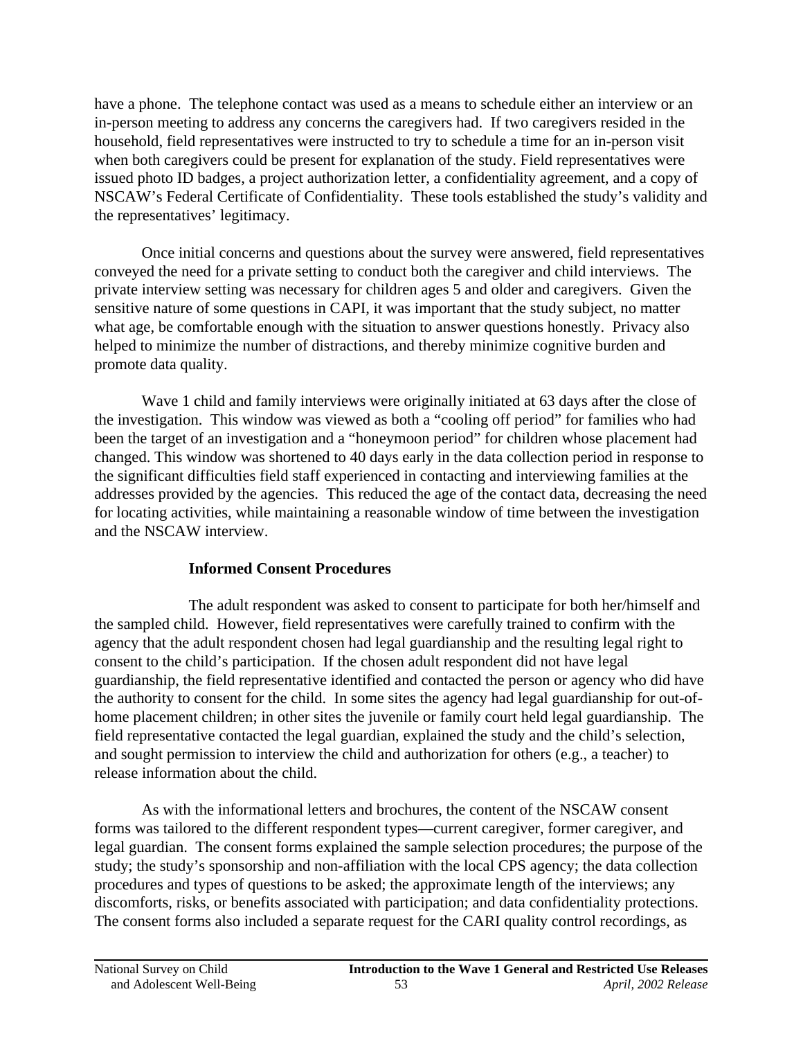have a phone. The telephone contact was used as a means to schedule either an interview or an in-person meeting to address any concerns the caregivers had. If two caregivers resided in the household, field representatives were instructed to try to schedule a time for an in-person visit when both caregivers could be present for explanation of the study. Field representatives were issued photo ID badges, a project authorization letter, a confidentiality agreement, and a copy of NSCAW's Federal Certificate of Confidentiality. These tools established the study's validity and the representatives' legitimacy.

Once initial concerns and questions about the survey were answered, field representatives conveyed the need for a private setting to conduct both the caregiver and child interviews. The private interview setting was necessary for children ages 5 and older and caregivers. Given the sensitive nature of some questions in CAPI, it was important that the study subject, no matter what age, be comfortable enough with the situation to answer questions honestly. Privacy also helped to minimize the number of distractions, and thereby minimize cognitive burden and promote data quality.

Wave 1 child and family interviews were originally initiated at 63 days after the close of the investigation. This window was viewed as both a "cooling off period" for families who had been the target of an investigation and a "honeymoon period" for children whose placement had changed. This window was shortened to 40 days early in the data collection period in response to the significant difficulties field staff experienced in contacting and interviewing families at the addresses provided by the agencies. This reduced the age of the contact data, decreasing the need for locating activities, while maintaining a reasonable window of time between the investigation and the NSCAW interview.

### Informed Consent Procedures

The adult respondent was asked to consent to participate for both her/himself and the sampled child. However, field representatives were carefully trained to confirm with the agency that the adult respondent chosen had legal guardianship and the resulting legal right to consent to the child's participation. If the chosen adult respondent did not have legal guardianship, the field representative identified and contacted the person or agency who did have the authority to consent for the child. In some sites the agency had legal guardianship for out-of-home placement children; in other sites the juvenile or family court held legal guardianship. The field representative contacted the legal guardian, explained the study and the child's selection, and sought permission to interview the child and authorization for others (e.g., a teacher) to release information about the child.

As with the informational letters and brochures, the content of the NSCAW consent forms was tailored to the different respondent types—current caregiver, former caregiver, and legal guardian. The consent forms explained the sample selection procedures; the purpose of the study; the study's sponsorship and non-affiliation with the local CPS agency; the data collection procedures and types of questions to be asked; the approximate length of the interviews; any discomforts, risks, or benefits associated with participation; and data confidentiality protections. The consent forms also included a separate request for the CARI quality control recordings, as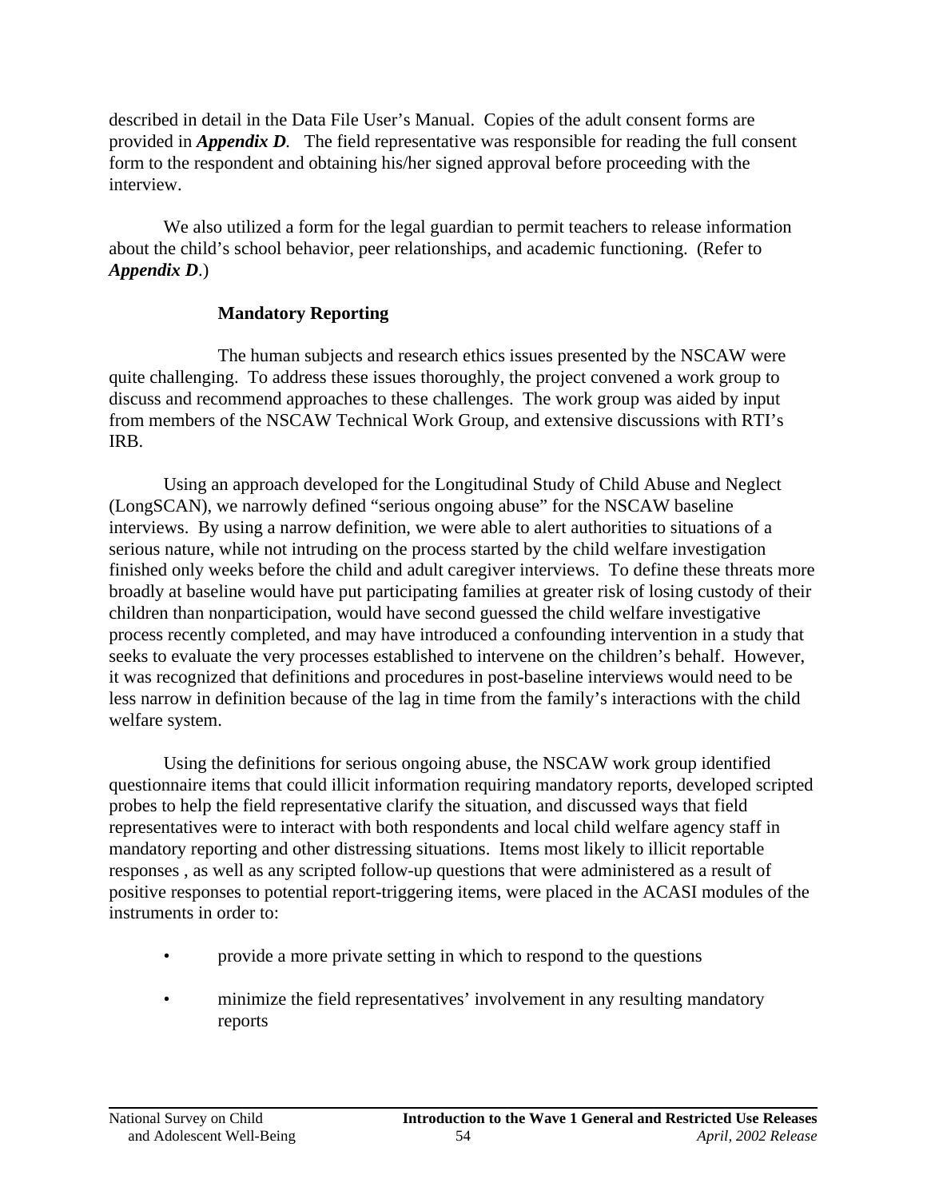described in detail in the Data File User's Manual. Copies of the adult consent forms are provided in ***Appendix D****.* The field representative was responsible for reading the full consent form to the respondent and obtaining his/her signed approval before proceeding with the interview.

We also utilized a form for the legal guardian to permit teachers to release information about the child's school behavior, peer relationships, and academic functioning. (Refer to ***Appendix D***.)

### Mandatory Reporting

The human subjects and research ethics issues presented by the NSCAW were quite challenging. To address these issues thoroughly, the project convened a work group to discuss and recommend approaches to these challenges. The work group was aided by input from members of the NSCAW Technical Work Group, and extensive discussions with RTI's IRB.

Using an approach developed for the Longitudinal Study of Child Abuse and Neglect (LongSCAN), we narrowly defined "serious ongoing abuse" for the NSCAW baseline interviews. By using a narrow definition, we were able to alert authorities to situations of a serious nature, while not intruding on the process started by the child welfare investigation finished only weeks before the child and adult caregiver interviews. To define these threats more broadly at baseline would have put participating families at greater risk of losing custody of their children than nonparticipation, would have second guessed the child welfare investigative process recently completed, and may have introduced a confounding intervention in a study that seeks to evaluate the very processes established to intervene on the children's behalf. However, it was recognized that definitions and procedures in post-baseline interviews would need to be less narrow in definition because of the lag in time from the family's interactions with the child welfare system.

Using the definitions for serious ongoing abuse, the NSCAW work group identified questionnaire items that could illicit information requiring mandatory reports, developed scripted probes to help the field representative clarify the situation, and discussed ways that field representatives were to interact with both respondents and local child welfare agency staff in mandatory reporting and other distressing situations. Items most likely to illicit reportable responses , as well as any scripted follow-up questions that were administered as a result of positive responses to potential report-triggering items, were placed in the ACASI modules of the instruments in order to:

- provide a more private setting in which to respond to the questions
- minimize the field representatives' involvement in any resulting mandatory reports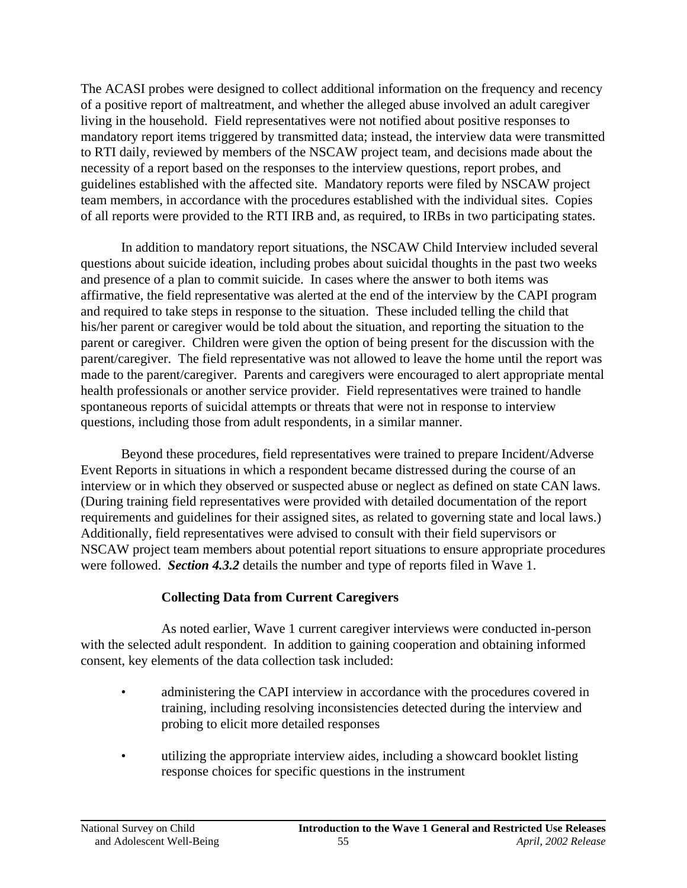The ACASI probes were designed to collect additional information on the frequency and recency of a positive report of maltreatment, and whether the alleged abuse involved an adult caregiver living in the household. Field representatives were not notified about positive responses to mandatory report items triggered by transmitted data; instead, the interview data were transmitted to RTI daily, reviewed by members of the NSCAW project team, and decisions made about the necessity of a report based on the responses to the interview questions, report probes, and guidelines established with the affected site. Mandatory reports were filed by NSCAW project team members, in accordance with the procedures established with the individual sites. Copies of all reports were provided to the RTI IRB and, as required, to IRBs in two participating states.

In addition to mandatory report situations, the NSCAW Child Interview included several questions about suicide ideation, including probes about suicidal thoughts in the past two weeks and presence of a plan to commit suicide. In cases where the answer to both items was affirmative, the field representative was alerted at the end of the interview by the CAPI program and required to take steps in response to the situation. These included telling the child that his/her parent or caregiver would be told about the situation, and reporting the situation to the parent or caregiver. Children were given the option of being present for the discussion with the parent/caregiver. The field representative was not allowed to leave the home until the report was made to the parent/caregiver. Parents and caregivers were encouraged to alert appropriate mental health professionals or another service provider. Field representatives were trained to handle spontaneous reports of suicidal attempts or threats that were not in response to interview questions, including those from adult respondents, in a similar manner.

Beyond these procedures, field representatives were trained to prepare Incident/Adverse Event Reports in situations in which a respondent became distressed during the course of an interview or in which they observed or suspected abuse or neglect as defined on state CAN laws. (During training field representatives were provided with detailed documentation of the report requirements and guidelines for their assigned sites, as related to governing state and local laws.) Additionally, field representatives were advised to consult with their field supervisors or NSCAW project team members about potential report situations to ensure appropriate procedures were followed. ***Section 4.3.2*** details the number and type of reports filed in Wave 1.

**Collecting Data from Current Caregivers**

As noted earlier, Wave 1 current caregiver interviews were conducted in-person with the selected adult respondent. In addition to gaining cooperation and obtaining informed consent, key elements of the data collection task included:

- administering the CAPI interview in accordance with the procedures covered in training, including resolving inconsistencies detected during the interview and probing to elicit more detailed responses

- utilizing the appropriate interview aides, including a showcard booklet listing response choices for specific questions in the instrument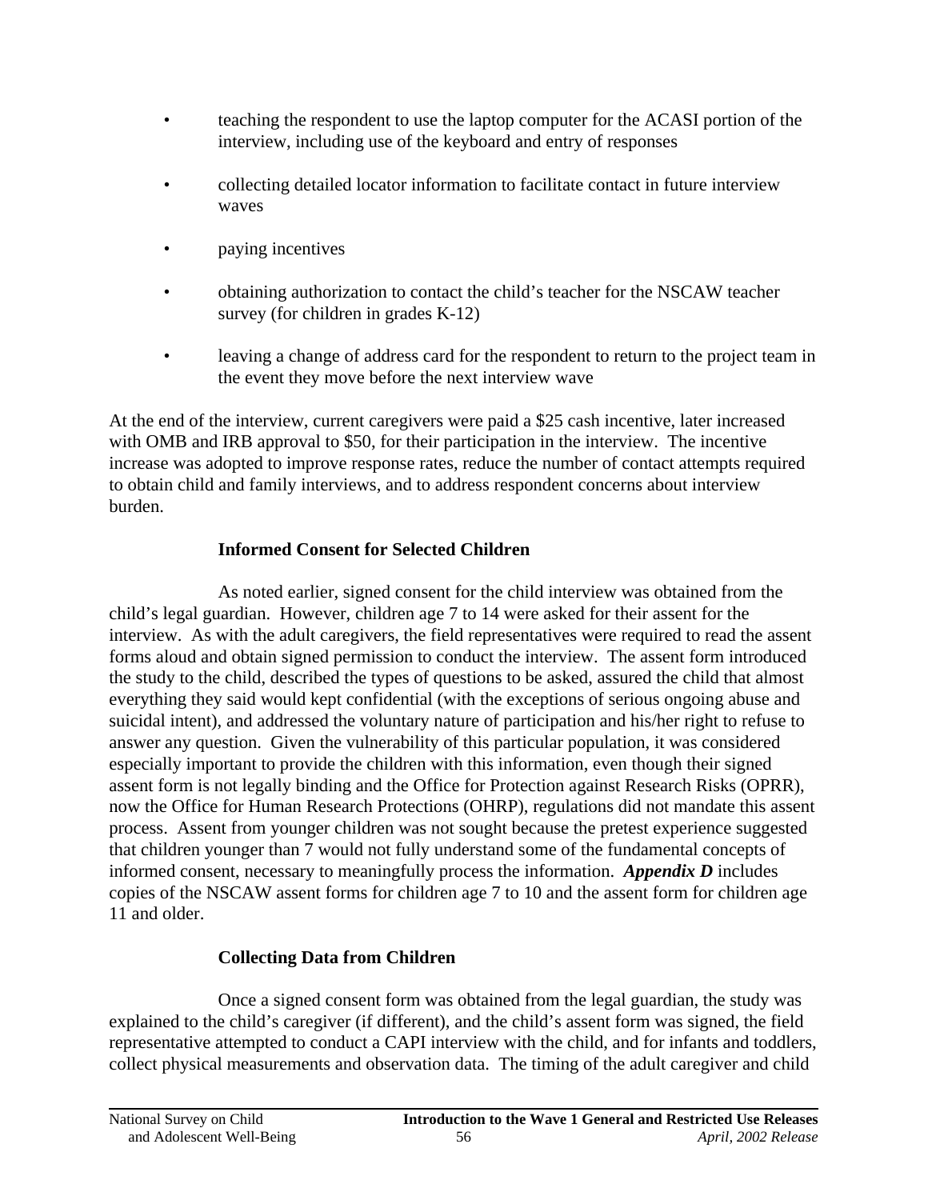- teaching the respondent to use the laptop computer for the ACASI portion of the interview, including use of the keyboard and entry of responses
- collecting detailed locator information to facilitate contact in future interview waves
- paying incentives
- obtaining authorization to contact the child's teacher for the NSCAW teacher survey (for children in grades K-12)
- leaving a change of address card for the respondent to return to the project team in the event they move before the next interview wave

At the end of the interview, current caregivers were paid a $25 cash incentive, later increased with OMB and IRB approval to $50, for their participation in the interview. The incentive increase was adopted to improve response rates, reduce the number of contact attempts required to obtain child and family interviews, and to address respondent concerns about interview burden.

### Informed Consent for Selected Children

As noted earlier, signed consent for the child interview was obtained from the child's legal guardian. However, children age 7 to 14 were asked for their assent for the interview. As with the adult caregivers, the field representatives were required to read the assent forms aloud and obtain signed permission to conduct the interview. The assent form introduced the study to the child, described the types of questions to be asked, assured the child that almost everything they said would kept confidential (with the exceptions of serious ongoing abuse and suicidal intent), and addressed the voluntary nature of participation and his/her right to refuse to answer any question. Given the vulnerability of this particular population, it was considered especially important to provide the children with this information, even though their signed assent form is not legally binding and the Office for Protection against Research Risks (OPRR), now the Office for Human Research Protections (OHRP), regulations did not mandate this assent process. Assent from younger children was not sought because the pretest experience suggested that children younger than 7 would not fully understand some of the fundamental concepts of informed consent, necessary to meaningfully process the information. ***Appendix D*** includes copies of the NSCAW assent forms for children age 7 to 10 and the assent form for children age 11 and older.

### Collecting Data from Children

Once a signed consent form was obtained from the legal guardian, the study was explained to the child's caregiver (if different), and the child's assent form was signed, the field representative attempted to conduct a CAPI interview with the child, and for infants and toddlers, collect physical measurements and observation data. The timing of the adult caregiver and child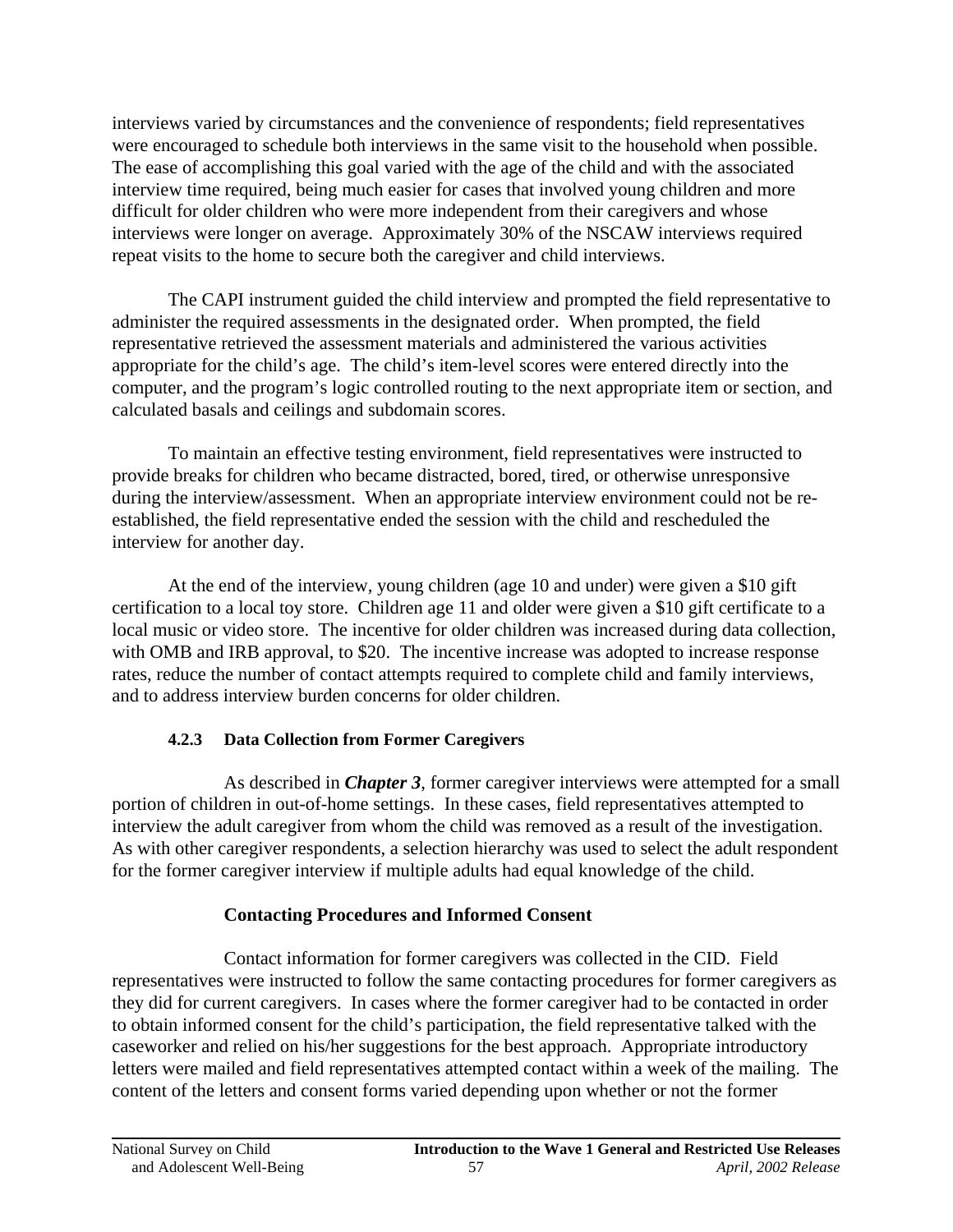interviews varied by circumstances and the convenience of respondents; field representatives were encouraged to schedule both interviews in the same visit to the household when possible. The ease of accomplishing this goal varied with the age of the child and with the associated interview time required, being much easier for cases that involved young children and more difficult for older children who were more independent from their caregivers and whose interviews were longer on average. Approximately 30% of the NSCAW interviews required repeat visits to the home to secure both the caregiver and child interviews.

The CAPI instrument guided the child interview and prompted the field representative to administer the required assessments in the designated order. When prompted, the field representative retrieved the assessment materials and administered the various activities appropriate for the child's age. The child's item-level scores were entered directly into the computer, and the program's logic controlled routing to the next appropriate item or section, and calculated basals and ceilings and subdomain scores.

To maintain an effective testing environment, field representatives were instructed to provide breaks for children who became distracted, bored, tired, or otherwise unresponsive during the interview/assessment. When an appropriate interview environment could not be re-established, the field representative ended the session with the child and rescheduled the interview for another day.

At the end of the interview, young children (age 10 and under) were given a $10 gift certification to a local toy store. Children age 11 and older were given a $10 gift certificate to a local music or video store. The incentive for older children was increased during data collection, with OMB and IRB approval, to $20. The incentive increase was adopted to increase response rates, reduce the number of contact attempts required to complete child and family interviews, and to address interview burden concerns for older children.

### 4.2.3 Data Collection from Former Caregivers

As described in ***Chapter 3***, former caregiver interviews were attempted for a small portion of children in out-of-home settings. In these cases, field representatives attempted to interview the adult caregiver from whom the child was removed as a result of the investigation. As with other caregiver respondents, a selection hierarchy was used to select the adult respondent for the former caregiver interview if multiple adults had equal knowledge of the child.

#### Contacting Procedures and Informed Consent

Contact information for former caregivers was collected in the CID. Field representatives were instructed to follow the same contacting procedures for former caregivers as they did for current caregivers. In cases where the former caregiver had to be contacted in order to obtain informed consent for the child's participation, the field representative talked with the caseworker and relied on his/her suggestions for the best approach. Appropriate introductory letters were mailed and field representatives attempted contact within a week of the mailing. The content of the letters and consent forms varied depending upon whether or not the former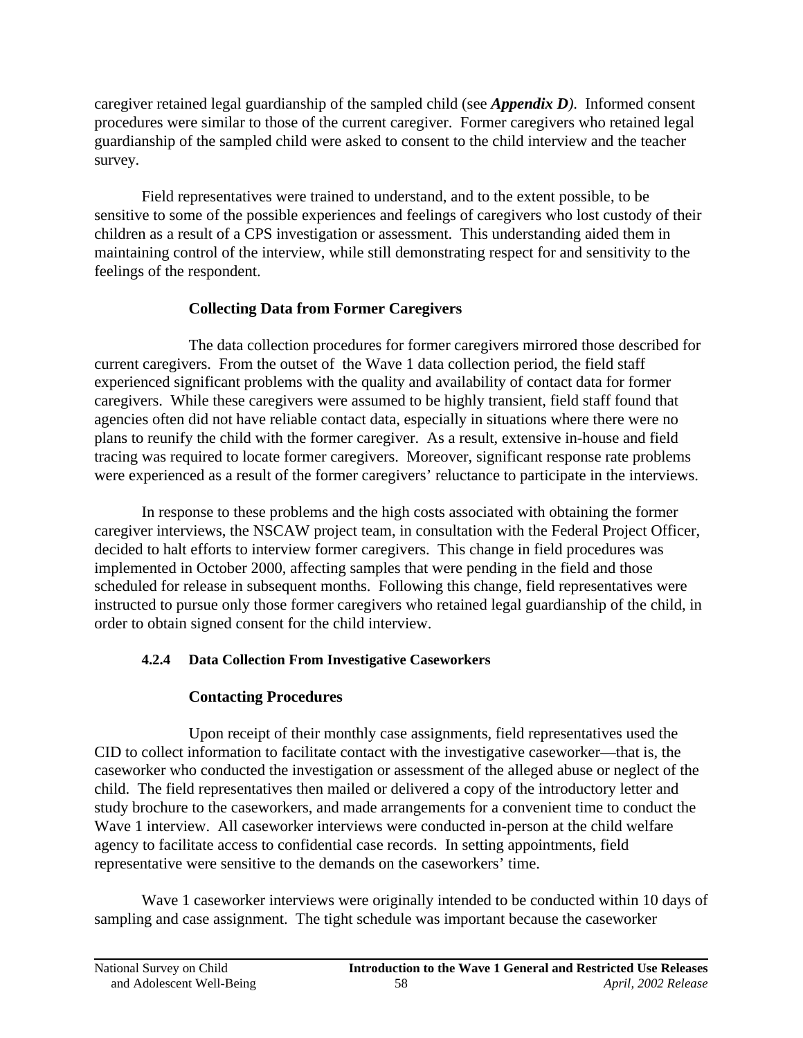caregiver retained legal guardianship of the sampled child (see ***Appendix D***). Informed consent procedures were similar to those of the current caregiver. Former caregivers who retained legal guardianship of the sampled child were asked to consent to the child interview and the teacher survey.

Field representatives were trained to understand, and to the extent possible, to be sensitive to some of the possible experiences and feelings of caregivers who lost custody of their children as a result of a CPS investigation or assessment. This understanding aided them in maintaining control of the interview, while still demonstrating respect for and sensitivity to the feelings of the respondent.

**Collecting Data from Former Caregivers**

The data collection procedures for former caregivers mirrored those described for current caregivers. From the outset of the Wave 1 data collection period, the field staff experienced significant problems with the quality and availability of contact data for former caregivers. While these caregivers were assumed to be highly transient, field staff found that agencies often did not have reliable contact data, especially in situations where there were no plans to reunify the child with the former caregiver. As a result, extensive in-house and field tracing was required to locate former caregivers. Moreover, significant response rate problems were experienced as a result of the former caregivers' reluctance to participate in the interviews.

In response to these problems and the high costs associated with obtaining the former caregiver interviews, the NSCAW project team, in consultation with the Federal Project Officer, decided to halt efforts to interview former caregivers. This change in field procedures was implemented in October 2000, affecting samples that were pending in the field and those scheduled for release in subsequent months. Following this change, field representatives were instructed to pursue only those former caregivers who retained legal guardianship of the child, in order to obtain signed consent for the child interview.

### 4.2.4 Data Collection From Investigative Caseworkers

**Contacting Procedures**

Upon receipt of their monthly case assignments, field representatives used the CID to collect information to facilitate contact with the investigative caseworker—that is, the caseworker who conducted the investigation or assessment of the alleged abuse or neglect of the child. The field representatives then mailed or delivered a copy of the introductory letter and study brochure to the caseworkers, and made arrangements for a convenient time to conduct the Wave 1 interview. All caseworker interviews were conducted in-person at the child welfare agency to facilitate access to confidential case records. In setting appointments, field representative were sensitive to the demands on the caseworkers' time.

Wave 1 caseworker interviews were originally intended to be conducted within 10 days of sampling and case assignment. The tight schedule was important because the caseworker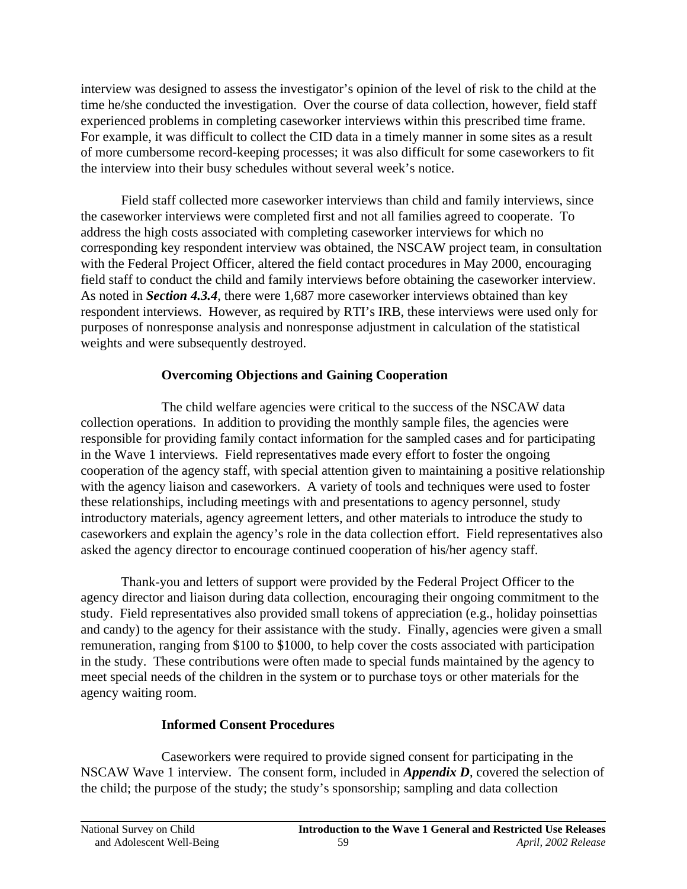interview was designed to assess the investigator's opinion of the level of risk to the child at the time he/she conducted the investigation. Over the course of data collection, however, field staff experienced problems in completing caseworker interviews within this prescribed time frame. For example, it was difficult to collect the CID data in a timely manner in some sites as a result of more cumbersome record-keeping processes; it was also difficult for some caseworkers to fit the interview into their busy schedules without several week's notice.

Field staff collected more caseworker interviews than child and family interviews, since the caseworker interviews were completed first and not all families agreed to cooperate. To address the high costs associated with completing caseworker interviews for which no corresponding key respondent interview was obtained, the NSCAW project team, in consultation with the Federal Project Officer, altered the field contact procedures in May 2000, encouraging field staff to conduct the child and family interviews before obtaining the caseworker interview. As noted in ***Section 4.3.4***, there were 1,687 more caseworker interviews obtained than key respondent interviews. However, as required by RTI's IRB, these interviews were used only for purposes of nonresponse analysis and nonresponse adjustment in calculation of the statistical weights and were subsequently destroyed.

**Overcoming Objections and Gaining Cooperation**

The child welfare agencies were critical to the success of the NSCAW data collection operations. In addition to providing the monthly sample files, the agencies were responsible for providing family contact information for the sampled cases and for participating in the Wave 1 interviews. Field representatives made every effort to foster the ongoing cooperation of the agency staff, with special attention given to maintaining a positive relationship with the agency liaison and caseworkers. A variety of tools and techniques were used to foster these relationships, including meetings with and presentations to agency personnel, study introductory materials, agency agreement letters, and other materials to introduce the study to caseworkers and explain the agency's role in the data collection effort. Field representatives also asked the agency director to encourage continued cooperation of his/her agency staff.

Thank-you and letters of support were provided by the Federal Project Officer to the agency director and liaison during data collection, encouraging their ongoing commitment to the study. Field representatives also provided small tokens of appreciation (e.g., holiday poinsettias and candy) to the agency for their assistance with the study. Finally, agencies were given a small remuneration, ranging from $100 to $1000, to help cover the costs associated with participation in the study. These contributions were often made to special funds maintained by the agency to meet special needs of the children in the system or to purchase toys or other materials for the agency waiting room.

**Informed Consent Procedures**

Caseworkers were required to provide signed consent for participating in the NSCAW Wave 1 interview. The consent form, included in ***Appendix D***, covered the selection of the child; the purpose of the study; the study's sponsorship; sampling and data collection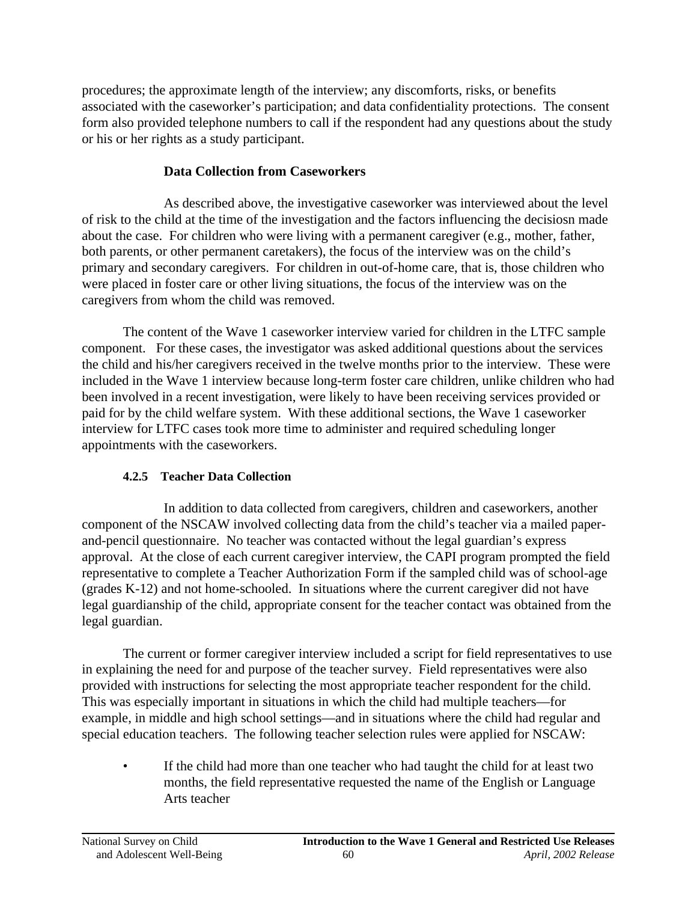procedures; the approximate length of the interview; any discomforts, risks, or benefits associated with the caseworker's participation; and data confidentiality protections. The consent form also provided telephone numbers to call if the respondent had any questions about the study or his or her rights as a study participant.

**Data Collection from Caseworkers**

As described above, the investigative caseworker was interviewed about the level of risk to the child at the time of the investigation and the factors influencing the decisiosn made about the case. For children who were living with a permanent caregiver (e.g., mother, father, both parents, or other permanent caretakers), the focus of the interview was on the child's primary and secondary caregivers. For children in out-of-home care, that is, those children who were placed in foster care or other living situations, the focus of the interview was on the caregivers from whom the child was removed.

The content of the Wave 1 caseworker interview varied for children in the LTFC sample component. For these cases, the investigator was asked additional questions about the services the child and his/her caregivers received in the twelve months prior to the interview. These were included in the Wave 1 interview because long-term foster care children, unlike children who had been involved in a recent investigation, were likely to have been receiving services provided or paid for by the child welfare system. With these additional sections, the Wave 1 caseworker interview for LTFC cases took more time to administer and required scheduling longer appointments with the caseworkers.

#### 4.2.5 Teacher Data Collection

In addition to data collected from caregivers, children and caseworkers, another component of the NSCAW involved collecting data from the child's teacher via a mailed paper-and-pencil questionnaire. No teacher was contacted without the legal guardian's express approval. At the close of each current caregiver interview, the CAPI program prompted the field representative to complete a Teacher Authorization Form if the sampled child was of school-age (grades K-12) and not home-schooled. In situations where the current caregiver did not have legal guardianship of the child, appropriate consent for the teacher contact was obtained from the legal guardian.

The current or former caregiver interview included a script for field representatives to use in explaining the need for and purpose of the teacher survey. Field representatives were also provided with instructions for selecting the most appropriate teacher respondent for the child. This was especially important in situations in which the child had multiple teachers—for example, in middle and high school settings—and in situations where the child had regular and special education teachers. The following teacher selection rules were applied for NSCAW:

- If the child had more than one teacher who had taught the child for at least two months, the field representative requested the name of the English or Language Arts teacher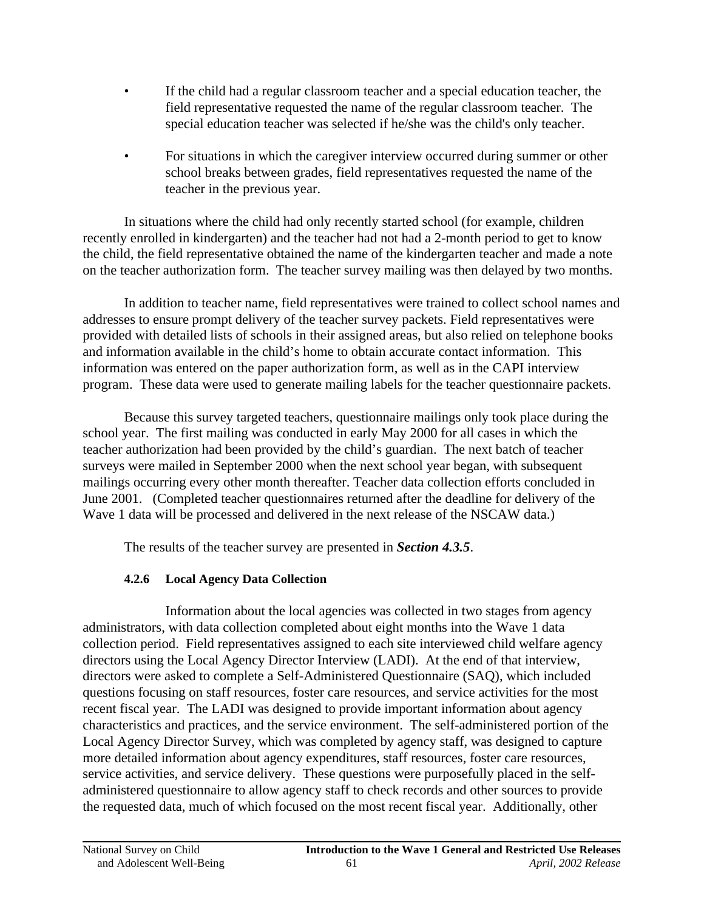- If the child had a regular classroom teacher and a special education teacher, the field representative requested the name of the regular classroom teacher. The special education teacher was selected if he/she was the child's only teacher.

- For situations in which the caregiver interview occurred during summer or other school breaks between grades, field representatives requested the name of the teacher in the previous year.

In situations where the child had only recently started school (for example, children recently enrolled in kindergarten) and the teacher had not had a 2-month period to get to know the child, the field representative obtained the name of the kindergarten teacher and made a note on the teacher authorization form. The teacher survey mailing was then delayed by two months.

In addition to teacher name, field representatives were trained to collect school names and addresses to ensure prompt delivery of the teacher survey packets. Field representatives were provided with detailed lists of schools in their assigned areas, but also relied on telephone books and information available in the child's home to obtain accurate contact information. This information was entered on the paper authorization form, as well as in the CAPI interview program. These data were used to generate mailing labels for the teacher questionnaire packets.

Because this survey targeted teachers, questionnaire mailings only took place during the school year. The first mailing was conducted in early May 2000 for all cases in which the teacher authorization had been provided by the child's guardian. The next batch of teacher surveys were mailed in September 2000 when the next school year began, with subsequent mailings occurring every other month thereafter. Teacher data collection efforts concluded in June 2001. (Completed teacher questionnaires returned after the deadline for delivery of the Wave 1 data will be processed and delivered in the next release of the NSCAW data.)

The results of the teacher survey are presented in ***Section 4.3.5***.

#### 4.2.6 Local Agency Data Collection

Information about the local agencies was collected in two stages from agency administrators, with data collection completed about eight months into the Wave 1 data collection period. Field representatives assigned to each site interviewed child welfare agency directors using the Local Agency Director Interview (LADI). At the end of that interview, directors were asked to complete a Self-Administered Questionnaire (SAQ), which included questions focusing on staff resources, foster care resources, and service activities for the most recent fiscal year. The LADI was designed to provide important information about agency characteristics and practices, and the service environment. The self-administered portion of the Local Agency Director Survey, which was completed by agency staff, was designed to capture more detailed information about agency expenditures, staff resources, foster care resources, service activities, and service delivery. These questions were purposefully placed in the self-administered questionnaire to allow agency staff to check records and other sources to provide the requested data, much of which focused on the most recent fiscal year. Additionally, other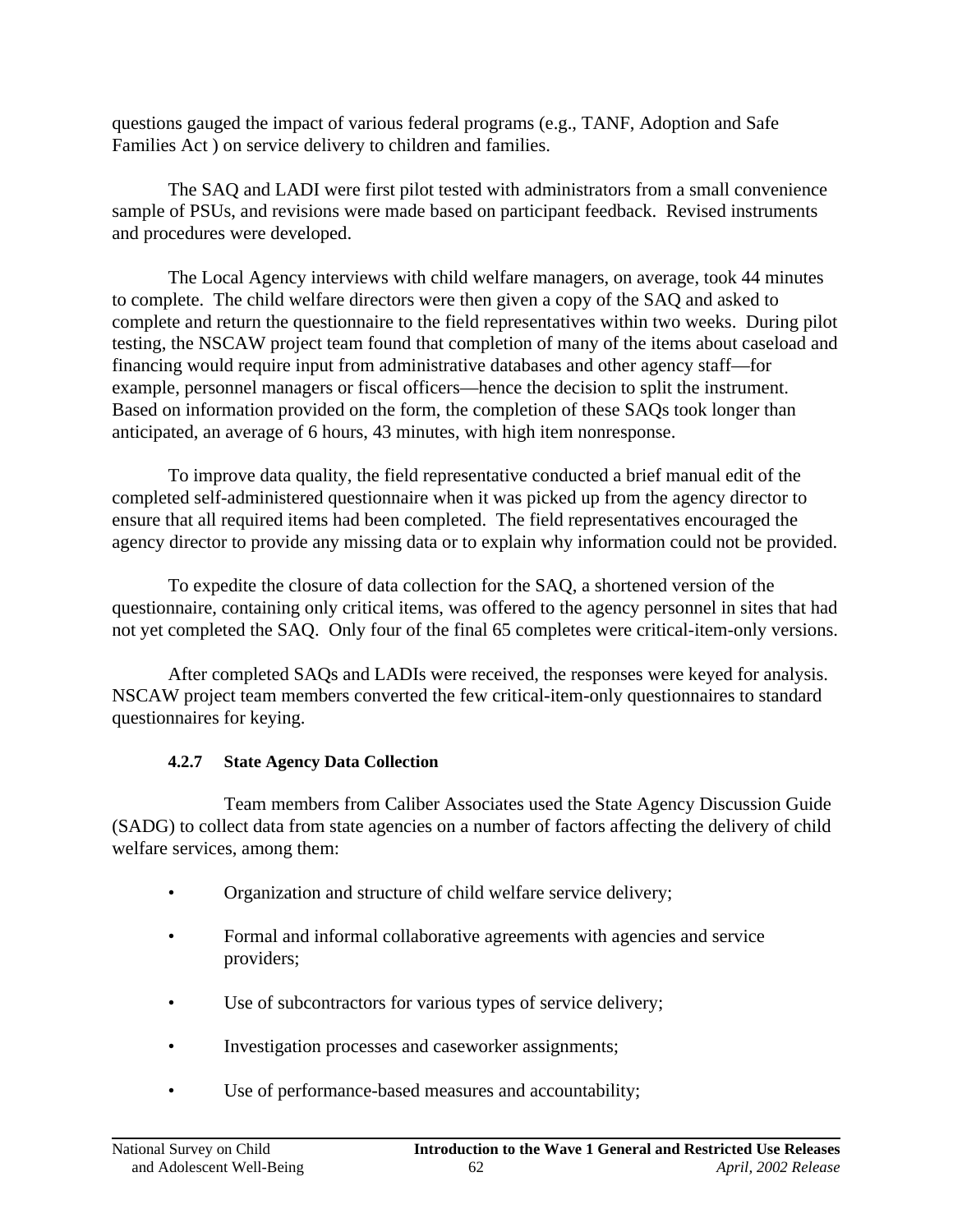questions gauged the impact of various federal programs (e.g., TANF, Adoption and Safe Families Act ) on service delivery to children and families.

The SAQ and LADI were first pilot tested with administrators from a small convenience sample of PSUs, and revisions were made based on participant feedback. Revised instruments and procedures were developed.

The Local Agency interviews with child welfare managers, on average, took 44 minutes to complete. The child welfare directors were then given a copy of the SAQ and asked to complete and return the questionnaire to the field representatives within two weeks. During pilot testing, the NSCAW project team found that completion of many of the items about caseload and financing would require input from administrative databases and other agency staff—for example, personnel managers or fiscal officers—hence the decision to split the instrument. Based on information provided on the form, the completion of these SAQs took longer than anticipated, an average of 6 hours, 43 minutes, with high item nonresponse.

To improve data quality, the field representative conducted a brief manual edit of the completed self-administered questionnaire when it was picked up from the agency director to ensure that all required items had been completed. The field representatives encouraged the agency director to provide any missing data or to explain why information could not be provided.

To expedite the closure of data collection for the SAQ, a shortened version of the questionnaire, containing only critical items, was offered to the agency personnel in sites that had not yet completed the SAQ. Only four of the final 65 completes were critical-item-only versions.

After completed SAQs and LADIs were received, the responses were keyed for analysis. NSCAW project team members converted the few critical-item-only questionnaires to standard questionnaires for keying.

#### 4.2.7 State Agency Data Collection

Team members from Caliber Associates used the State Agency Discussion Guide (SADG) to collect data from state agencies on a number of factors affecting the delivery of child welfare services, among them:

- Organization and structure of child welfare service delivery;
- Formal and informal collaborative agreements with agencies and service providers;
- Use of subcontractors for various types of service delivery;
- Investigation processes and caseworker assignments;
- Use of performance-based measures and accountability;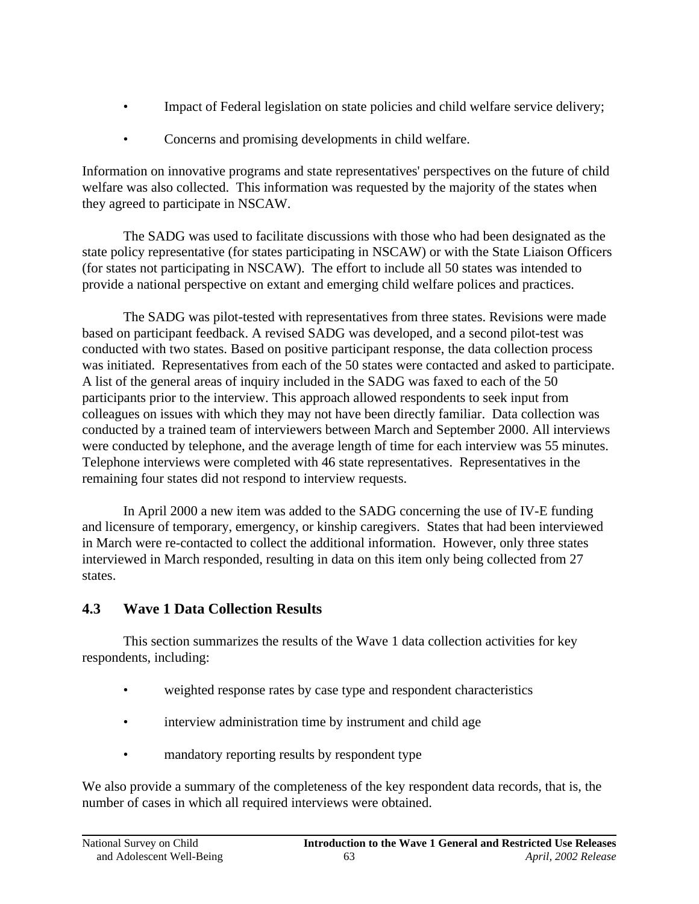- Impact of Federal legislation on state policies and child welfare service delivery;
- Concerns and promising developments in child welfare.

Information on innovative programs and state representatives' perspectives on the future of child welfare was also collected. This information was requested by the majority of the states when they agreed to participate in NSCAW.

The SADG was used to facilitate discussions with those who had been designated as the state policy representative (for states participating in NSCAW) or with the State Liaison Officers (for states not participating in NSCAW). The effort to include all 50 states was intended to provide a national perspective on extant and emerging child welfare polices and practices.

The SADG was pilot-tested with representatives from three states. Revisions were made based on participant feedback. A revised SADG was developed, and a second pilot-test was conducted with two states. Based on positive participant response, the data collection process was initiated. Representatives from each of the 50 states were contacted and asked to participate. A list of the general areas of inquiry included in the SADG was faxed to each of the 50 participants prior to the interview. This approach allowed respondents to seek input from colleagues on issues with which they may not have been directly familiar. Data collection was conducted by a trained team of interviewers between March and September 2000. All interviews were conducted by telephone, and the average length of time for each interview was 55 minutes. Telephone interviews were completed with 46 state representatives. Representatives in the remaining four states did not respond to interview requests.

In April 2000 a new item was added to the SADG concerning the use of IV-E funding and licensure of temporary, emergency, or kinship caregivers. States that had been interviewed in March were re-contacted to collect the additional information. However, only three states interviewed in March responded, resulting in data on this item only being collected from 27 states.

## 4.3 Wave 1 Data Collection Results

This section summarizes the results of the Wave 1 data collection activities for key respondents, including:

- weighted response rates by case type and respondent characteristics
- interview administration time by instrument and child age
- mandatory reporting results by respondent type

We also provide a summary of the completeness of the key respondent data records, that is, the number of cases in which all required interviews were obtained.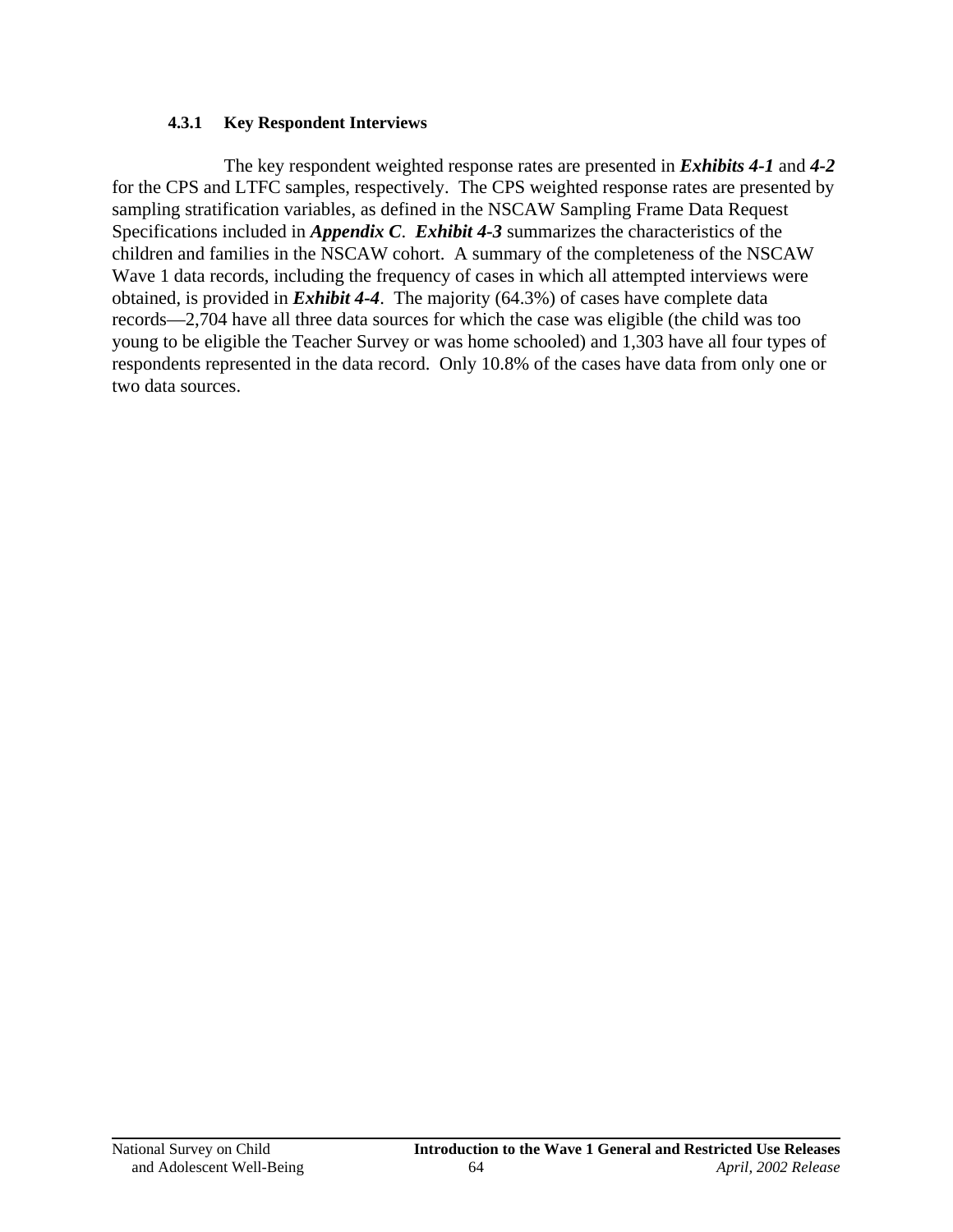#### 4.3.1 Key Respondent Interviews

The key respondent weighted response rates are presented in ***Exhibits 4-1*** and ***4-2*** for the CPS and LTFC samples, respectively. The CPS weighted response rates are presented by sampling stratification variables, as defined in the NSCAW Sampling Frame Data Request Specifications included in ***Appendix C***. ***Exhibit 4-3*** summarizes the characteristics of the children and families in the NSCAW cohort. A summary of the completeness of the NSCAW Wave 1 data records, including the frequency of cases in which all attempted interviews were obtained, is provided in ***Exhibit 4-4***. The majority (64.3%) of cases have complete data records—2,704 have all three data sources for which the case was eligible (the child was too young to be eligible the Teacher Survey or was home schooled) and 1,303 have all four types of respondents represented in the data record. Only 10.8% of the cases have data from only one or two data sources.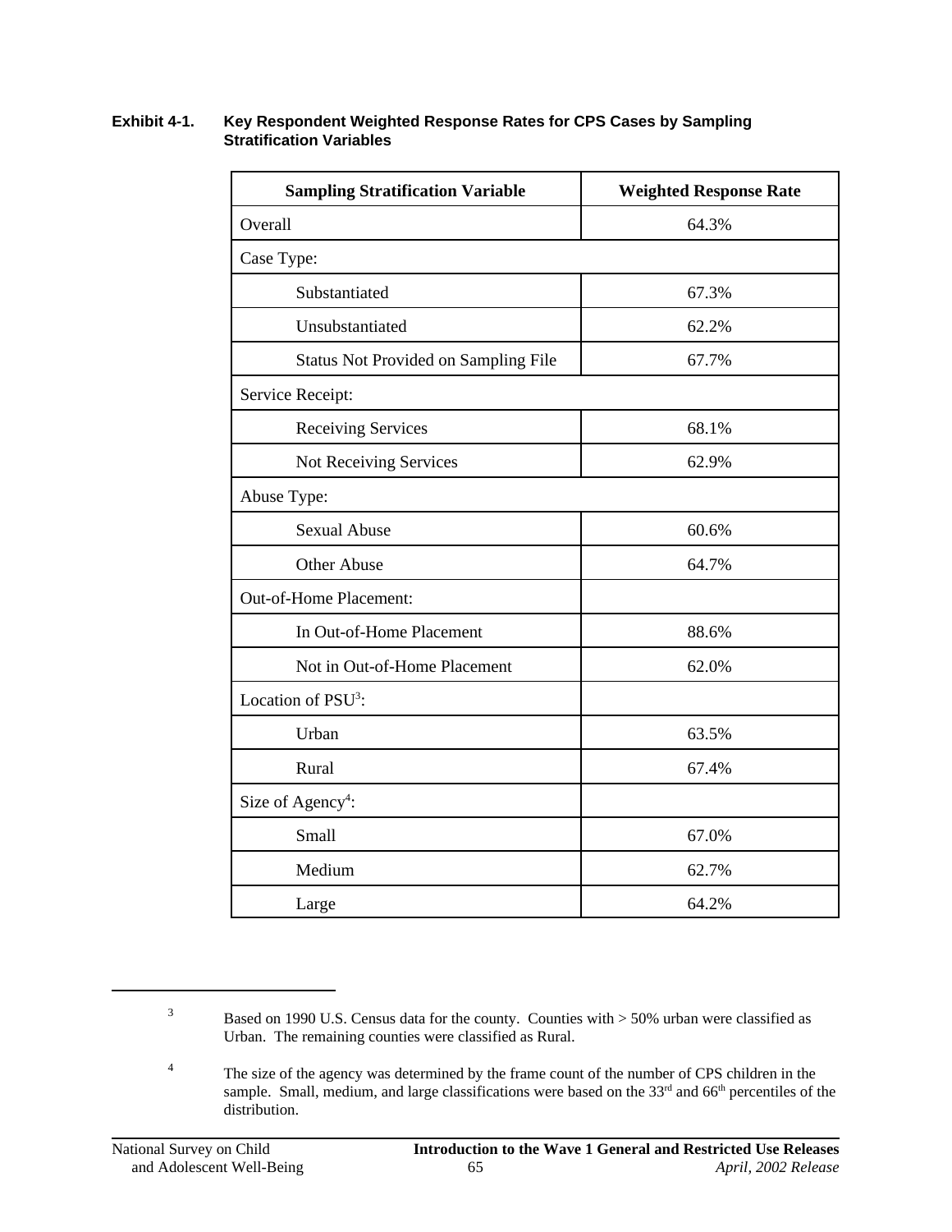**Exhibit 4-1. Key Respondent Weighted Response Rates for CPS Cases by Sampling Stratification Variables**

| Sampling Stratification Variable | Weighted Response Rate |
|---|---|
| Overall | 64.3% |
| Case Type: | |
| Substantiated | 67.3% |
| Unsubstantiated | 62.2% |
| Status Not Provided on Sampling File | 67.7% |
| Service Receipt: | |
| Receiving Services | 68.1% |
| Not Receiving Services | 62.9% |
| Abuse Type: | |
| Sexual Abuse | 60.6% |
| Other Abuse | 64.7% |
| Out-of-Home Placement: | |
| In Out-of-Home Placement | 88.6% |
| Not in Out-of-Home Placement | 62.0% |
| Location of PSU[3]: | |
| Urban | 63.5% |
| Rural | 67.4% |
| Size of Agency[4]: | |
| Small | 67.0% |
| Medium | 62.7% |
| Large | 64.2% |

[3] Based on 1990 U.S. Census data for the county. Counties with > 50% urban were classified as Urban. The remaining counties were classified as Rural.

[4] The size of the agency was determined by the frame count of the number of CPS children in the sample. Small, medium, and large classifications were based on the 33rd and 66th percentiles of the distribution.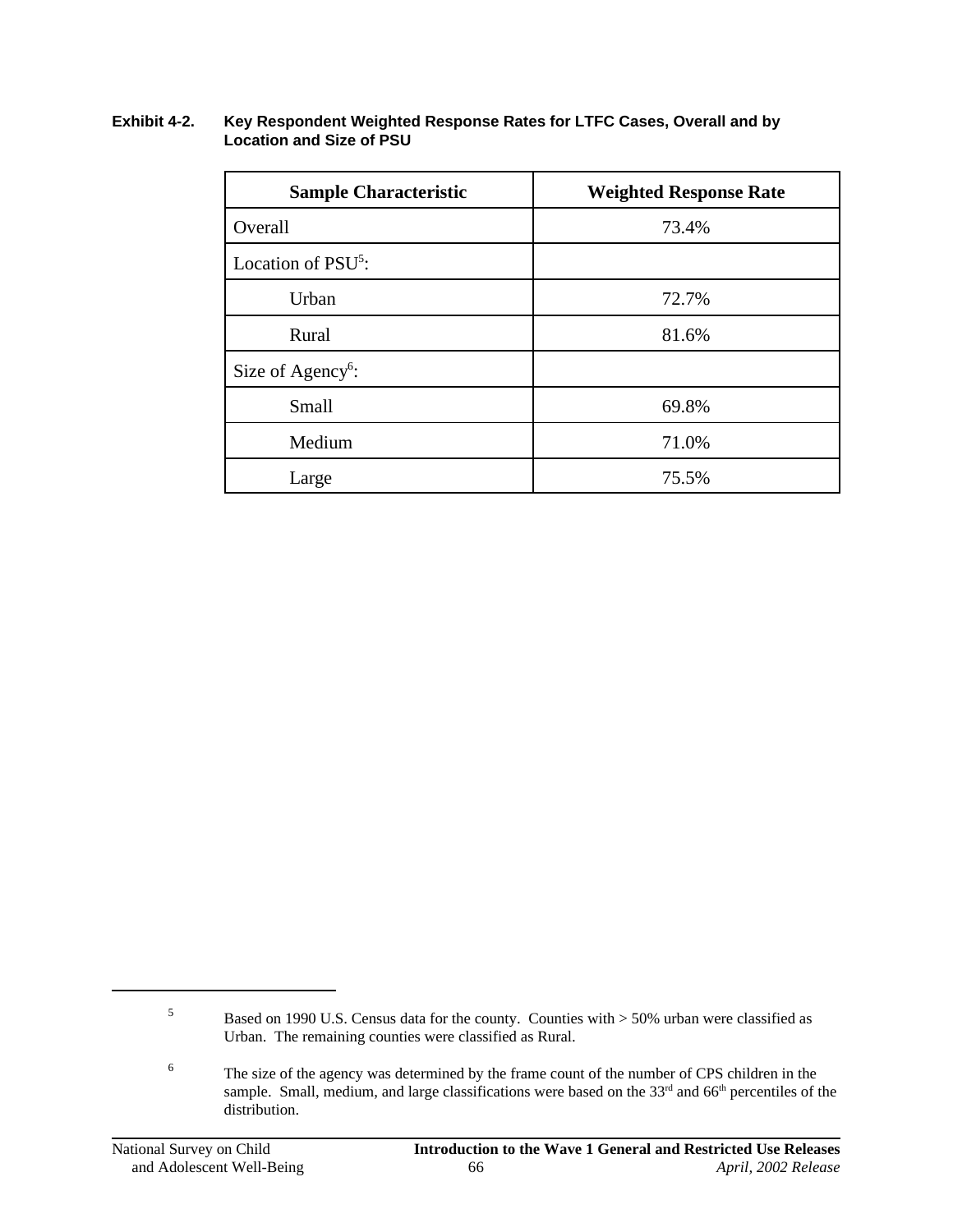**Exhibit 4-2. Key Respondent Weighted Response Rates for LTFC Cases, Overall and by Location and Size of PSU**

| Sample Characteristic | Weighted Response Rate |
|---|---|
| Overall | 73.4% |
| Location of PSU[5]: | |
| Urban | 72.7% |
| Rural | 81.6% |
| Size of Agency[6]: | |
| Small | 69.8% |
| Medium | 71.0% |
| Large | 75.5% |

---

[5] Based on 1990 U.S. Census data for the county. Counties with > 50% urban were classified as Urban. The remaining counties were classified as Rural.

[6] The size of the agency was determined by the frame count of the number of CPS children in the sample. Small, medium, and large classifications were based on the 33rd and 66th percentiles of the distribution.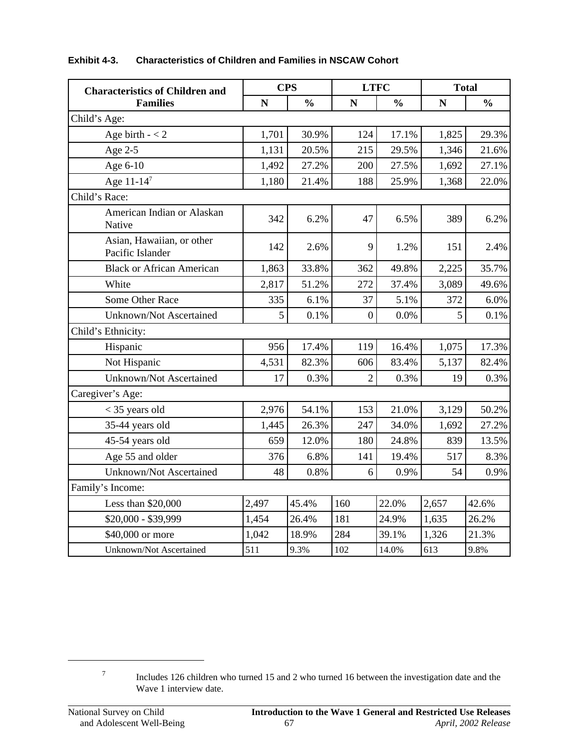**Exhibit 4-3. Characteristics of Children and Families in NSCAW Cohort**

| Characteristics of Children and Families | CPS | | LTFC | | Total | |
|---|---|---|---|---|---|---|
| | N | % | N | % | N | % |
| Child's Age: | | | | | | |
| Age birth - < 2 | 1,701 | 30.9% | 124 | 17.1% | 1,825 | 29.3% |
| Age 2-5 | 1,131 | 20.5% | 215 | 29.5% | 1,346 | 21.6% |
| Age 6-10 | 1,492 | 27.2% | 200 | 27.5% | 1,692 | 27.1% |
| Age 11-14[7] | 1,180 | 21.4% | 188 | 25.9% | 1,368 | 22.0% |
| Child's Race: | | | | | | |
| American Indian or Alaskan Native | 342 | 6.2% | 47 | 6.5% | 389 | 6.2% |
| Asian, Hawaiian, or other Pacific Islander | 142 | 2.6% | 9 | 1.2% | 151 | 2.4% |
| Black or African American | 1,863 | 33.8% | 362 | 49.8% | 2,225 | 35.7% |
| White | 2,817 | 51.2% | 272 | 37.4% | 3,089 | 49.6% |
| Some Other Race | 335 | 6.1% | 37 | 5.1% | 372 | 6.0% |
| Unknown/Not Ascertained | 5 | 0.1% | 0 | 0.0% | 5 | 0.1% |
| Child's Ethnicity: | | | | | | |
| Hispanic | 956 | 17.4% | 119 | 16.4% | 1,075 | 17.3% |
| Not Hispanic | 4,531 | 82.3% | 606 | 83.4% | 5,137 | 82.4% |
| Unknown/Not Ascertained | 17 | 0.3% | 2 | 0.3% | 19 | 0.3% |
| Caregiver's Age: | | | | | | |
| < 35 years old | 2,976 | 54.1% | 153 | 21.0% | 3,129 | 50.2% |
| 35-44 years old | 1,445 | 26.3% | 247 | 34.0% | 1,692 | 27.2% |
| 45-54 years old | 659 | 12.0% | 180 | 24.8% | 839 | 13.5% |
| Age 55 and older | 376 | 6.8% | 141 | 19.4% | 517 | 8.3% |
| Unknown/Not Ascertained | 48 | 0.8% | 6 | 0.9% | 54 | 0.9% |
| Family's Income: | | | | | | |
| Less than $20,000 | 2,497 | 45.4% | 160 | 22.0% | 2,657 | 42.6% |
| $20,000 - $39,999 | 1,454 | 26.4% | 181 | 24.9% | 1,635 | 26.2% |
| $40,000 or more | 1,042 | 18.9% | 284 | 39.1% | 1,326 | 21.3% |
| Unknown/Not Ascertained | 511 | 9.3% | 102 | 14.0% | 613 | 9.8% |

[7] Includes 126 children who turned 15 and 2 who turned 16 between the investigation date and the Wave 1 interview date.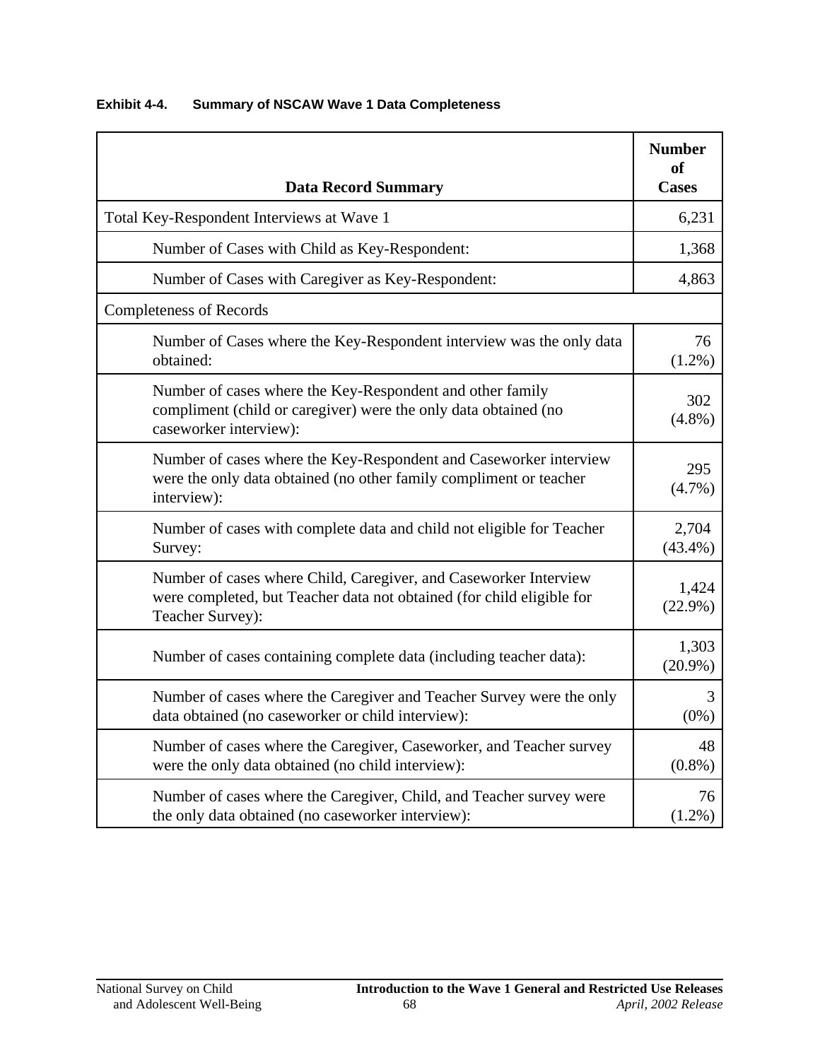**Exhibit 4-4. Summary of NSCAW Wave 1 Data Completeness**

| Data Record Summary | Number of Cases |
|---|---|
| Total Key-Respondent Interviews at Wave 1 | 6,231 |
| Number of Cases with Child as Key-Respondent: | 1,368 |
| Number of Cases with Caregiver as Key-Respondent: | 4,863 |
| Completeness of Records | |
| Number of Cases where the Key-Respondent interview was the only data obtained: | 76 (1.2%) |
| Number of cases where the Key-Respondent and other family compliment (child or caregiver) were the only data obtained (no caseworker interview): | 302 (4.8%) |
| Number of cases where the Key-Respondent and Caseworker interview were the only data obtained (no other family compliment or teacher interview): | 295 (4.7%) |
| Number of cases with complete data and child not eligible for Teacher Survey: | 2,704 (43.4%) |
| Number of cases where Child, Caregiver, and Caseworker Interview were completed, but Teacher data not obtained (for child eligible for Teacher Survey): | 1,424 (22.9%) |
| Number of cases containing complete data (including teacher data): | 1,303 (20.9%) |
| Number of cases where the Caregiver and Teacher Survey were the only data obtained (no caseworker or child interview): | 3 (0%) |
| Number of cases where the Caregiver, Caseworker, and Teacher survey were the only data obtained (no child interview): | 48 (0.8%) |
| Number of cases where the Caregiver, Child, and Teacher survey were the only data obtained (no caseworker interview): | 76 (1.2%) |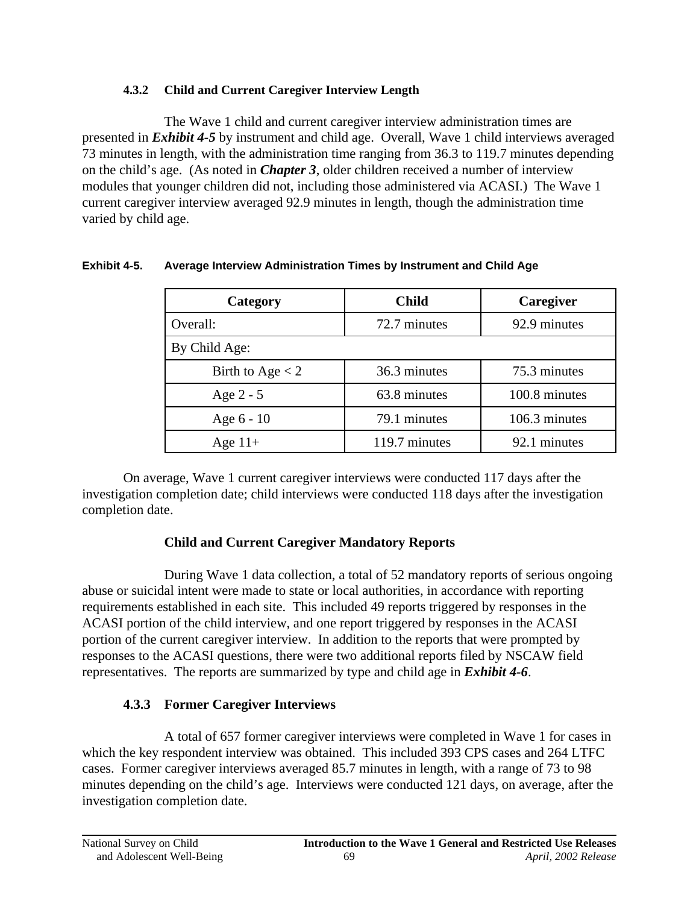### 4.3.2 Child and Current Caregiver Interview Length

The Wave 1 child and current caregiver interview administration times are presented in ***Exhibit 4-5*** by instrument and child age. Overall, Wave 1 child interviews averaged 73 minutes in length, with the administration time ranging from 36.3 to 119.7 minutes depending on the child's age. (As noted in ***Chapter 3***, older children received a number of interview modules that younger children did not, including those administered via ACASI.) The Wave 1 current caregiver interview averaged 92.9 minutes in length, though the administration time varied by child age.

**Exhibit 4-5. Average Interview Administration Times by Instrument and Child Age**

| Category | Child | Caregiver |
|---|---|---|
| Overall: | 72.7 minutes | 92.9 minutes |
| By Child Age: | | |
| Birth to Age < 2 | 36.3 minutes | 75.3 minutes |
| Age 2 - 5 | 63.8 minutes | 100.8 minutes |
| Age 6 - 10 | 79.1 minutes | 106.3 minutes |
| Age 11+ | 119.7 minutes | 92.1 minutes |

On average, Wave 1 current caregiver interviews were conducted 117 days after the investigation completion date; child interviews were conducted 118 days after the investigation completion date.

**Child and Current Caregiver Mandatory Reports**

During Wave 1 data collection, a total of 52 mandatory reports of serious ongoing abuse or suicidal intent were made to state or local authorities, in accordance with reporting requirements established in each site. This included 49 reports triggered by responses in the ACASI portion of the child interview, and one report triggered by responses in the ACASI portion of the current caregiver interview. In addition to the reports that were prompted by responses to the ACASI questions, there were two additional reports filed by NSCAW field representatives. The reports are summarized by type and child age in ***Exhibit 4-6***.

### 4.3.3 Former Caregiver Interviews

A total of 657 former caregiver interviews were completed in Wave 1 for cases in which the key respondent interview was obtained. This included 393 CPS cases and 264 LTFC cases. Former caregiver interviews averaged 85.7 minutes in length, with a range of 73 to 98 minutes depending on the child's age. Interviews were conducted 121 days, on average, after the investigation completion date.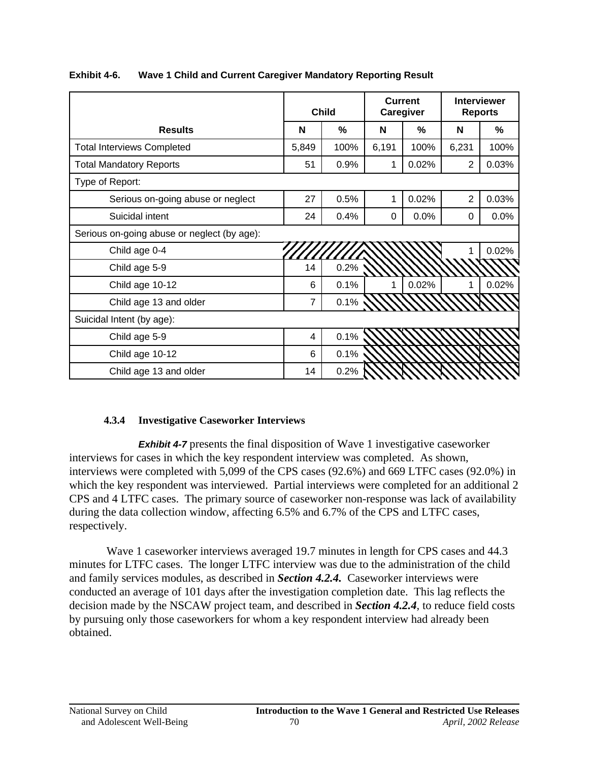**Exhibit 4-6. Wave 1 Child and Current Caregiver Mandatory Reporting Result**

| Results | Child | | Current Caregiver | | Interviewer Reports | |
|---|---|---|---|---|---|---|
| | N | % | N | % | N | % |
| Total Interviews Completed | 5,849 | 100% | 6,191 | 100% | 6,231 | 100% |
| Total Mandatory Reports | 51 | 0.9% | 1 | 0.02% | 2 | 0.03% |
| Type of Report: | | | | | | |
| Serious on-going abuse or neglect | 27 | 0.5% | 1 | 0.02% | 2 | 0.03% |
| Suicidal intent | 24 | 0.4% | 0 | 0.0% | 0 | 0.0% |
| Serious on-going abuse or neglect (by age): | | | | | | |
| Child age 0-4 | | | | | 1 | 0.02% |
| Child age 5-9 | 14 | 0.2% | | | | |
| Child age 10-12 | 6 | 0.1% | 1 | 0.02% | 1 | 0.02% |
| Child age 13 and older | 7 | 0.1% | | | | |
| Suicidal Intent (by age): | | | | | | |
| Child age 5-9 | 4 | 0.1% | | | | |
| Child age 10-12 | 6 | 0.1% | | | | |
| Child age 13 and older | 14 | 0.2% | | | | |

#### 4.3.4 Investigative Caseworker Interviews

***Exhibit 4-7*** presents the final disposition of Wave 1 investigative caseworker interviews for cases in which the key respondent interview was completed. As shown, interviews were completed with 5,099 of the CPS cases (92.6%) and 669 LTFC cases (92.0%) in which the key respondent was interviewed. Partial interviews were completed for an additional 2 CPS and 4 LTFC cases. The primary source of caseworker non-response was lack of availability during the data collection window, affecting 6.5% and 6.7% of the CPS and LTFC cases, respectively.

Wave 1 caseworker interviews averaged 19.7 minutes in length for CPS cases and 44.3 minutes for LTFC cases. The longer LTFC interview was due to the administration of the child and family services modules, as described in ***Section 4.2.4.*** Caseworker interviews were conducted an average of 101 days after the investigation completion date. This lag reflects the decision made by the NSCAW project team, and described in ***Section 4.2.4***, to reduce field costs by pursuing only those caseworkers for whom a key respondent interview had already been obtained.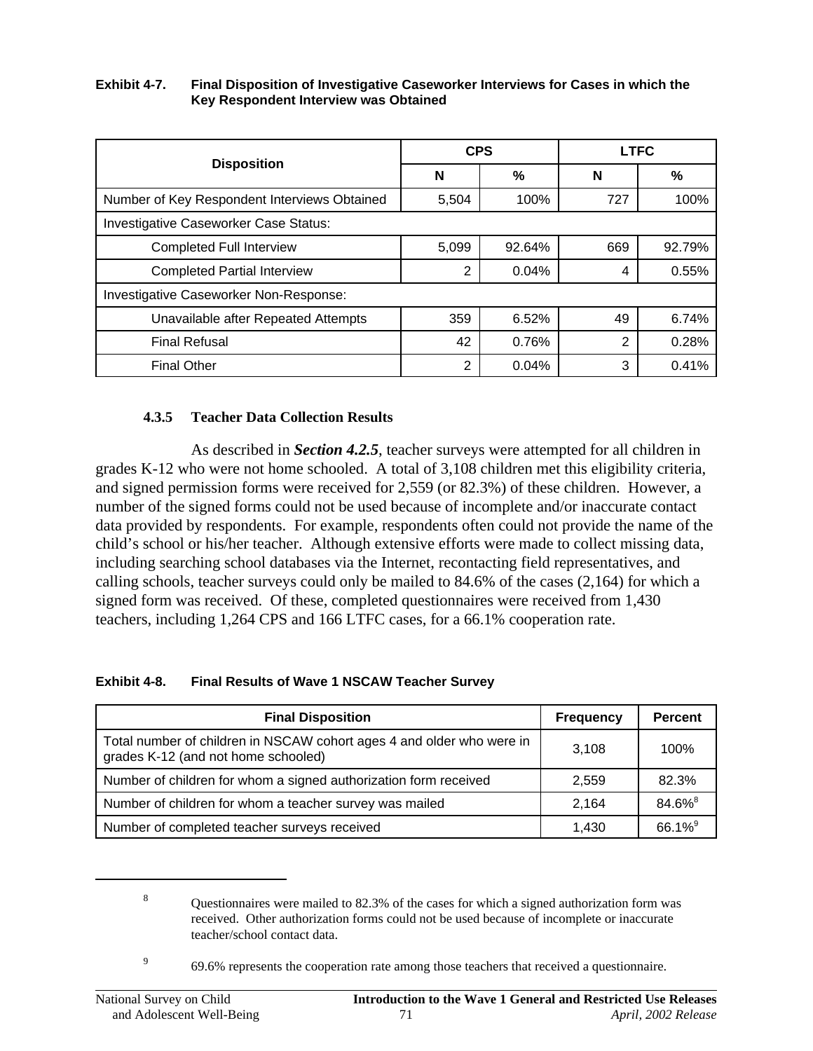**Exhibit 4-7. Final Disposition of Investigative Caseworker Interviews for Cases in which the Key Respondent Interview was Obtained**

| Disposition | CPS | | LTFC | |
|---|---|---|---|---|
| | N | % | N | % |
| Number of Key Respondent Interviews Obtained | 5,504 | 100% | 727 | 100% |
| Investigative Caseworker Case Status: | | | | |
| Completed Full Interview | 5,099 | 92.64% | 669 | 92.79% |
| Completed Partial Interview | 2 | 0.04% | 4 | 0.55% |
| Investigative Caseworker Non-Response: | | | | |
| Unavailable after Repeated Attempts | 359 | 6.52% | 49 | 6.74% |
| Final Refusal | 42 | 0.76% | 2 | 0.28% |
| Final Other | 2 | 0.04% | 3 | 0.41% |

#### 4.3.5 Teacher Data Collection Results

As described in ***Section 4.2.5***, teacher surveys were attempted for all children in grades K-12 who were not home schooled. A total of 3,108 children met this eligibility criteria, and signed permission forms were received for 2,559 (or 82.3%) of these children. However, a number of the signed forms could not be used because of incomplete and/or inaccurate contact data provided by respondents. For example, respondents often could not provide the name of the child's school or his/her teacher. Although extensive efforts were made to collect missing data, including searching school databases via the Internet, recontacting field representatives, and calling schools, teacher surveys could only be mailed to 84.6% of the cases (2,164) for which a signed form was received. Of these, completed questionnaires were received from 1,430 teachers, including 1,264 CPS and 166 LTFC cases, for a 66.1% cooperation rate.

**Exhibit 4-8. Final Results of Wave 1 NSCAW Teacher Survey**

| Final Disposition | Frequency | Percent |
|---|---|---|
| Total number of children in NSCAW cohort ages 4 and older who were in grades K-12 (and not home schooled) | 3,108 | 100% |
| Number of children for whom a signed authorization form received | 2,559 | 82.3% |
| Number of children for whom a teacher survey was mailed | 2,164 | 84.6%[8] |
| Number of completed teacher surveys received | 1,430 | 66.1%[9] |

[8] Questionnaires were mailed to 82.3% of the cases for which a signed authorization form was received. Other authorization forms could not be used because of incomplete or inaccurate teacher/school contact data.

[9] 69.6% represents the cooperation rate among those teachers that received a questionnaire.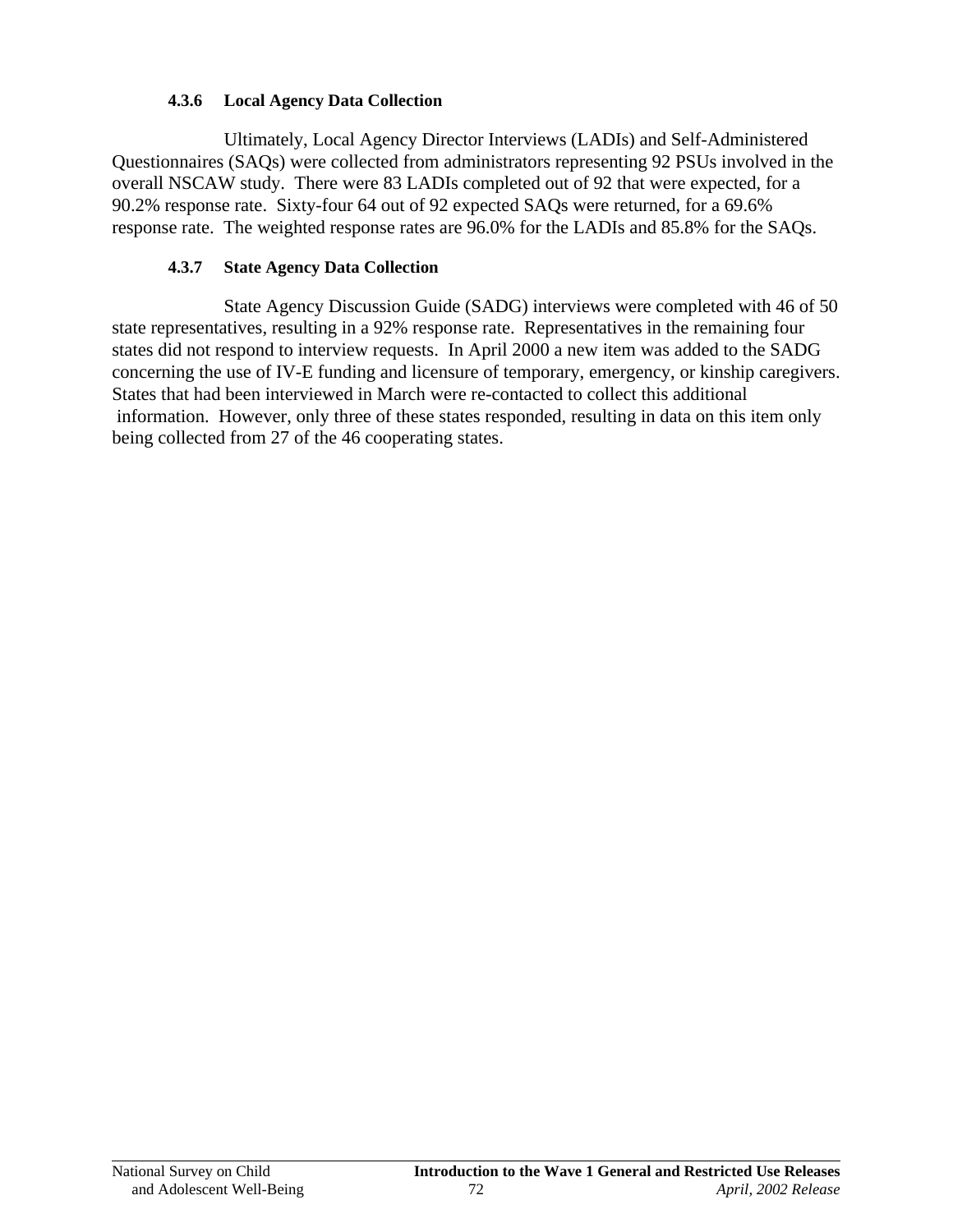#### 4.3.6 Local Agency Data Collection

Ultimately, Local Agency Director Interviews (LADIs) and Self-Administered Questionnaires (SAQs) were collected from administrators representing 92 PSUs involved in the overall NSCAW study. There were 83 LADIs completed out of 92 that were expected, for a 90.2% response rate. Sixty-four 64 out of 92 expected SAQs were returned, for a 69.6% response rate. The weighted response rates are 96.0% for the LADIs and 85.8% for the SAQs.

#### 4.3.7 State Agency Data Collection

State Agency Discussion Guide (SADG) interviews were completed with 46 of 50 state representatives, resulting in a 92% response rate. Representatives in the remaining four states did not respond to interview requests. In April 2000 a new item was added to the SADG concerning the use of IV-E funding and licensure of temporary, emergency, or kinship caregivers. States that had been interviewed in March were re-contacted to collect this additional information. However, only three of these states responded, resulting in data on this item only being collected from 27 of the 46 cooperating states.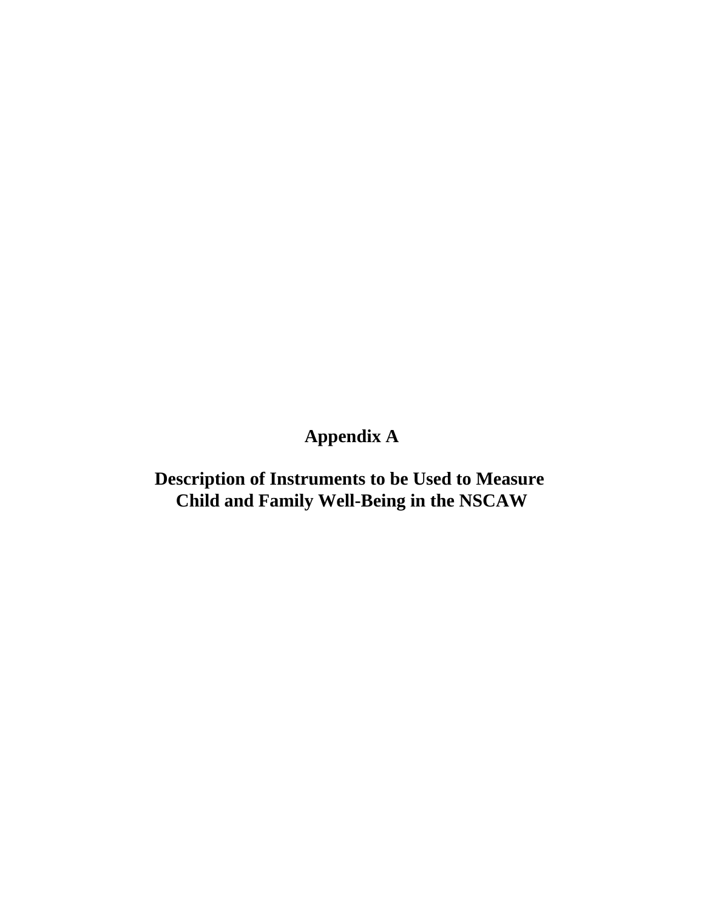# Appendix A

## Description of Instruments to be Used to Measure Child and Family Well-Being in the NSCAW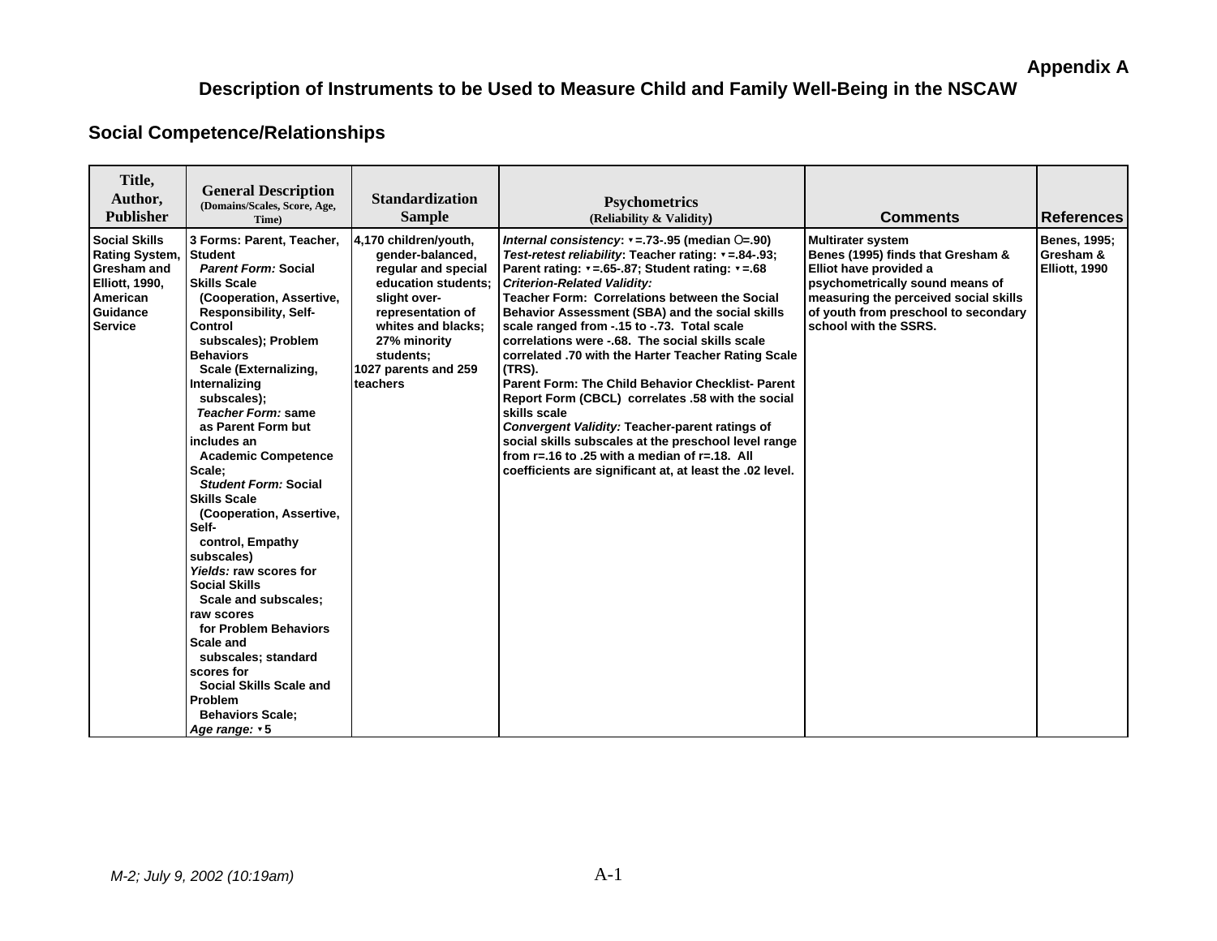Appendix A

# Description of Instruments to be Used to Measure Child and Family Well-Being in the NSCAW

## Social Competence/Relationships

| Title, Author, Publisher | General Description (Domains/Scales, Score, Age, Time) | Standardization Sample | Psychometrics (Reliability & Validity) | Comments | References |
|---|---|---|---|---|---|
| Social Skills Rating System, Gresham and Elliott, 1990, American Guidance Service | 3 Forms: Parent, Teacher, Student<br>*Parent Form:* Social Skills Scale (Cooperation, Assertive, Responsibility, Self-Control subscales); Problem Behaviors Scale (Externalizing, Internalizing subscales);<br>*Teacher Form:* same as Parent Form but includes an Academic Competence Scale;<br>*Student Form:* Social Skills Scale (Cooperation, Assertive, Self-control, Empathy subscales)<br>*Yields:* raw scores for Social Skills Scale and subscales; raw scores for Problem Behaviors Scale and subscales; standard scores for Social Skills Scale and Problem Behaviors Scale;<br>*Age range:* ▾5 | 4,170 children/youth, gender-balanced, regular and special education students; slight over-representation of whites and blacks; 27% minority students;<br>1027 parents and 259 teachers | *Internal consistency*: ▾=.73-.95 (median Ο=.90)<br>*Test-retest reliability*: Teacher rating: ▾=.84-.93; Parent rating: ▾=.65-.87; Student rating: ▾=.68<br>*Criterion-Related Validity:*<br>Teacher Form: Correlations between the Social Behavior Assessment (SBA) and the social skills scale ranged from -.15 to -.73. Total scale correlations were -.68. The social skills scale correlated .70 with the Harter Teacher Rating Scale (TRS).<br>Parent Form: The Child Behavior Checklist- Parent Report Form (CBCL) correlates .58 with the social skills scale<br>*Convergent Validity:* Teacher-parent ratings of social skills subscales at the preschool level range from r=.16 to .25 with a median of r=.18. All coefficients are significant at, at least the .02 level. | Multirater system<br>Benes (1995) finds that Gresham & Elliot have provided a psychometrically sound means of measuring the perceived social skills of youth from preschool to secondary school with the SSRS. | Benes, 1995; Gresham & Elliott, 1990 |

M-2; July 9, 2002 (10:19am)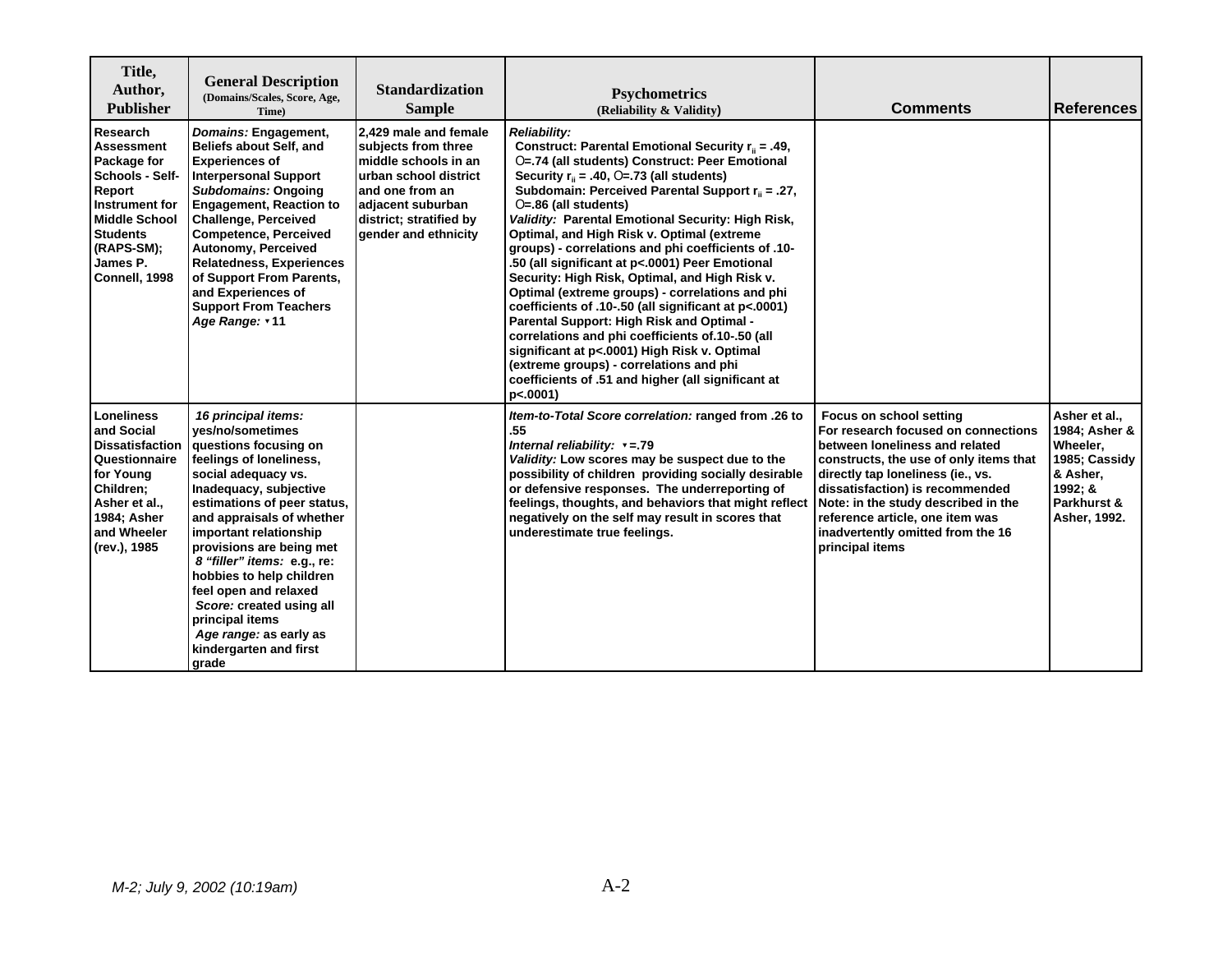| Title, Author, Publisher | General Description (Domains/Scales, Score, Age, Time) | Standardization Sample | Psychometrics (Reliability & Validity) | Comments | References |
| --- | --- | --- | --- | --- | --- |
| **Research Assessment Package for Schools - Self-Report Instrument for Middle School Students (RAPS-SM); James P. Connell, 1998** | ***Domains:*** **Engagement, Beliefs about Self, and Experiences of Interpersonal Support** ***Subdomains:*** **Ongoing Engagement, Reaction to Challenge, Perceived Competence, Perceived Autonomy, Perceived Relatedness, Experiences of Support From Parents, and Experiences of Support From Teachers** ***Age Range:*** **▾11** | **2,429 male and female subjects from three middle schools in an urban school district and one from an adjacent suburban district; stratified by gender and ethnicity** | ***Reliability:*** **Construct: Parental Emotional Security $r_{ii}$ = .49, O=.74 (all students) Construct: Peer Emotional Security $r_{ii}$ = .40, O=.73 (all students) Subdomain: Perceived Parental Support $r_{ii}$ = .27, O=.86 (all students)** ***Validity:*** **Parental Emotional Security: High Risk, Optimal, and High Risk v. Optimal (extreme groups) - correlations and phi coefficients of .10-.50 (all significant at p<.0001) Peer Emotional Security: High Risk, Optimal, and High Risk v. Optimal (extreme groups) - correlations and phi coefficients of .10-.50 (all significant at p<.0001) Parental Support: High Risk and Optimal - correlations and phi coefficients of.10-.50 (all significant at p<.0001) High Risk v. Optimal (extreme groups) - correlations and phi coefficients of .51 and higher (all significant at p<.0001)** | | |
| **Loneliness and Social Dissatisfaction Questionnaire for Young Children; Asher et al., 1984; Asher and Wheeler (rev.), 1985** | ***16 principal items:*** **yes/no/sometimes questions focusing on feelings of loneliness, social adequacy vs. Inadequacy, subjective estimations of peer status, and appraisals of whether important relationship provisions are being met** ***8 "filler" items:*** **e.g., re: hobbies to help children feel open and relaxed** ***Score:*** **created using all principal items** ***Age range:*** **as early as kindergarten and first grade** | | ***Item-to-Total Score correlation:*** **ranged from .26 to .55** ***Internal reliability:*** **▾=.79** ***Validity:*** **Low scores may be suspect due to the possibility of children providing socially desirable or defensive responses. The underreporting of feelings, thoughts, and behaviors that might reflect negatively on the self may result in scores that underestimate true feelings.** | **Focus on school setting For research focused on connections between loneliness and related constructs, the use of only items that directly tap loneliness (ie., vs. dissatisfaction) is recommended Note: in the study described in the reference article, one item was inadvertently omitted from the 16 principal items** | **Asher et al., 1984; Asher & Wheeler, 1985; Cassidy & Asher, 1992; & Parkhurst & Asher, 1992.** |

*M-2; July 9, 2002 (10:19am)*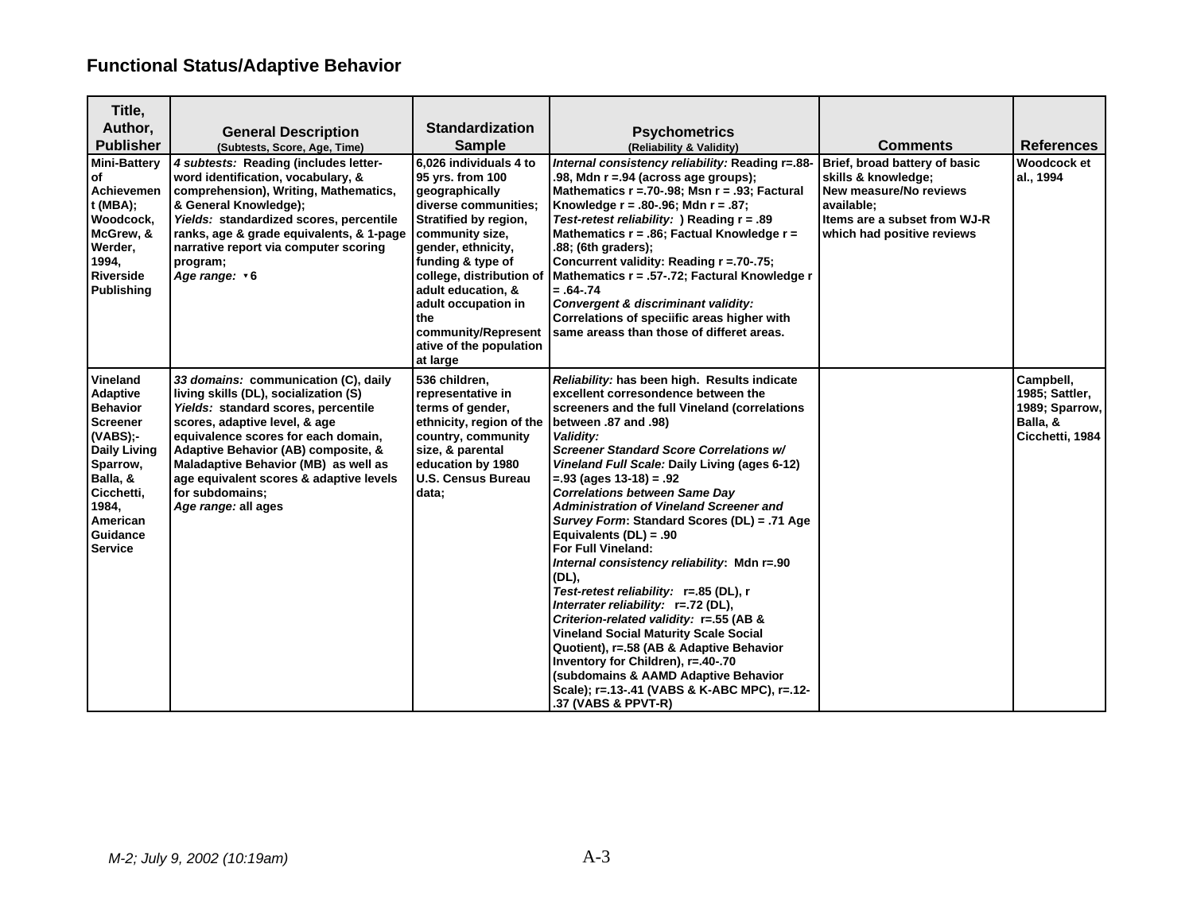## Functional Status/Adaptive Behavior

| Title, Author, Publisher | General Description (Subtests, Score, Age, Time) | Standardization Sample | Psychometrics (Reliability & Validity) | Comments | References |
|---|---|---|---|---|---|
| Mini-Battery of Achievement (MBA); Woodcock, McGrew, & Werder, 1994, Riverside Publishing | *4 subtests:* Reading (includes letter-word identification, vocabulary, & comprehension), Writing, Mathematics, & General Knowledge); *Yields:* standardized scores, percentile ranks, age & grade equivalents, & 1-page narrative report via computer scoring program; *Age range:* ▾6 | 6,026 individuals 4 to 95 yrs. from 100 geographically diverse communities; Stratified by region, community size, gender, ethnicity, funding & type of college, distribution of adult education, & adult occupation in the community/Representative of the population at large | *Internal consistency reliability:* Reading r=.88-.98, Mdn r =.94 (across age groups); Mathematics r =.70-.98; Msn r = .93; Factural Knowledge r = .80-.96; Mdn r = .87; *Test-retest reliability:* ) Reading r = .89 Mathematics r = .86; Factual Knowledge r = .88; (6th graders); Concurrent validity: Reading r =.70-.75; Mathematics r = .57-.72; Factural Knowledge r = .64-.74 *Convergent & discriminant validity:* Correlations of speciific areas higher with same areass than those of differet areas. | Brief, broad battery of basic skills & knowledge; New measure/No reviews available; Items are a subset from WJ-R which had positive reviews | Woodcock et al., 1994 |
| Vineland Adaptive Behavior Screener (VABS);- Daily Living Sparrow, Balla, & Cicchetti, 1984, American Guidance Service | *33 domains:* communication (C), daily living skills (DL), socialization (S) *Yields:* standard scores, percentile scores, adaptive level, & age equivalence scores for each domain, Adaptive Behavior (AB) composite, & Maladaptive Behavior (MB) as well as age equivalent scores & adaptive levels for subdomains; *Age range:* all ages | 536 children, representative in terms of gender, ethnicity, region of the country, community size, & parental education by 1980 U.S. Census Bureau data; | *Reliability:* has been high. Results indicate excellent corresondence between the screeners and the full Vineland (correlations between .87 and .98) *Validity:* *Screener Standard Score Correlations w/ Vineland Full Scale:* Daily Living (ages 6-12) =.93 (ages 13-18) = .92 *Correlations between Same Day Administration of Vineland Screener and Survey Form*: Standard Scores (DL) = .71 Age Equivalents (DL) = .90 For Full Vineland: *Internal consistency reliability*: Mdn r=.90 (DL), *Test-retest reliability:* r=.85 (DL), r *Interrater reliability:* r=.72 (DL), *Criterion-related validity:* r=.55 (AB & Vineland Social Maturity Scale Social Quotient), r=.58 (AB & Adaptive Behavior Inventory for Children), r=.40-.70 (subdomains & AAMD Adaptive Behavior Scale); r=.13-.41 (VABS & K-ABC MPC), r=.12-.37 (VABS & PPVT-R) | | Campbell, 1985; Sattler, 1989; Sparrow, Balla, & Cicchetti, 1984 |

*M-2; July 9, 2002 (10:19am)*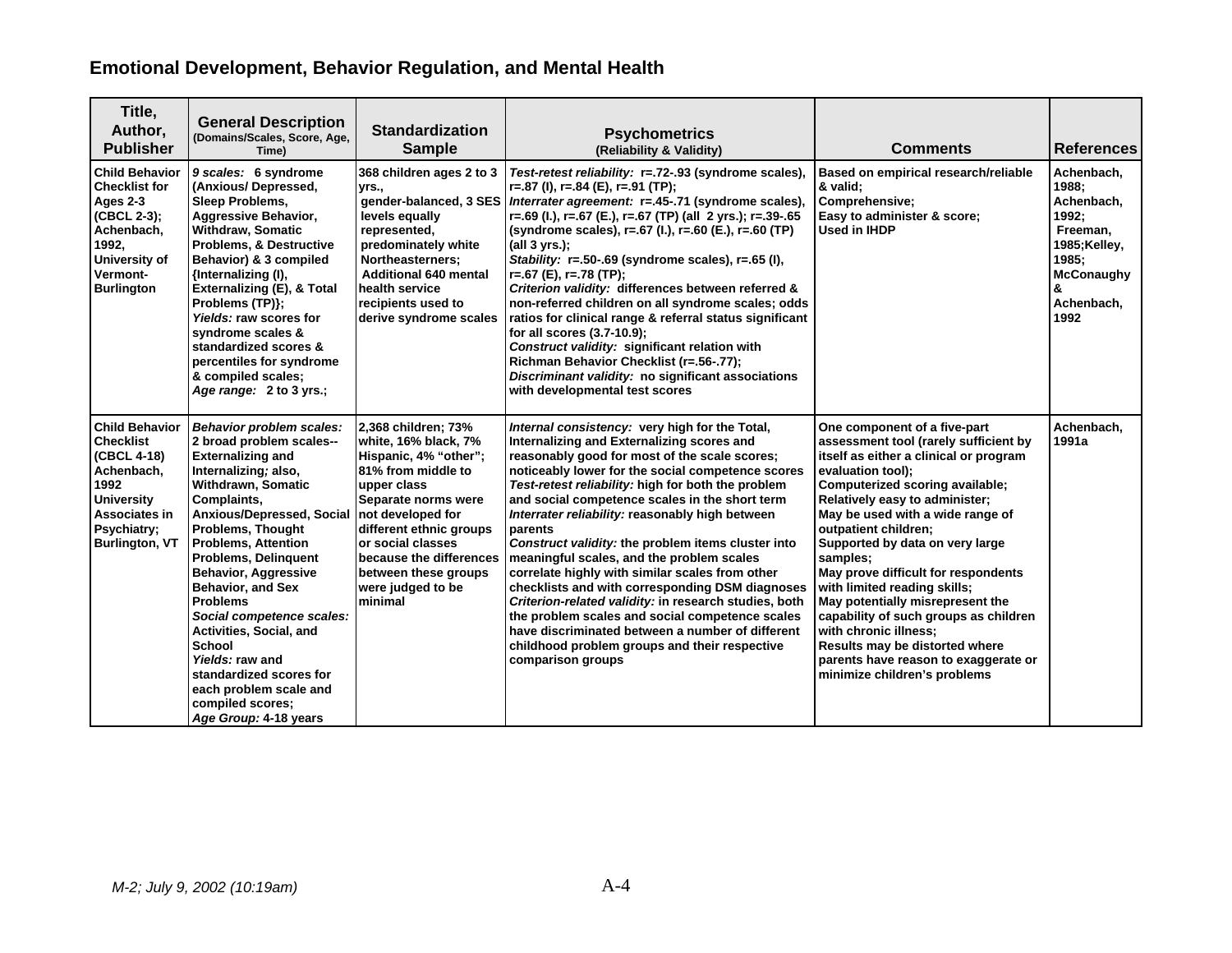## Emotional Development, Behavior Regulation, and Mental Health

| Title, Author, Publisher | General Description (Domains/Scales, Score, Age, Time) | Standardization Sample | Psychometrics (Reliability & Validity) | Comments | References |
|---|---|---|---|---|---|
| **Child Behavior Checklist for Ages 2-3 (CBCL 2-3); Achenbach, 1992, University of Vermont-Burlington** | *9 scales:* 6 syndrome (Anxious/ Depressed, Sleep Problems, Aggressive Behavior, Withdraw, Somatic Problems, & Destructive Behavior) & 3 compiled {Internalizing (I), Externalizing (E), & Total Problems (TP)}; *Yields:* raw scores for syndrome scales & standardized scores & percentiles for syndrome & compiled scales; *Age range:* 2 to 3 yrs.; | 368 children ages 2 to 3 yrs., gender-balanced, 3 SES levels equally represented, predominately white Northeasterners; Additional 640 mental health service recipients used to derive syndrome scales | *Test-retest reliability:* r=.72-.93 (syndrome scales), r=.87 (I), r=.84 (E), r=.91 (TP); *Interrater agreement:* r=.45-.71 (syndrome scales), r=.69 (I.), r=.67 (E.), r=.67 (TP) (all 2 yrs.); r=.39-.65 (syndrome scales), r=.67 (I.), r=.60 (E.), r=.60 (TP) (all 3 yrs.); *Stability:* r=.50-.69 (syndrome scales), r=.65 (I), r=.67 (E), r=.78 (TP); *Criterion validity:* differences between referred & non-referred children on all syndrome scales; odds ratios for clinical range & referral status significant for all scores (3.7-10.9); *Construct validity:* significant relation with Richman Behavior Checklist (r=.56-.77); *Discriminant validity:* no significant associations with developmental test scores | Based on empirical research/reliable & valid; Comprehensive; Easy to administer & score; Used in IHDP | Achenbach, 1988; Achenbach, 1992; Freeman, 1985;Kelley, 1985; McConaughy & Achenbach, 1992 |
| **Child Behavior Checklist (CBCL 4-18) Achenbach, 1992 University Associates in Psychiatry; Burlington, VT** | *Behavior problem scales:* 2 broad problem scales--Externalizing and Internalizing; also, Withdrawn, Somatic Complaints, Anxious/Depressed, Social Problems, Thought Problems, Attention Problems, Delinquent Behavior, Aggressive Behavior, and Sex Problems *Social competence scales:* Activities, Social, and School *Yields:* raw and standardized scores for each problem scale and compiled scores; *Age Group:* 4-18 years | 2,368 children; 73% white, 16% black, 7% Hispanic, 4% "other"; 81% from middle to upper class Separate norms were not developed for different ethnic groups or social classes because the differences between these groups were judged to be minimal | *Internal consistency:* very high for the Total, Internalizing and Externalizing scores and reasonably good for most of the scale scores; noticeably lower for the social competence scores *Test-retest reliability:* high for both the problem and social competence scales in the short term *Interrater reliability:* reasonably high between parents *Construct validity:* the problem items cluster into meaningful scales, and the problem scales correlate highly with similar scales from other checklists and with corresponding DSM diagnoses *Criterion-related validity:* in research studies, both the problem scales and social competence scales have discriminated between a number of different childhood problem groups and their respective comparison groups | One component of a five-part assessment tool (rarely sufficient by itself as either a clinical or program evaluation tool); Computerized scoring available; Relatively easy to administer; May be used with a wide range of outpatient children; Supported by data on very large samples; May prove difficult for respondents with limited reading skills; May potentially misrepresent the capability of such groups as children with chronic illness; Results may be distorted where parents have reason to exaggerate or minimize children's problems | Achenbach, 1991a |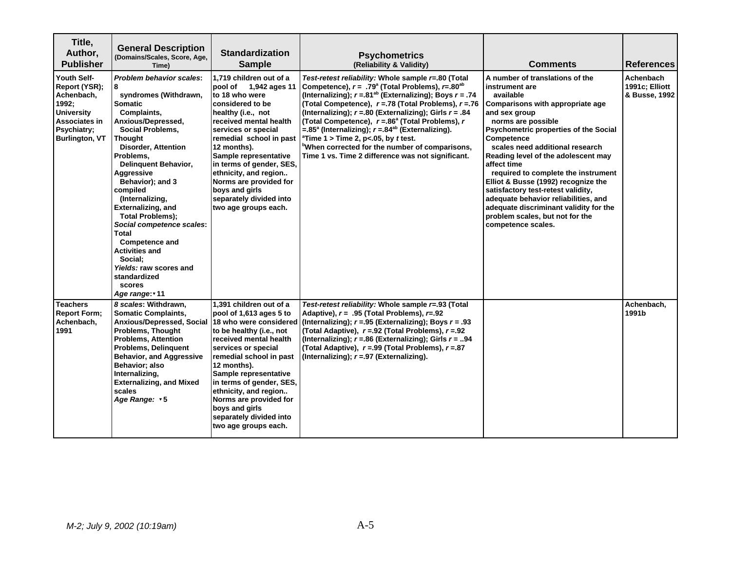| Title, Author, Publisher | General Description (Domains/Scales, Score, Age, Time) | Standardization Sample | Psychometrics (Reliability & Validity) | Comments | References |
|---|---|---|---|---|---|
| Youth Self-Report (YSR); Achenbach, 1992; University Associates in Psychiatry; Burlington, VT | *Problem behavior scales*: 8 syndromes (Withdrawn, Somatic Complaints, Anxious/Depressed, Social Problems, Thought Disorder, Attention Problems, Delinquent Behavior, Aggressive Behavior); and 3 compiled (Internalizing, Externalizing, and Total Problems); *Social competence scales*: Total Competence and Activities and Social; *Yields:* raw scores and standardized scores *Age range:* ▾ 11 | 1,719 children out of a pool of 1,942 ages 11 to 18 who were considered to be healthy (i.e., not received mental health services or special remedial school in past 12 months). Sample representative in terms of gender, SES, ethnicity, and region.. Norms are provided for boys and girls separately divided into two age groups each. | *Test-retest reliability:* Whole sample $r$=.80 (Total Competence), $r$ = .79[a] (Total Problems), $r$=.80[ab] (Internalizing); $r$ =.81[ab] (Externalizing); Boys $r$ = .74 (Total Competence), $r$ =.78 (Total Problems), $r$ =.76 (Internalizing); $r$ =.80 (Externalizing); Girls $r$ = .84 (Total Competence), $r$ =.86[a] (Total Problems), $r$ =.85[a] (Internalizing); $r$ =.84[ab] (Externalizing). [a]Time 1 > Time 2, p<.05, by *t* test. [b]When corrected for the number of comparisons, Time 1 vs. Time 2 difference was not significant. | A number of translations of the instrument are available Comparisons with appropriate age and sex group norms are possible Psychometric properties of the Social Competence scales need additional research Reading level of the adolescent may affect time required to complete the instrument Elliot & Busse (1992) recognize the satisfactory test-retest validity, adequate behavior reliabilities, and adequate discriminant validity for the problem scales, but not for the competence scales. | Achenbach 1991c; Elliott & Busse, 1992 |
| Teachers Report Form; Achenbach, 1991 | *8 scales*: Withdrawn, Somatic Complaints, Anxious/Depressed, Social Problems, Thought Problems, Attention Problems, Delinquent Behavior, and Aggressive Behavior; also Internalizing, Externalizing, and Mixed scales *Age Range:* ▾ 5 | 1,391 children out of a pool of 1,613 ages 5 to 18 who were considered to be healthy (i.e., not received mental health services or special remedial school in past 12 months). Sample representative in terms of gender, SES, ethnicity, and region.. Norms are provided for boys and girls separately divided into two age groups each. | *Test-retest reliability:* Whole sample $r$=.93 (Total Adaptive), $r$ = .95 (Total Problems), $r$=.92 (Internalizing); $r$ =.95 (Externalizing); Boys $r$ = .93 (Total Adaptive), $r$ =.92 (Total Problems), $r$ =.92 (Internalizing); $r$ =.86 (Externalizing); Girls $r$ = ..94 (Total Adaptive), $r$ =.99 (Total Problems), $r$ =.87 (Internalizing); $r$ =.97 (Externalizing). | | Achenbach, 1991b |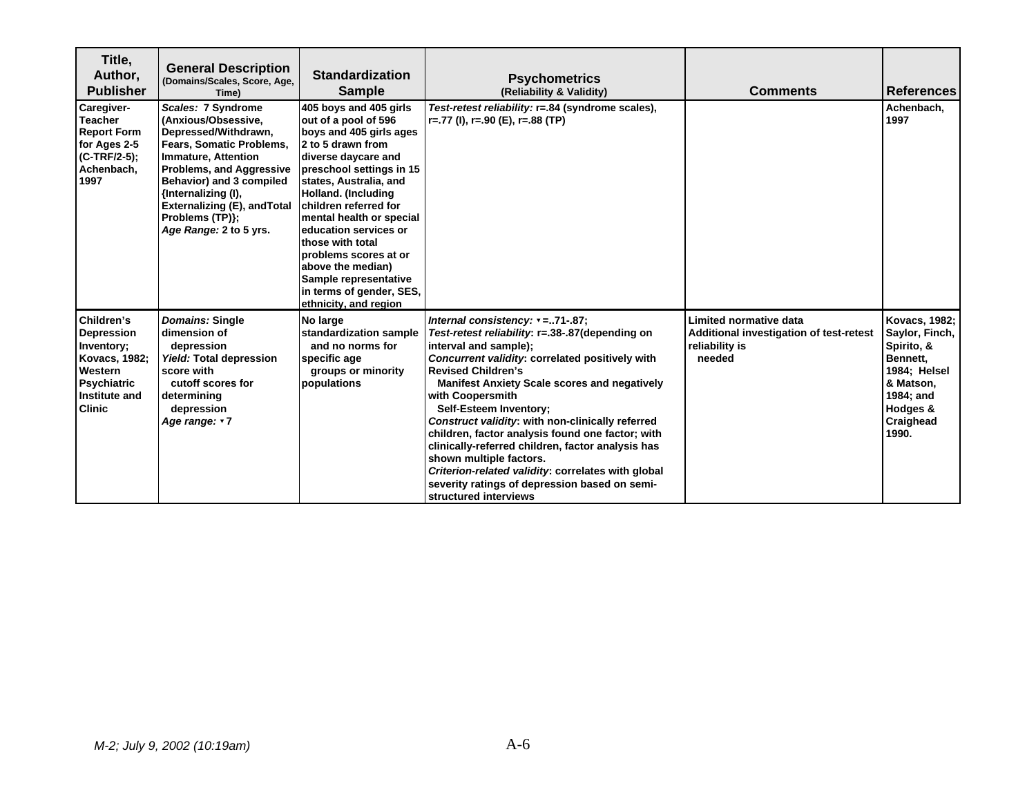| Title, Author, Publisher | General Description (Domains/Scales, Score, Age, Time) | Standardization Sample | Psychometrics (Reliability & Validity) | Comments | References |
|---|---|---|---|---|---|
| Caregiver-Teacher Report Form for Ages 2-5 (C-TRF/2-5); Achenbach, 1997 | *Scales:* 7 Syndrome (Anxious/Obsessive, Depressed/Withdrawn, Fears, Somatic Problems, Immature, Attention Problems, and Aggressive Behavior) and 3 compiled {Internalizing (I), Externalizing (E), andTotal Problems (TP)}; *Age Range:* 2 to 5 yrs. | 405 boys and 405 girls out of a pool of 596 boys and 405 girls ages 2 to 5 drawn from diverse daycare and preschool settings in 15 states, Australia, and Holland. (Including children referred for mental health or special education services or those with total problems scores at or above the median) Sample representative in terms of gender, SES, ethnicity, and region | *Test-retest reliability:* r=.84 (syndrome scales), r=.77 (I), r=.90 (E), r=.88 (TP) | | Achenbach, 1997 |
| Children's Depression Inventory; Kovacs, 1982; Western Psychiatric Institute and Clinic | *Domains:* Single dimension of depression *Yield:* Total depression score with cutoff scores for determining depression *Age range:* ▾7 | No large standardization sample and no norms for specific age groups or minority populations | *Internal consistency:* ▾=..71-.87; *Test-retest reliability*: r=.38-.87(depending on interval and sample); *Concurrent validity*: correlated positively with Revised Children's Manifest Anxiety Scale scores and negatively with Coopersmith Self-Esteem Inventory; *Construct validity*: with non-clinically referred children, factor analysis found one factor; with clinically-referred children, factor analysis has shown multiple factors. *Criterion-related validity*: correlates with global severity ratings of depression based on semi-structured interviews | Limited normative data Additional investigation of test-retest reliability is needed | Kovacs, 1982; Saylor, Finch, Spirito, & Bennett, 1984; Helsel & Matson, 1984; and Hodges & Craighead 1990. |

*M-2; July 9, 2002 (10:19am)*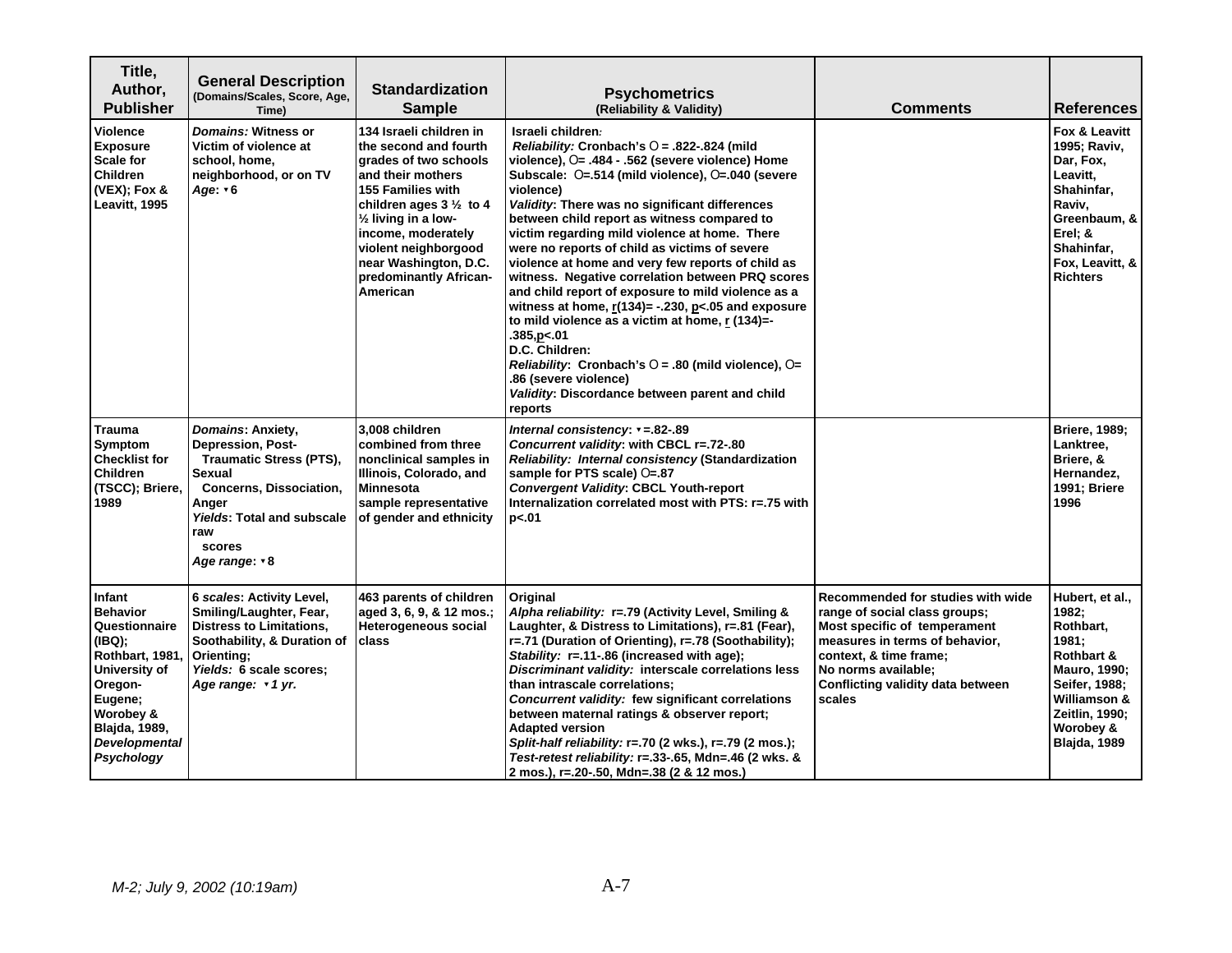| Title, Author, Publisher | General Description (Domains/Scales, Score, Age, Time) | Standardization Sample | Psychometrics (Reliability & Validity) | Comments | References |
|---|---|---|---|---|---|
| Violence Exposure Scale for Children (VEX); Fox & Leavitt, 1995 | *Domains:* Witness or Victim of violence at school, home, neighborhood, or on TV<br>*Age*: ▾6 | 134 Israeli children in the second and fourth grades of two schools and their mothers<br>155 Families with children ages 3 ½ to 4 ½ living in a low-income, moderately violent neighborgood near Washington, D.C. predominantly African-American | Israeli children:<br>*Reliability:* Cronbach's Ο = .822-.824 (mild violence), Ο= .484 - .562 (severe violence) Home Subscale: Ο=.514 (mild violence), Ο=.040 (severe violence)<br>*Validity*: There was no significant differences between child report as witness compared to victim regarding mild violence at home. There were no reports of child as victims of severe violence at home and very few reports of child as witness. Negative correlation between PRQ scores and child report of exposure to mild violence as a witness at home, $r(134) = -.230$, $p<.05$ and exposure to mild violence as a victim at home, $r\ (134) = -.385$, $p<.01$<br>D.C. Children:<br>*Reliability*: Cronbach's Ο = .80 (mild violence), Ο= .86 (severe violence)<br>*Validity*: Discordance between parent and child reports | | Fox & Leavitt 1995; Raviv, Dar, Fox, Leavitt, Shahinfar, Raviv, Greenbaum, & Erel; & Shahinfar, Fox, Leavitt, & Richters |
| Trauma Symptom Checklist for Children (TSCC); Briere, 1989 | *Domains*: Anxiety, Depression, Post-Traumatic Stress (PTS), Sexual Concerns, Dissociation, Anger<br>*Yields*: Total and subscale raw scores<br>*Age range*: ▾8 | 3,008 children combined from three nonclinical samples in Illinois, Colorado, and Minnesota sample representative of gender and ethnicity | *Internal consistency*: ▾=.82-.89<br>*Concurrent validity*: with CBCL r=.72-.80<br>*Reliability: Internal consistency* (Standardization sample for PTS scale) Ο=.87<br>*Convergent Validity*: CBCL Youth-report Internalization correlated most with PTS: r=.75 with p<.01 | | Briere, 1989; Lanktree, Briere, & Hernandez, 1991; Briere 1996 |
| Infant Behavior Questionnaire (IBQ); Rothbart, 1981, University of Oregon-Eugene; Worobey & Blajda, 1989, *Developmental Psychology* | 6 *scales*: Activity Level, Smiling/Laughter, Fear, Distress to Limitations, Soothability, & Duration of Orienting;<br>*Yields:* 6 scale scores;<br>*Age range: ▾1 yr.* | 463 parents of children aged 3, 6, 9, & 12 mos.; Heterogeneous social class | Original<br>*Alpha reliability:* r=.79 (Activity Level, Smiling & Laughter, & Distress to Limitations), r=.81 (Fear), r=.71 (Duration of Orienting), r=.78 (Soothability);<br>*Stability:* r=.11-.86 (increased with age);<br>*Discriminant validity:* interscale correlations less than intrascale correlations;<br>*Concurrent validity:* few significant correlations between maternal ratings & observer report;<br>Adapted version<br>*Split-half reliability:* r=.70 (2 wks.), r=.79 (2 mos.);<br>*Test-retest reliability:* r=.33-.65, Mdn=.46 (2 wks. & 2 mos.), r=.20-.50, Mdn=.38 (2 & 12 mos.) | Recommended for studies with wide range of social class groups;<br>Most specific of temperament measures in terms of behavior, context, & time frame;<br>No norms available;<br>Conflicting validity data between scales | Hubert, et al., 1982; Rothbart, 1981; Rothbart & Mauro, 1990; Seifer, 1988; Williamson & Zeitlin, 1990; Worobey & Blajda, 1989 |

*M-2; July 9, 2002 (10:19am)*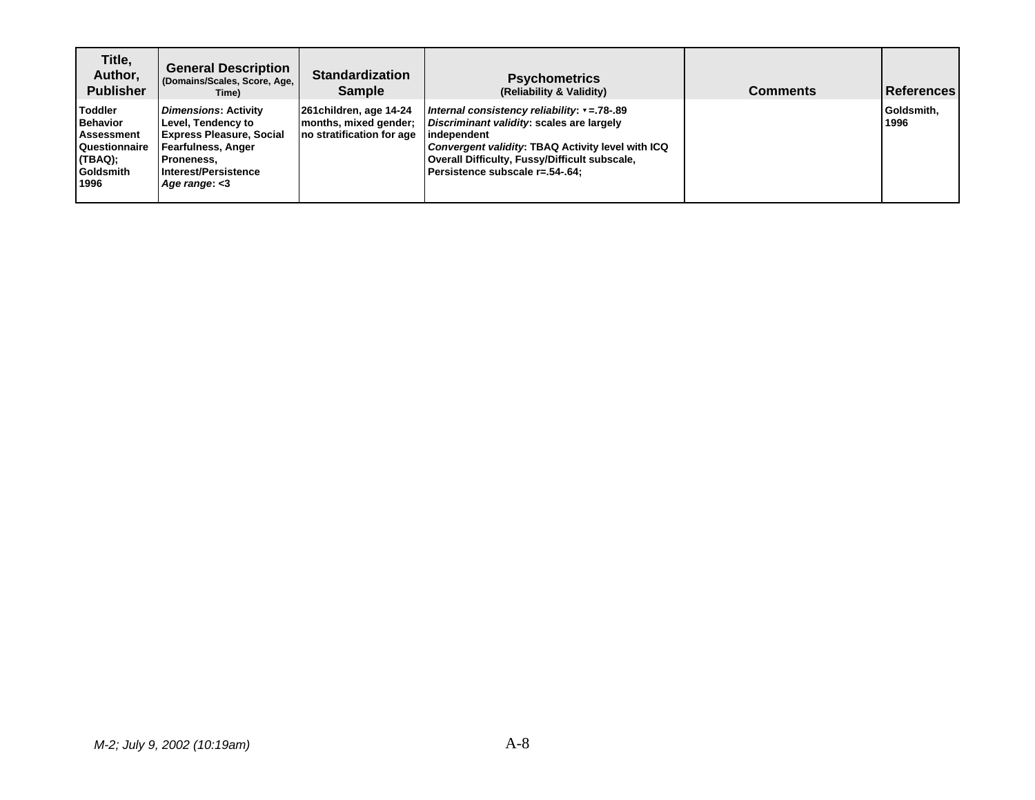| Title, Author, Publisher | General Description (Domains/Scales, Score, Age, Time) | Standardization Sample | Psychometrics (Reliability & Validity) | Comments | References |
|---|---|---|---|---|---|
| **Toddler Behavior Assessment Questionnaire (TBAQ); Goldsmith 1996** | ***Dimensions*: Activity Level, Tendency to Express Pleasure, Social Fearfulness, Anger Proneness, Interest/Persistence** <br> ***Age range*: <3** | **261children, age 14-24 months, mixed gender; no stratification for age** | ***Internal consistency reliability*: ▾=.78-.89** <br> ***Discriminant validity*: scales are largely independent** <br> ***Convergent validity*: TBAQ Activity level with ICQ Overall Difficulty, Fussy/Difficult subscale, Persistence subscale r=.54-.64;** | | **Goldsmith, 1996** |

*M-2; July 9, 2002 (10:19am)*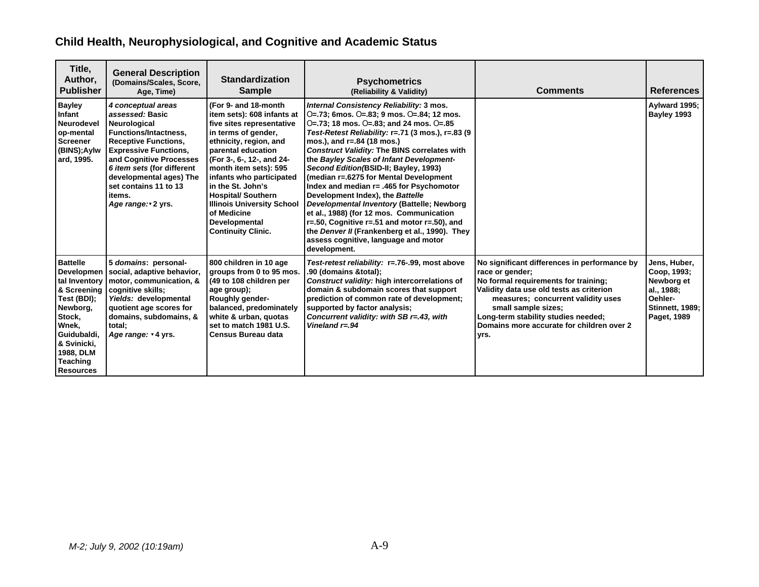## Child Health, Neurophysiological, and Cognitive and Academic Status

| Title, Author, Publisher | General Description (Domains/Scales, Score, Age, Time) | Standardization Sample | Psychometrics (Reliability & Validity) | Comments | References |
|---|---|---|---|---|---|
| Bayley Infant Neurodevelop-mental Screener (BINS);Aylward, 1995. | *4 conceptual areas assessed:* Basic Neurological Functions/Intactness, Receptive Functions, Expressive Functions, and Cognitive Processes *6 item sets* (for different developmental ages) The set contains 11 to 13 items. *Age range:*▾ 2 yrs. | (For 9- and 18-month item sets): 608 infants at five sites representative in terms of gender, ethnicity, region, and parental education (For 3-, 6-, 12-, and 24-month item sets): 595 infants who participated in the St. John's Hospital/ Southern Illinois University School of Medicine Developmental Continuity Clinic. | *Internal Consistency Reliability:* 3 mos. Ο=.73; 6mos. Ο=.83; 9 mos. Ο=.84; 12 mos. Ο=.73; 18 mos. Ο=.83; and 24 mos. Ο=.85 *Test-Retest Reliability:* r=.71 (3 mos.), r=.83 (9 mos.), and r=.84 (18 mos.) *Construct Validity:* The BINS correlates with the *Bayley Scales of Infant Development-Second Edition(*BSID-II; Bayley, 1993) (median r=.6275 for Mental Development Index and median r= .465 for Psychomotor Development Index), the *Battelle Developmental Inventory* (Battelle; Newborg et al., 1988) (for 12 mos. Communication r=.50, Cognitive r=.51 and motor r=.50), and the *Denver II* (Frankenberg et al., 1990). They assess cognitive, language and motor development. | | Aylward 1995; Bayley 1993 |
| Battelle Developmental Inventory & Screening Test (BDI); Newborg, Stock, Wnek, Guidubaldi, & Svinicki, 1988, DLM Teaching Resources | 5 *domains*: personal-social, adaptive behavior, motor, communication, & cognitive skills; *Yields:* developmental quotient age scores for domains, subdomains, & total; *Age range:* ▾4 yrs. | 800 children in 10 age groups from 0 to 95 mos. (49 to 108 children per age group); Roughly gender-balanced, predominately white & urban, quotas set to match 1981 U.S. Census Bureau data | *Test-retest reliability:* r=.76-.99, most above .90 (domains &total); *Construct validity:* high intercorrelations of domain & subdomain scores that support prediction of common rate of development; supported by factor analysis; *Concurrent validity: with SB r=.43, with Vineland r=.94* | No significant differences in performance by race or gender; No formal requirements for training; Validity data use old tests as criterion measures; concurrent validity uses small sample sizes; Long-term stability studies needed; Domains more accurate for children over 2 yrs. | Jens, Huber, Coop, 1993; Newborg et al., 1988; Oehler-Stinnett, 1989; Paget, 1989 |

*M-2; July 9, 2002 (10:19am)*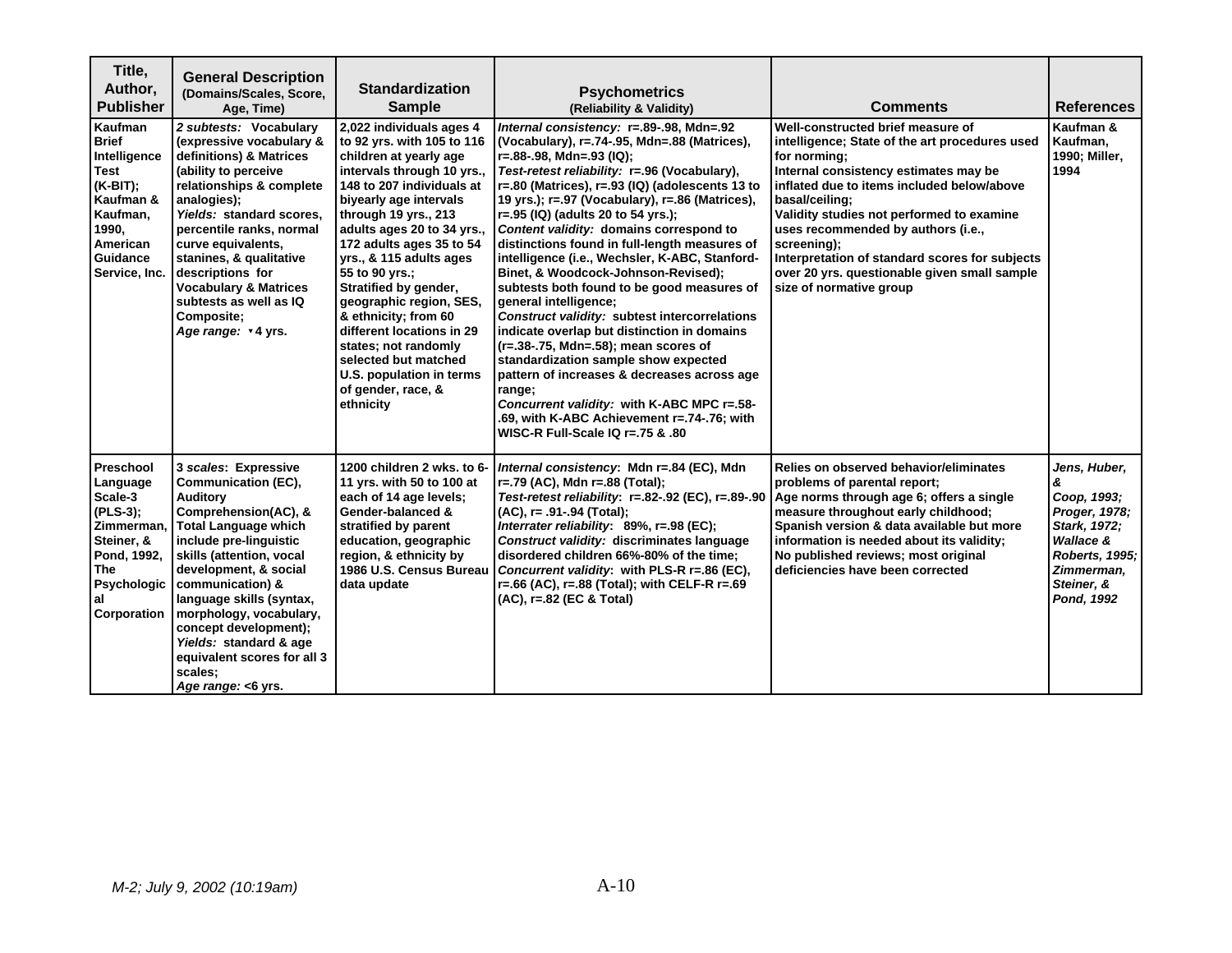| Title, Author, Publisher | General Description (Domains/Scales, Score, Age, Time) | Standardization Sample | Psychometrics (Reliability & Validity) | Comments | References |
|---|---|---|---|---|---|
| **Kaufman Brief Intelligence Test (K-BIT); Kaufman & Kaufman, 1990, American Guidance Service, Inc.** | ***2 subtests:*** **Vocabulary (expressive vocabulary & definitions) & Matrices (ability to perceive relationships & complete analogies);** ***Yields:*** **standard scores, percentile ranks, normal curve equivalents, stanines, & qualitative descriptions for Vocabulary & Matrices subtests as well as IQ Composite;** ***Age range:*** **≥4 yrs.** | **2,022 individuals ages 4 to 92 yrs. with 105 to 116 children at yearly age intervals through 10 yrs., 148 to 207 individuals at biyearly age intervals through 19 yrs., 213 adults ages 20 to 34 yrs., 172 adults ages 35 to 54 yrs., & 115 adults ages 55 to 90 yrs.; Stratified by gender, geographic region, SES, & ethnicity; from 60 different locations in 29 states; not randomly selected but matched U.S. population in terms of gender, race, & ethnicity** | ***Internal consistency:*** **r=.89-.98, Mdn=.92 (Vocabulary), r=.74-.95, Mdn=.88 (Matrices), r=.88-.98, Mdn=.93 (IQ);** ***Test-retest reliability:*** **r=.96 (Vocabulary), r=.80 (Matrices), r=.93 (IQ) (adolescents 13 to 19 yrs.); r=.97 (Vocabulary), r=.86 (Matrices), r=.95 (IQ) (adults 20 to 54 yrs.);** ***Content validity:*** **domains correspond to distinctions found in full-length measures of intelligence (i.e., Wechsler, K-ABC, Stanford-Binet, & Woodcock-Johnson-Revised); subtests both found to be good measures of general intelligence;** ***Construct validity:*** **subtest intercorrelations indicate overlap but distinction in domains (r=.38-.75, Mdn=.58); mean scores of standardization sample show expected pattern of increases & decreases across age range;** ***Concurrent validity:*** **with K-ABC MPC r=.58-.69, with K-ABC Achievement r=.74-.76; with WISC-R Full-Scale IQ r=.75 & .80** | **Well-constructed brief measure of intelligence; State of the art procedures used for norming; Internal consistency estimates may be inflated due to items included below/above basal/ceiling; Validity studies not performed to examine uses recommended by authors (i.e., screening); Interpretation of standard scores for subjects over 20 yrs. questionable given small sample size of normative group** | **Kaufman & Kaufman, 1990; Miller, 1994** |
| **Preschool Language Scale-3 (PLS-3); Zimmerman, Steiner, & Pond, 1992, The Psychological Corporation** | **3** ***scales*****: Expressive Communication (EC), Auditory Comprehension(AC), & Total Language which include pre-linguistic skills (attention, vocal development, & social communication) & language skills (syntax, morphology, vocabulary, concept development);** ***Yields:*** **standard & age equivalent scores for all 3 scales;** ***Age range:*** **<6 yrs.** | **1200 children 2 wks. to 6-11 yrs. with 50 to 100 at each of 14 age levels; Gender-balanced & stratified by parent education, geographic region, & ethnicity by 1986 U.S. Census Bureau data update** | ***Internal consistency*****: Mdn r=.84 (EC), Mdn r=.79 (AC), Mdn r=.88 (Total);** ***Test-retest reliability*****: r=.82-.92 (EC), r=.89-.90 (AC), r= .91-.94 (Total);** ***Interrater reliability*****: 89%, r=.98 (EC);** ***Construct validity:*** **discriminates language disordered children 66%-80% of the time;** ***Concurrent validity*****: with PLS-R r=.86 (EC), r=.66 (AC), r=.88 (Total); with CELF-R r=.69 (AC), r=.82 (EC & Total)** | **Relies on observed behavior/eliminates problems of parental report; Age norms through age 6; offers a single measure throughout early childhood; Spanish version & data available but more information is needed about its validity; No published reviews; most original deficiencies have been corrected** | ***Jens, Huber, & Coop, 1993; Proger, 1978; Stark, 1972; Wallace & Roberts, 1995; Zimmerman, Steiner, & Pond, 1992*** |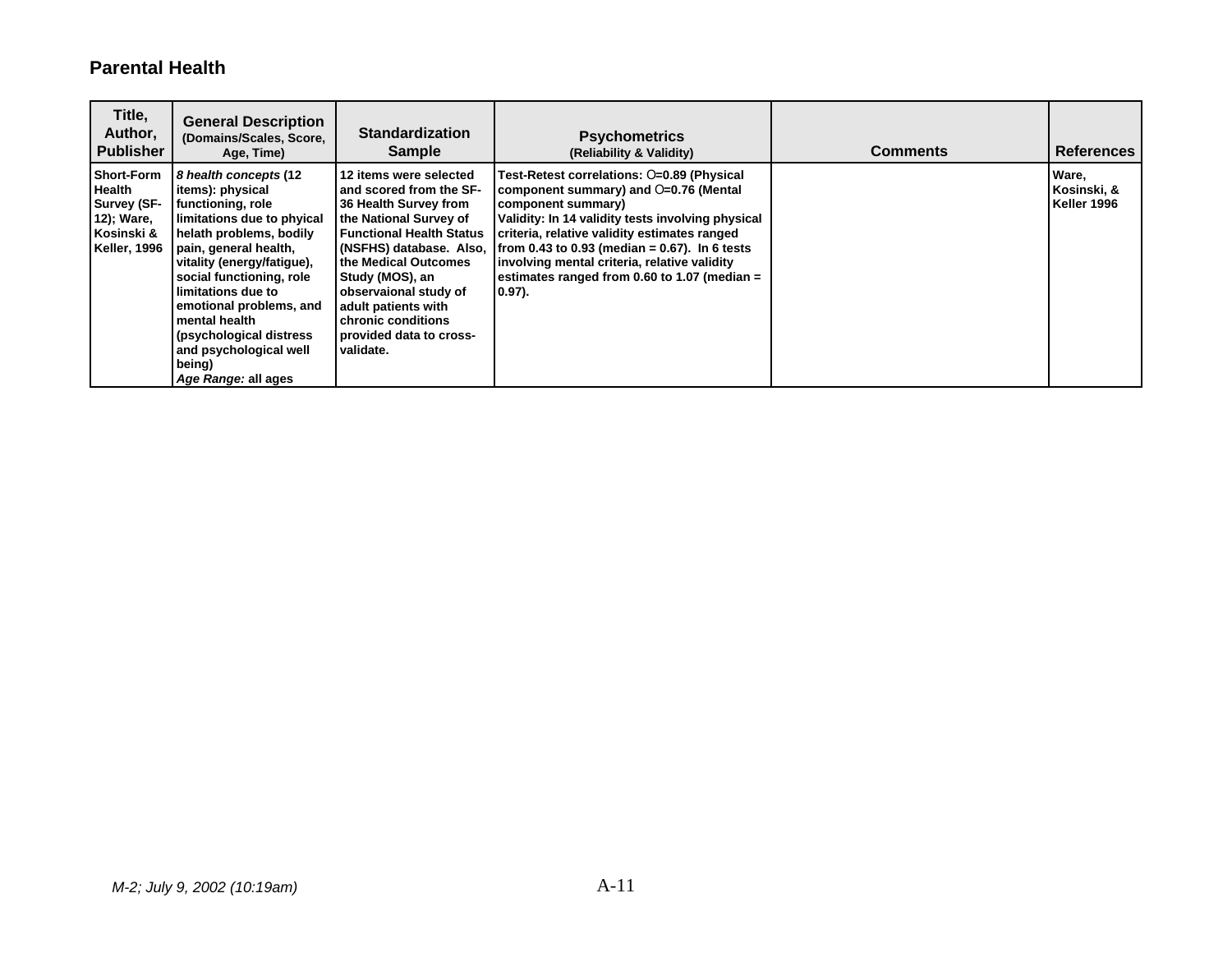## Parental Health

| Title, Author, Publisher | General Description (Domains/Scales, Score, Age, Time) | Standardization Sample | Psychometrics (Reliability & Validity) | Comments | References |
|---|---|---|---|---|---|
| **Short-Form Health Survey (SF-12); Ware, Kosinski & Keller, 1996** | ***8 health concepts*** **(12 items): physical functioning, role limitations due to phyical helath problems, bodily pain, general health, vitality (energy/fatigue), social functioning, role limitations due to emotional problems, and mental health (psychological distress and psychological well being)** <br> ***Age Range:*** **all ages** | **12 items were selected and scored from the SF-36 Health Survey from the National Survey of Functional Health Status (NSFHS) database. Also, the Medical Outcomes Study (MOS), an observaional study of adult patients with chronic conditions provided data to cross-validate.** | **Test-Retest correlations: O=0.89 (Physical component summary) and O=0.76 (Mental component summary)** <br> **Validity: In 14 validity tests involving physical criteria, relative validity estimates ranged from 0.43 to 0.93 (median = 0.67). In 6 tests involving mental criteria, relative validity estimates ranged from 0.60 to 1.07 (median = 0.97).** | | **Ware, Kosinski, & Keller 1996** |

*M-2; July 9, 2002 (10:19am)*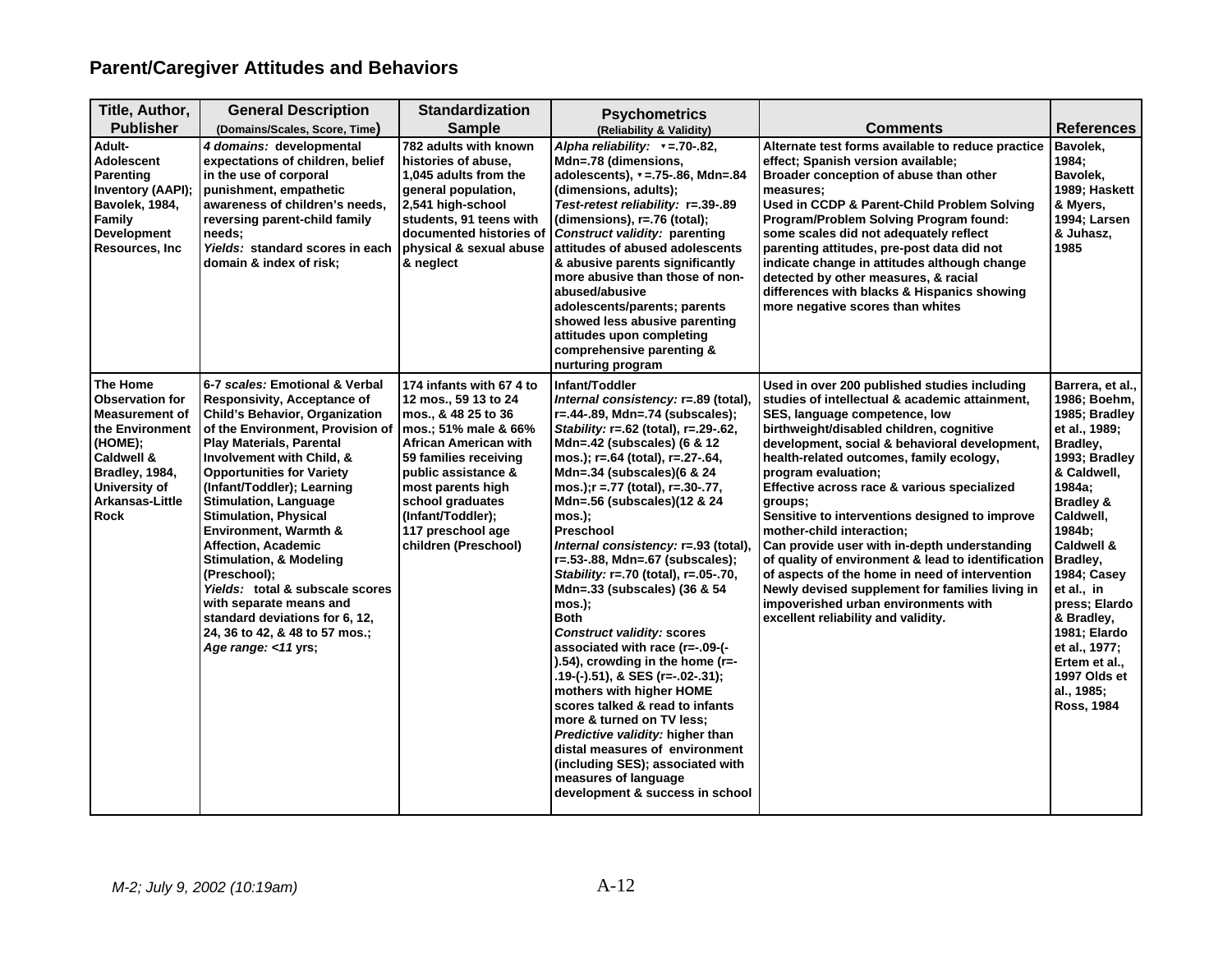## Parent/Caregiver Attitudes and Behaviors

| Title, Author, Publisher | General Description (Domains/Scales, Score, Time) | Standardization Sample | Psychometrics (Reliability & Validity) | Comments | References |
|---|---|---|---|---|---|
| Adult-Adolescent Parenting Inventory (AAPI); Bavolek, 1984, Family Development Resources, Inc | *4 domains:* developmental expectations of children, belief in the use of corporal punishment, empathetic awareness of children's needs, reversing parent-child family needs; *Yields:* standard scores in each domain & index of risk; | 782 adults with known histories of abuse, 1,045 adults from the general population, 2,541 high-school students, 91 teens with documented histories of physical & sexual abuse & neglect | *Alpha reliability:* ▾=.70-.82, Mdn=.78 (dimensions, adolescents), ▾=.75-.86, Mdn=.84 (dimensions, adults); *Test-retest reliability:* r=.39-.89 (dimensions), r=.76 (total); *Construct validity:* parenting attitudes of abused adolescents & abusive parents significantly more abusive than those of non-abused/abusive adolescents/parents; parents showed less abusive parenting attitudes upon completing comprehensive parenting & nurturing program | Alternate test forms available to reduce practice effect; Spanish version available; Broader conception of abuse than other measures; Used in CCDP & Parent-Child Problem Solving Program/Problem Solving Program found: some scales did not adequately reflect parenting attitudes, pre-post data did not indicate change in attitudes although change detected by other measures, & racial differences with blacks & Hispanics showing more negative scores than whites | Bavolek, 1984; Bavolek, 1989; Haskett & Myers, 1994; Larsen & Juhasz, 1985 |
| The Home Observation for Measurement of the Environment (HOME); Caldwell & Bradley, 1984, University of Arkansas-Little Rock | 6-7 *scales:* Emotional & Verbal Responsivity, Acceptance of Child's Behavior, Organization of the Environment, Provision of Play Materials, Parental Involvement with Child, & Opportunities for Variety (Infant/Toddler); Learning Stimulation, Language Stimulation, Physical Environment, Warmth & Affection, Academic Stimulation, & Modeling (Preschool); *Yields:* total & subscale scores with separate means and standard deviations for 6, 12, 24, 36 to 42, & 48 to 57 mos.; *Age range: <11* yrs; | 174 infants with 67 4 to 12 mos., 59 13 to 24 mos., & 48 25 to 36 mos.; 51% male & 66% African American with 59 families receiving public assistance & most parents high school graduates (Infant/Toddler); 117 preschool age children (Preschool) | Infant/Toddler *Internal consistency:* r=.89 (total), r=.44-.89, Mdn=.74 (subscales); *Stability:* r=.62 (total), r=.29-.62, Mdn=.42 (subscales) (6 & 12 mos.); r=.64 (total), r=.27-.64, Mdn=.34 (subscales)(6 & 24 mos.);r =.77 (total), r=.30-.77, Mdn=.56 (subscales)(12 & 24 mos.); Preschool *Internal consistency:* r=.93 (total), r=.53-.88, Mdn=.67 (subscales); *Stability:* r=.70 (total), r=.05-.70, Mdn=.33 (subscales) (36 & 54 mos.); Both *Construct validity:* scores associated with race (r=-.09-(-).54), crowding in the home (r=-.19-(-).51), & SES (r=-.02-.31); mothers with higher HOME scores talked & read to infants more & turned on TV less; *Predictive validity:* higher than distal measures of environment (including SES); associated with measures of language development & success in school | Used in over 200 published studies including studies of intellectual & academic attainment, SES, language competence, low birthweight/disabled children, cognitive development, social & behavioral development, health-related outcomes, family ecology, program evaluation; Effective across race & various specialized groups; Sensitive to interventions designed to improve mother-child interaction; Can provide user with in-depth understanding of quality of environment & lead to identification of aspects of the home in need of intervention Newly devised supplement for families living in impoverished urban environments with excellent reliability and validity. | Barrera, et al., 1986; Boehm, 1985; Bradley et al., 1989; Bradley, 1993; Bradley & Caldwell, 1984a; Bradley & Caldwell, 1984b; Caldwell & Bradley, 1984; Casey et al., in press; Elardo & Bradley, 1981; Elardo et al., 1977; Ertem et al., 1997 Olds et al., 1985; Ross, 1984 |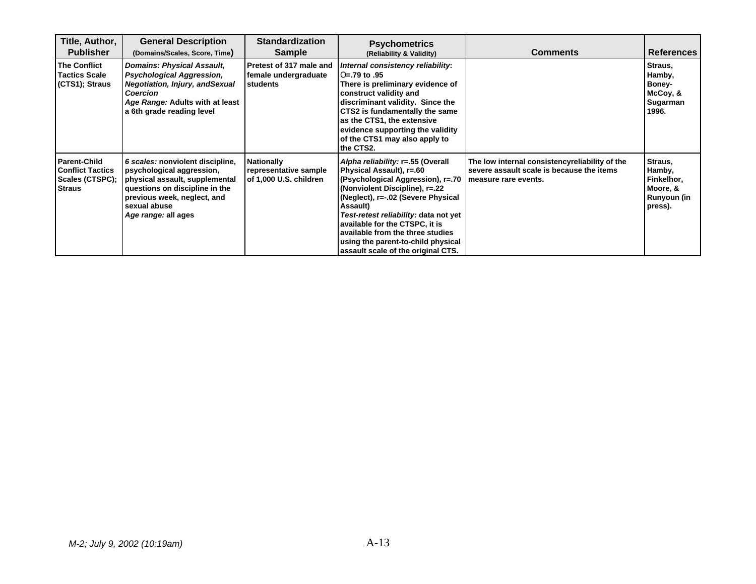| Title, Author, Publisher | General Description (Domains/Scales, Score, Time) | Standardization Sample | Psychometrics (Reliability & Validity) | Comments | References |
|---|---|---|---|---|---|
| The Conflict Tactics Scale (CTS1); Straus | *Domains: Physical Assault, Psychological Aggression, Negotiation, Injury, andSexual Coercion* *Age Range:* Adults with at least a 6th grade reading level | Pretest of 317 male and female undergraduate students | *Internal consistency reliability*: Ο=.79 to .95 There is preliminary evidence of construct validity and discriminant validity. Since the CTS2 is fundamentally the same as the CTS1, the extensive evidence supporting the validity of the CTS1 may also apply to the CTS2. | | Straus, Hamby, Boney-McCoy, & Sugarman 1996. |
| Parent-Child Conflict Tactics Scales (CTSPC); Straus | *6 scales:* nonviolent discipline, psychological aggression, physical assault, supplemental questions on discipline in the previous week, neglect, and sexual abuse *Age range:* all ages | Nationally representative sample of 1,000 U.S. children | *Alpha reliability:* r=.55 (Overall Physical Assault), r=.60 (Psychological Aggression), r=.70 (Nonviolent Discipline), r=.22 (Neglect), r=-.02 (Severe Physical Assault) *Test-retest reliability:* data not yet available for the CTSPC, it is available from the three studies using the parent-to-child physical assault scale of the original CTS. | The low internal consistencyreliability of the severe assault scale is because the items measure rare events. | Straus, Hamby, Finkelhor, Moore, & Runyoun (in press). |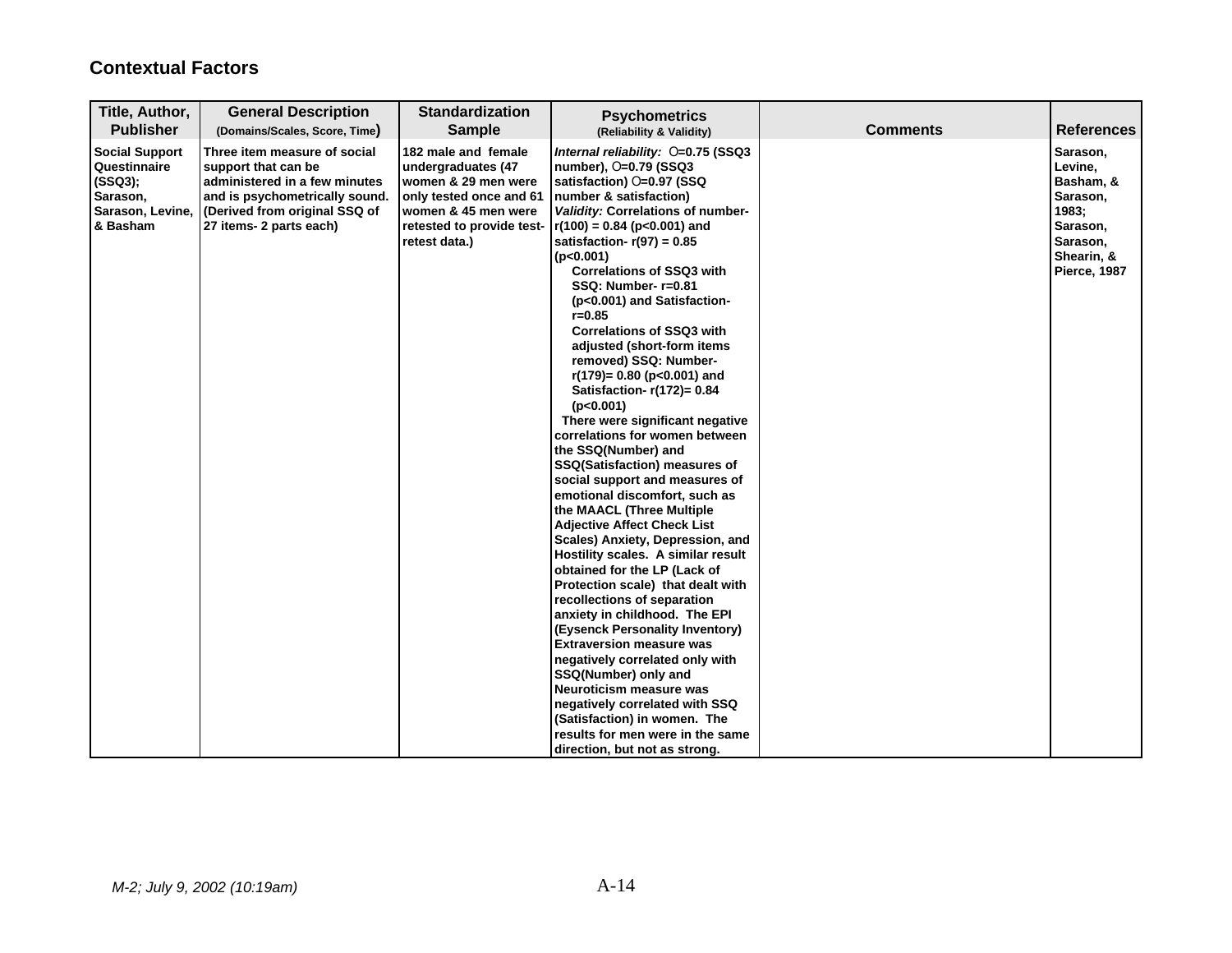## Contextual Factors

| Title, Author, Publisher | General Description (Domains/Scales, Score, Time) | Standardization Sample | Psychometrics (Reliability & Validity) | Comments | References |
|---|---|---|---|---|---|
| Social Support Questinnaire (SSQ3); Sarason, Sarason, Levine, & Basham | Three item measure of social support that can be administered in a few minutes and is psychometrically sound. (Derived from original SSQ of 27 items- 2 parts each) | 182 male and female undergraduates (47 women & 29 men were only tested once and 61 women & 45 men were retested to provide test-retest data.) | *Internal reliability:* O=0.75 (SSQ3 number), O=0.79 (SSQ3 satisfaction) O=0.97 (SSQ number & satisfaction) *Validity:* Correlations of number- $r(100) = 0.84$ ($p<0.001$) and satisfaction- $r(97) = 0.85$ ($p<0.001$) Correlations of SSQ3 with SSQ: Number- $r=0.81$ ($p<0.001$) and Satisfaction- $r=0.85$ Correlations of SSQ3 with adjusted (short-form items removed) SSQ: Number- $r(179)= 0.80$ ($p<0.001$) and Satisfaction- $r(172)= 0.84$ ($p<0.001$) There were significant negative correlations for women between the SSQ(Number) and SSQ(Satisfaction) measures of social support and measures of emotional discomfort, such as the MAACL (Three Multiple Adjective Affect Check List Scales) Anxiety, Depression, and Hostility scales. A similar result obtained for the LP (Lack of Protection scale) that dealt with recollections of separation anxiety in childhood. The EPI (Eysenck Personality Inventory) Extraversion measure was negatively correlated only with SSQ(Number) only and Neuroticism measure was negatively correlated with SSQ (Satisfaction) in women. The results for men were in the same direction, but not as strong. | | Sarason, Levine, Basham, & Sarason, 1983; Sarason, Sarason, Shearin, & Pierce, 1987 |

*M-2; July 9, 2002 (10:19am)*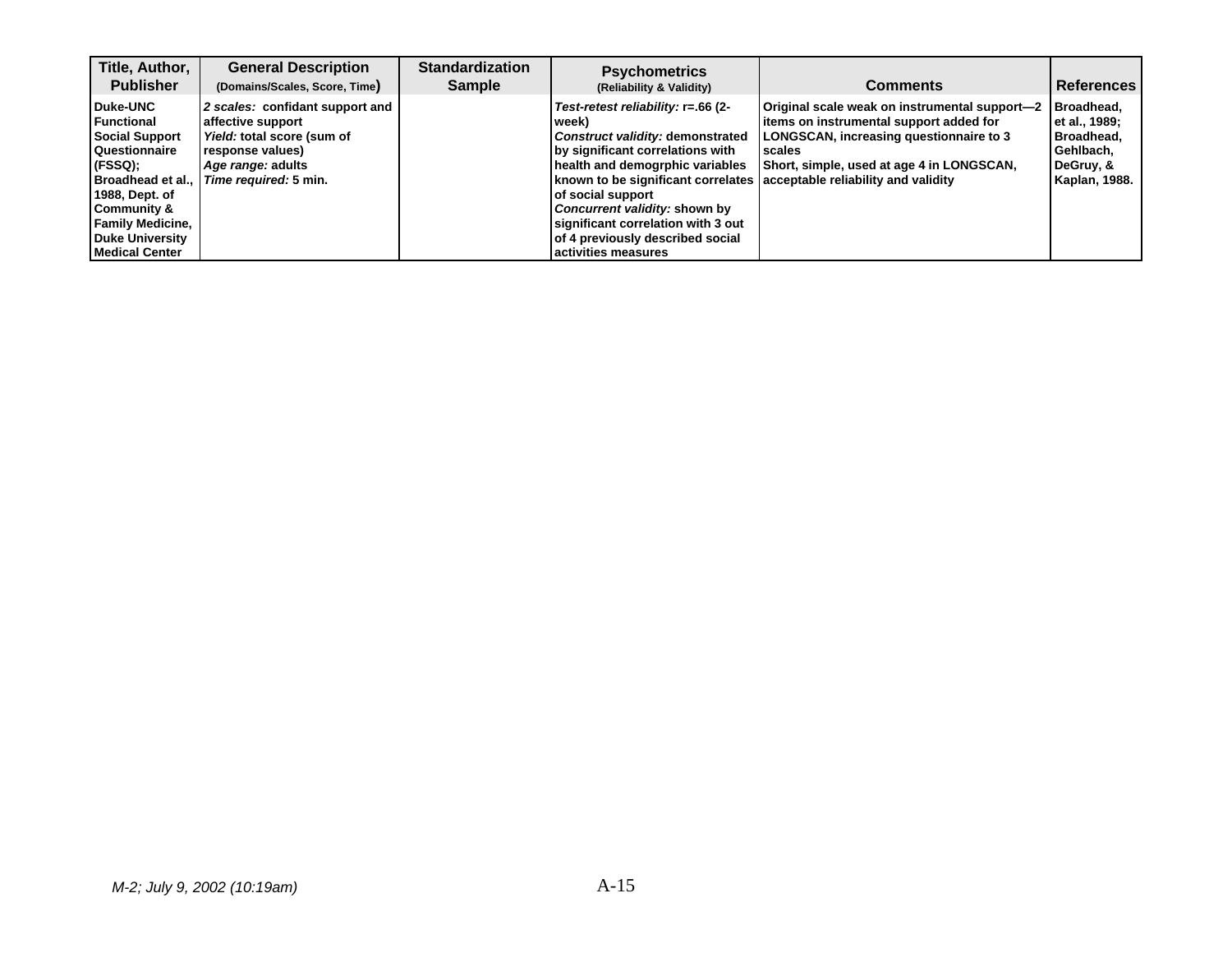| Title, Author, Publisher | General Description (Domains/Scales, Score, Time) | Standardization Sample | Psychometrics (Reliability & Validity) | Comments | References |
|---|---|---|---|---|---|
| **Duke-UNC Functional Social Support Questionnaire (FSSQ); Broadhead et al., 1988, Dept. of Community & Family Medicine, Duke University Medical Center** | ***2 scales:*** **confidant support and affective support** <br> ***Yield:*** **total score (sum of response values)** <br> ***Age range:*** **adults** <br> ***Time required:*** **5 min.** | | ***Test-retest reliability:*** **r=.66 (2-week)** <br> ***Construct validity:*** **demonstrated by significant correlations with health and demogrphic variables known to be significant correlates of social support** <br> ***Concurrent validity:*** **shown by significant correlation with 3 out of 4 previously described social activities measures** | **Original scale weak on instrumental support—2 items on instrumental support added for LONGSCAN, increasing questionnaire to 3 scales** <br> **Short, simple, used at age 4 in LONGSCAN, acceptable reliability and validity** | **Broadhead, et al., 1989; Broadhead, Gehlbach, DeGruy, & Kaplan, 1988.** |

*M-2; July 9, 2002 (10:19am)*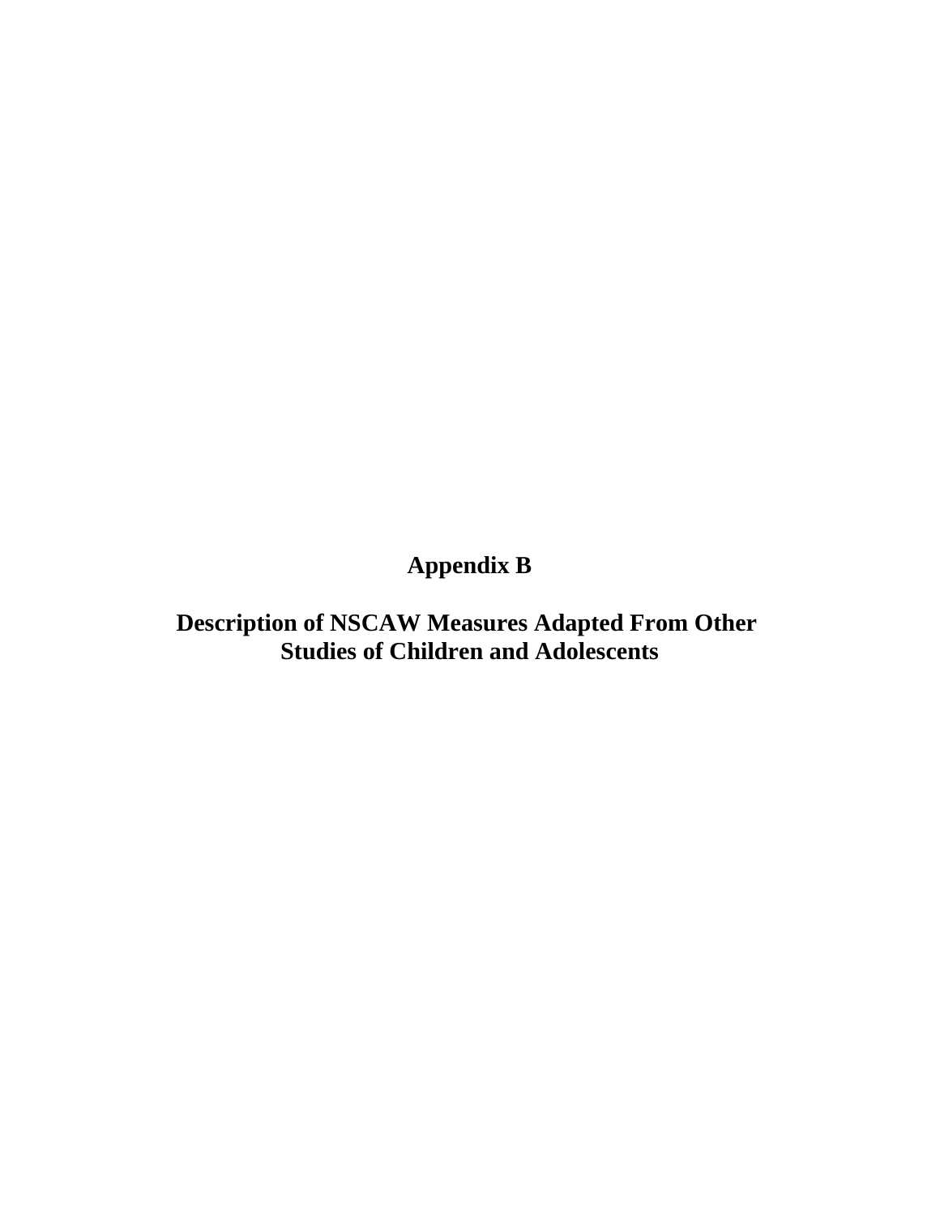# Appendix B

## Description of NSCAW Measures Adapted From Other Studies of Children and Adolescents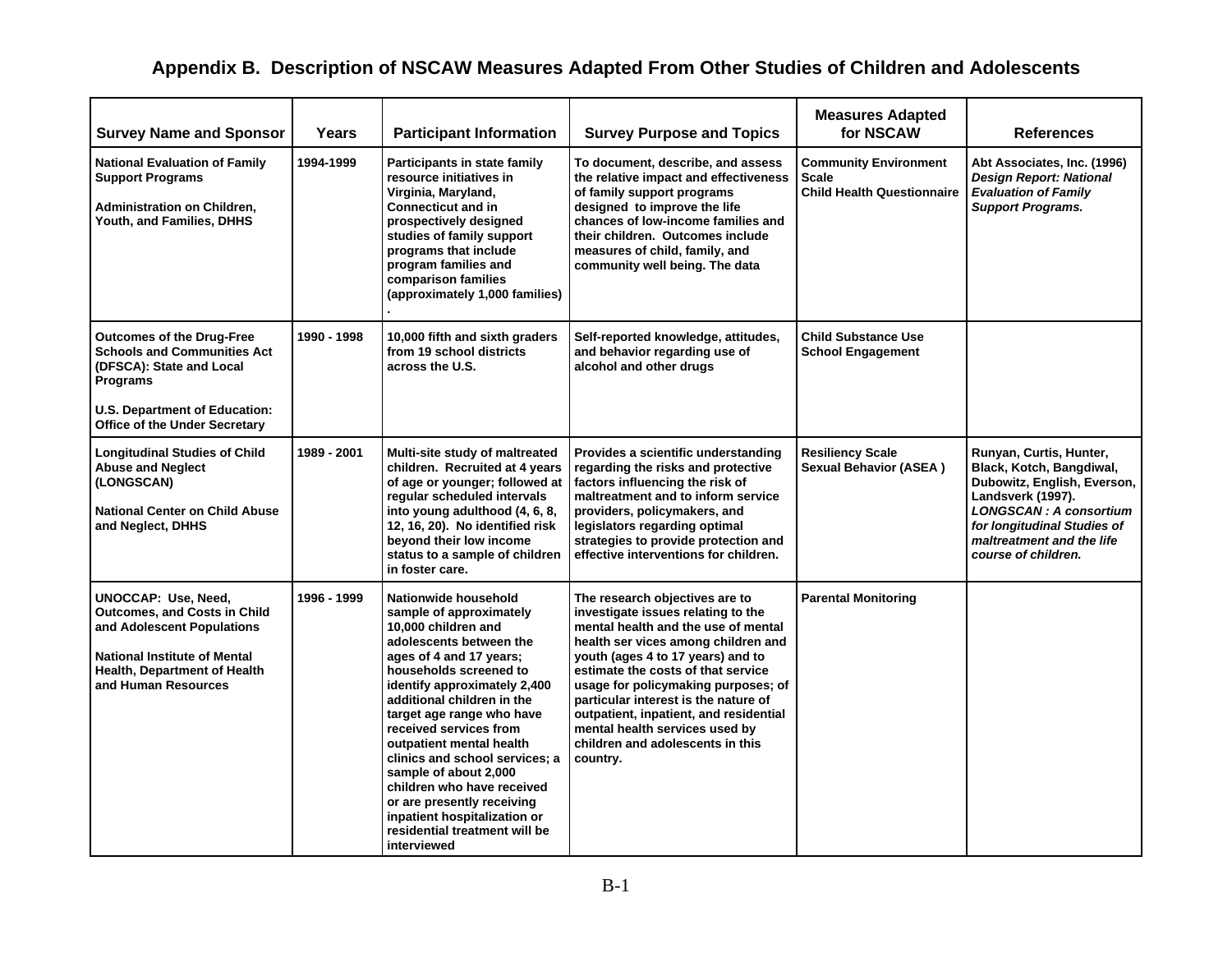# Appendix B. Description of NSCAW Measures Adapted From Other Studies of Children and Adolescents

| Survey Name and Sponsor | Years | Participant Information | Survey Purpose and Topics | Measures Adapted for NSCAW | References |
|---|---|---|---|---|---|
| National Evaluation of Family Support Programs<br><br>Administration on Children, Youth, and Families, DHHS | 1994-1999 | Participants in state family resource initiatives in Virginia, Maryland, Connecticut and in prospectively designed studies of family support programs that include program families and comparison families (approximately 1,000 families) . | To document, describe, and assess the relative impact and effectiveness of family support programs designed to improve the life chances of low-income families and their children. Outcomes include measures of child, family, and community well being. The data | Community Environment Scale<br>Child Health Questionnaire | Abt Associates, Inc. (1996) *Design Report: National Evaluation of Family Support Programs.* |
| Outcomes of the Drug-Free Schools and Communities Act (DFSCA): State and Local Programs<br><br>U.S. Department of Education: Office of the Under Secretary | 1990 - 1998 | 10,000 fifth and sixth graders from 19 school districts across the U.S. | Self-reported knowledge, attitudes, and behavior regarding use of alcohol and other drugs | Child Substance Use<br>School Engagement | |
| Longitudinal Studies of Child Abuse and Neglect (LONGSCAN)<br><br>National Center on Child Abuse and Neglect, DHHS | 1989 - 2001 | Multi-site study of maltreated children. Recruited at 4 years of age or younger; followed at regular scheduled intervals into young adulthood (4, 6, 8, 12, 16, 20). No identified risk beyond their low income status to a sample of children in foster care. | Provides a scientific understanding regarding the risks and protective factors influencing the risk of maltreatment and to inform service providers, policymakers, and legislators regarding optimal strategies to provide protection and effective interventions for children. | Resiliency Scale<br>Sexual Behavior (ASEA ) | Runyan, Curtis, Hunter, Black, Kotch, Bangdiwal, Dubowitz, English, Everson, Landsverk (1997). *LONGSCAN : A consortium for longitudinal Studies of maltreatment and the life course of children.* |
| UNOCCAP: Use, Need, Outcomes, and Costs in Child and Adolescent Populations<br><br>National Institute of Mental Health, Department of Health and Human Resources | 1996 - 1999 | Nationwide household sample of approximately 10,000 children and adolescents between the ages of 4 and 17 years; households screened to identify approximately 2,400 additional children in the target age range who have received services from outpatient mental health clinics and school services; a sample of about 2,000 children who have received or are presently receiving inpatient hospitalization or residential treatment will be interviewed | The research objectives are to investigate issues relating to the mental health and the use of mental health ser vices among children and youth (ages 4 to 17 years) and to estimate the costs of that service usage for policymaking purposes; of particular interest is the nature of outpatient, inpatient, and residential mental health services used by children and adolescents in this country. | Parental Monitoring | |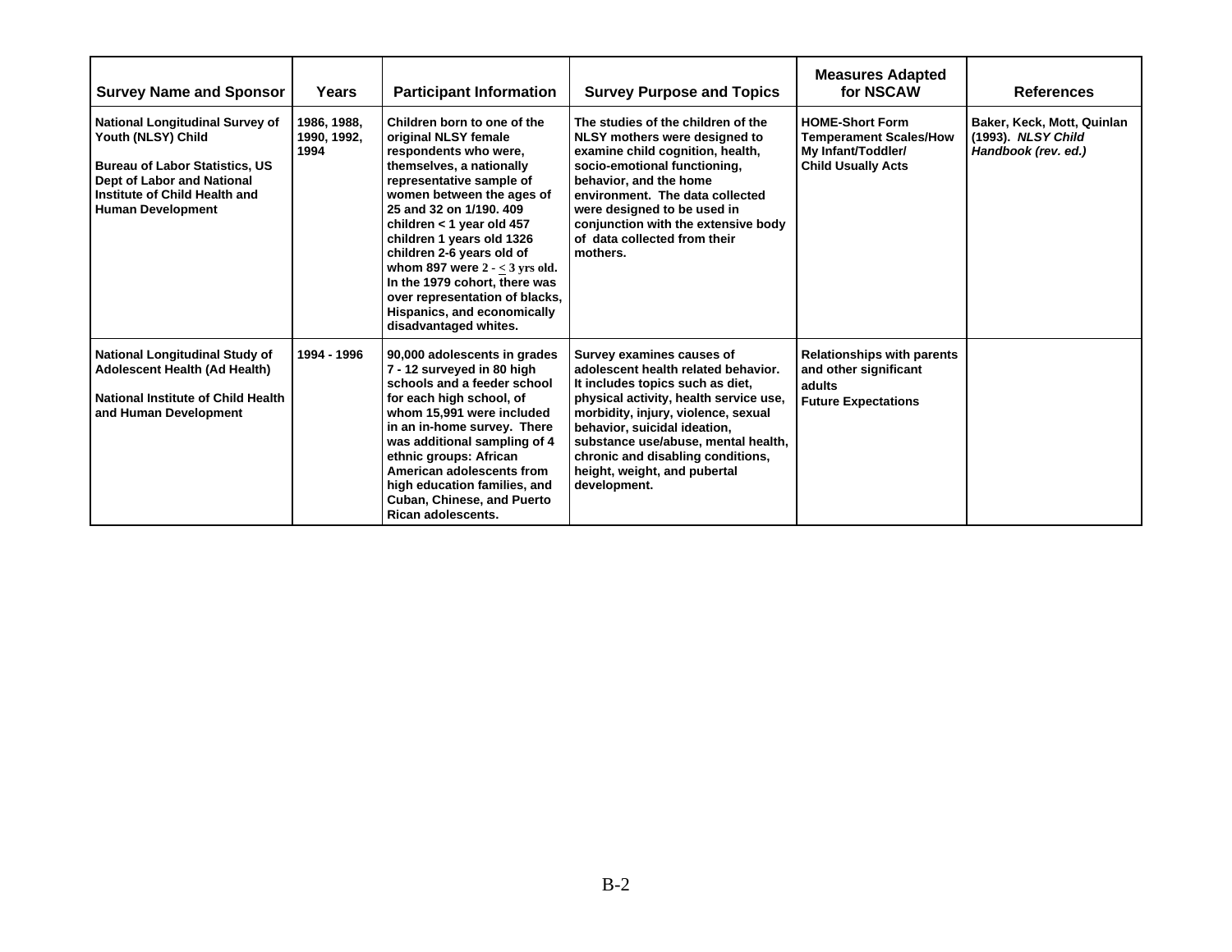| Survey Name and Sponsor | Years | Participant Information | Survey Purpose and Topics | Measures Adapted for NSCAW | References |
|---|---|---|---|---|---|
| **National Longitudinal Survey of Youth (NLSY) Child**<br><br>**Bureau of Labor Statistics, US Dept of Labor and National Institute of Child Health and Human Development** | **1986, 1988, 1990, 1992, 1994** | **Children born to one of the original NLSY female respondents who were, themselves, a nationally representative sample of women between the ages of 25 and 32 on 1/190. 409 children < 1 year old 457 children 1 years old 1326 children 2-6 years old of whom 897 were 2 - ≤ 3 yrs old. In the 1979 cohort, there was over representation of blacks, Hispanics, and economically disadvantaged whites.** | **The studies of the children of the NLSY mothers were designed to examine child cognition, health, socio-emotional functioning, behavior, and the home environment. The data collected were designed to be used in conjunction with the extensive body of data collected from their mothers.** | **HOME-Short Form**<br>**Temperament Scales/How My Infant/Toddler/ Child Usually Acts** | **Baker, Keck, Mott, Quinlan (1993).** ***NLSY Child Handbook (rev. ed.)*** |
| **National Longitudinal Study of Adolescent Health (Ad Health)**<br><br>**National Institute of Child Health and Human Development** | **1994 - 1996** | **90,000 adolescents in grades 7 - 12 surveyed in 80 high schools and a feeder school for each high school, of whom 15,991 were included in an in-home survey. There was additional sampling of 4 ethnic groups: African American adolescents from high education families, and Cuban, Chinese, and Puerto Rican adolescents.** | **Survey examines causes of adolescent health related behavior. It includes topics such as diet, physical activity, health service use, morbidity, injury, violence, sexual behavior, suicidal ideation, substance use/abuse, mental health, chronic and disabling conditions, height, weight, and pubertal development.** | **Relationships with parents and other significant adults**<br>**Future Expectations** | |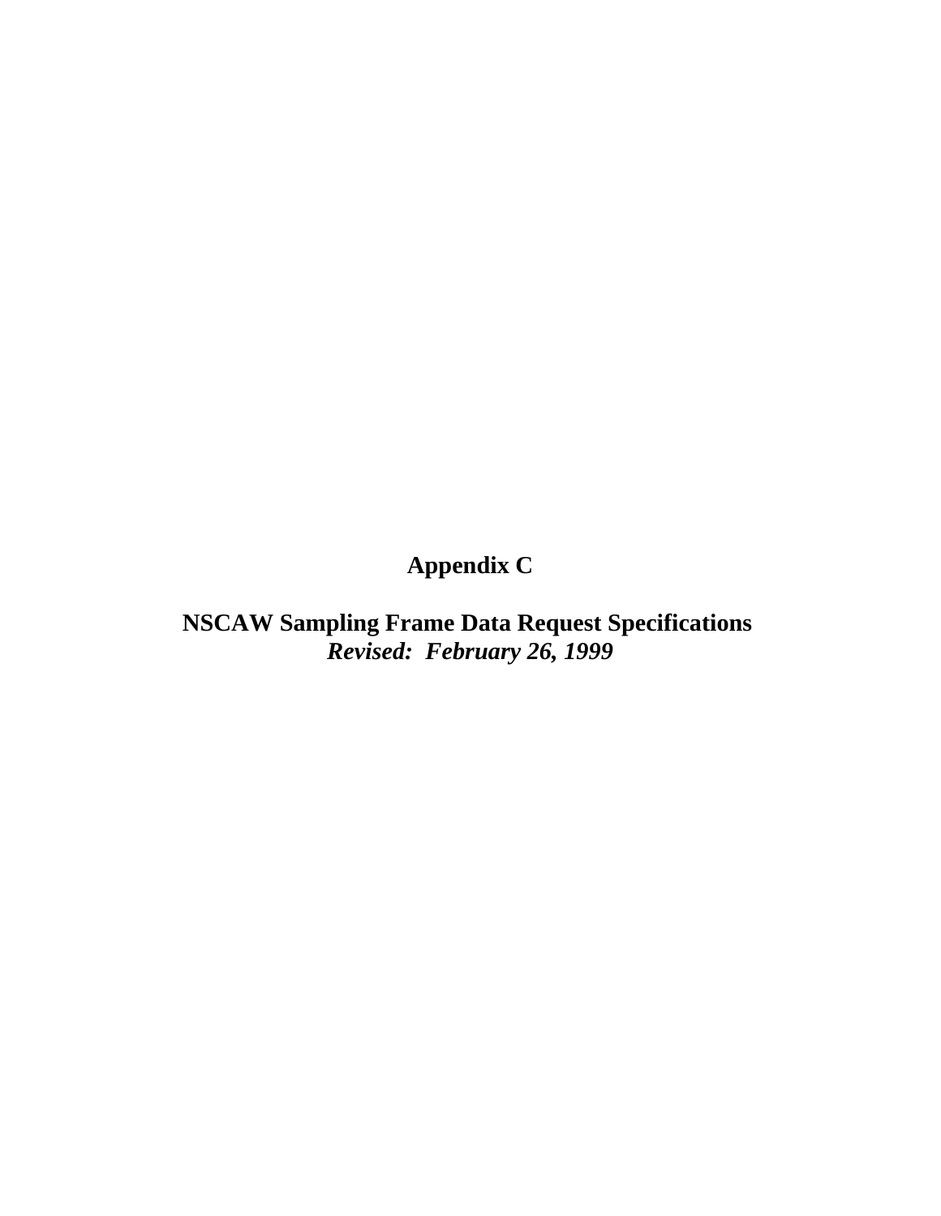# Appendix C

## NSCAW Sampling Frame Data Request Specifications

***Revised: February 26, 1999***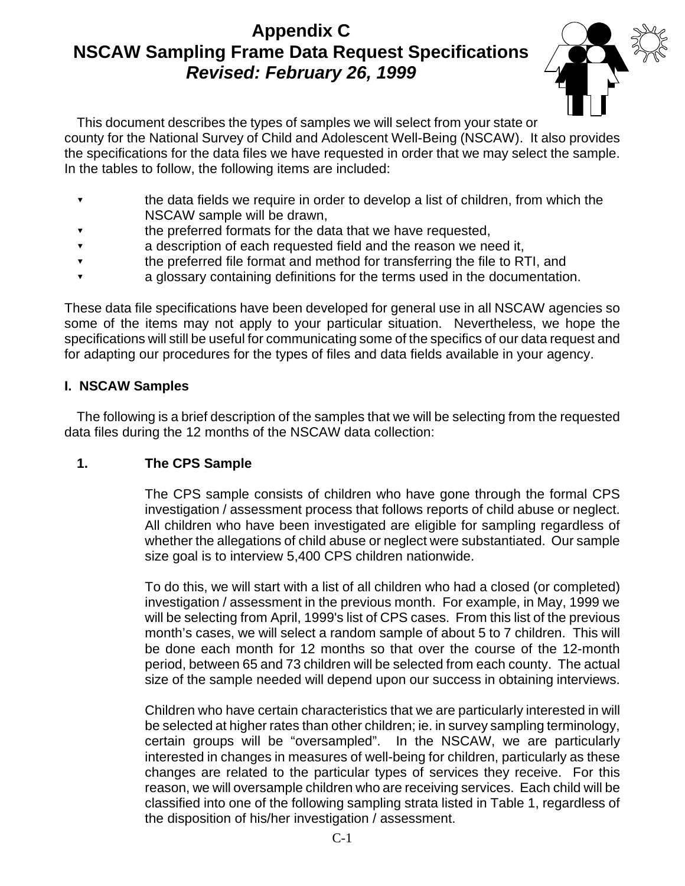# Appendix C
# NSCAW Sampling Frame Data Request Specifications
### ***Revised: February 26, 1999***

This document describes the types of samples we will select from your state or county for the National Survey of Child and Adolescent Well-Being (NSCAW). It also provides the specifications for the data files we have requested in order that we may select the sample. In the tables to follow, the following items are included:

- the data fields we require in order to develop a list of children, from which the NSCAW sample will be drawn,
- the preferred formats for the data that we have requested,
- a description of each requested field and the reason we need it,
- the preferred file format and method for transferring the file to RTI, and
- a glossary containing definitions for the terms used in the documentation.

These data file specifications have been developed for general use in all NSCAW agencies so some of the items may not apply to your particular situation. Nevertheless, we hope the specifications will still be useful for communicating some of the specifics of our data request and for adapting our procedures for the types of files and data fields available in your agency.

## I. NSCAW Samples

The following is a brief description of the samples that we will be selecting from the requested data files during the 12 months of the NSCAW data collection:

### 1. The CPS Sample

The CPS sample consists of children who have gone through the formal CPS investigation / assessment process that follows reports of child abuse or neglect. All children who have been investigated are eligible for sampling regardless of whether the allegations of child abuse or neglect were substantiated. Our sample size goal is to interview 5,400 CPS children nationwide.

To do this, we will start with a list of all children who had a closed (or completed) investigation / assessment in the previous month. For example, in May, 1999 we will be selecting from April, 1999's list of CPS cases. From this list of the previous month's cases, we will select a random sample of about 5 to 7 children. This will be done each month for 12 months so that over the course of the 12-month period, between 65 and 73 children will be selected from each county. The actual size of the sample needed will depend upon our success in obtaining interviews.

Children who have certain characteristics that we are particularly interested in will be selected at higher rates than other children; ie. in survey sampling terminology, certain groups will be "oversampled". In the NSCAW, we are particularly interested in changes in measures of well-being for children, particularly as these changes are related to the particular types of services they receive. For this reason, we will oversample children who are receiving services. Each child will be classified into one of the following sampling strata listed in Table 1, regardless of the disposition of his/her investigation / assessment.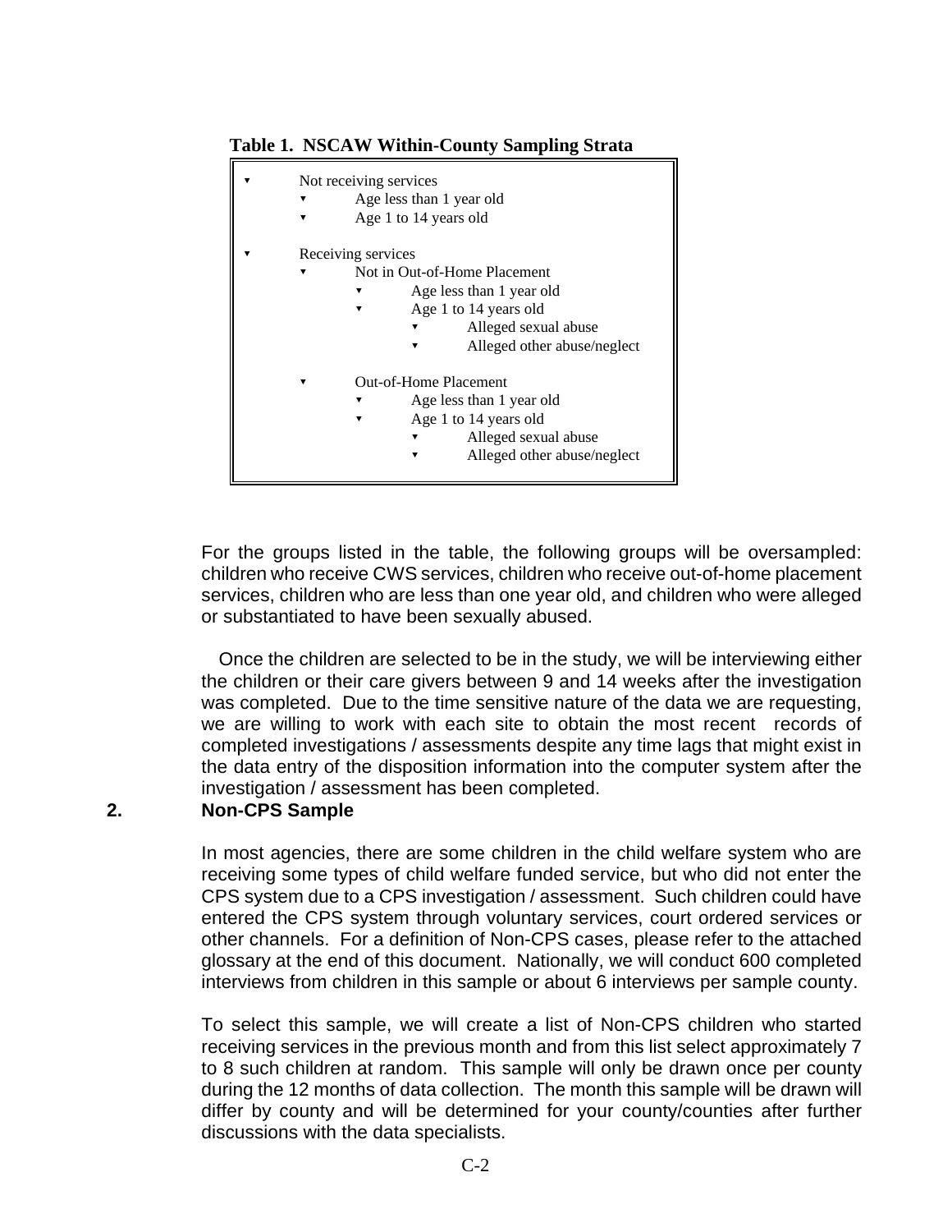**Table 1. NSCAW Within-County Sampling Strata**

- Not receiving services
  - Age less than 1 year old
  - Age 1 to 14 years old
- Receiving services
  - Not in Out-of-Home Placement
    - Age less than 1 year old
    - Age 1 to 14 years old
      - Alleged sexual abuse
      - Alleged other abuse/neglect
  - Out-of-Home Placement
    - Age less than 1 year old
    - Age 1 to 14 years old
      - Alleged sexual abuse
      - Alleged other abuse/neglect

For the groups listed in the table, the following groups will be oversampled: children who receive CWS services, children who receive out-of-home placement services, children who are less than one year old, and children who were alleged or substantiated to have been sexually abused.

Once the children are selected to be in the study, we will be interviewing either the children or their care givers between 9 and 14 weeks after the investigation was completed. Due to the time sensitive nature of the data we are requesting, we are willing to work with each site to obtain the most recent records of completed investigations / assessments despite any time lags that might exist in the data entry of the disposition information into the computer system after the investigation / assessment has been completed.

## 2. Non-CPS Sample

In most agencies, there are some children in the child welfare system who are receiving some types of child welfare funded service, but who did not enter the CPS system due to a CPS investigation / assessment. Such children could have entered the CPS system through voluntary services, court ordered services or other channels. For a definition of Non-CPS cases, please refer to the attached glossary at the end of this document. Nationally, we will conduct 600 completed interviews from children in this sample or about 6 interviews per sample county.

To select this sample, we will create a list of Non-CPS children who started receiving services in the previous month and from this list select approximately 7 to 8 such children at random. This sample will only be drawn once per county during the 12 months of data collection. The month this sample will be drawn will differ by county and will be determined for your county/counties after further discussions with the data specialists.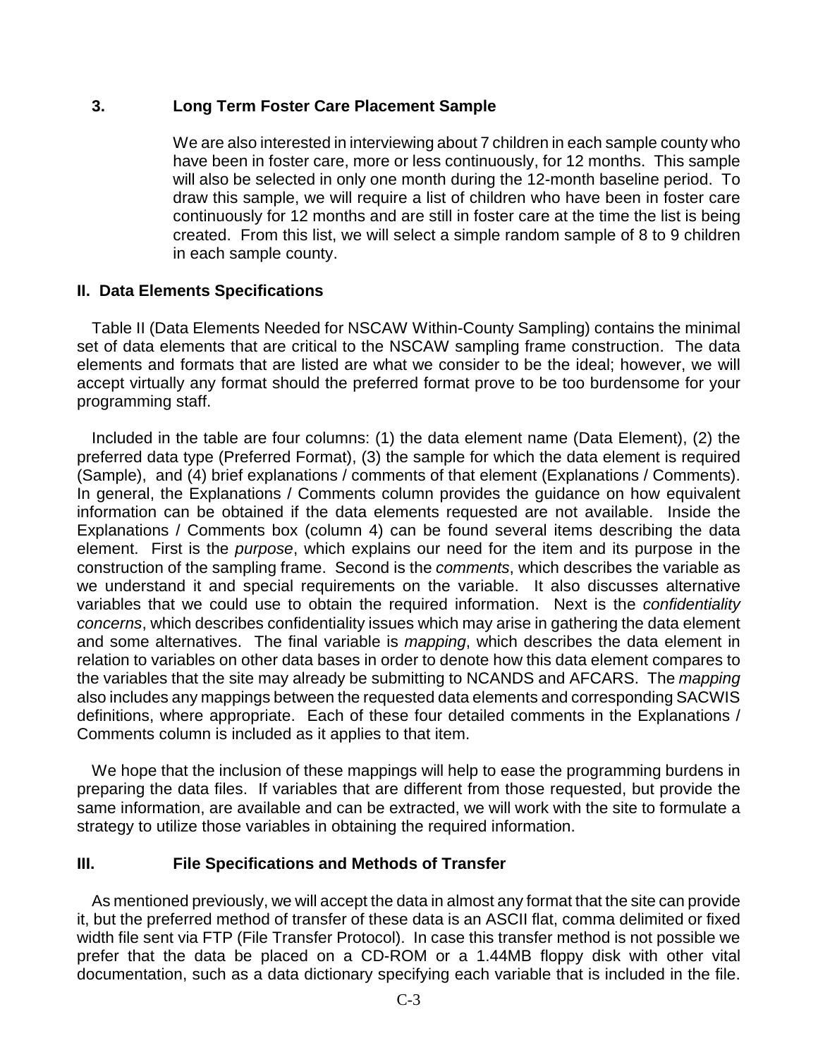### 3. Long Term Foster Care Placement Sample

We are also interested in interviewing about 7 children in each sample county who have been in foster care, more or less continuously, for 12 months. This sample will also be selected in only one month during the 12-month baseline period. To draw this sample, we will require a list of children who have been in foster care continuously for 12 months and are still in foster care at the time the list is being created. From this list, we will select a simple random sample of 8 to 9 children in each sample county.

## II. Data Elements Specifications

Table II (Data Elements Needed for NSCAW Within-County Sampling) contains the minimal set of data elements that are critical to the NSCAW sampling frame construction. The data elements and formats that are listed are what we consider to be the ideal; however, we will accept virtually any format should the preferred format prove to be too burdensome for your programming staff.

Included in the table are four columns: (1) the data element name (Data Element), (2) the preferred data type (Preferred Format), (3) the sample for which the data element is required (Sample), and (4) brief explanations / comments of that element (Explanations / Comments). In general, the Explanations / Comments column provides the guidance on how equivalent information can be obtained if the data elements requested are not available. Inside the Explanations / Comments box (column 4) can be found several items describing the data element. First is the *purpose*, which explains our need for the item and its purpose in the construction of the sampling frame. Second is the *comments*, which describes the variable as we understand it and special requirements on the variable. It also discusses alternative variables that we could use to obtain the required information. Next is the *confidentiality concerns*, which describes confidentiality issues which may arise in gathering the data element and some alternatives. The final variable is *mapping*, which describes the data element in relation to variables on other data bases in order to denote how this data element compares to the variables that the site may already be submitting to NCANDS and AFCARS. The *mapping* also includes any mappings between the requested data elements and corresponding SACWIS definitions, where appropriate. Each of these four detailed comments in the Explanations / Comments column is included as it applies to that item.

We hope that the inclusion of these mappings will help to ease the programming burdens in preparing the data files. If variables that are different from those requested, but provide the same information, are available and can be extracted, we will work with the site to formulate a strategy to utilize those variables in obtaining the required information.

## III. File Specifications and Methods of Transfer

As mentioned previously, we will accept the data in almost any format that the site can provide it, but the preferred method of transfer of these data is an ASCII flat, comma delimited or fixed width file sent via FTP (File Transfer Protocol). In case this transfer method is not possible we prefer that the data be placed on a CD-ROM or a 1.44MB floppy disk with other vital documentation, such as a data dictionary specifying each variable that is included in the file.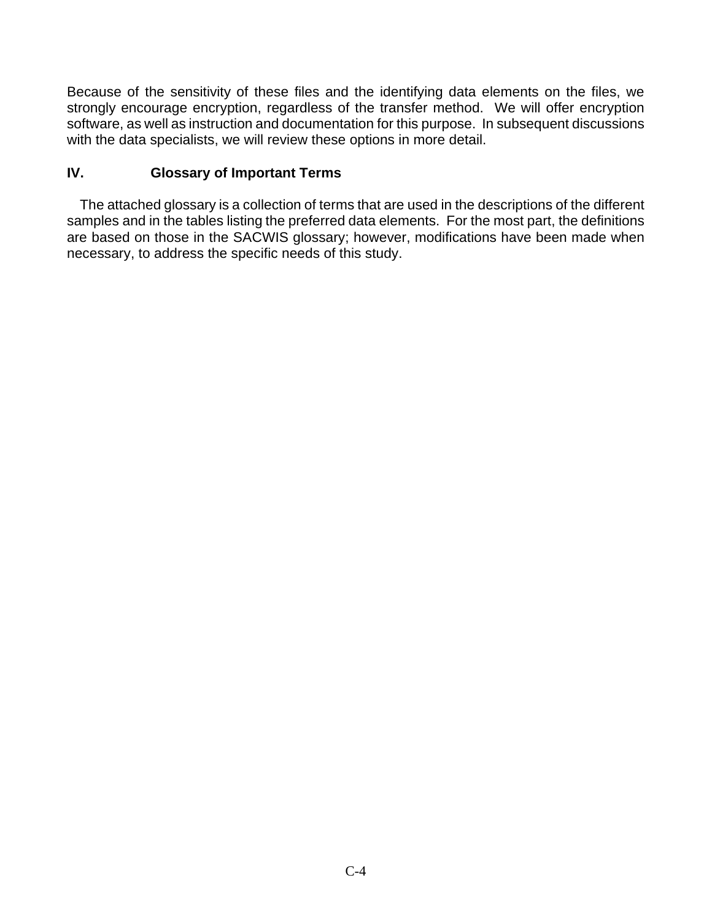Because of the sensitivity of these files and the identifying data elements on the files, we strongly encourage encryption, regardless of the transfer method. We will offer encryption software, as well as instruction and documentation for this purpose. In subsequent discussions with the data specialists, we will review these options in more detail.

## IV. Glossary of Important Terms

The attached glossary is a collection of terms that are used in the descriptions of the different samples and in the tables listing the preferred data elements. For the most part, the definitions are based on those in the SACWIS glossary; however, modifications have been made when necessary, to address the specific needs of this study.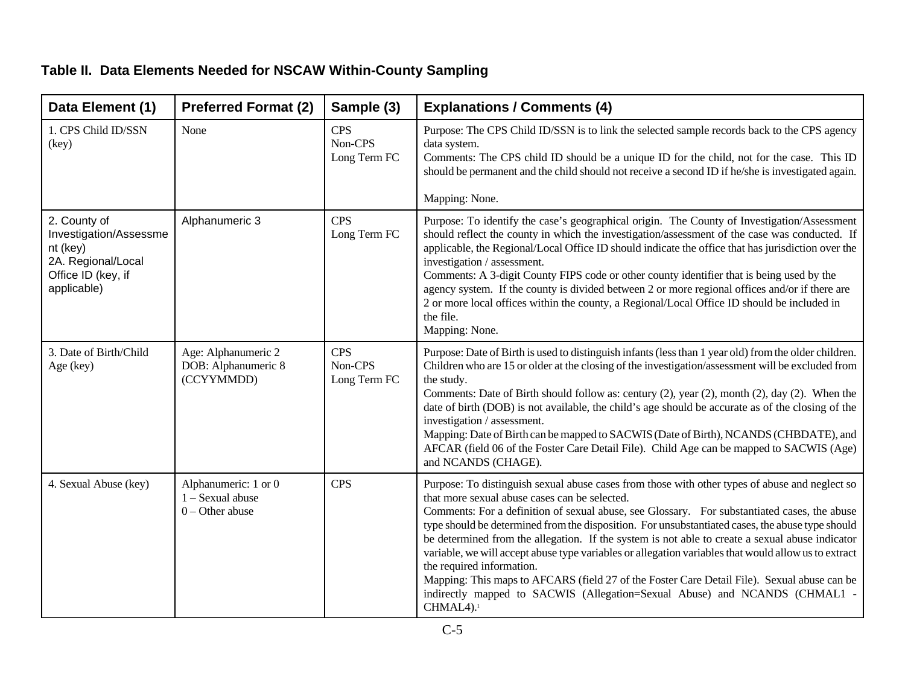## Table II. Data Elements Needed for NSCAW Within-County Sampling

| Data Element (1) | Preferred Format (2) | Sample (3) | Explanations / Comments (4) |
| --- | --- | --- | --- |
| 1. CPS Child ID/SSN (key) | None | CPS<br>Non-CPS<br>Long Term FC | Purpose: The CPS Child ID/SSN is to link the selected sample records back to the CPS agency data system.<br>Comments: The CPS child ID should be a unique ID for the child, not for the case. This ID should be permanent and the child should not receive a second ID if he/she is investigated again.<br><br>Mapping: None. |
| 2. County of Investigation/Assessment (key)<br>2A. Regional/Local Office ID (key, if applicable) | Alphanumeric 3 | CPS<br>Long Term FC | Purpose: To identify the case's geographical origin. The County of Investigation/Assessment should reflect the county in which the investigation/assessment of the case was conducted. If applicable, the Regional/Local Office ID should indicate the office that has jurisdiction over the investigation / assessment.<br>Comments: A 3-digit County FIPS code or other county identifier that is being used by the agency system. If the county is divided between 2 or more regional offices and/or if there are 2 or more local offices within the county, a Regional/Local Office ID should be included in the file.<br>Mapping: None. |
| 3. Date of Birth/Child Age (key) | Age: Alphanumeric 2<br>DOB: Alphanumeric 8 (CCYYMMDD) | CPS<br>Non-CPS<br>Long Term FC | Purpose: Date of Birth is used to distinguish infants (less than 1 year old) from the older children. Children who are 15 or older at the closing of the investigation/assessment will be excluded from the study.<br>Comments: Date of Birth should follow as: century (2), year (2), month (2), day (2). When the date of birth (DOB) is not available, the child's age should be accurate as of the closing of the investigation / assessment.<br>Mapping: Date of Birth can be mapped to SACWIS (Date of Birth), NCANDS (CHBDATE), and AFCAR (field 06 of the Foster Care Detail File). Child Age can be mapped to SACWIS (Age) and NCANDS (CHAGE). |
| 4. Sexual Abuse (key) | Alphanumeric: 1 or 0<br>1 – Sexual abuse<br>0 – Other abuse | CPS | Purpose: To distinguish sexual abuse cases from those with other types of abuse and neglect so that more sexual abuse cases can be selected.<br>Comments: For a definition of sexual abuse, see Glossary. For substantiated cases, the abuse type should be determined from the disposition. For unsubstantiated cases, the abuse type should be determined from the allegation. If the system is not able to create a sexual abuse indicator variable, we will accept abuse type variables or allegation variables that would allow us to extract the required information.<br>Mapping: This maps to AFCARS (field 27 of the Foster Care Detail File). Sexual abuse can be indirectly mapped to SACWIS (Allegation=Sexual Abuse) and NCANDS (CHMAL1 - CHMAL4).[1] |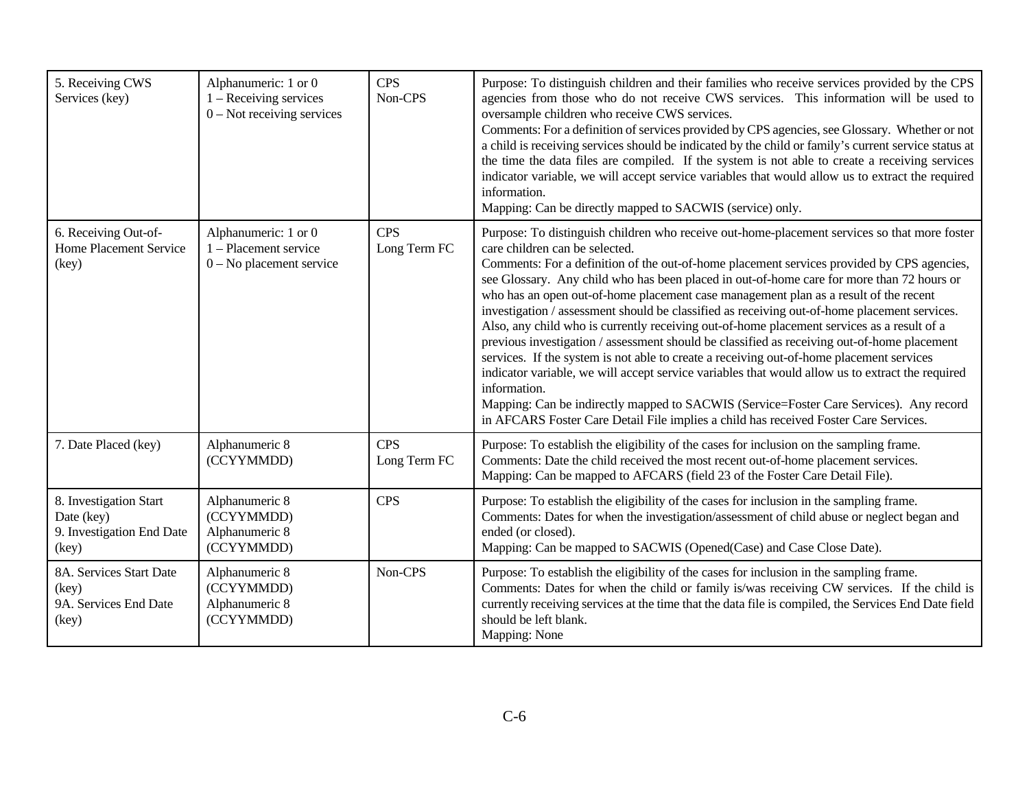| | | | |
|---|---|---|---|
| 5. Receiving CWS Services (key) | Alphanumeric: 1 or 0<br>1 – Receiving services<br>0 – Not receiving services | CPS<br>Non-CPS | Purpose: To distinguish children and their families who receive services provided by the CPS agencies from those who do not receive CWS services. This information will be used to oversample children who receive CWS services.<br>Comments: For a definition of services provided by CPS agencies, see Glossary. Whether or not a child is receiving services should be indicated by the child or family's current service status at the time the data files are compiled. If the system is not able to create a receiving services indicator variable, we will accept service variables that would allow us to extract the required information.<br>Mapping: Can be directly mapped to SACWIS (service) only. |
| 6. Receiving Out-of-Home Placement Service (key) | Alphanumeric: 1 or 0<br>1 – Placement service<br>0 – No placement service | CPS<br>Long Term FC | Purpose: To distinguish children who receive out-home-placement services so that more foster care children can be selected.<br>Comments: For a definition of the out-of-home placement services provided by CPS agencies, see Glossary. Any child who has been placed in out-of-home care for more than 72 hours or who has an open out-of-home placement case management plan as a result of the recent investigation / assessment should be classified as receiving out-of-home placement services. Also, any child who is currently receiving out-of-home placement services as a result of a previous investigation / assessment should be classified as receiving out-of-home placement services. If the system is not able to create a receiving out-of-home placement services indicator variable, we will accept service variables that would allow us to extract the required information.<br>Mapping: Can be indirectly mapped to SACWIS (Service=Foster Care Services). Any record in AFCARS Foster Care Detail File implies a child has received Foster Care Services. |
| 7. Date Placed (key) | Alphanumeric 8 (CCYYMMDD) | CPS<br>Long Term FC | Purpose: To establish the eligibility of the cases for inclusion on the sampling frame.<br>Comments: Date the child received the most recent out-of-home placement services.<br>Mapping: Can be mapped to AFCARS (field 23 of the Foster Care Detail File). |
| 8. Investigation Start Date (key)<br>9. Investigation End Date (key) | Alphanumeric 8 (CCYYMMDD)<br>Alphanumeric 8 (CCYYMMDD) | CPS | Purpose: To establish the eligibility of the cases for inclusion in the sampling frame.<br>Comments: Dates for when the investigation/assessment of child abuse or neglect began and ended (or closed).<br>Mapping: Can be mapped to SACWIS (Opened(Case) and Case Close Date). |
| 8A. Services Start Date (key)<br>9A. Services End Date (key) | Alphanumeric 8 (CCYYMMDD)<br>Alphanumeric 8 (CCYYMMDD) | Non-CPS | Purpose: To establish the eligibility of the cases for inclusion in the sampling frame.<br>Comments: Dates for when the child or family is/was receiving CW services. If the child is currently receiving services at the time that the data file is compiled, the Services End Date field should be left blank.<br>Mapping: None |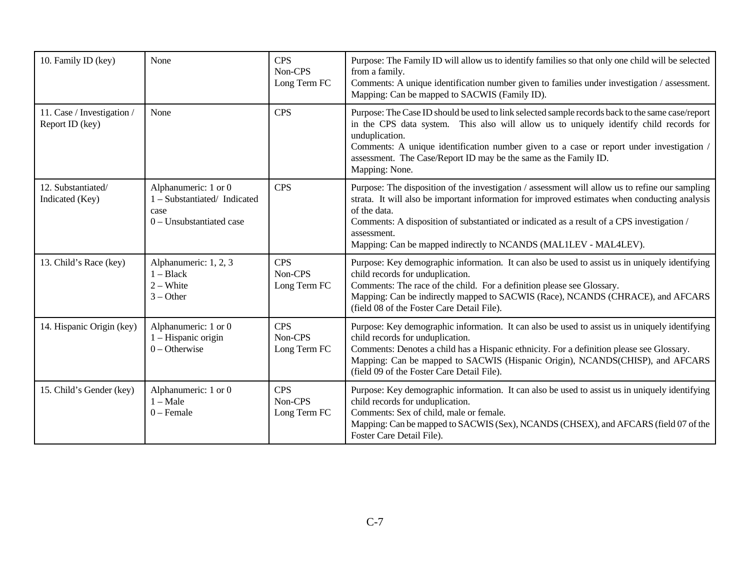| | | | |
|---|---|---|---|
| 10. Family ID (key) | None | CPS<br>Non-CPS<br>Long Term FC | Purpose: The Family ID will allow us to identify families so that only one child will be selected from a family.<br>Comments: A unique identification number given to families under investigation / assessment.<br>Mapping: Can be mapped to SACWIS (Family ID). |
| 11. Case / Investigation / Report ID (key) | None | CPS | Purpose: The Case ID should be used to link selected sample records back to the same case/report in the CPS data system. This also will allow us to uniquely identify child records for unduplication.<br>Comments: A unique identification number given to a case or report under investigation / assessment. The Case/Report ID may be the same as the Family ID.<br>Mapping: None. |
| 12. Substantiated/ Indicated (Key) | Alphanumeric: 1 or 0<br>1 – Substantiated/ Indicated case<br>0 – Unsubstantiated case | CPS | Purpose: The disposition of the investigation / assessment will allow us to refine our sampling strata. It will also be important information for improved estimates when conducting analysis of the data.<br>Comments: A disposition of substantiated or indicated as a result of a CPS investigation / assessment.<br>Mapping: Can be mapped indirectly to NCANDS (MAL1LEV - MAL4LEV). |
| 13. Child's Race (key) | Alphanumeric: 1, 2, 3<br>1 – Black<br>2 – White<br>3 – Other | CPS<br>Non-CPS<br>Long Term FC | Purpose: Key demographic information. It can also be used to assist us in uniquely identifying child records for unduplication.<br>Comments: The race of the child. For a definition please see Glossary.<br>Mapping: Can be indirectly mapped to SACWIS (Race), NCANDS (CHRACE), and AFCARS (field 08 of the Foster Care Detail File). |
| 14. Hispanic Origin (key) | Alphanumeric: 1 or 0<br>1 – Hispanic origin<br>0 – Otherwise | CPS<br>Non-CPS<br>Long Term FC | Purpose: Key demographic information. It can also be used to assist us in uniquely identifying child records for unduplication.<br>Comments: Denotes a child has a Hispanic ethnicity. For a definition please see Glossary.<br>Mapping: Can be mapped to SACWIS (Hispanic Origin), NCANDS(CHISP), and AFCARS (field 09 of the Foster Care Detail File). |
| 15. Child's Gender (key) | Alphanumeric: 1 or 0<br>1 – Male<br>0 – Female | CPS<br>Non-CPS<br>Long Term FC | Purpose: Key demographic information. It can also be used to assist us in uniquely identifying child records for unduplication.<br>Comments: Sex of child, male or female.<br>Mapping: Can be mapped to SACWIS (Sex), NCANDS (CHSEX), and AFCARS (field 07 of the Foster Care Detail File). |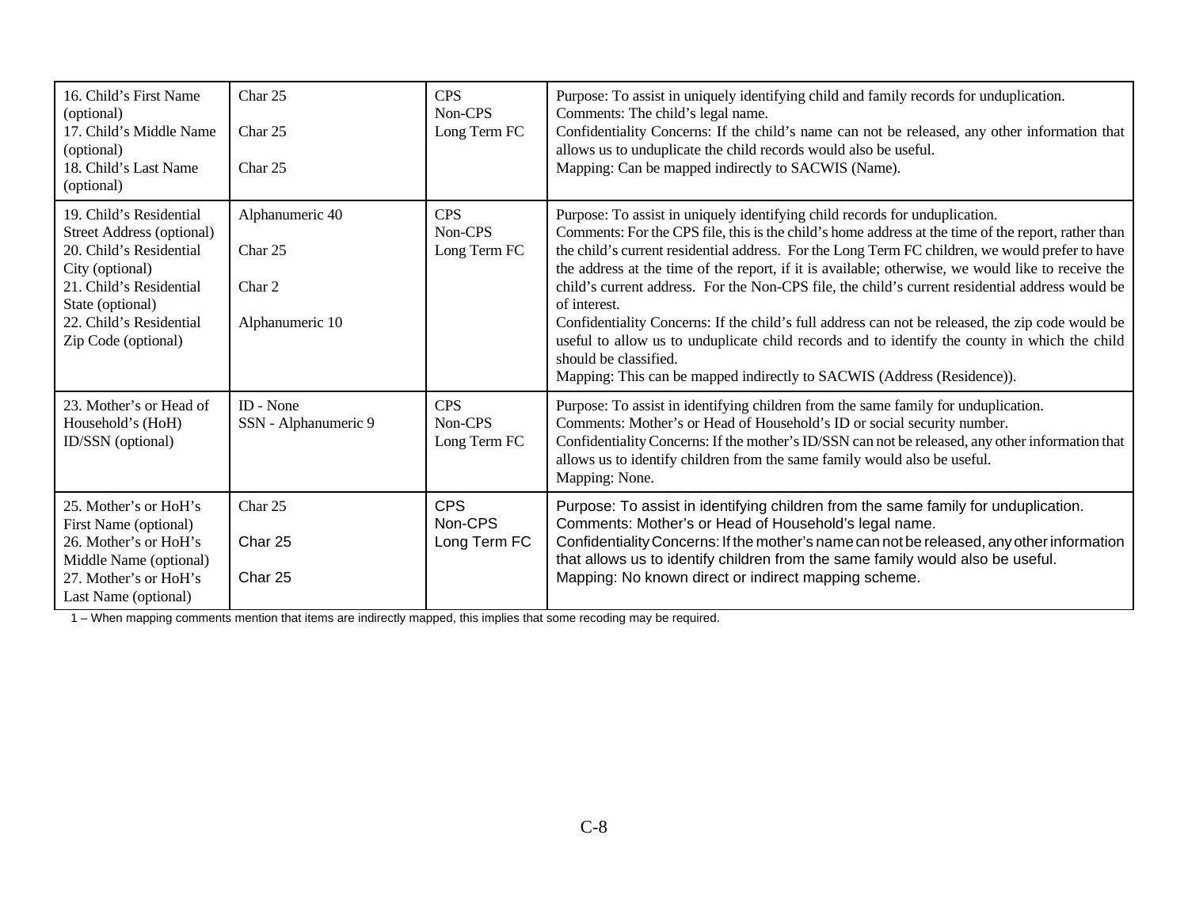| | | | |
|---|---|---|---|
| 16. Child's First Name (optional)<br>17. Child's Middle Name (optional)<br>18. Child's Last Name (optional) | Char 25<br>Char 25<br>Char 25 | CPS<br>Non-CPS<br>Long Term FC | Purpose: To assist in uniquely identifying child and family records for unduplication.<br>Comments: The child's legal name.<br>Confidentiality Concerns: If the child's name can not be released, any other information that allows us to unduplicate the child records would also be useful.<br>Mapping: Can be mapped indirectly to SACWIS (Name). |
| 19. Child's Residential Street Address (optional)<br>20. Child's Residential City (optional)<br>21. Child's Residential State (optional)<br>22. Child's Residential Zip Code (optional) | Alphanumeric 40<br>Char 25<br>Char 2<br>Alphanumeric 10 | CPS<br>Non-CPS<br>Long Term FC | Purpose: To assist in uniquely identifying child records for unduplication.<br>Comments: For the CPS file, this is the child's home address at the time of the report, rather than the child's current residential address. For the Long Term FC children, we would prefer to have the address at the time of the report, if it is available; otherwise, we would like to receive the child's current address. For the Non-CPS file, the child's current residential address would be of interest.<br>Confidentiality Concerns: If the child's full address can not be released, the zip code would be useful to allow us to unduplicate child records and to identify the county in which the child should be classified.<br>Mapping: This can be mapped indirectly to SACWIS (Address (Residence)). |
| 23. Mother's or Head of Household's (HoH) ID/SSN (optional) | ID - None<br>SSN - Alphanumeric 9 | CPS<br>Non-CPS<br>Long Term FC | Purpose: To assist in identifying children from the same family for unduplication.<br>Comments: Mother's or Head of Household's ID or social security number.<br>Confidentiality Concerns: If the mother's ID/SSN can not be released, any other information that allows us to identify children from the same family would also be useful.<br>Mapping: None. |
| 25. Mother's or HoH's First Name (optional)<br>26. Mother's or HoH's Middle Name (optional)<br>27. Mother's or HoH's Last Name (optional) | Char 25<br>Char 25<br>Char 25 | CPS<br>Non-CPS<br>Long Term FC | Purpose: To assist in identifying children from the same family for unduplication.<br>Comments: Mother's or Head of Household's legal name.<br>Confidentiality Concerns: If the mother's name can not be released, any other information that allows us to identify children from the same family would also be useful.<br>Mapping: No known direct or indirect mapping scheme. |

1 – When mapping comments mention that items are indirectly mapped, this implies that some recoding may be required.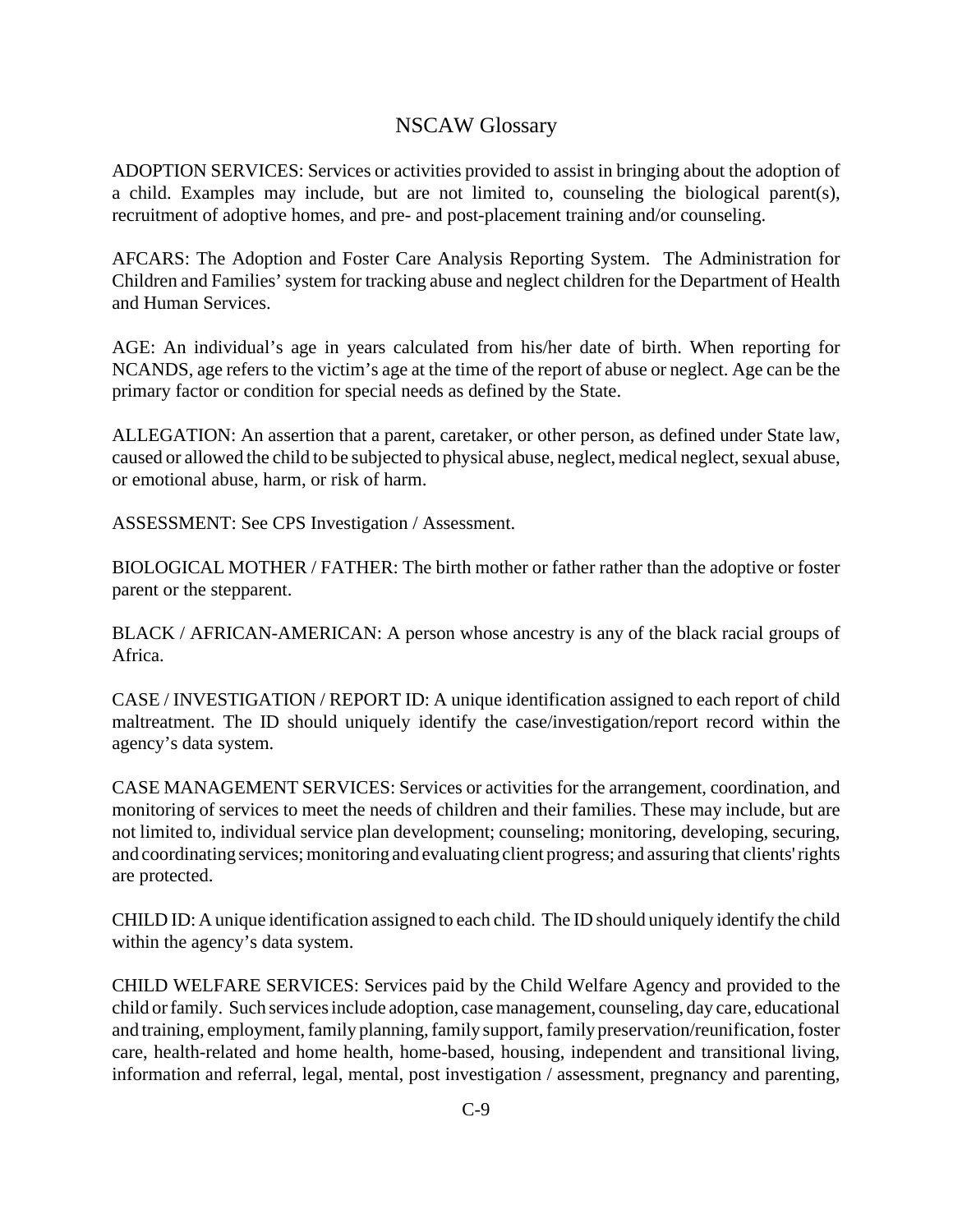# NSCAW Glossary

ADOPTION SERVICES: Services or activities provided to assist in bringing about the adoption of a child. Examples may include, but are not limited to, counseling the biological parent(s), recruitment of adoptive homes, and pre- and post-placement training and/or counseling.

AFCARS: The Adoption and Foster Care Analysis Reporting System. The Administration for Children and Families' system for tracking abuse and neglect children for the Department of Health and Human Services.

AGE: An individual's age in years calculated from his/her date of birth. When reporting for NCANDS, age refers to the victim's age at the time of the report of abuse or neglect. Age can be the primary factor or condition for special needs as defined by the State.

ALLEGATION: An assertion that a parent, caretaker, or other person, as defined under State law, caused or allowed the child to be subjected to physical abuse, neglect, medical neglect, sexual abuse, or emotional abuse, harm, or risk of harm.

ASSESSMENT: See CPS Investigation / Assessment.

BIOLOGICAL MOTHER / FATHER: The birth mother or father rather than the adoptive or foster parent or the stepparent.

BLACK / AFRICAN-AMERICAN: A person whose ancestry is any of the black racial groups of Africa.

CASE / INVESTIGATION / REPORT ID: A unique identification assigned to each report of child maltreatment. The ID should uniquely identify the case/investigation/report record within the agency's data system.

CASE MANAGEMENT SERVICES: Services or activities for the arrangement, coordination, and monitoring of services to meet the needs of children and their families. These may include, but are not limited to, individual service plan development; counseling; monitoring, developing, securing, and coordinating services; monitoring and evaluating client progress; and assuring that clients' rights are protected.

CHILD ID: A unique identification assigned to each child. The ID should uniquely identify the child within the agency's data system.

CHILD WELFARE SERVICES: Services paid by the Child Welfare Agency and provided to the child or family. Such services include adoption, case management, counseling, day care, educational and training, employment, family planning, family support, family preservation/reunification, foster care, health-related and home health, home-based, housing, independent and transitional living, information and referral, legal, mental, post investigation / assessment, pregnancy and parenting,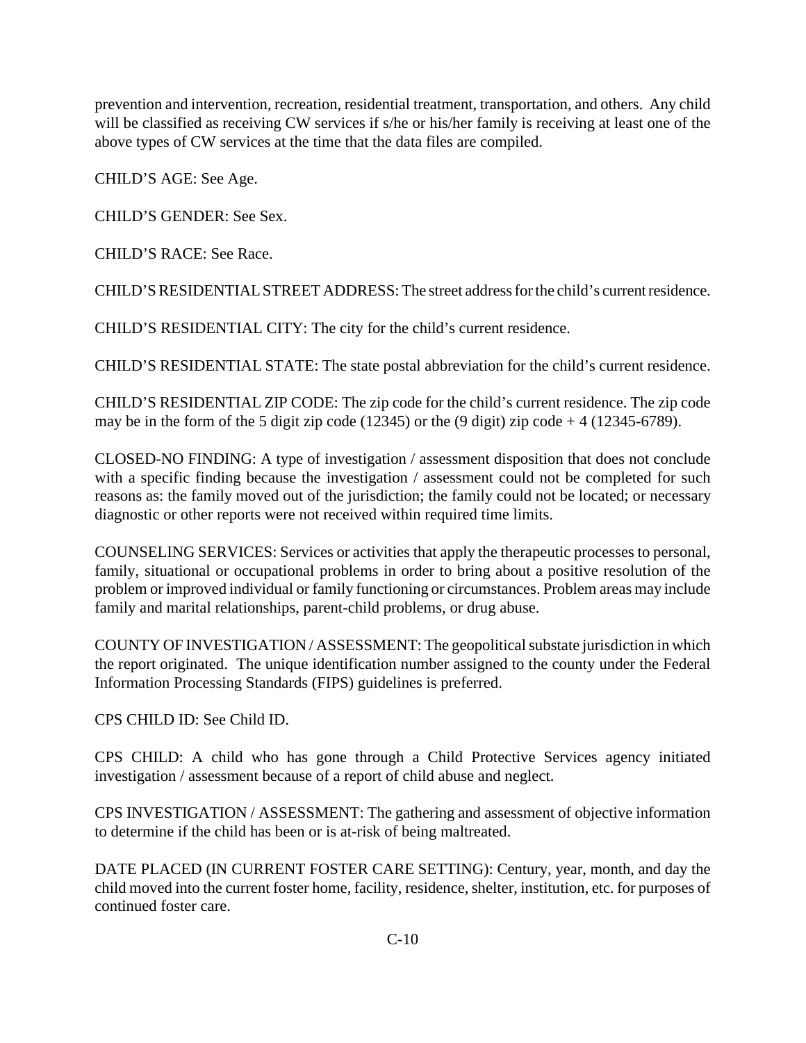prevention and intervention, recreation, residential treatment, transportation, and others. Any child will be classified as receiving CW services if s/he or his/her family is receiving at least one of the above types of CW services at the time that the data files are compiled.

CHILD'S AGE: See Age.

CHILD'S GENDER: See Sex.

CHILD'S RACE: See Race.

CHILD'S RESIDENTIAL STREET ADDRESS: The street address for the child's current residence.

CHILD'S RESIDENTIAL CITY: The city for the child's current residence.

CHILD'S RESIDENTIAL STATE: The state postal abbreviation for the child's current residence.

CHILD'S RESIDENTIAL ZIP CODE: The zip code for the child's current residence. The zip code may be in the form of the 5 digit zip code (12345) or the (9 digit) zip code + 4 (12345-6789).

CLOSED-NO FINDING: A type of investigation / assessment disposition that does not conclude with a specific finding because the investigation / assessment could not be completed for such reasons as: the family moved out of the jurisdiction; the family could not be located; or necessary diagnostic or other reports were not received within required time limits.

COUNSELING SERVICES: Services or activities that apply the therapeutic processes to personal, family, situational or occupational problems in order to bring about a positive resolution of the problem or improved individual or family functioning or circumstances. Problem areas may include family and marital relationships, parent-child problems, or drug abuse.

COUNTY OF INVESTIGATION / ASSESSMENT: The geopolitical substate jurisdiction in which the report originated. The unique identification number assigned to the county under the Federal Information Processing Standards (FIPS) guidelines is preferred.

CPS CHILD ID: See Child ID.

CPS CHILD: A child who has gone through a Child Protective Services agency initiated investigation / assessment because of a report of child abuse and neglect.

CPS INVESTIGATION / ASSESSMENT: The gathering and assessment of objective information to determine if the child has been or is at-risk of being maltreated.

DATE PLACED (IN CURRENT FOSTER CARE SETTING): Century, year, month, and day the child moved into the current foster home, facility, residence, shelter, institution, etc. for purposes of continued foster care.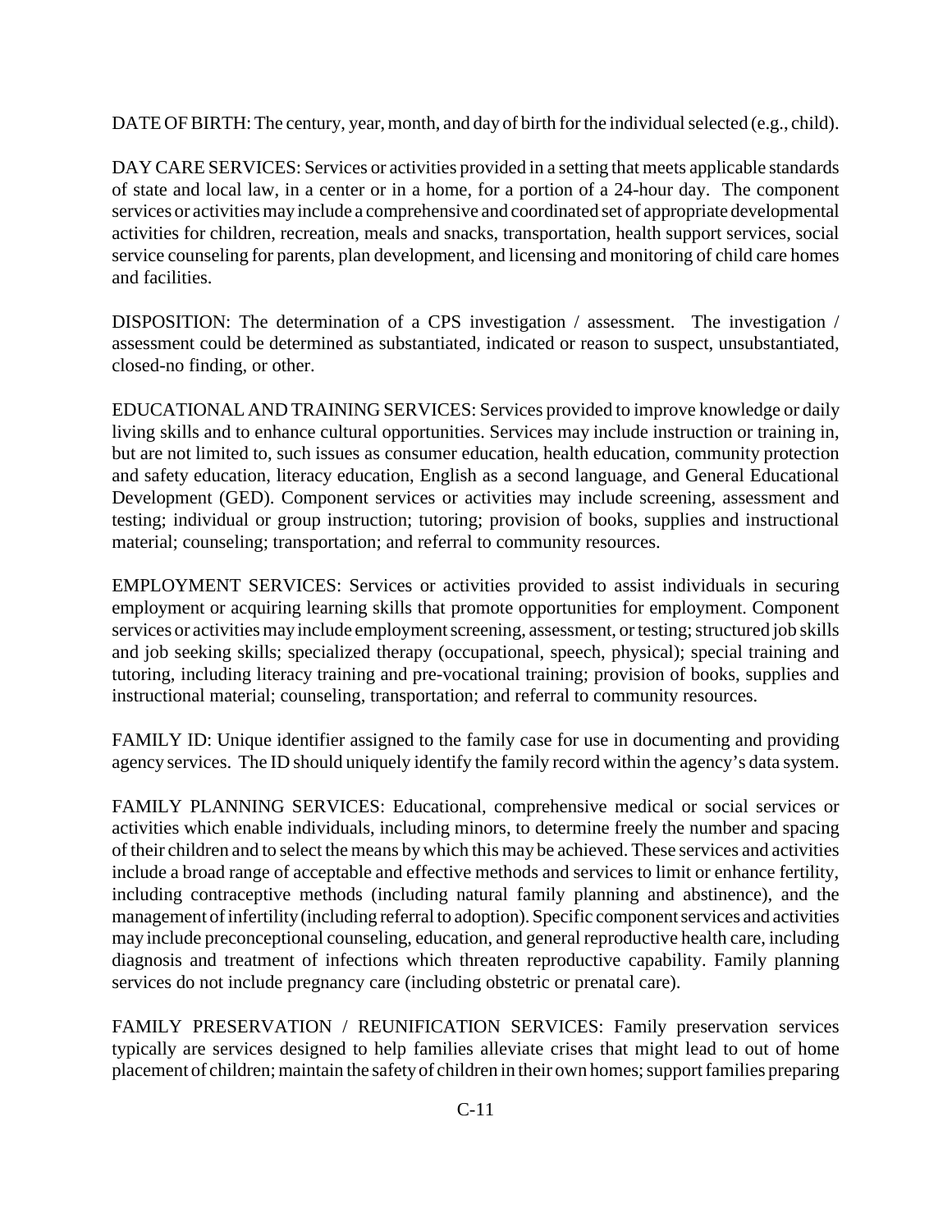DATE OF BIRTH: The century, year, month, and day of birth for the individual selected (e.g., child).

DAY CARE SERVICES: Services or activities provided in a setting that meets applicable standards of state and local law, in a center or in a home, for a portion of a 24-hour day. The component services or activities may include a comprehensive and coordinated set of appropriate developmental activities for children, recreation, meals and snacks, transportation, health support services, social service counseling for parents, plan development, and licensing and monitoring of child care homes and facilities.

DISPOSITION: The determination of a CPS investigation / assessment. The investigation / assessment could be determined as substantiated, indicated or reason to suspect, unsubstantiated, closed-no finding, or other.

EDUCATIONAL AND TRAINING SERVICES: Services provided to improve knowledge or daily living skills and to enhance cultural opportunities. Services may include instruction or training in, but are not limited to, such issues as consumer education, health education, community protection and safety education, literacy education, English as a second language, and General Educational Development (GED). Component services or activities may include screening, assessment and testing; individual or group instruction; tutoring; provision of books, supplies and instructional material; counseling; transportation; and referral to community resources.

EMPLOYMENT SERVICES: Services or activities provided to assist individuals in securing employment or acquiring learning skills that promote opportunities for employment. Component services or activities may include employment screening, assessment, or testing; structured job skills and job seeking skills; specialized therapy (occupational, speech, physical); special training and tutoring, including literacy training and pre-vocational training; provision of books, supplies and instructional material; counseling, transportation; and referral to community resources.

FAMILY ID: Unique identifier assigned to the family case for use in documenting and providing agency services. The ID should uniquely identify the family record within the agency's data system.

FAMILY PLANNING SERVICES: Educational, comprehensive medical or social services or activities which enable individuals, including minors, to determine freely the number and spacing of their children and to select the means by which this may be achieved. These services and activities include a broad range of acceptable and effective methods and services to limit or enhance fertility, including contraceptive methods (including natural family planning and abstinence), and the management of infertility (including referral to adoption). Specific component services and activities may include preconceptional counseling, education, and general reproductive health care, including diagnosis and treatment of infections which threaten reproductive capability. Family planning services do not include pregnancy care (including obstetric or prenatal care).

FAMILY PRESERVATION / REUNIFICATION SERVICES: Family preservation services typically are services designed to help families alleviate crises that might lead to out of home placement of children; maintain the safety of children in their own homes; support families preparing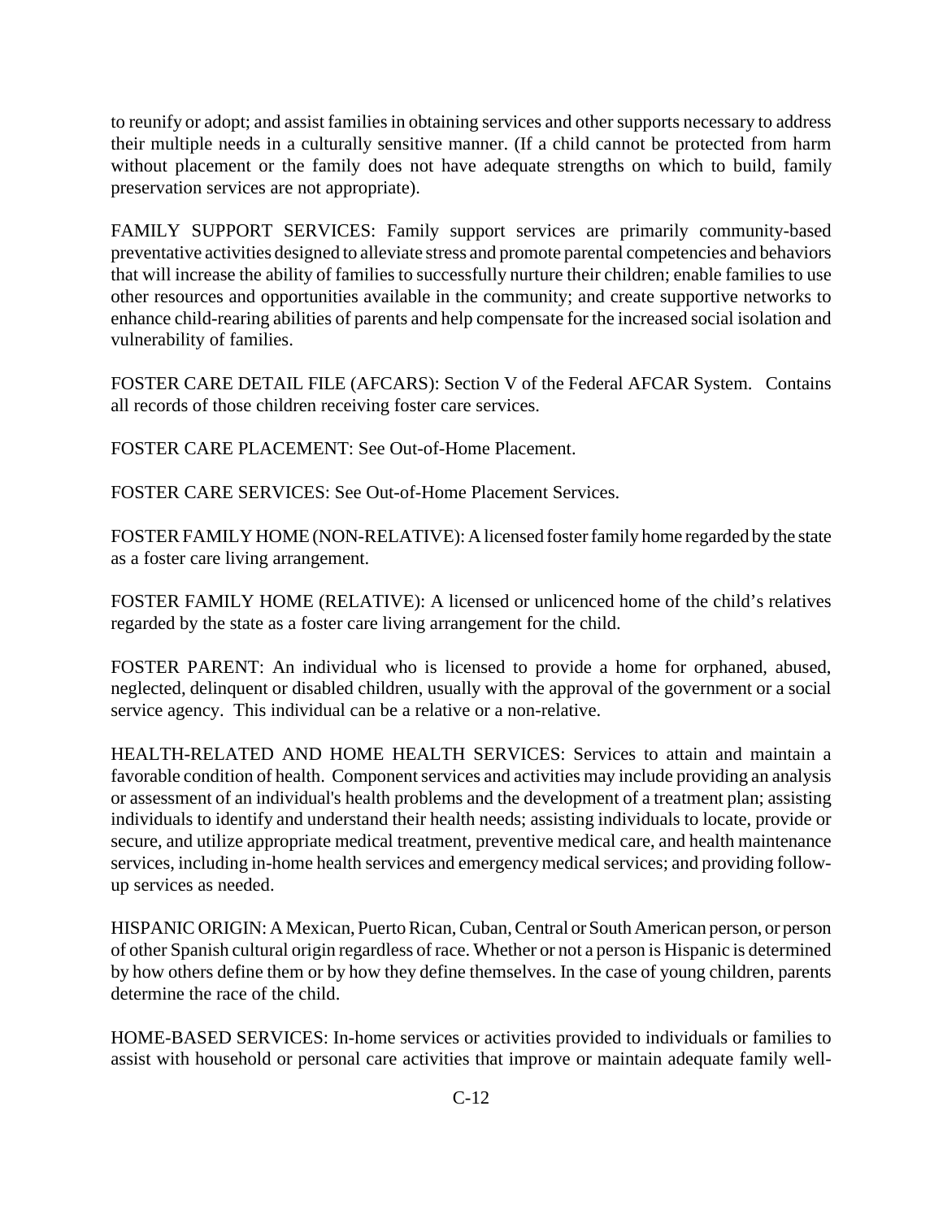to reunify or adopt; and assist families in obtaining services and other supports necessary to address their multiple needs in a culturally sensitive manner. (If a child cannot be protected from harm without placement or the family does not have adequate strengths on which to build, family preservation services are not appropriate).

FAMILY SUPPORT SERVICES: Family support services are primarily community-based preventative activities designed to alleviate stress and promote parental competencies and behaviors that will increase the ability of families to successfully nurture their children; enable families to use other resources and opportunities available in the community; and create supportive networks to enhance child-rearing abilities of parents and help compensate for the increased social isolation and vulnerability of families.

FOSTER CARE DETAIL FILE (AFCARS): Section V of the Federal AFCAR System. Contains all records of those children receiving foster care services.

FOSTER CARE PLACEMENT: See Out-of-Home Placement.

FOSTER CARE SERVICES: See Out-of-Home Placement Services.

FOSTER FAMILY HOME (NON-RELATIVE): A licensed foster family home regarded by the state as a foster care living arrangement.

FOSTER FAMILY HOME (RELATIVE): A licensed or unlicenced home of the child's relatives regarded by the state as a foster care living arrangement for the child.

FOSTER PARENT: An individual who is licensed to provide a home for orphaned, abused, neglected, delinquent or disabled children, usually with the approval of the government or a social service agency. This individual can be a relative or a non-relative.

HEALTH-RELATED AND HOME HEALTH SERVICES: Services to attain and maintain a favorable condition of health. Component services and activities may include providing an analysis or assessment of an individual's health problems and the development of a treatment plan; assisting individuals to identify and understand their health needs; assisting individuals to locate, provide or secure, and utilize appropriate medical treatment, preventive medical care, and health maintenance services, including in-home health services and emergency medical services; and providing follow-up services as needed.

HISPANIC ORIGIN: A Mexican, Puerto Rican, Cuban, Central or South American person, or person of other Spanish cultural origin regardless of race. Whether or not a person is Hispanic is determined by how others define them or by how they define themselves. In the case of young children, parents determine the race of the child.

HOME-BASED SERVICES: In-home services or activities provided to individuals or families to assist with household or personal care activities that improve or maintain adequate family well-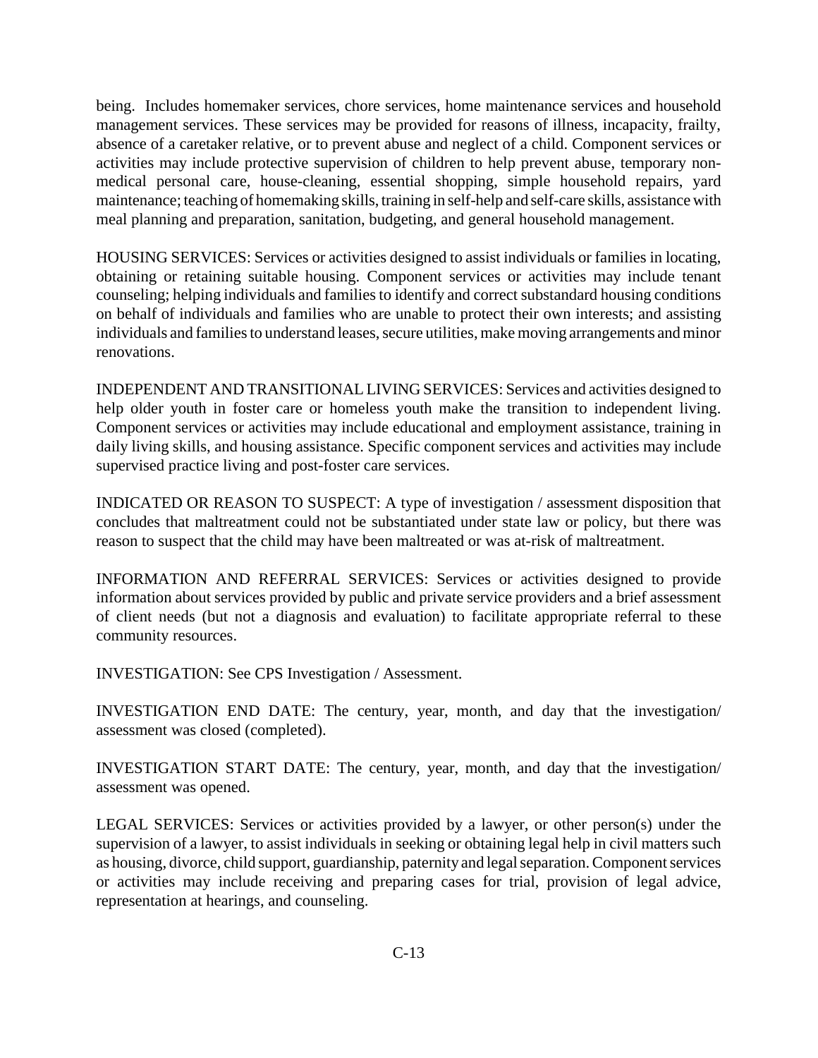being. Includes homemaker services, chore services, home maintenance services and household management services. These services may be provided for reasons of illness, incapacity, frailty, absence of a caretaker relative, or to prevent abuse and neglect of a child. Component services or activities may include protective supervision of children to help prevent abuse, temporary non-medical personal care, house-cleaning, essential shopping, simple household repairs, yard maintenance; teaching of homemaking skills, training in self-help and self-care skills, assistance with meal planning and preparation, sanitation, budgeting, and general household management.

HOUSING SERVICES: Services or activities designed to assist individuals or families in locating, obtaining or retaining suitable housing. Component services or activities may include tenant counseling; helping individuals and families to identify and correct substandard housing conditions on behalf of individuals and families who are unable to protect their own interests; and assisting individuals and families to understand leases, secure utilities, make moving arrangements and minor renovations.

INDEPENDENT AND TRANSITIONAL LIVING SERVICES: Services and activities designed to help older youth in foster care or homeless youth make the transition to independent living. Component services or activities may include educational and employment assistance, training in daily living skills, and housing assistance. Specific component services and activities may include supervised practice living and post-foster care services.

INDICATED OR REASON TO SUSPECT: A type of investigation / assessment disposition that concludes that maltreatment could not be substantiated under state law or policy, but there was reason to suspect that the child may have been maltreated or was at-risk of maltreatment.

INFORMATION AND REFERRAL SERVICES: Services or activities designed to provide information about services provided by public and private service providers and a brief assessment of client needs (but not a diagnosis and evaluation) to facilitate appropriate referral to these community resources.

INVESTIGATION: See CPS Investigation / Assessment.

INVESTIGATION END DATE: The century, year, month, and day that the investigation/ assessment was closed (completed).

INVESTIGATION START DATE: The century, year, month, and day that the investigation/ assessment was opened.

LEGAL SERVICES: Services or activities provided by a lawyer, or other person(s) under the supervision of a lawyer, to assist individuals in seeking or obtaining legal help in civil matters such as housing, divorce, child support, guardianship, paternity and legal separation. Component services or activities may include receiving and preparing cases for trial, provision of legal advice, representation at hearings, and counseling.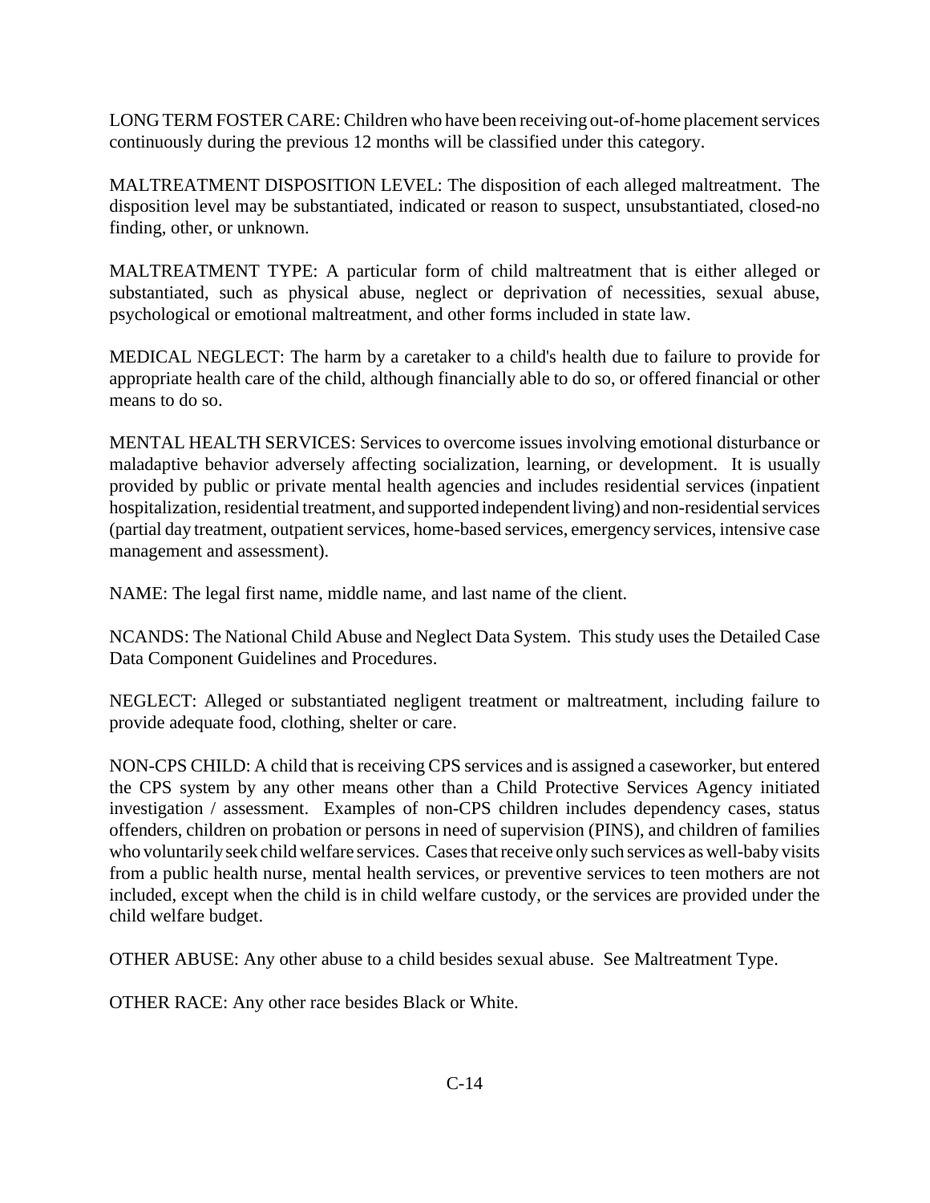LONG TERM FOSTER CARE: Children who have been receiving out-of-home placement services continuously during the previous 12 months will be classified under this category.

MALTREATMENT DISPOSITION LEVEL: The disposition of each alleged maltreatment. The disposition level may be substantiated, indicated or reason to suspect, unsubstantiated, closed-no finding, other, or unknown.

MALTREATMENT TYPE: A particular form of child maltreatment that is either alleged or substantiated, such as physical abuse, neglect or deprivation of necessities, sexual abuse, psychological or emotional maltreatment, and other forms included in state law.

MEDICAL NEGLECT: The harm by a caretaker to a child's health due to failure to provide for appropriate health care of the child, although financially able to do so, or offered financial or other means to do so.

MENTAL HEALTH SERVICES: Services to overcome issues involving emotional disturbance or maladaptive behavior adversely affecting socialization, learning, or development. It is usually provided by public or private mental health agencies and includes residential services (inpatient hospitalization, residential treatment, and supported independent living) and non-residential services (partial day treatment, outpatient services, home-based services, emergency services, intensive case management and assessment).

NAME: The legal first name, middle name, and last name of the client.

NCANDS: The National Child Abuse and Neglect Data System. This study uses the Detailed Case Data Component Guidelines and Procedures.

NEGLECT: Alleged or substantiated negligent treatment or maltreatment, including failure to provide adequate food, clothing, shelter or care.

NON-CPS CHILD: A child that is receiving CPS services and is assigned a caseworker, but entered the CPS system by any other means other than a Child Protective Services Agency initiated investigation / assessment. Examples of non-CPS children includes dependency cases, status offenders, children on probation or persons in need of supervision (PINS), and children of families who voluntarily seek child welfare services. Cases that receive only such services as well-baby visits from a public health nurse, mental health services, or preventive services to teen mothers are not included, except when the child is in child welfare custody, or the services are provided under the child welfare budget.

OTHER ABUSE: Any other abuse to a child besides sexual abuse. See Maltreatment Type.

OTHER RACE: Any other race besides Black or White.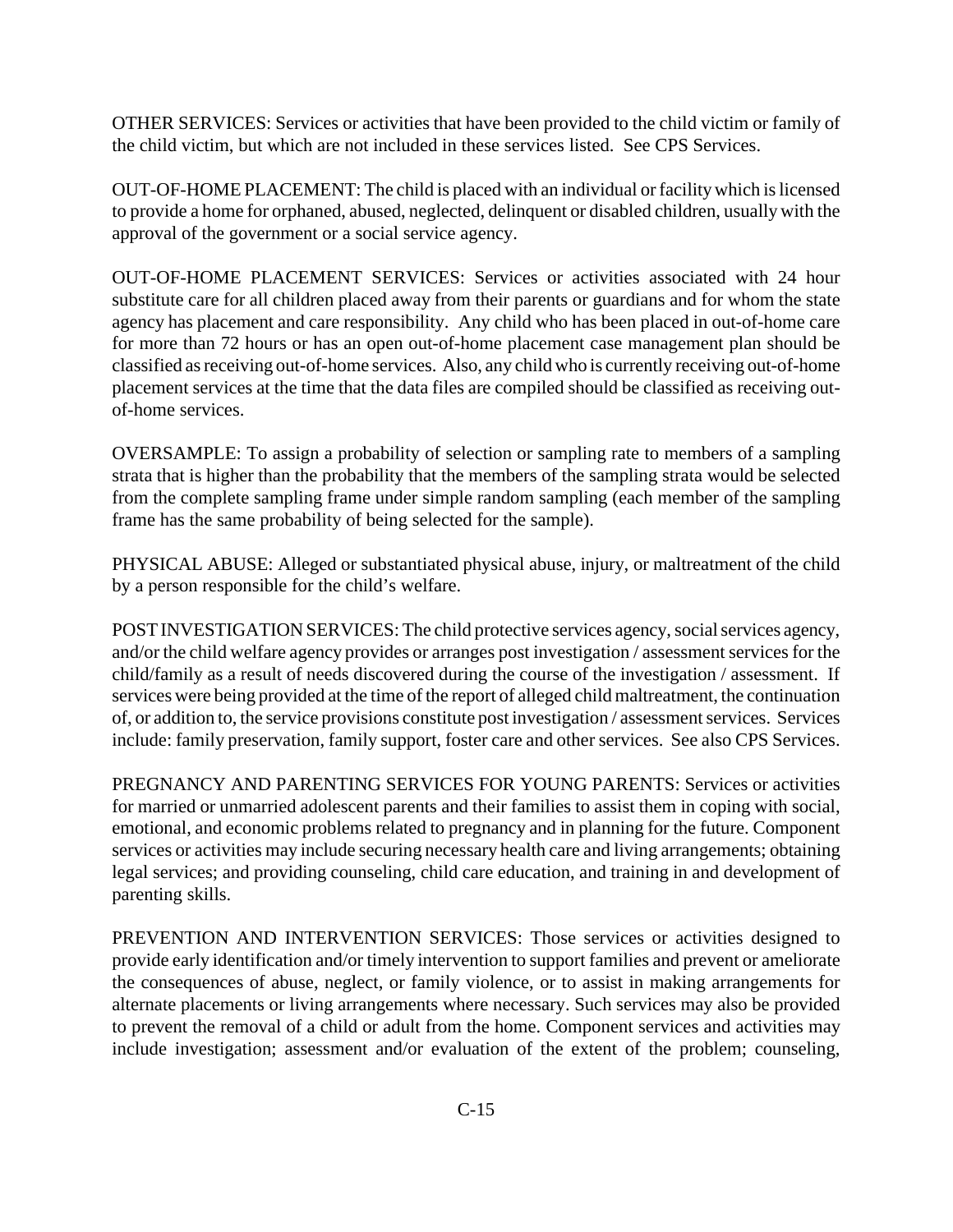OTHER SERVICES: Services or activities that have been provided to the child victim or family of the child victim, but which are not included in these services listed. See CPS Services.

OUT-OF-HOME PLACEMENT: The child is placed with an individual or facility which is licensed to provide a home for orphaned, abused, neglected, delinquent or disabled children, usually with the approval of the government or a social service agency.

OUT-OF-HOME PLACEMENT SERVICES: Services or activities associated with 24 hour substitute care for all children placed away from their parents or guardians and for whom the state agency has placement and care responsibility. Any child who has been placed in out-of-home care for more than 72 hours or has an open out-of-home placement case management plan should be classified as receiving out-of-home services. Also, any child who is currently receiving out-of-home placement services at the time that the data files are compiled should be classified as receiving out-of-home services.

OVERSAMPLE: To assign a probability of selection or sampling rate to members of a sampling strata that is higher than the probability that the members of the sampling strata would be selected from the complete sampling frame under simple random sampling (each member of the sampling frame has the same probability of being selected for the sample).

PHYSICAL ABUSE: Alleged or substantiated physical abuse, injury, or maltreatment of the child by a person responsible for the child's welfare.

POST INVESTIGATION SERVICES: The child protective services agency, social services agency, and/or the child welfare agency provides or arranges post investigation / assessment services for the child/family as a result of needs discovered during the course of the investigation / assessment. If services were being provided at the time of the report of alleged child maltreatment, the continuation of, or addition to, the service provisions constitute post investigation / assessment services. Services include: family preservation, family support, foster care and other services. See also CPS Services.

PREGNANCY AND PARENTING SERVICES FOR YOUNG PARENTS: Services or activities for married or unmarried adolescent parents and their families to assist them in coping with social, emotional, and economic problems related to pregnancy and in planning for the future. Component services or activities may include securing necessary health care and living arrangements; obtaining legal services; and providing counseling, child care education, and training in and development of parenting skills.

PREVENTION AND INTERVENTION SERVICES: Those services or activities designed to provide early identification and/or timely intervention to support families and prevent or ameliorate the consequences of abuse, neglect, or family violence, or to assist in making arrangements for alternate placements or living arrangements where necessary. Such services may also be provided to prevent the removal of a child or adult from the home. Component services and activities may include investigation; assessment and/or evaluation of the extent of the problem; counseling,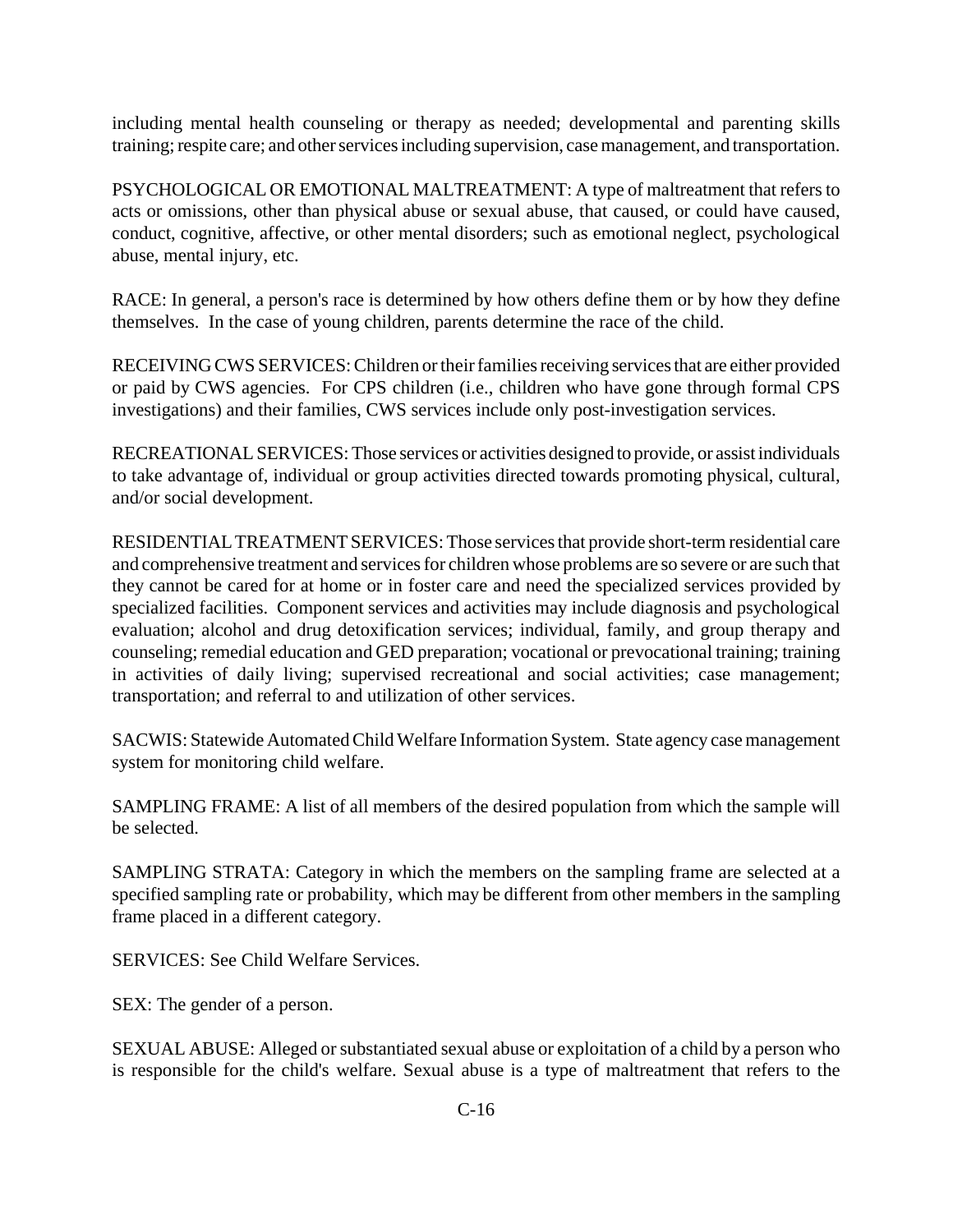including mental health counseling or therapy as needed; developmental and parenting skills training; respite care; and other services including supervision, case management, and transportation.

PSYCHOLOGICAL OR EMOTIONAL MALTREATMENT: A type of maltreatment that refers to acts or omissions, other than physical abuse or sexual abuse, that caused, or could have caused, conduct, cognitive, affective, or other mental disorders; such as emotional neglect, psychological abuse, mental injury, etc.

RACE: In general, a person's race is determined by how others define them or by how they define themselves. In the case of young children, parents determine the race of the child.

RECEIVING CWS SERVICES: Children or their families receiving services that are either provided or paid by CWS agencies. For CPS children (i.e., children who have gone through formal CPS investigations) and their families, CWS services include only post-investigation services.

RECREATIONAL SERVICES: Those services or activities designed to provide, or assist individuals to take advantage of, individual or group activities directed towards promoting physical, cultural, and/or social development.

RESIDENTIAL TREATMENT SERVICES: Those services that provide short-term residential care and comprehensive treatment and services for children whose problems are so severe or are such that they cannot be cared for at home or in foster care and need the specialized services provided by specialized facilities. Component services and activities may include diagnosis and psychological evaluation; alcohol and drug detoxification services; individual, family, and group therapy and counseling; remedial education and GED preparation; vocational or prevocational training; training in activities of daily living; supervised recreational and social activities; case management; transportation; and referral to and utilization of other services.

SACWIS: Statewide Automated Child Welfare Information System. State agency case management system for monitoring child welfare.

SAMPLING FRAME: A list of all members of the desired population from which the sample will be selected.

SAMPLING STRATA: Category in which the members on the sampling frame are selected at a specified sampling rate or probability, which may be different from other members in the sampling frame placed in a different category.

SERVICES: See Child Welfare Services.

SEX: The gender of a person.

SEXUAL ABUSE: Alleged or substantiated sexual abuse or exploitation of a child by a person who is responsible for the child's welfare. Sexual abuse is a type of maltreatment that refers to the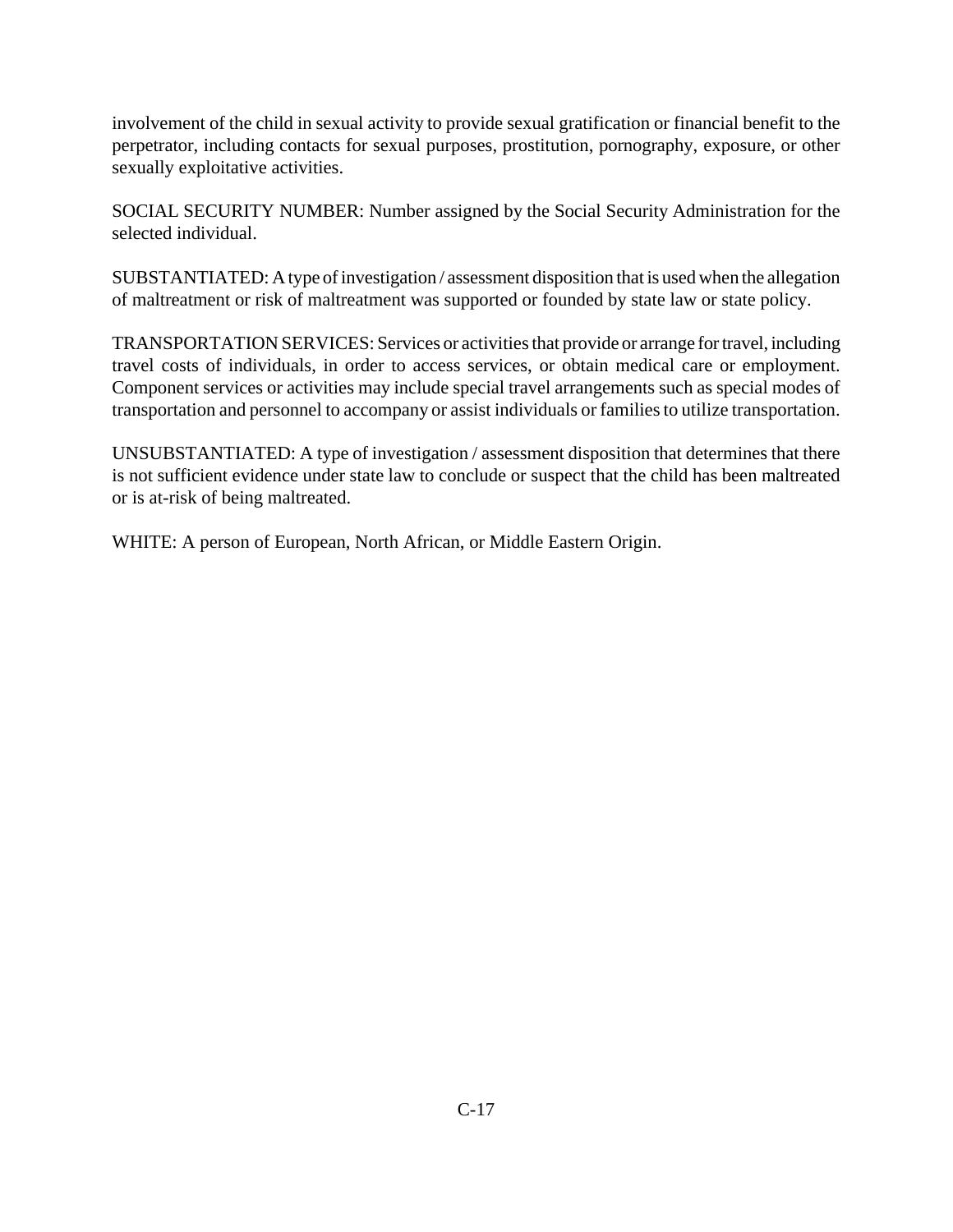involvement of the child in sexual activity to provide sexual gratification or financial benefit to the perpetrator, including contacts for sexual purposes, prostitution, pornography, exposure, or other sexually exploitative activities.

SOCIAL SECURITY NUMBER: Number assigned by the Social Security Administration for the selected individual.

SUBSTANTIATED: A type of investigation / assessment disposition that is used when the allegation of maltreatment or risk of maltreatment was supported or founded by state law or state policy.

TRANSPORTATION SERVICES: Services or activities that provide or arrange for travel, including travel costs of individuals, in order to access services, or obtain medical care or employment. Component services or activities may include special travel arrangements such as special modes of transportation and personnel to accompany or assist individuals or families to utilize transportation.

UNSUBSTANTIATED: A type of investigation / assessment disposition that determines that there is not sufficient evidence under state law to conclude or suspect that the child has been maltreated or is at-risk of being maltreated.

WHITE: A person of European, North African, or Middle Eastern Origin.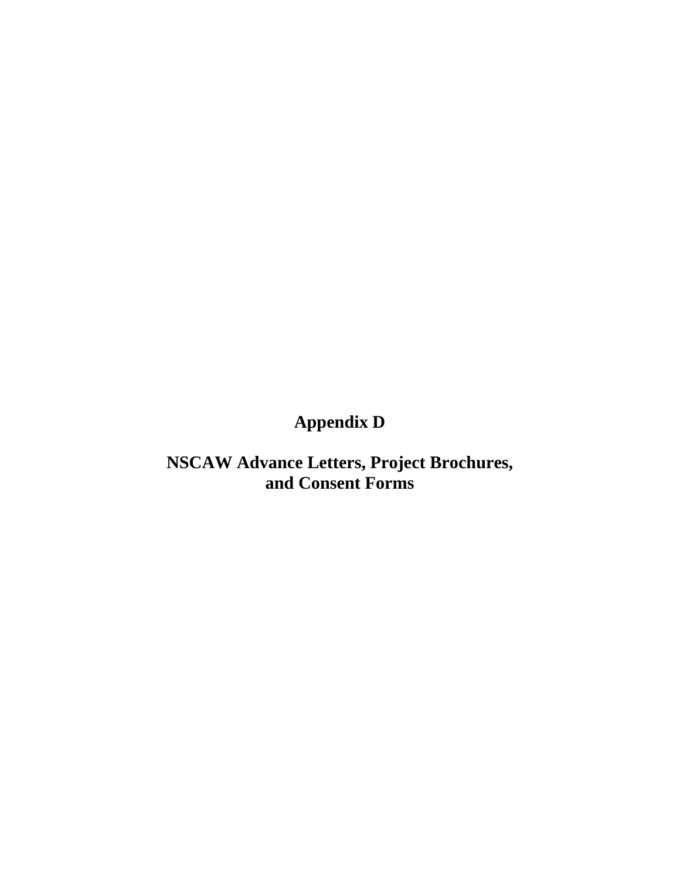# Appendix D

# NSCAW Advance Letters, Project Brochures, and Consent Forms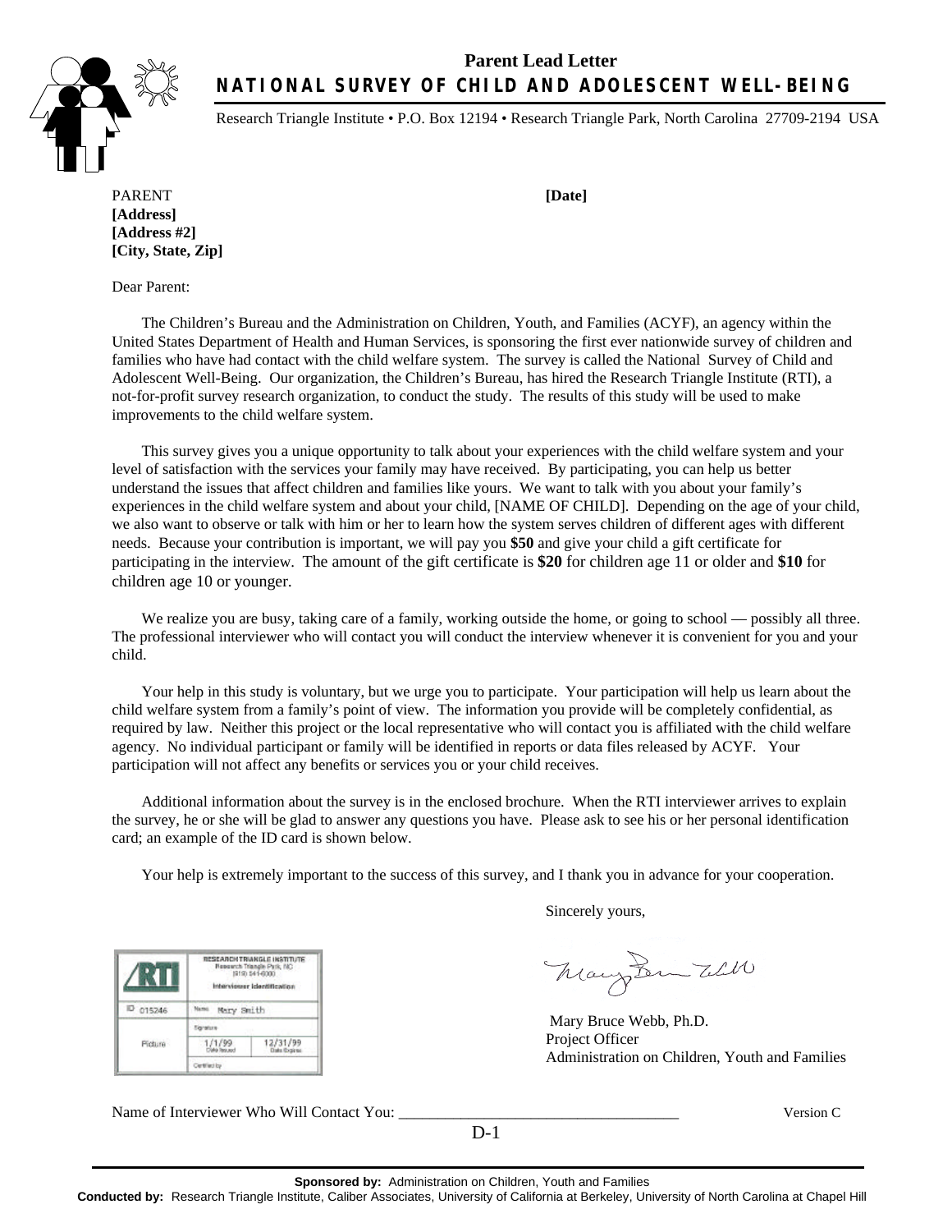# Parent Lead Letter

## NATIONAL SURVEY OF CHILD AND ADOLESCENT WELL-BEING

Research Triangle Institute • P.O. Box 12194 • Research Triangle Park, North Carolina 27709-2194 USA

PARENT
**[Address]**
**[Address #2]**
**[City, State, Zip]**

**[Date]**

Dear Parent:

The Children's Bureau and the Administration on Children, Youth, and Families (ACYF), an agency within the United States Department of Health and Human Services, is sponsoring the first ever nationwide survey of children and families who have had contact with the child welfare system. The survey is called the National Survey of Child and Adolescent Well-Being. Our organization, the Children's Bureau, has hired the Research Triangle Institute (RTI), a not-for-profit survey research organization, to conduct the study. The results of this study will be used to make improvements to the child welfare system.

This survey gives you a unique opportunity to talk about your experiences with the child welfare system and your level of satisfaction with the services your family may have received. By participating, you can help us better understand the issues that affect children and families like yours. We want to talk with you about your family's experiences in the child welfare system and about your child, [NAME OF CHILD]. Depending on the age of your child, we also want to observe or talk with him or her to learn how the system serves children of different ages with different needs. Because your contribution is important, we will pay you **$50** and give your child a gift certificate for participating in the interview. The amount of the gift certificate is **$20** for children age 11 or older and **$10** for children age 10 or younger.

We realize you are busy, taking care of a family, working outside the home, or going to school — possibly all three. The professional interviewer who will contact you will conduct the interview whenever it is convenient for you and your child.

Your help in this study is voluntary, but we urge you to participate. Your participation will help us learn about the child welfare system from a family's point of view. The information you provide will be completely confidential, as required by law. Neither this project or the local representative who will contact you is affiliated with the child welfare agency. No individual participant or family will be identified in reports or data files released by ACYF. Your participation will not affect any benefits or services you or your child receives.

Additional information about the survey is in the enclosed brochure. When the RTI interviewer arrives to explain the survey, he or she will be glad to answer any questions you have. Please ask to see his or her personal identification card; an example of the ID card is shown below.

Your help is extremely important to the success of this survey, and I thank you in advance for your cooperation.

Sincerely yours,

Mary Bruce Webb, Ph.D.
Project Officer
Administration on Children, Youth and Families

RESEARCH TRIANGLE INSTITUTE
Research Triangle Park, NC
(919) 541-6000
Interviewer Identification

ID 015246 | Name Mary Smith | Signature | Picture | 1/1/99 Date Issued | 12/31/99 Date Expires | Certified by

Name of Interviewer Who Will Contact You: ___________________________________

Version C

D-1

**Sponsored by:** Administration on Children, Youth and Families
**Conducted by:** Research Triangle Institute, Caliber Associates, University of California at Berkeley, University of North Carolina at Chapel Hill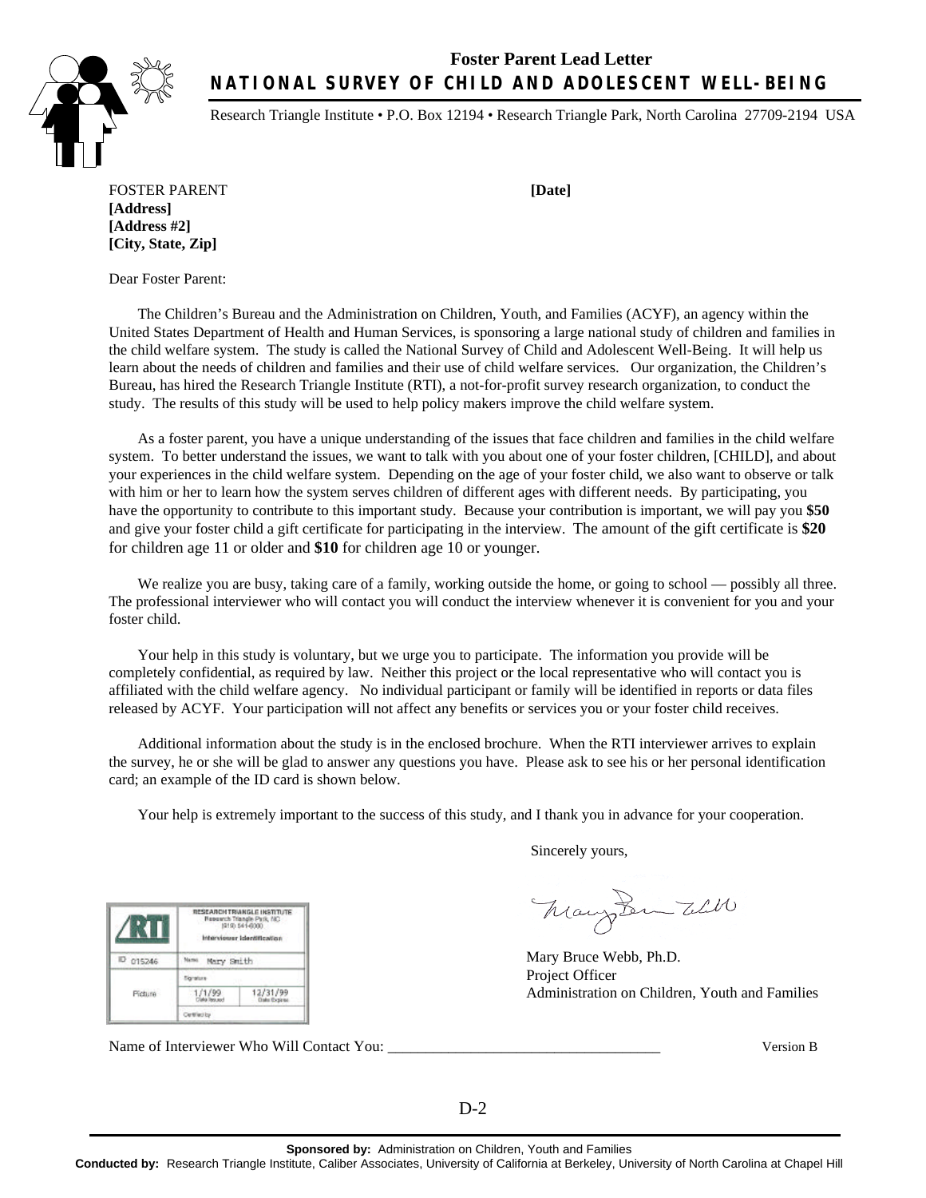# Foster Parent Lead Letter

## NATIONAL SURVEY OF CHILD AND ADOLESCENT WELL-BEING

Research Triangle Institute • P.O. Box 12194 • Research Triangle Park, North Carolina 27709-2194 USA

FOSTER PARENT **[Date]**
**[Address]**
**[Address #2]**
**[City, State, Zip]**

Dear Foster Parent:

The Children's Bureau and the Administration on Children, Youth, and Families (ACYF), an agency within the United States Department of Health and Human Services, is sponsoring a large national study of children and families in the child welfare system. The study is called the National Survey of Child and Adolescent Well-Being. It will help us learn about the needs of children and families and their use of child welfare services. Our organization, the Children's Bureau, has hired the Research Triangle Institute (RTI), a not-for-profit survey research organization, to conduct the study. The results of this study will be used to help policy makers improve the child welfare system.

As a foster parent, you have a unique understanding of the issues that face children and families in the child welfare system. To better understand the issues, we want to talk with you about one of your foster children, [CHILD], and about your experiences in the child welfare system. Depending on the age of your foster child, we also want to observe or talk with him or her to learn how the system serves children of different ages with different needs. By participating, you have the opportunity to contribute to this important study. Because your contribution is important, we will pay you **$50** and give your foster child a gift certificate for participating in the interview. The amount of the gift certificate is **$20** for children age 11 or older and **$10** for children age 10 or younger.

We realize you are busy, taking care of a family, working outside the home, or going to school — possibly all three. The professional interviewer who will contact you will conduct the interview whenever it is convenient for you and your foster child.

Your help in this study is voluntary, but we urge you to participate. The information you provide will be completely confidential, as required by law. Neither this project or the local representative who will contact you is affiliated with the child welfare agency. No individual participant or family will be identified in reports or data files released by ACYF. Your participation will not affect any benefits or services you or your foster child receives.

Additional information about the study is in the enclosed brochure. When the RTI interviewer arrives to explain the survey, he or she will be glad to answer any questions you have. Please ask to see his or her personal identification card; an example of the ID card is shown below.

Your help is extremely important to the success of this study, and I thank you in advance for your cooperation.

Sincerely yours,

Mary Bruce Webb, Ph.D.
Project Officer
Administration on Children, Youth and Families

| RTI | RESEARCH TRIANGLE INSTITUTE Research Triangle Park, NC (919) 541-6000 Interviewer Identification | |
|---|---|---|
| ID 015246 | Name Mary Smith | |
| Picture | Signature | |
| | 1/1/99 Date Issued | 12/31/99 Date Expires |
| | Certified by | |

Name of Interviewer Who Will Contact You: ___________________________________ Version B

D-2

**Sponsored by:** Administration on Children, Youth and Families
**Conducted by:** Research Triangle Institute, Caliber Associates, University of California at Berkeley, University of North Carolina at Chapel Hill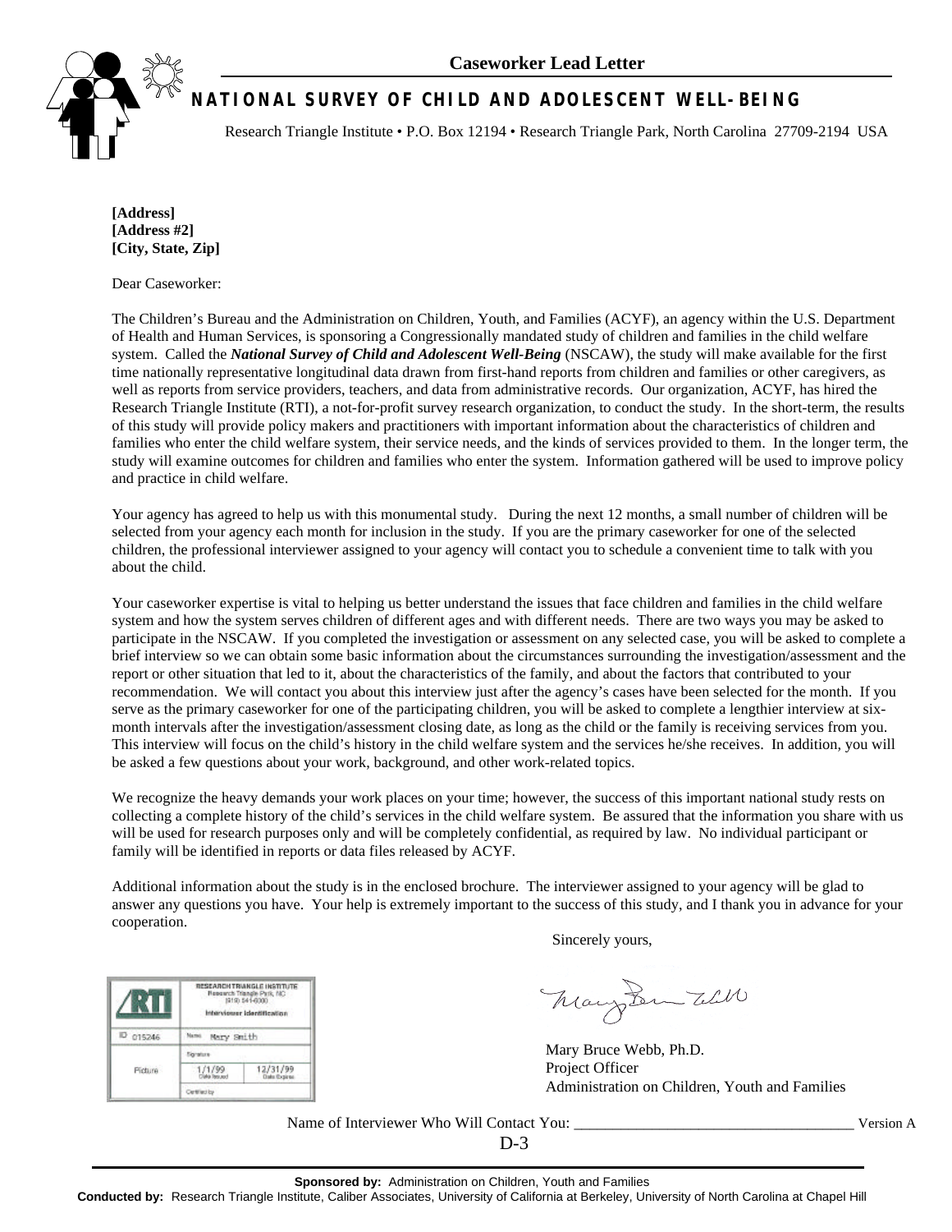**Caseworker Lead Letter**

# NATIONAL SURVEY OF CHILD AND ADOLESCENT WELL-BEING

Research Triangle Institute • P.O. Box 12194 • Research Triangle Park, North Carolina 27709-2194 USA

**[Address]**
**[Address #2]**
**[City, State, Zip]**

Dear Caseworker:

The Children's Bureau and the Administration on Children, Youth, and Families (ACYF), an agency within the U.S. Department of Health and Human Services, is sponsoring a Congressionally mandated study of children and families in the child welfare system. Called the ***National Survey of Child and Adolescent Well-Being*** (NSCAW), the study will make available for the first time nationally representative longitudinal data drawn from first-hand reports from children and families or other caregivers, as well as reports from service providers, teachers, and data from administrative records. Our organization, ACYF, has hired the Research Triangle Institute (RTI), a not-for-profit survey research organization, to conduct the study. In the short-term, the results of this study will provide policy makers and practitioners with important information about the characteristics of children and families who enter the child welfare system, their service needs, and the kinds of services provided to them. In the longer term, the study will examine outcomes for children and families who enter the system. Information gathered will be used to improve policy and practice in child welfare.

Your agency has agreed to help us with this monumental study. During the next 12 months, a small number of children will be selected from your agency each month for inclusion in the study. If you are the primary caseworker for one of the selected children, the professional interviewer assigned to your agency will contact you to schedule a convenient time to talk with you about the child.

Your caseworker expertise is vital to helping us better understand the issues that face children and families in the child welfare system and how the system serves children of different ages and with different needs. There are two ways you may be asked to participate in the NSCAW. If you completed the investigation or assessment on any selected case, you will be asked to complete a brief interview so we can obtain some basic information about the circumstances surrounding the investigation/assessment and the report or other situation that led to it, about the characteristics of the family, and about the factors that contributed to your recommendation. We will contact you about this interview just after the agency's cases have been selected for the month. If you serve as the primary caseworker for one of the participating children, you will be asked to complete a lengthier interview at six-month intervals after the investigation/assessment closing date, as long as the child or the family is receiving services from you. This interview will focus on the child's history in the child welfare system and the services he/she receives. In addition, you will be asked a few questions about your work, background, and other work-related topics.

We recognize the heavy demands your work places on your time; however, the success of this important national study rests on collecting a complete history of the child's services in the child welfare system. Be assured that the information you share with us will be used for research purposes only and will be completely confidential, as required by law. No individual participant or family will be identified in reports or data files released by ACYF.

Additional information about the study is in the enclosed brochure. The interviewer assigned to your agency will be glad to answer any questions you have. Your help is extremely important to the success of this study, and I thank you in advance for your cooperation.

Sincerely yours,

Mary Bruce Webb, Ph.D.
Project Officer
Administration on Children, Youth and Families

| RTI | RESEARCH TRIANGLE INSTITUTE<br>Research Triangle Park, NC<br>(919) 541-6000<br>Interviewer Identification | |
|---|---|---|
| ID 015246 | Name Mary Smith | |
| Picture | Signature | |
| | 1/1/99<br>Date Issued | 12/31/99<br>Date Expires |
| | Certified by | |

Name of Interviewer Who Will Contact You: ____________________________________ Version A

D-3

**Sponsored by:** Administration on Children, Youth and Families
**Conducted by:** Research Triangle Institute, Caliber Associates, University of California at Berkeley, University of North Carolina at Chapel Hill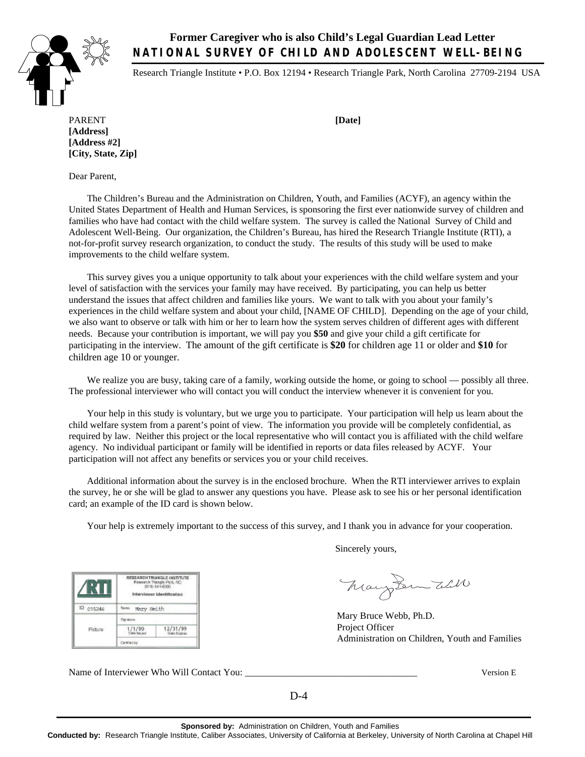# Former Caregiver who is also Child's Legal Guardian Lead Letter

## NATIONAL SURVEY OF CHILD AND ADOLESCENT WELL-BEING

Research Triangle Institute • P.O. Box 12194 • Research Triangle Park, North Carolina 27709-2194 USA

PARENT
**[Address]**
**[Address #2]**
**[City, State, Zip]**

**[Date]**

Dear Parent,

The Children's Bureau and the Administration on Children, Youth, and Families (ACYF), an agency within the United States Department of Health and Human Services, is sponsoring the first ever nationwide survey of children and families who have had contact with the child welfare system. The survey is called the National Survey of Child and Adolescent Well-Being. Our organization, the Children's Bureau, has hired the Research Triangle Institute (RTI), a not-for-profit survey research organization, to conduct the study. The results of this study will be used to make improvements to the child welfare system.

This survey gives you a unique opportunity to talk about your experiences with the child welfare system and your level of satisfaction with the services your family may have received. By participating, you can help us better understand the issues that affect children and families like yours. We want to talk with you about your family's experiences in the child welfare system and about your child, [NAME OF CHILD]. Depending on the age of your child, we also want to observe or talk with him or her to learn how the system serves children of different ages with different needs. Because your contribution is important, we will pay you **$50** and give your child a gift certificate for participating in the interview. The amount of the gift certificate is **$20** for children age 11 or older and **$10** for children age 10 or younger.

We realize you are busy, taking care of a family, working outside the home, or going to school — possibly all three. The professional interviewer who will contact you will conduct the interview whenever it is convenient for you.

Your help in this study is voluntary, but we urge you to participate. Your participation will help us learn about the child welfare system from a parent's point of view. The information you provide will be completely confidential, as required by law. Neither this project or the local representative who will contact you is affiliated with the child welfare agency. No individual participant or family will be identified in reports or data files released by ACYF. Your participation will not affect any benefits or services you or your child receives.

Additional information about the survey is in the enclosed brochure. When the RTI interviewer arrives to explain the survey, he or she will be glad to answer any questions you have. Please ask to see his or her personal identification card; an example of the ID card is shown below.

Your help is extremely important to the success of this survey, and I thank you in advance for your cooperation.

Sincerely yours,

Mary Bruce Webb, Ph.D.
Project Officer
Administration on Children, Youth and Families

| RTI | RESEARCH TRIANGLE INSTITUTE Research Triangle Park, NC (919) 541-6000 Interviewer Identification | |
|---|---|---|
| ID 015246 | Name Mary Smith | |
| Picture | Signature | |
| | 1/1/99 Date Issued | 12/31/99 Date Expires |
| | Certified by | |

Name of Interviewer Who Will Contact You: ___________________________________

Version E

D-4

**Sponsored by:** Administration on Children, Youth and Families
**Conducted by:** Research Triangle Institute, Caliber Associates, University of California at Berkeley, University of North Carolina at Chapel Hill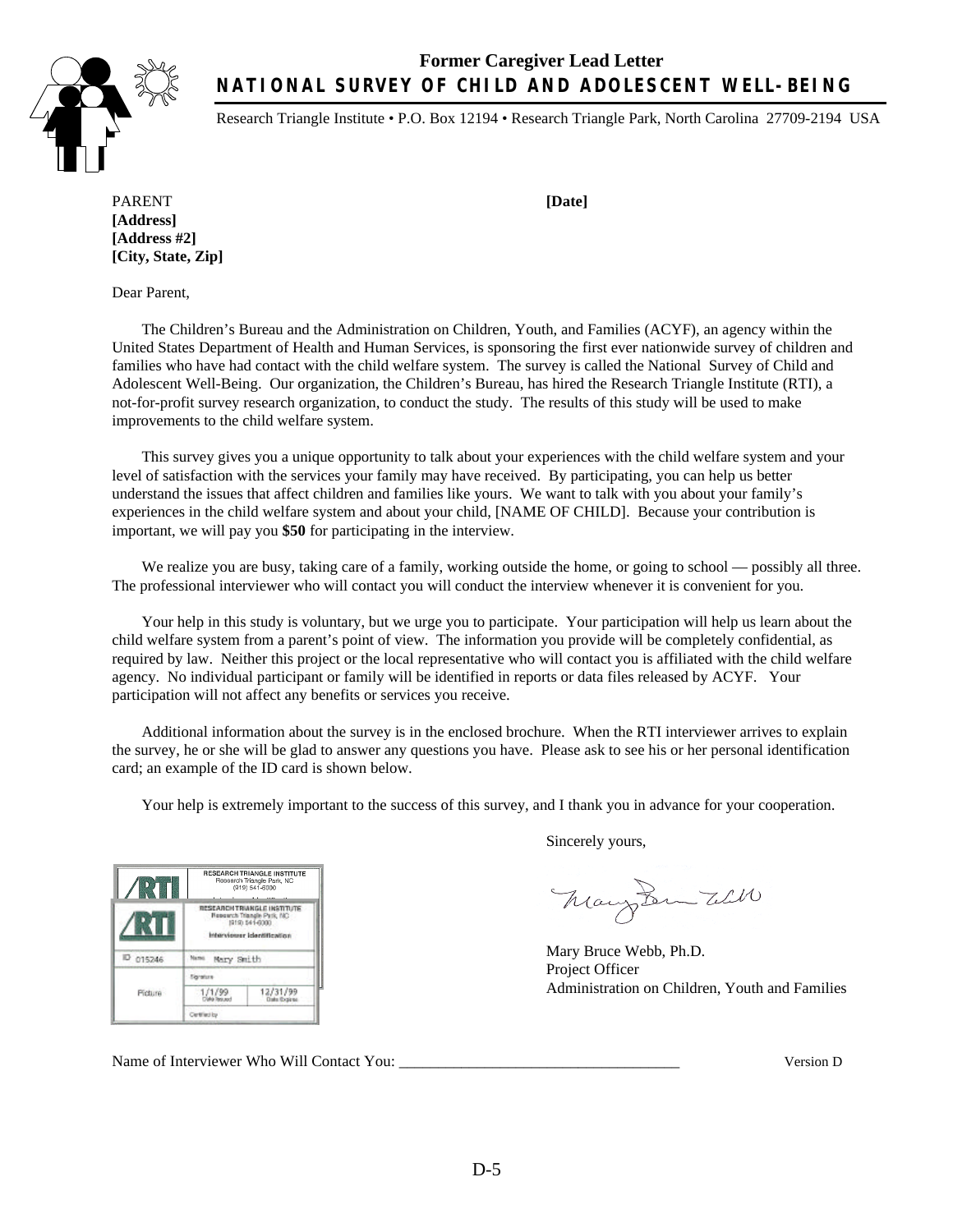# Former Caregiver Lead Letter

## NATIONAL SURVEY OF CHILD AND ADOLESCENT WELL-BEING

Research Triangle Institute • P.O. Box 12194 • Research Triangle Park, North Carolina 27709-2194 USA

PARENT **[Date]**
**[Address]**
**[Address #2]**
**[City, State, Zip]**

Dear Parent,

The Children's Bureau and the Administration on Children, Youth, and Families (ACYF), an agency within the United States Department of Health and Human Services, is sponsoring the first ever nationwide survey of children and families who have had contact with the child welfare system. The survey is called the National Survey of Child and Adolescent Well-Being. Our organization, the Children's Bureau, has hired the Research Triangle Institute (RTI), a not-for-profit survey research organization, to conduct the study. The results of this study will be used to make improvements to the child welfare system.

This survey gives you a unique opportunity to talk about your experiences with the child welfare system and your level of satisfaction with the services your family may have received. By participating, you can help us better understand the issues that affect children and families like yours. We want to talk with you about your family's experiences in the child welfare system and about your child, [NAME OF CHILD]. Because your contribution is important, we will pay you **$50** for participating in the interview.

We realize you are busy, taking care of a family, working outside the home, or going to school — possibly all three. The professional interviewer who will contact you will conduct the interview whenever it is convenient for you.

Your help in this study is voluntary, but we urge you to participate. Your participation will help us learn about the child welfare system from a parent's point of view. The information you provide will be completely confidential, as required by law. Neither this project or the local representative who will contact you is affiliated with the child welfare agency. No individual participant or family will be identified in reports or data files released by ACYF. Your participation will not affect any benefits or services you receive.

Additional information about the survey is in the enclosed brochure. When the RTI interviewer arrives to explain the survey, he or she will be glad to answer any questions you have. Please ask to see his or her personal identification card; an example of the ID card is shown below.

Your help is extremely important to the success of this survey, and I thank you in advance for your cooperation.

Sincerely yours,

Mary Bruce Webb, Ph.D.
Project Officer
Administration on Children, Youth and Families

RESEARCH TRIANGLE INSTITUTE
Research Triangle Park, NC
(919) 541-6000
Interviewer Identification
ID 015246 Name Mary Smith
Signature
Picture 1/1/99 Date Issued 12/31/99 Date Expires
Certified by

Name of Interviewer Who Will Contact You: ___________________________________

Version D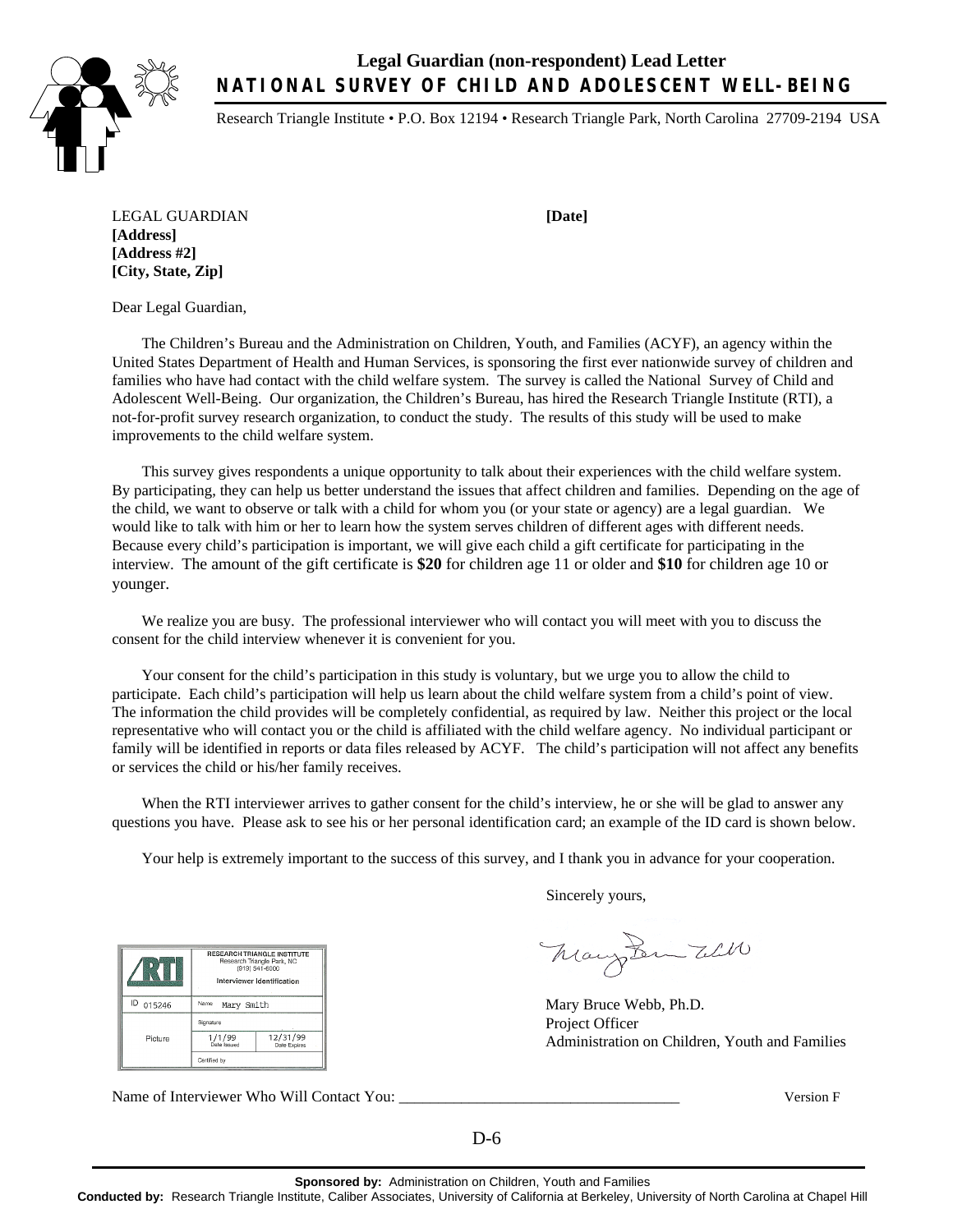# Legal Guardian (non-respondent) Lead Letter

## NATIONAL SURVEY OF CHILD AND ADOLESCENT WELL-BEING

Research Triangle Institute • P.O. Box 12194 • Research Triangle Park, North Carolina 27709-2194 USA

LEGAL GUARDIAN **[Date]**
**[Address]**
**[Address #2]**
**[City, State, Zip]**

Dear Legal Guardian,

The Children's Bureau and the Administration on Children, Youth, and Families (ACYF), an agency within the United States Department of Health and Human Services, is sponsoring the first ever nationwide survey of children and families who have had contact with the child welfare system. The survey is called the National Survey of Child and Adolescent Well-Being. Our organization, the Children's Bureau, has hired the Research Triangle Institute (RTI), a not-for-profit survey research organization, to conduct the study. The results of this study will be used to make improvements to the child welfare system.

This survey gives respondents a unique opportunity to talk about their experiences with the child welfare system. By participating, they can help us better understand the issues that affect children and families. Depending on the age of the child, we want to observe or talk with a child for whom you (or your state or agency) are a legal guardian. We would like to talk with him or her to learn how the system serves children of different ages with different needs. Because every child's participation is important, we will give each child a gift certificate for participating in the interview. The amount of the gift certificate is **$20** for children age 11 or older and **$10** for children age 10 or younger.

We realize you are busy. The professional interviewer who will contact you will meet with you to discuss the consent for the child interview whenever it is convenient for you.

Your consent for the child's participation in this study is voluntary, but we urge you to allow the child to participate. Each child's participation will help us learn about the child welfare system from a child's point of view. The information the child provides will be completely confidential, as required by law. Neither this project or the local representative who will contact you or the child is affiliated with the child welfare agency. No individual participant or family will be identified in reports or data files released by ACYF. The child's participation will not affect any benefits or services the child or his/her family receives.

When the RTI interviewer arrives to gather consent for the child's interview, he or she will be glad to answer any questions you have. Please ask to see his or her personal identification card; an example of the ID card is shown below.

Your help is extremely important to the success of this survey, and I thank you in advance for your cooperation.

Sincerely yours,

Mary Bruce Webb, Ph.D.
Project Officer
Administration on Children, Youth and Families

| RTI | RESEARCH TRIANGLE INSTITUTE<br>Research Triangle Park, NC<br>(919) 541-6000<br>Interviewer Identification | |
|---|---|---|
| ID 015246 | Name Mary Smith | |
| Picture | Signature | |
| | 1/1/99<br>Date Issued | 12/31/99<br>Date Expires |
| | Certified by | |

Name of Interviewer Who Will Contact You: ___________________________________ Version F

D-6

**Sponsored by:** Administration on Children, Youth and Families
**Conducted by:** Research Triangle Institute, Caliber Associates, University of California at Berkeley, University of North Carolina at Chapel Hill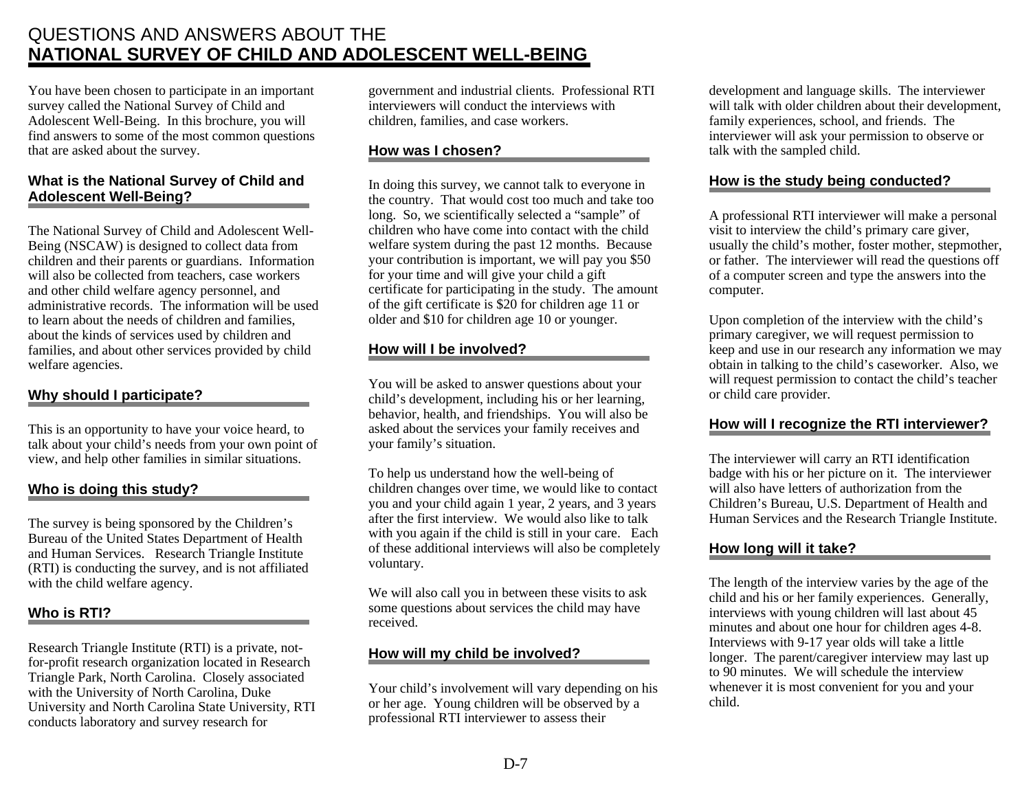# QUESTIONS AND ANSWERS ABOUT THE **NATIONAL SURVEY OF CHILD AND ADOLESCENT WELL-BEING**

You have been chosen to participate in an important survey called the National Survey of Child and Adolescent Well-Being. In this brochure, you will find answers to some of the most common questions that are asked about the survey.

## What is the National Survey of Child and Adolescent Well-Being?

The National Survey of Child and Adolescent Well-Being (NSCAW) is designed to collect data from children and their parents or guardians. Information will also be collected from teachers, case workers and other child welfare agency personnel, and administrative records. The information will be used to learn about the needs of children and families, about the kinds of services used by children and families, and about other services provided by child welfare agencies.

## Why should I participate?

This is an opportunity to have your voice heard, to talk about your child's needs from your own point of view, and help other families in similar situations.

## Who is doing this study?

The survey is being sponsored by the Children's Bureau of the United States Department of Health and Human Services. Research Triangle Institute (RTI) is conducting the survey, and is not affiliated with the child welfare agency.

## Who is RTI?

Research Triangle Institute (RTI) is a private, not-for-profit research organization located in Research Triangle Park, North Carolina. Closely associated with the University of North Carolina, Duke University and North Carolina State University, RTI conducts laboratory and survey research for government and industrial clients. Professional RTI interviewers will conduct the interviews with children, families, and case workers.

## How was I chosen?

In doing this survey, we cannot talk to everyone in the country. That would cost too much and take too long. So, we scientifically selected a "sample" of children who have come into contact with the child welfare system during the past 12 months. Because your contribution is important, we will pay you $50 for your time and will give your child a gift certificate for participating in the study. The amount of the gift certificate is $20 for children age 11 or older and $10 for children age 10 or younger.

## How will I be involved?

You will be asked to answer questions about your child's development, including his or her learning, behavior, health, and friendships. You will also be asked about the services your family receives and your family's situation.

To help us understand how the well-being of children changes over time, we would like to contact you and your child again 1 year, 2 years, and 3 years after the first interview. We would also like to talk with you again if the child is still in your care. Each of these additional interviews will also be completely voluntary.

We will also call you in between these visits to ask some questions about services the child may have received.

## How will my child be involved?

Your child's involvement will vary depending on his or her age. Young children will be observed by a professional RTI interviewer to assess their development and language skills. The interviewer will talk with older children about their development, family experiences, school, and friends. The interviewer will ask your permission to observe or talk with the sampled child.

## How is the study being conducted?

A professional RTI interviewer will make a personal visit to interview the child's primary care giver, usually the child's mother, foster mother, stepmother, or father. The interviewer will read the questions off of a computer screen and type the answers into the computer.

Upon completion of the interview with the child's primary caregiver, we will request permission to keep and use in our research any information we may obtain in talking to the child's caseworker. Also, we will request permission to contact the child's teacher or child care provider.

## How will I recognize the RTI interviewer?

The interviewer will carry an RTI identification badge with his or her picture on it. The interviewer will also have letters of authorization from the Children's Bureau, U.S. Department of Health and Human Services and the Research Triangle Institute.

## How long will it take?

The length of the interview varies by the age of the child and his or her family experiences. Generally, interviews with young children will last about 45 minutes and about one hour for children ages 4-8. Interviews with 9-17 year olds will take a little longer. The parent/caregiver interview may last up to 90 minutes. We will schedule the interview whenever it is most convenient for you and your child.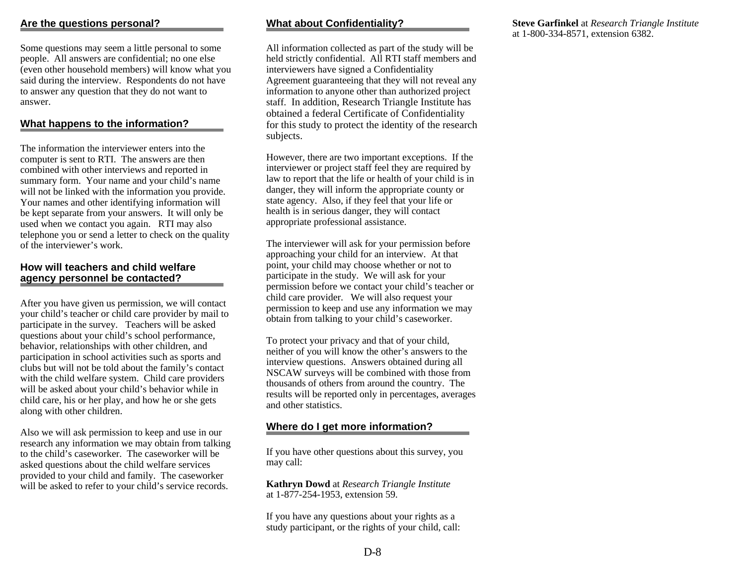## Are the questions personal?

Some questions may seem a little personal to some people. All answers are confidential; no one else (even other household members) will know what you said during the interview. Respondents do not have to answer any question that they do not want to answer.

## What happens to the information?

The information the interviewer enters into the computer is sent to RTI. The answers are then combined with other interviews and reported in summary form. Your name and your child's name will not be linked with the information you provide. Your names and other identifying information will be kept separate from your answers. It will only be used when we contact you again. RTI may also telephone you or send a letter to check on the quality of the interviewer's work.

## How will teachers and child welfare agency personnel be contacted?

After you have given us permission, we will contact your child's teacher or child care provider by mail to participate in the survey. Teachers will be asked questions about your child's school performance, behavior, relationships with other children, and participation in school activities such as sports and clubs but will not be told about the family's contact with the child welfare system. Child care providers will be asked about your child's behavior while in child care, his or her play, and how he or she gets along with other children.

Also we will ask permission to keep and use in our research any information we may obtain from talking to the child's caseworker. The caseworker will be asked questions about the child welfare services provided to your child and family. The caseworker will be asked to refer to your child's service records.

## What about Confidentiality?

All information collected as part of the study will be held strictly confidential. All RTI staff members and interviewers have signed a Confidentiality Agreement guaranteeing that they will not reveal any information to anyone other than authorized project staff. In addition, Research Triangle Institute has obtained a federal Certificate of Confidentiality for this study to protect the identity of the research subjects.

However, there are two important exceptions. If the interviewer or project staff feel they are required by law to report that the life or health of your child is in danger, they will inform the appropriate county or state agency. Also, if they feel that your life or health is in serious danger, they will contact appropriate professional assistance.

The interviewer will ask for your permission before approaching your child for an interview. At that point, your child may choose whether or not to participate in the study. We will ask for your permission before we contact your child's teacher or child care provider. We will also request your permission to keep and use any information we may obtain from talking to your child's caseworker.

To protect your privacy and that of your child, neither of you will know the other's answers to the interview questions. Answers obtained during all NSCAW surveys will be combined with those from thousands of others from around the country. The results will be reported only in percentages, averages and other statistics.

## Where do I get more information?

If you have other questions about this survey, you may call:

**Kathryn Dowd** at *Research Triangle Institute* at 1-877-254-1953, extension 59.

If you have any questions about your rights as a study participant, or the rights of your child, call:

**Steve Garfinkel** at *Research Triangle Institute* at 1-800-334-8571, extension 6382.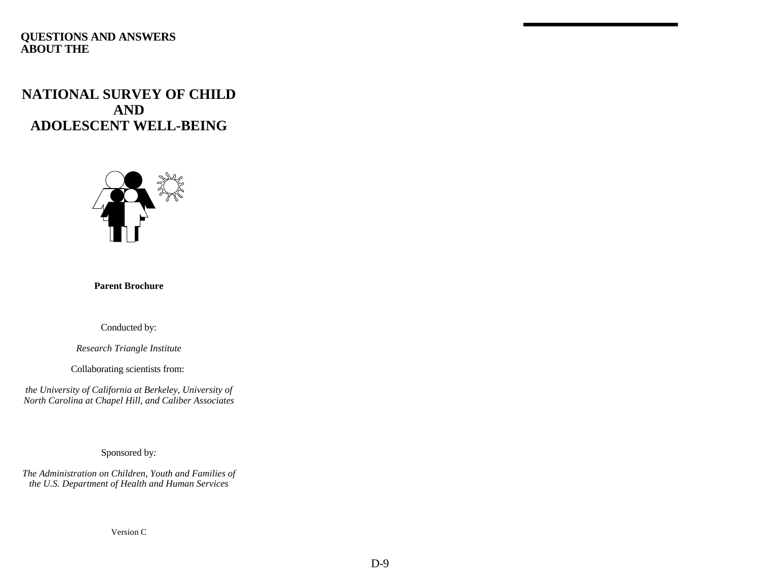**QUESTIONS AND ANSWERS ABOUT THE**

# NATIONAL SURVEY OF CHILD AND ADOLESCENT WELL-BEING

**Parent Brochure**

Conducted by:

*Research Triangle Institute*

Collaborating scientists from:

*the University of California at Berkeley, University of North Carolina at Chapel Hill, and Caliber Associates*

Sponsored by:

*The Administration on Children, Youth and Families of the U.S. Department of Health and Human Services*

Version C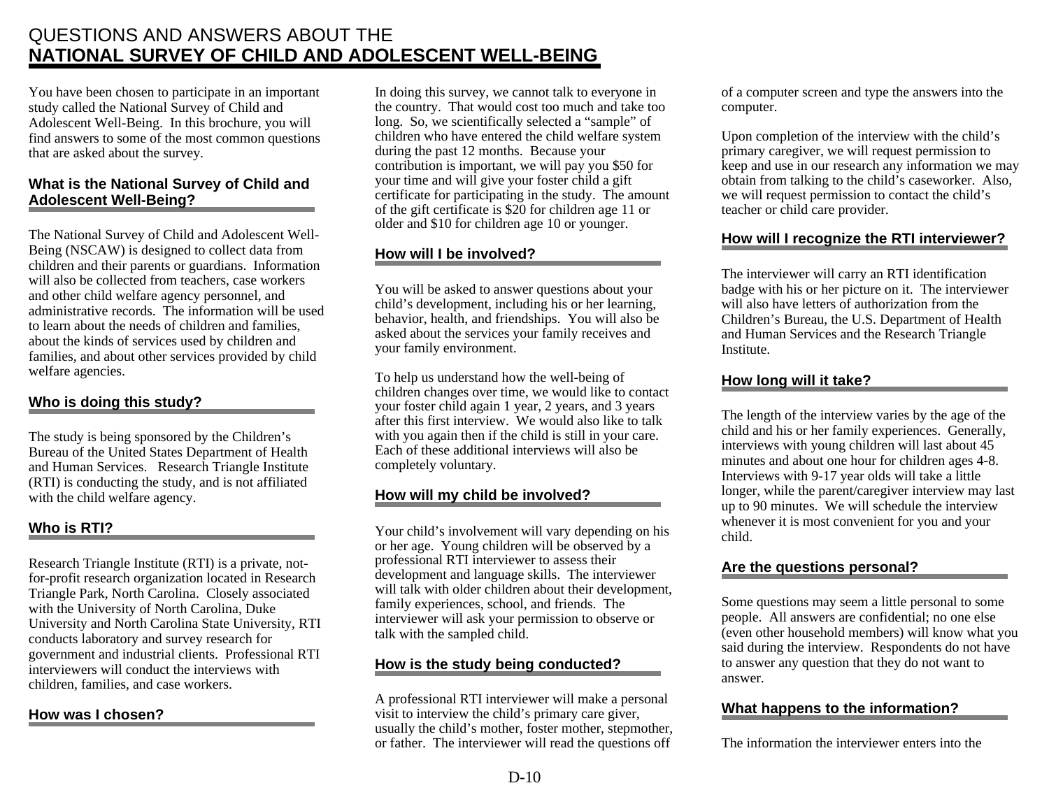# QUESTIONS AND ANSWERS ABOUT THE **NATIONAL SURVEY OF CHILD AND ADOLESCENT WELL-BEING**

You have been chosen to participate in an important study called the National Survey of Child and Adolescent Well-Being. In this brochure, you will find answers to some of the most common questions that are asked about the survey.

## What is the National Survey of Child and Adolescent Well-Being?

The National Survey of Child and Adolescent Well-Being (NSCAW) is designed to collect data from children and their parents or guardians. Information will also be collected from teachers, case workers and other child welfare agency personnel, and administrative records. The information will be used to learn about the needs of children and families, about the kinds of services used by children and families, and about other services provided by child welfare agencies.

## Who is doing this study?

The study is being sponsored by the Children's Bureau of the United States Department of Health and Human Services. Research Triangle Institute (RTI) is conducting the study, and is not affiliated with the child welfare agency.

## Who is RTI?

Research Triangle Institute (RTI) is a private, not-for-profit research organization located in Research Triangle Park, North Carolina. Closely associated with the University of North Carolina, Duke University and North Carolina State University, RTI conducts laboratory and survey research for government and industrial clients. Professional RTI interviewers will conduct the interviews with children, families, and case workers.

## How was I chosen?

In doing this survey, we cannot talk to everyone in the country. That would cost too much and take too long. So, we scientifically selected a "sample" of children who have entered the child welfare system during the past 12 months. Because your contribution is important, we will pay you $50 for your time and will give your foster child a gift certificate for participating in the study. The amount of the gift certificate is $20 for children age 11 or older and $10 for children age 10 or younger.

## How will I be involved?

You will be asked to answer questions about your child's development, including his or her learning, behavior, health, and friendships. You will also be asked about the services your family receives and your family environment.

To help us understand how the well-being of children changes over time, we would like to contact your foster child again 1 year, 2 years, and 3 years after this first interview. We would also like to talk with you again then if the child is still in your care. Each of these additional interviews will also be completely voluntary.

## How will my child be involved?

Your child's involvement will vary depending on his or her age. Young children will be observed by a professional RTI interviewer to assess their development and language skills. The interviewer will talk with older children about their development, family experiences, school, and friends. The interviewer will ask your permission to observe or talk with the sampled child.

## How is the study being conducted?

A professional RTI interviewer will make a personal visit to interview the child's primary care giver, usually the child's mother, foster mother, stepmother, or father. The interviewer will read the questions off of a computer screen and type the answers into the computer.

Upon completion of the interview with the child's primary caregiver, we will request permission to keep and use in our research any information we may obtain from talking to the child's caseworker. Also, we will request permission to contact the child's teacher or child care provider.

## How will I recognize the RTI interviewer?

The interviewer will carry an RTI identification badge with his or her picture on it. The interviewer will also have letters of authorization from the Children's Bureau, the U.S. Department of Health and Human Services and the Research Triangle Institute.

## How long will it take?

The length of the interview varies by the age of the child and his or her family experiences. Generally, interviews with young children will last about 45 minutes and about one hour for children ages 4-8. Interviews with 9-17 year olds will take a little longer, while the parent/caregiver interview may last up to 90 minutes. We will schedule the interview whenever it is most convenient for you and your child.

## Are the questions personal?

Some questions may seem a little personal to some people. All answers are confidential; no one else (even other household members) will know what you said during the interview. Respondents do not have to answer any question that they do not want to answer.

## What happens to the information?

The information the interviewer enters into the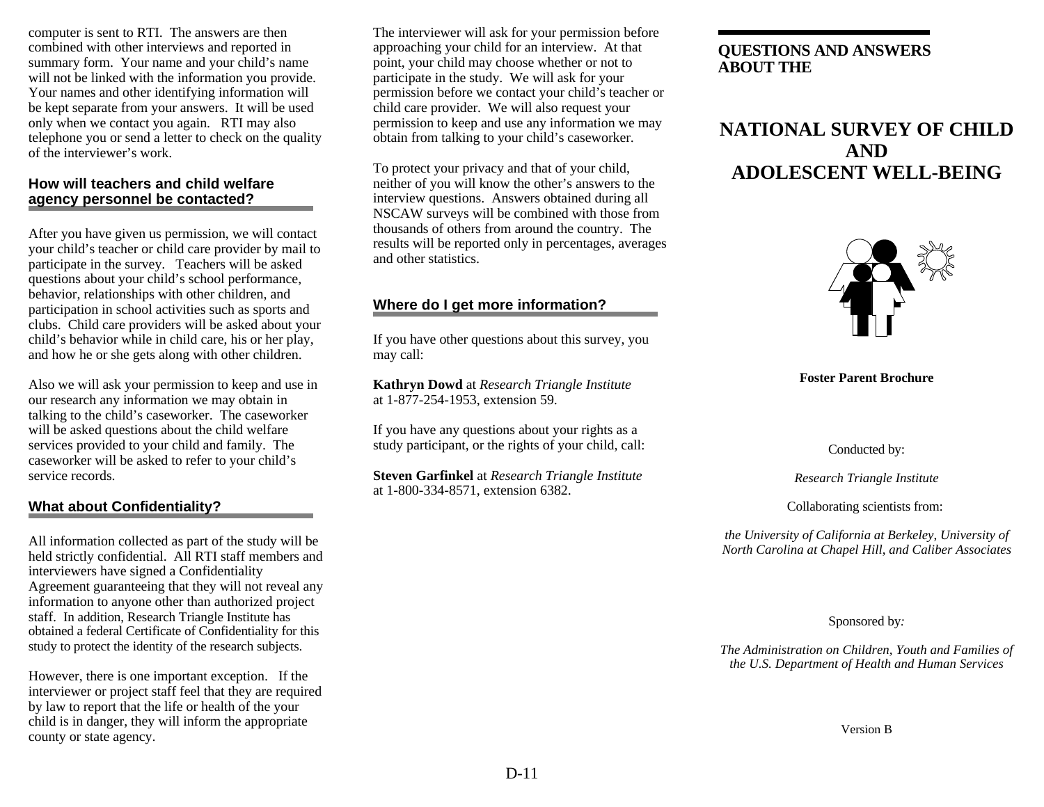computer is sent to RTI. The answers are then combined with other interviews and reported in summary form. Your name and your child's name will not be linked with the information you provide. Your names and other identifying information will be kept separate from your answers. It will be used only when we contact you again. RTI may also telephone you or send a letter to check on the quality of the interviewer's work.

### How will teachers and child welfare agency personnel be contacted?

After you have given us permission, we will contact your child's teacher or child care provider by mail to participate in the survey. Teachers will be asked questions about your child's school performance, behavior, relationships with other children, and participation in school activities such as sports and clubs. Child care providers will be asked about your child's behavior while in child care, his or her play, and how he or she gets along with other children.

Also we will ask your permission to keep and use in our research any information we may obtain in talking to the child's caseworker. The caseworker will be asked questions about the child welfare services provided to your child and family. The caseworker will be asked to refer to your child's service records.

### What about Confidentiality?

All information collected as part of the study will be held strictly confidential. All RTI staff members and interviewers have signed a Confidentiality Agreement guaranteeing that they will not reveal any information to anyone other than authorized project staff. In addition, Research Triangle Institute has obtained a federal Certificate of Confidentiality for this study to protect the identity of the research subjects.

However, there is one important exception. If the interviewer or project staff feel that they are required by law to report that the life or health of the your child is in danger, they will inform the appropriate county or state agency.

The interviewer will ask for your permission before approaching your child for an interview. At that point, your child may choose whether or not to participate in the study. We will ask for your permission before we contact your child's teacher or child care provider. We will also request your permission to keep and use any information we may obtain from talking to your child's caseworker.

To protect your privacy and that of your child, neither of you will know the other's answers to the interview questions. Answers obtained during all NSCAW surveys will be combined with those from thousands of others from around the country. The results will be reported only in percentages, averages and other statistics.

### Where do I get more information?

If you have other questions about this survey, you may call:

**Kathryn Dowd** at *Research Triangle Institute* at 1-877-254-1953, extension 59.

If you have any questions about your rights as a study participant, or the rights of your child, call:

**Steven Garfinkel** at *Research Triangle Institute* at 1-800-334-8571, extension 6382.

**QUESTIONS AND ANSWERS ABOUT THE**

# NATIONAL SURVEY OF CHILD AND ADOLESCENT WELL-BEING

**Foster Parent Brochure**

Conducted by:

*Research Triangle Institute*

Collaborating scientists from:

*the University of California at Berkeley, University of North Carolina at Chapel Hill, and Caliber Associates*

Sponsored by:

*The Administration on Children, Youth and Families of the U.S. Department of Health and Human Services*

Version B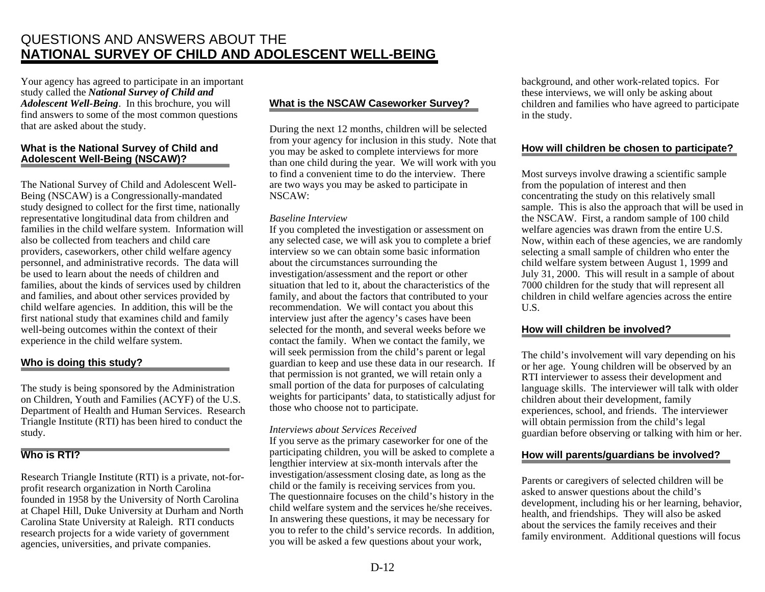# QUESTIONS AND ANSWERS ABOUT THE **NATIONAL SURVEY OF CHILD AND ADOLESCENT WELL-BEING**

Your agency has agreed to participate in an important study called the ***National Survey of Child and Adolescent Well-Being***. In this brochure, you will find answers to some of the most common questions that are asked about the study.

## What is the National Survey of Child and Adolescent Well-Being (NSCAW)?

The National Survey of Child and Adolescent Well-Being (NSCAW) is a Congressionally-mandated study designed to collect for the first time, nationally representative longitudinal data from children and families in the child welfare system. Information will also be collected from teachers and child care providers, caseworkers, other child welfare agency personnel, and administrative records. The data will be used to learn about the needs of children and families, about the kinds of services used by children and families, and about other services provided by child welfare agencies. In addition, this will be the first national study that examines child and family well-being outcomes within the context of their experience in the child welfare system.

## Who is doing this study?

The study is being sponsored by the Administration on Children, Youth and Families (ACYF) of the U.S. Department of Health and Human Services. Research Triangle Institute (RTI) has been hired to conduct the study.

## Who is RTI?

Research Triangle Institute (RTI) is a private, not-for-profit research organization in North Carolina founded in 1958 by the University of North Carolina at Chapel Hill, Duke University at Durham and North Carolina State University at Raleigh. RTI conducts research projects for a wide variety of government agencies, universities, and private companies.

## What is the NSCAW Caseworker Survey?

During the next 12 months, children will be selected from your agency for inclusion in this study. Note that you may be asked to complete interviews for more than one child during the year. We will work with you to find a convenient time to do the interview. There are two ways you may be asked to participate in NSCAW:

*Baseline Interview*
If you completed the investigation or assessment on any selected case, we will ask you to complete a brief interview so we can obtain some basic information about the circumstances surrounding the investigation/assessment and the report or other situation that led to it, about the characteristics of the family, and about the factors that contributed to your recommendation. We will contact you about this interview just after the agency's cases have been selected for the month, and several weeks before we contact the family. When we contact the family, we will seek permission from the child's parent or legal guardian to keep and use these data in our research. If that permission is not granted, we will retain only a small portion of the data for purposes of calculating weights for participants' data, to statistically adjust for those who choose not to participate.

*Interviews about Services Received*
If you serve as the primary caseworker for one of the participating children, you will be asked to complete a lengthier interview at six-month intervals after the investigation/assessment closing date, as long as the child or the family is receiving services from you. The questionnaire focuses on the child's history in the child welfare system and the services he/she receives. In answering these questions, it may be necessary for you to refer to the child's service records. In addition, you will be asked a few questions about your work, background, and other work-related topics. For these interviews, we will only be asking about children and families who have agreed to participate in the study.

## How will children be chosen to participate?

Most surveys involve drawing a scientific sample from the population of interest and then concentrating the study on this relatively small sample. This is also the approach that will be used in the NSCAW. First, a random sample of 100 child welfare agencies was drawn from the entire U.S. Now, within each of these agencies, we are randomly selecting a small sample of children who enter the child welfare system between August 1, 1999 and July 31, 2000. This will result in a sample of about 7000 children for the study that will represent all children in child welfare agencies across the entire U.S.

## How will children be involved?

The child's involvement will vary depending on his or her age. Young children will be observed by an RTI interviewer to assess their development and language skills. The interviewer will talk with older children about their development, family experiences, school, and friends. The interviewer will obtain permission from the child's legal guardian before observing or talking with him or her.

## How will parents/guardians be involved?

Parents or caregivers of selected children will be asked to answer questions about the child's development, including his or her learning, behavior, health, and friendships. They will also be asked about the services the family receives and their family environment. Additional questions will focus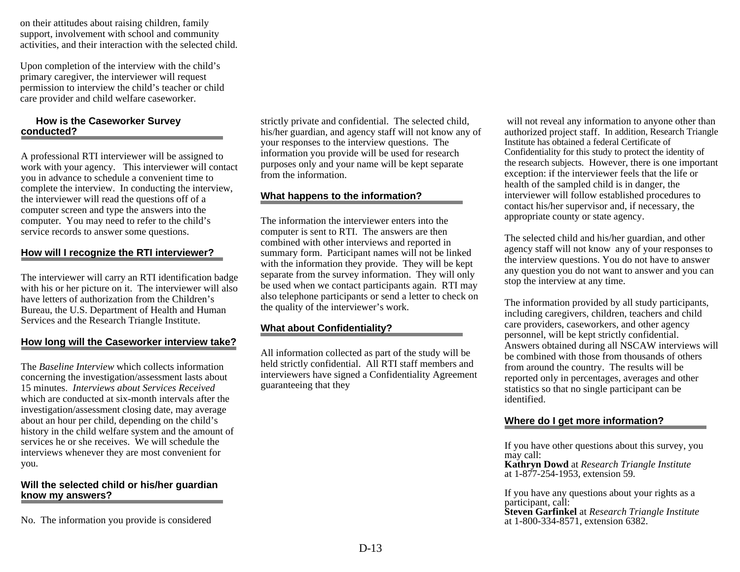on their attitudes about raising children, family support, involvement with school and community activities, and their interaction with the selected child.

Upon completion of the interview with the child's primary caregiver, the interviewer will request permission to interview the child's teacher or child care provider and child welfare caseworker.

### How is the Caseworker Survey conducted?

A professional RTI interviewer will be assigned to work with your agency. This interviewer will contact you in advance to schedule a convenient time to complete the interview. In conducting the interview, the interviewer will read the questions off of a computer screen and type the answers into the computer. You may need to refer to the child's service records to answer some questions.

### How will I recognize the RTI interviewer?

The interviewer will carry an RTI identification badge with his or her picture on it. The interviewer will also have letters of authorization from the Children's Bureau, the U.S. Department of Health and Human Services and the Research Triangle Institute.

### How long will the Caseworker interview take?

The *Baseline Interview* which collects information concerning the investigation/assessment lasts about 15 minutes. *Interviews about Services Received* which are conducted at six-month intervals after the investigation/assessment closing date, may average about an hour per child, depending on the child's history in the child welfare system and the amount of services he or she receives. We will schedule the interviews whenever they are most convenient for you.

### Will the selected child or his/her guardian know my answers?

No. The information you provide is considered strictly private and confidential. The selected child, his/her guardian, and agency staff will not know any of your responses to the interview questions. The information you provide will be used for research purposes only and your name will be kept separate from the information.

### What happens to the information?

The information the interviewer enters into the computer is sent to RTI. The answers are then combined with other interviews and reported in summary form. Participant names will not be linked with the information they provide. They will be kept separate from the survey information. They will only be used when we contact participants again. RTI may also telephone participants or send a letter to check on the quality of the interviewer's work.

### What about Confidentiality?

All information collected as part of the study will be held strictly confidential. All RTI staff members and interviewers have signed a Confidentiality Agreement guaranteeing that they will not reveal any information to anyone other than authorized project staff. In addition, Research Triangle Institute has obtained a federal Certificate of Confidentiality for this study to protect the identity of the research subjects. However, there is one important exception: if the interviewer feels that the life or health of the sampled child is in danger, the interviewer will follow established procedures to contact his/her supervisor and, if necessary, the appropriate county or state agency.

The selected child and his/her guardian, and other agency staff will not know any of your responses to the interview questions. You do not have to answer any question you do not want to answer and you can stop the interview at any time.

The information provided by all study participants, including caregivers, children, teachers and child care providers, caseworkers, and other agency personnel, will be kept strictly confidential. Answers obtained during all NSCAW interviews will be combined with those from thousands of others from around the country. The results will be reported only in percentages, averages and other statistics so that no single participant can be identified.

### Where do I get more information?

If you have other questions about this survey, you may call:
**Kathryn Dowd** at *Research Triangle Institute* at 1-877-254-1953, extension 59.

If you have any questions about your rights as a participant, call:
**Steven Garfinkel** at *Research Triangle Institute* at 1-800-334-8571, extension 6382.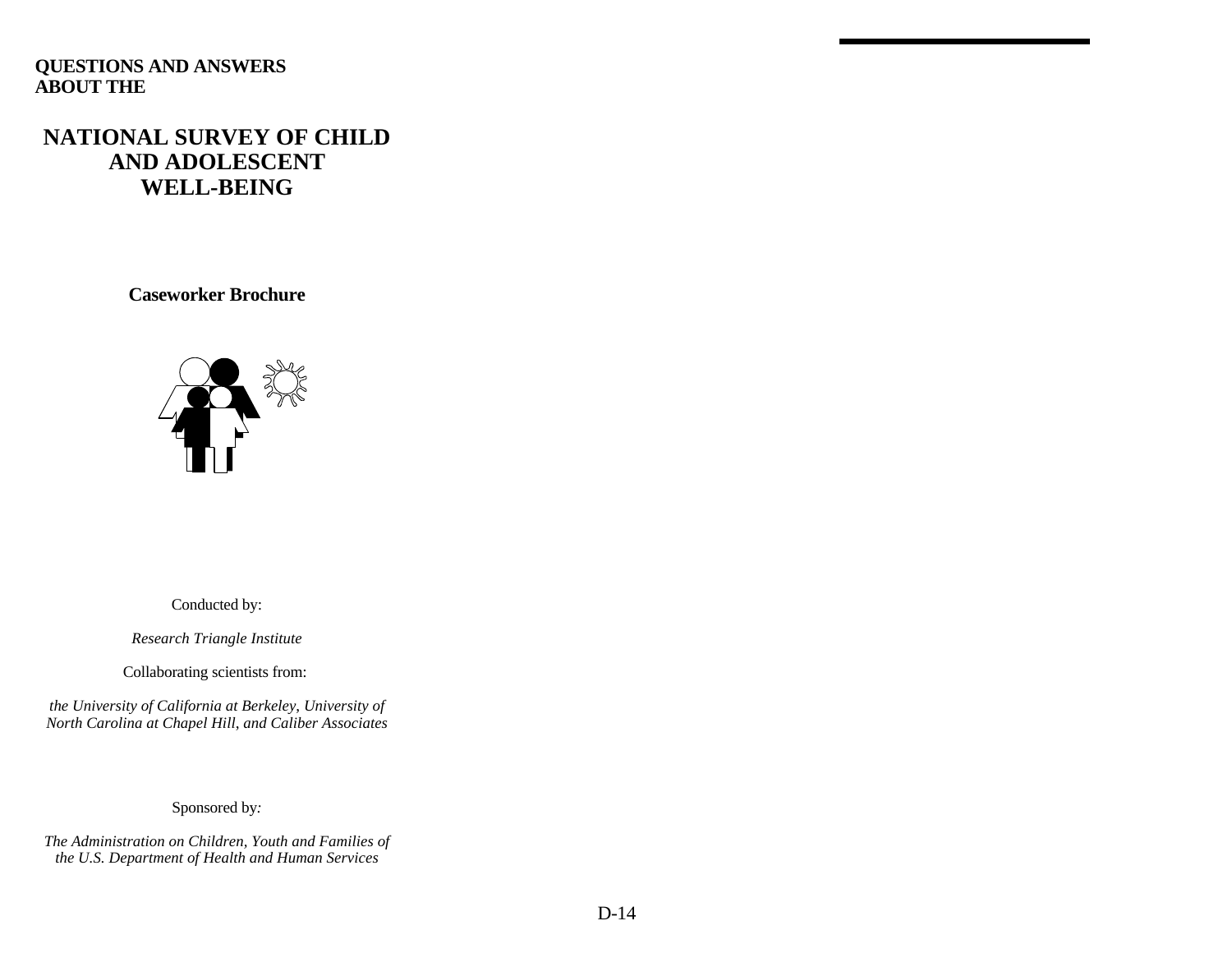**QUESTIONS AND ANSWERS ABOUT THE**

# NATIONAL SURVEY OF CHILD AND ADOLESCENT WELL-BEING

**Caseworker Brochure**

Conducted by:

*Research Triangle Institute*

Collaborating scientists from:

*the University of California at Berkeley, University of North Carolina at Chapel Hill, and Caliber Associates*

Sponsored by:

*The Administration on Children, Youth and Families of the U.S. Department of Health and Human Services*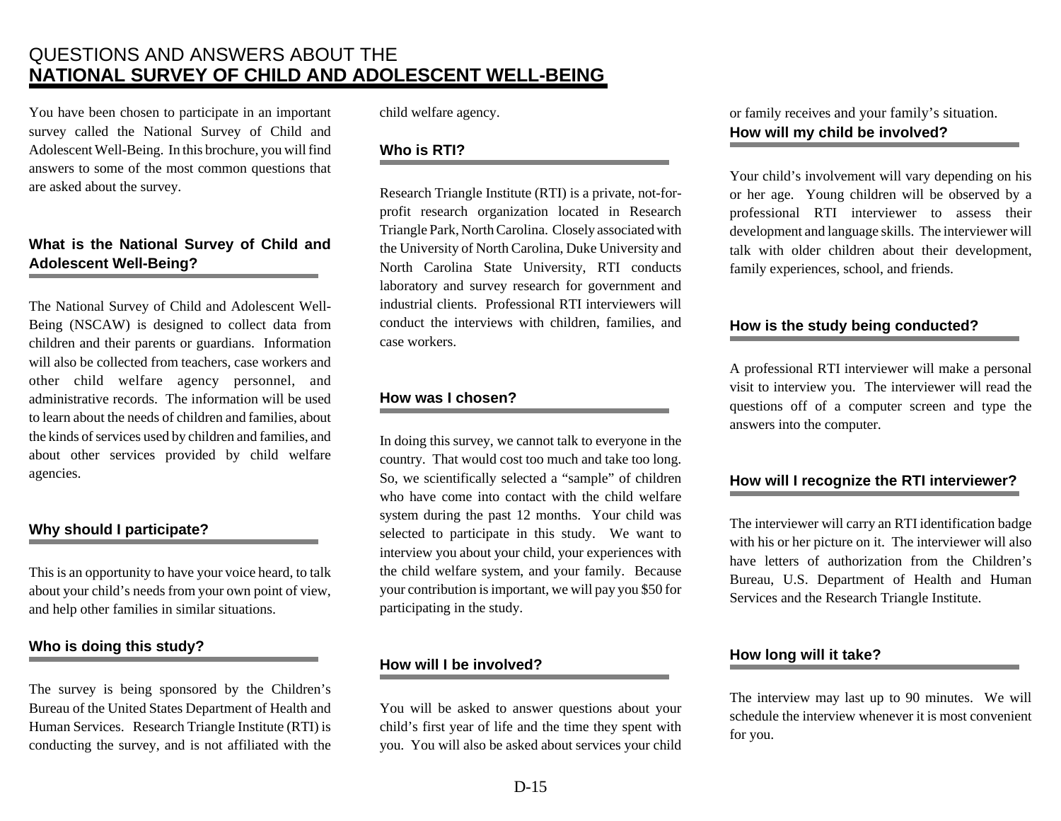# QUESTIONS AND ANSWERS ABOUT THE **NATIONAL SURVEY OF CHILD AND ADOLESCENT WELL-BEING**

You have been chosen to participate in an important survey called the National Survey of Child and Adolescent Well-Being. In this brochure, you will find answers to some of the most common questions that are asked about the survey.

## What is the National Survey of Child and Adolescent Well-Being?

The National Survey of Child and Adolescent Well-Being (NSCAW) is designed to collect data from children and their parents or guardians. Information will also be collected from teachers, case workers and other child welfare agency personnel, and administrative records. The information will be used to learn about the needs of children and families, about the kinds of services used by children and families, and about other services provided by child welfare agencies.

## Why should I participate?

This is an opportunity to have your voice heard, to talk about your child's needs from your own point of view, and help other families in similar situations.

## Who is doing this study?

The survey is being sponsored by the Children's Bureau of the United States Department of Health and Human Services. Research Triangle Institute (RTI) is conducting the survey, and is not affiliated with the child welfare agency.

## Who is RTI?

Research Triangle Institute (RTI) is a private, not-for-profit research organization located in Research Triangle Park, North Carolina. Closely associated with the University of North Carolina, Duke University and North Carolina State University, RTI conducts laboratory and survey research for government and industrial clients. Professional RTI interviewers will conduct the interviews with children, families, and case workers.

## How was I chosen?

In doing this survey, we cannot talk to everyone in the country. That would cost too much and take too long. So, we scientifically selected a "sample" of children who have come into contact with the child welfare system during the past 12 months. Your child was selected to participate in this study. We want to interview you about your child, your experiences with the child welfare system, and your family. Because your contribution is important, we will pay you $50 for participating in the study.

## How will I be involved?

You will be asked to answer questions about your child's first year of life and the time they spent with you. You will also be asked about services your child or family receives and your family's situation.

## How will my child be involved?

Your child's involvement will vary depending on his or her age. Young children will be observed by a professional RTI interviewer to assess their development and language skills. The interviewer will talk with older children about their development, family experiences, school, and friends.

## How is the study being conducted?

A professional RTI interviewer will make a personal visit to interview you. The interviewer will read the questions off of a computer screen and type the answers into the computer.

## How will I recognize the RTI interviewer?

The interviewer will carry an RTI identification badge with his or her picture on it. The interviewer will also have letters of authorization from the Children's Bureau, U.S. Department of Health and Human Services and the Research Triangle Institute.

## How long will it take?

The interview may last up to 90 minutes. We will schedule the interview whenever it is most convenient for you.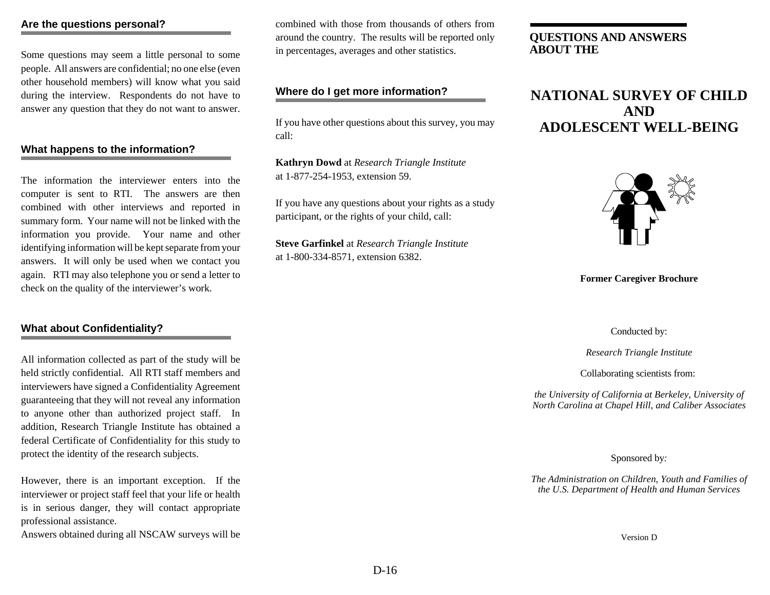### Are the questions personal?

Some questions may seem a little personal to some people. All answers are confidential; no one else (even other household members) will know what you said during the interview. Respondents do not have to answer any question that they do not want to answer.

### What happens to the information?

The information the interviewer enters into the computer is sent to RTI. The answers are then combined with other interviews and reported in summary form. Your name will not be linked with the information you provide. Your name and other identifying information will be kept separate from your answers. It will only be used when we contact you again. RTI may also telephone you or send a letter to check on the quality of the interviewer's work.

### What about Confidentiality?

All information collected as part of the study will be held strictly confidential. All RTI staff members and interviewers have signed a Confidentiality Agreement guaranteeing that they will not reveal any information to anyone other than authorized project staff. In addition, Research Triangle Institute has obtained a federal Certificate of Confidentiality for this study to protect the identity of the research subjects.

However, there is an important exception. If the interviewer or project staff feel that your life or health is in serious danger, they will contact appropriate professional assistance.

Answers obtained during all NSCAW surveys will be combined with those from thousands of others from around the country. The results will be reported only in percentages, averages and other statistics.

### Where do I get more information?

If you have other questions about this survey, you may call:

**Kathryn Dowd** at *Research Triangle Institute*
at 1-877-254-1953, extension 59.

If you have any questions about your rights as a study participant, or the rights of your child, call:

**Steve Garfinkel** at *Research Triangle Institute*
at 1-800-334-8571, extension 6382.

**QUESTIONS AND ANSWERS ABOUT THE**

# NATIONAL SURVEY OF CHILD AND ADOLESCENT WELL-BEING

**Former Caregiver Brochure**

Conducted by:

*Research Triangle Institute*

Collaborating scientists from:

*the University of California at Berkeley, University of North Carolina at Chapel Hill, and Caliber Associates*

Sponsored by:

*The Administration on Children, Youth and Families of the U.S. Department of Health and Human Services*

Version D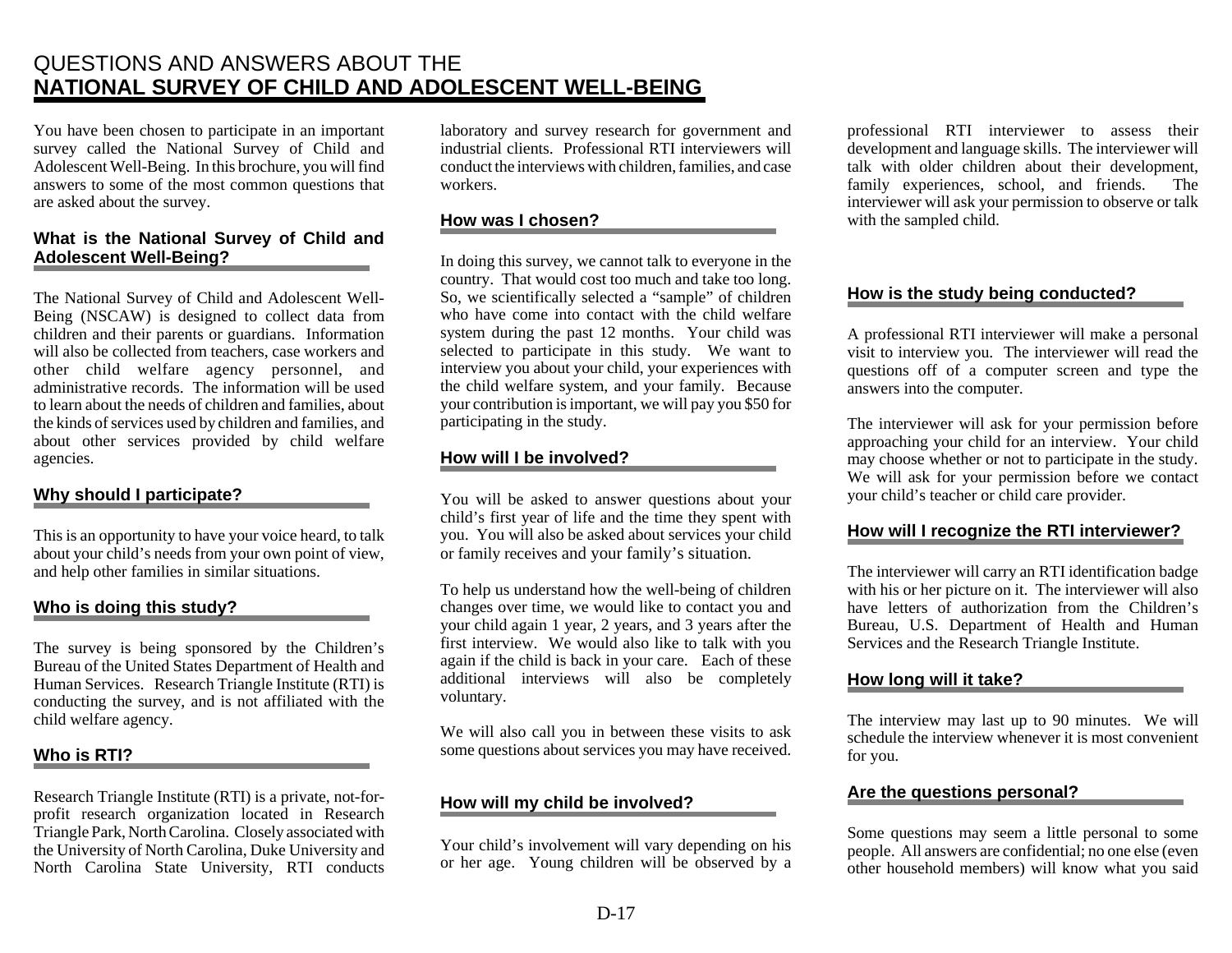# QUESTIONS AND ANSWERS ABOUT THE **NATIONAL SURVEY OF CHILD AND ADOLESCENT WELL-BEING**

You have been chosen to participate in an important survey called the National Survey of Child and Adolescent Well-Being. In this brochure, you will find answers to some of the most common questions that are asked about the survey.

## What is the National Survey of Child and Adolescent Well-Being?

The National Survey of Child and Adolescent Well-Being (NSCAW) is designed to collect data from children and their parents or guardians. Information will also be collected from teachers, case workers and other child welfare agency personnel, and administrative records. The information will be used to learn about the needs of children and families, about the kinds of services used by children and families, and about other services provided by child welfare agencies.

## Why should I participate?

This is an opportunity to have your voice heard, to talk about your child's needs from your own point of view, and help other families in similar situations.

## Who is doing this study?

The survey is being sponsored by the Children's Bureau of the United States Department of Health and Human Services. Research Triangle Institute (RTI) is conducting the survey, and is not affiliated with the child welfare agency.

## Who is RTI?

Research Triangle Institute (RTI) is a private, not-for-profit research organization located in Research Triangle Park, North Carolina. Closely associated with the University of North Carolina, Duke University and North Carolina State University, RTI conducts laboratory and survey research for government and industrial clients. Professional RTI interviewers will conduct the interviews with children, families, and case workers.

## How was I chosen?

In doing this survey, we cannot talk to everyone in the country. That would cost too much and take too long. So, we scientifically selected a "sample" of children who have come into contact with the child welfare system during the past 12 months. Your child was selected to participate in this study. We want to interview you about your child, your experiences with the child welfare system, and your family. Because your contribution is important, we will pay you $50 for participating in the study.

## How will I be involved?

You will be asked to answer questions about your child's first year of life and the time they spent with you. You will also be asked about services your child or family receives and your family's situation.

To help us understand how the well-being of children changes over time, we would like to contact you and your child again 1 year, 2 years, and 3 years after the first interview. We would also like to talk with you again if the child is back in your care. Each of these additional interviews will also be completely voluntary.

We will also call you in between these visits to ask some questions about services you may have received.

## How will my child be involved?

Your child's involvement will vary depending on his or her age. Young children will be observed by a professional RTI interviewer to assess their development and language skills. The interviewer will talk with older children about their development, family experiences, school, and friends. The interviewer will ask your permission to observe or talk with the sampled child.

## How is the study being conducted?

A professional RTI interviewer will make a personal visit to interview you. The interviewer will read the questions off of a computer screen and type the answers into the computer.

The interviewer will ask for your permission before approaching your child for an interview. Your child may choose whether or not to participate in the study. We will ask for your permission before we contact your child's teacher or child care provider.

## How will I recognize the RTI interviewer?

The interviewer will carry an RTI identification badge with his or her picture on it. The interviewer will also have letters of authorization from the Children's Bureau, U.S. Department of Health and Human Services and the Research Triangle Institute.

## How long will it take?

The interview may last up to 90 minutes. We will schedule the interview whenever it is most convenient for you.

## Are the questions personal?

Some questions may seem a little personal to some people. All answers are confidential; no one else (even other household members) will know what you said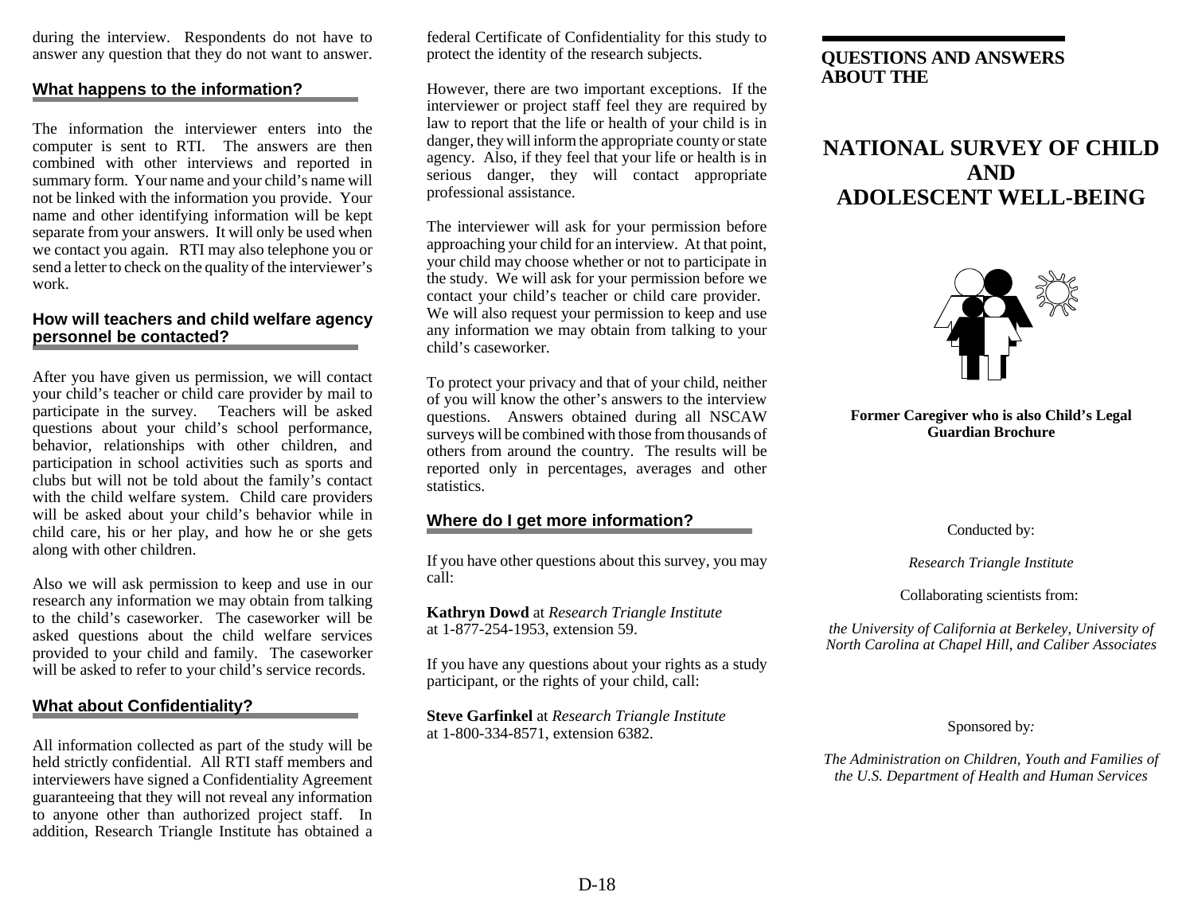during the interview. Respondents do not have to answer any question that they do not want to answer.

## What happens to the information?

The information the interviewer enters into the computer is sent to RTI. The answers are then combined with other interviews and reported in summary form. Your name and your child's name will not be linked with the information you provide. Your name and other identifying information will be kept separate from your answers. It will only be used when we contact you again. RTI may also telephone you or send a letter to check on the quality of the interviewer's work.

## How will teachers and child welfare agency personnel be contacted?

After you have given us permission, we will contact your child's teacher or child care provider by mail to participate in the survey. Teachers will be asked questions about your child's school performance, behavior, relationships with other children, and participation in school activities such as sports and clubs but will not be told about the family's contact with the child welfare system. Child care providers will be asked about your child's behavior while in child care, his or her play, and how he or she gets along with other children.

Also we will ask permission to keep and use in our research any information we may obtain from talking to the child's caseworker. The caseworker will be asked questions about the child welfare services provided to your child and family. The caseworker will be asked to refer to your child's service records.

## What about Confidentiality?

All information collected as part of the study will be held strictly confidential. All RTI staff members and interviewers have signed a Confidentiality Agreement guaranteeing that they will not reveal any information to anyone other than authorized project staff. In addition, Research Triangle Institute has obtained a federal Certificate of Confidentiality for this study to protect the identity of the research subjects.

However, there are two important exceptions. If the interviewer or project staff feel they are required by law to report that the life or health of your child is in danger, they will inform the appropriate county or state agency. Also, if they feel that your life or health is in serious danger, they will contact appropriate professional assistance.

The interviewer will ask for your permission before approaching your child for an interview. At that point, your child may choose whether or not to participate in the study. We will ask for your permission before we contact your child's teacher or child care provider. We will also request your permission to keep and use any information we may obtain from talking to your child's caseworker.

To protect your privacy and that of your child, neither of you will know the other's answers to the interview questions. Answers obtained during all NSCAW surveys will be combined with those from thousands of others from around the country. The results will be reported only in percentages, averages and other statistics.

## Where do I get more information?

If you have other questions about this survey, you may call:

**Kathryn Dowd** at *Research Triangle Institute*
at 1-877-254-1953, extension 59.

If you have any questions about your rights as a study participant, or the rights of your child, call:

**Steve Garfinkel** at *Research Triangle Institute*
at 1-800-334-8571, extension 6382.

**QUESTIONS AND ANSWERS ABOUT THE**

# NATIONAL SURVEY OF CHILD AND ADOLESCENT WELL-BEING

**Former Caregiver who is also Child's Legal Guardian Brochure**

Conducted by:

*Research Triangle Institute*

Collaborating scientists from:

*the University of California at Berkeley, University of North Carolina at Chapel Hill, and Caliber Associates*

Sponsored by:

*The Administration on Children, Youth and Families of the U.S. Department of Health and Human Services*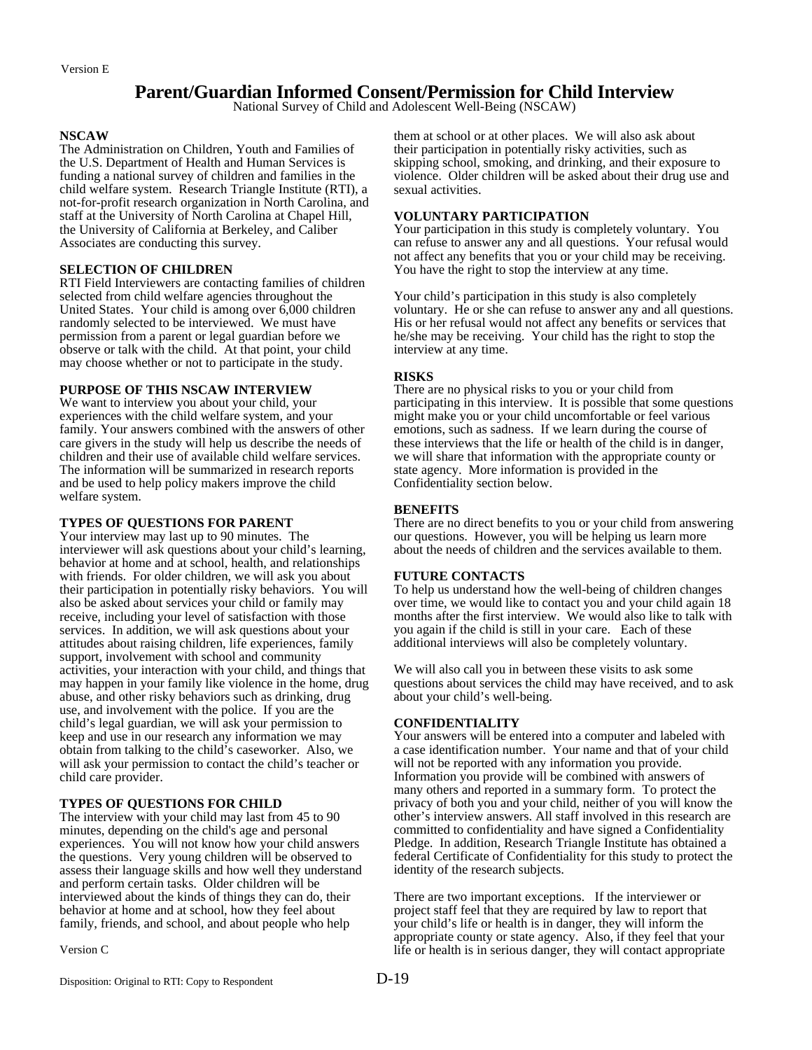Version E

# Parent/Guardian Informed Consent/Permission for Child Interview

National Survey of Child and Adolescent Well-Being (NSCAW)

**NSCAW**

The Administration on Children, Youth and Families of the U.S. Department of Health and Human Services is funding a national survey of children and families in the child welfare system. Research Triangle Institute (RTI), a not-for-profit research organization in North Carolina, and staff at the University of North Carolina at Chapel Hill, the University of California at Berkeley, and Caliber Associates are conducting this survey.

**SELECTION OF CHILDREN**

RTI Field Interviewers are contacting families of children selected from child welfare agencies throughout the United States. Your child is among over 6,000 children randomly selected to be interviewed. We must have permission from a parent or legal guardian before we observe or talk with the child. At that point, your child may choose whether or not to participate in the study.

**PURPOSE OF THIS NSCAW INTERVIEW**

We want to interview you about your child, your experiences with the child welfare system, and your family. Your answers combined with the answers of other care givers in the study will help us describe the needs of children and their use of available child welfare services. The information will be summarized in research reports and be used to help policy makers improve the child welfare system.

**TYPES OF QUESTIONS FOR PARENT**

Your interview may last up to 90 minutes. The interviewer will ask questions about your child's learning, behavior at home and at school, health, and relationships with friends. For older children, we will ask you about their participation in potentially risky behaviors. You will also be asked about services your child or family may receive, including your level of satisfaction with those services. In addition, we will ask questions about your attitudes about raising children, life experiences, family support, involvement with school and community activities, your interaction with your child, and things that may happen in your family like violence in the home, drug abuse, and other risky behaviors such as drinking, drug use, and involvement with the police. If you are the child's legal guardian, we will ask your permission to keep and use in our research any information we may obtain from talking to the child's caseworker. Also, we will ask your permission to contact the child's teacher or child care provider.

**TYPES OF QUESTIONS FOR CHILD**

The interview with your child may last from 45 to 90 minutes, depending on the child's age and personal experiences. You will not know how your child answers the questions. Very young children will be observed to assess their language skills and how well they understand and perform certain tasks. Older children will be interviewed about the kinds of things they can do, their behavior at home and at school, how they feel about family, friends, and school, and about people who help them at school or at other places. We will also ask about their participation in potentially risky activities, such as skipping school, smoking, and drinking, and their exposure to violence. Older children will be asked about their drug use and sexual activities.

Version C

**VOLUNTARY PARTICIPATION**

Your participation in this study is completely voluntary. You can refuse to answer any and all questions. Your refusal would not affect any benefits that you or your child may be receiving. You have the right to stop the interview at any time.

Your child's participation in this study is also completely voluntary. He or she can refuse to answer any and all questions. His or her refusal would not affect any benefits or services that he/she may be receiving. Your child has the right to stop the interview at any time.

**RISKS**

There are no physical risks to you or your child from participating in this interview. It is possible that some questions might make you or your child uncomfortable or feel various emotions, such as sadness. If we learn during the course of these interviews that the life or health of the child is in danger, we will share that information with the appropriate county or state agency. More information is provided in the Confidentiality section below.

**BENEFITS**

There are no direct benefits to you or your child from answering our questions. However, you will be helping us learn more about the needs of children and the services available to them.

**FUTURE CONTACTS**

To help us understand how the well-being of children changes over time, we would like to contact you and your child again 18 months after the first interview. We would also like to talk with you again if the child is still in your care. Each of these additional interviews will also be completely voluntary.

We will also call you in between these visits to ask some questions about services the child may have received, and to ask about your child's well-being.

**CONFIDENTIALITY**

Your answers will be entered into a computer and labeled with a case identification number. Your name and that of your child will not be reported with any information you provide. Information you provide will be combined with answers of many others and reported in a summary form. To protect the privacy of both you and your child, neither of you will know the other's interview answers. All staff involved in this research are committed to confidentiality and have signed a Confidentiality Pledge. In addition, Research Triangle Institute has obtained a federal Certificate of Confidentiality for this study to protect the identity of the research subjects.

There are two important exceptions. If the interviewer or project staff feel that they are required by law to report that your child's life or health is in danger, they will inform the appropriate county or state agency. Also, if they feel that your life or health is in serious danger, they will contact appropriate

Disposition: Original to RTI: Copy to Respondent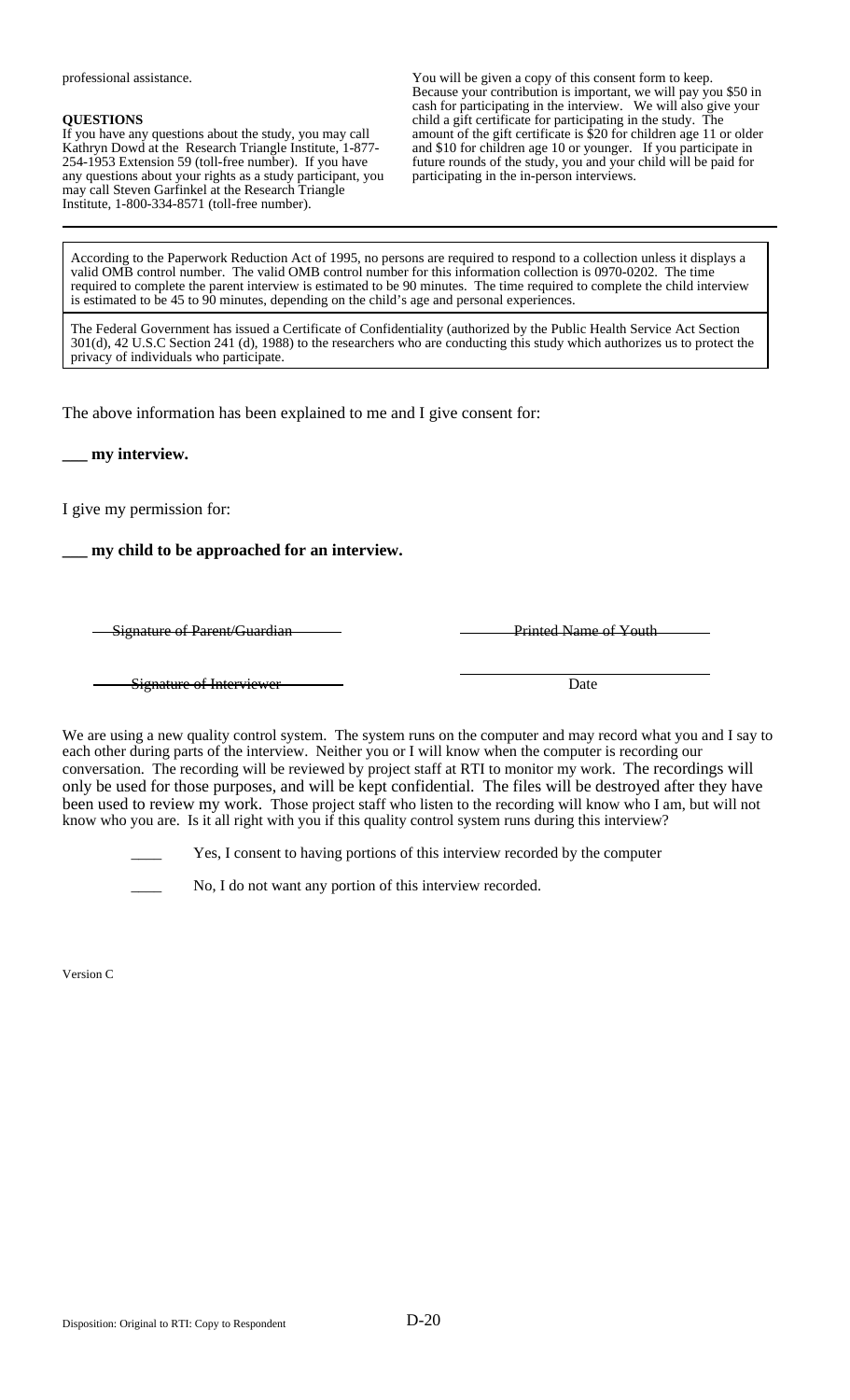professional assistance.

**QUESTIONS**

If you have any questions about the study, you may call Kathryn Dowd at the Research Triangle Institute, 1-877-254-1953 Extension 59 (toll-free number). If you have any questions about your rights as a study participant, you may call Steven Garfinkel at the Research Triangle Institute, 1-800-334-8571 (toll-free number).

You will be given a copy of this consent form to keep. Because your contribution is important, we will pay you $50 in cash for participating in the interview. We will also give your child a gift certificate for participating in the study. The amount of the gift certificate is $20 for children age 11 or older and $10 for children age 10 or younger. If you participate in future rounds of the study, you and your child will be paid for participating in the in-person interviews.

---

According to the Paperwork Reduction Act of 1995, no persons are required to respond to a collection unless it displays a valid OMB control number. The valid OMB control number for this information collection is 0970-0202. The time required to complete the parent interview is estimated to be 90 minutes. The time required to complete the child interview is estimated to be 45 to 90 minutes, depending on the child's age and personal experiences.

The Federal Government has issued a Certificate of Confidentiality (authorized by the Public Health Service Act Section 301(d), 42 U.S.C Section 241 (d), 1988) to the researchers who are conducting this study which authorizes us to protect the privacy of individuals who participate.

The above information has been explained to me and I give consent for:

**___ my interview.**

I give my permission for:

**___ my child to be approached for an interview.**

Signature of Parent/Guardian

Printed Name of Youth

Signature of Interviewer

Date

We are using a new quality control system. The system runs on the computer and may record what you and I say to each other during parts of the interview. Neither you or I will know when the computer is recording our conversation. The recording will be reviewed by project staff at RTI to monitor my work. The recordings will only be used for those purposes, and will be kept confidential. The files will be destroyed after they have been used to review my work. Those project staff who listen to the recording will know who I am, but will not know who you are. Is it all right with you if this quality control system runs during this interview?

____ Yes, I consent to having portions of this interview recorded by the computer

____ No, I do not want any portion of this interview recorded.

Version C

Disposition: Original to RTI: Copy to Respondent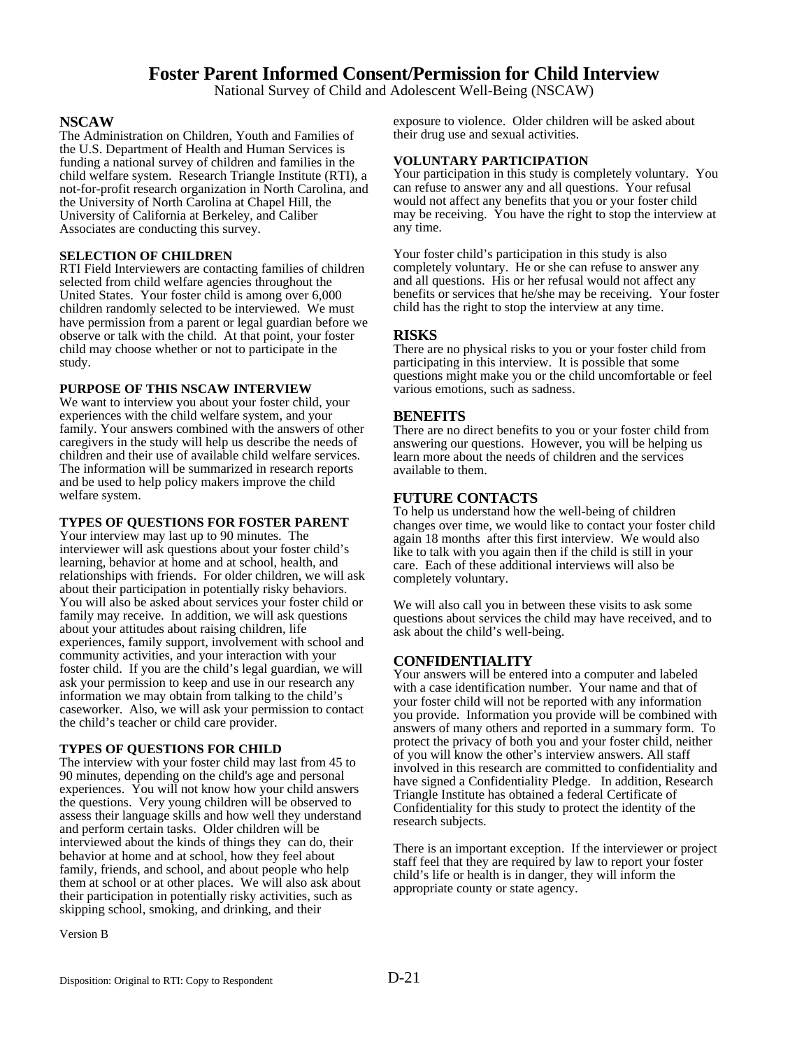# Foster Parent Informed Consent/Permission for Child Interview

National Survey of Child and Adolescent Well-Being (NSCAW)

## NSCAW

The Administration on Children, Youth and Families of the U.S. Department of Health and Human Services is funding a national survey of children and families in the child welfare system. Research Triangle Institute (RTI), a not-for-profit research organization in North Carolina, and the University of North Carolina at Chapel Hill, the University of California at Berkeley, and Caliber Associates are conducting this survey.

### SELECTION OF CHILDREN

RTI Field Interviewers are contacting families of children selected from child welfare agencies throughout the United States. Your foster child is among over 6,000 children randomly selected to be interviewed. We must have permission from a parent or legal guardian before we observe or talk with the child. At that point, your foster child may choose whether or not to participate in the study.

### PURPOSE OF THIS NSCAW INTERVIEW

We want to interview you about your foster child, your experiences with the child welfare system, and your family. Your answers combined with the answers of other caregivers in the study will help us describe the needs of children and their use of available child welfare services. The information will be summarized in research reports and be used to help policy makers improve the child welfare system.

### TYPES OF QUESTIONS FOR FOSTER PARENT

Your interview may last up to 90 minutes. The interviewer will ask questions about your foster child's learning, behavior at home and at school, health, and relationships with friends. For older children, we will ask about their participation in potentially risky behaviors. You will also be asked about services your foster child or family may receive. In addition, we will ask questions about your attitudes about raising children, life experiences, family support, involvement with school and community activities, and your interaction with your foster child. If you are the child's legal guardian, we will ask your permission to keep and use in our research any information we may obtain from talking to the child's caseworker. Also, we will ask your permission to contact the child's teacher or child care provider.

### TYPES OF QUESTIONS FOR CHILD

The interview with your foster child may last from 45 to 90 minutes, depending on the child's age and personal experiences. You will not know how your child answers the questions. Very young children will be observed to assess their language skills and how well they understand and perform certain tasks. Older children will be interviewed about the kinds of things they can do, their behavior at home and at school, how they feel about family, friends, and school, and about people who help them at school or at other places. We will also ask about their participation in potentially risky activities, such as skipping school, smoking, and drinking, and their exposure to violence. Older children will be asked about their drug use and sexual activities.

### VOLUNTARY PARTICIPATION

Your participation in this study is completely voluntary. You can refuse to answer any and all questions. Your refusal would not affect any benefits that you or your foster child may be receiving. You have the right to stop the interview at any time.

Your foster child's participation in this study is also completely voluntary. He or she can refuse to answer any and all questions. His or her refusal would not affect any benefits or services that he/she may be receiving. Your foster child has the right to stop the interview at any time.

## RISKS

There are no physical risks to you or your foster child from participating in this interview. It is possible that some questions might make you or the child uncomfortable or feel various emotions, such as sadness.

## BENEFITS

There are no direct benefits to you or your foster child from answering our questions. However, you will be helping us learn more about the needs of children and the services available to them.

## FUTURE CONTACTS

To help us understand how the well-being of children changes over time, we would like to contact your foster child again 18 months after this first interview. We would also like to talk with you again then if the child is still in your care. Each of these additional interviews will also be completely voluntary.

We will also call you in between these visits to ask some questions about services the child may have received, and to ask about the child's well-being.

## CONFIDENTIALITY

Your answers will be entered into a computer and labeled with a case identification number. Your name and that of your foster child will not be reported with any information you provide. Information you provide will be combined with answers of many others and reported in a summary form. To protect the privacy of both you and your foster child, neither of you will know the other's interview answers. All staff involved in this research are committed to confidentiality and have signed a Confidentiality Pledge. In addition, Research Triangle Institute has obtained a federal Certificate of Confidentiality for this study to protect the identity of the research subjects.

There is an important exception. If the interviewer or project staff feel that they are required by law to report your foster child's life or health is in danger, they will inform the appropriate county or state agency.

Version B

Disposition: Original to RTI: Copy to Respondent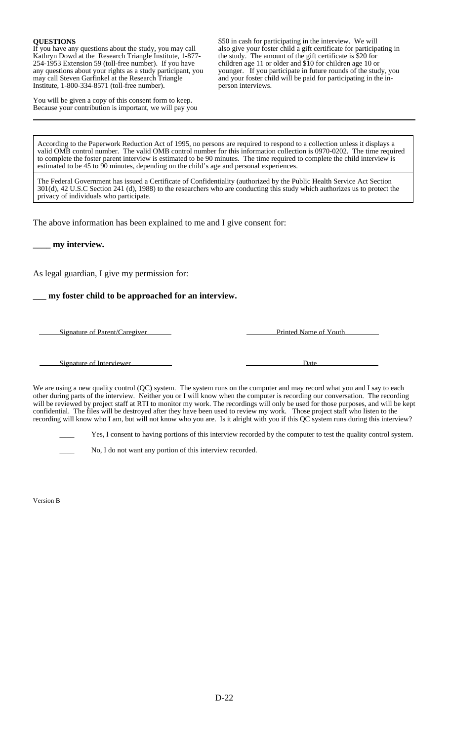**QUESTIONS**

If you have any questions about the study, you may call Kathryn Dowd at the Research Triangle Institute, 1-877-254-1953 Extension 59 (toll-free number). If you have any questions about your rights as a study participant, you may call Steven Garfinkel at the Research Triangle Institute, 1-800-334-8571 (toll-free number).

You will be given a copy of this consent form to keep. Because your contribution is important, we will pay you $50 in cash for participating in the interview. We will also give your foster child a gift certificate for participating in the study. The amount of the gift certificate is $20 for children age 11 or older and $10 for children age 10 or younger. If you participate in future rounds of the study, you and your foster child will be paid for participating in the in-person interviews.

---

According to the Paperwork Reduction Act of 1995, no persons are required to respond to a collection unless it displays a valid OMB control number. The valid OMB control number for this information collection is 0970-0202. The time required to complete the foster parent interview is estimated to be 90 minutes. The time required to complete the child interview is estimated to be 45 to 90 minutes, depending on the child's age and personal experiences.

The Federal Government has issued a Certificate of Confidentiality (authorized by the Public Health Service Act Section 301(d), 42 U.S.C Section 241 (d), 1988) to the researchers who are conducting this study which authorizes us to protect the privacy of individuals who participate.

The above information has been explained to me and I give consent for:

**____ my interview.**

As legal guardian, I give my permission for:

**___ my foster child to be approached for an interview.**

Signature of Parent/Caregiver Printed Name of Youth

Signature of Interviewer Date

We are using a new quality control (QC) system. The system runs on the computer and may record what you and I say to each other during parts of the interview. Neither you or I will know when the computer is recording our conversation. The recording will be reviewed by project staff at RTI to monitor my work. The recordings will only be used for those purposes, and will be kept confidential. The files will be destroyed after they have been used to review my work. Those project staff who listen to the recording will know who I am, but will not know who you are. Is it alright with you if this QC system runs during this interview?

____ Yes, I consent to having portions of this interview recorded by the computer to test the quality control system.

____ No, I do not want any portion of this interview recorded.

Version B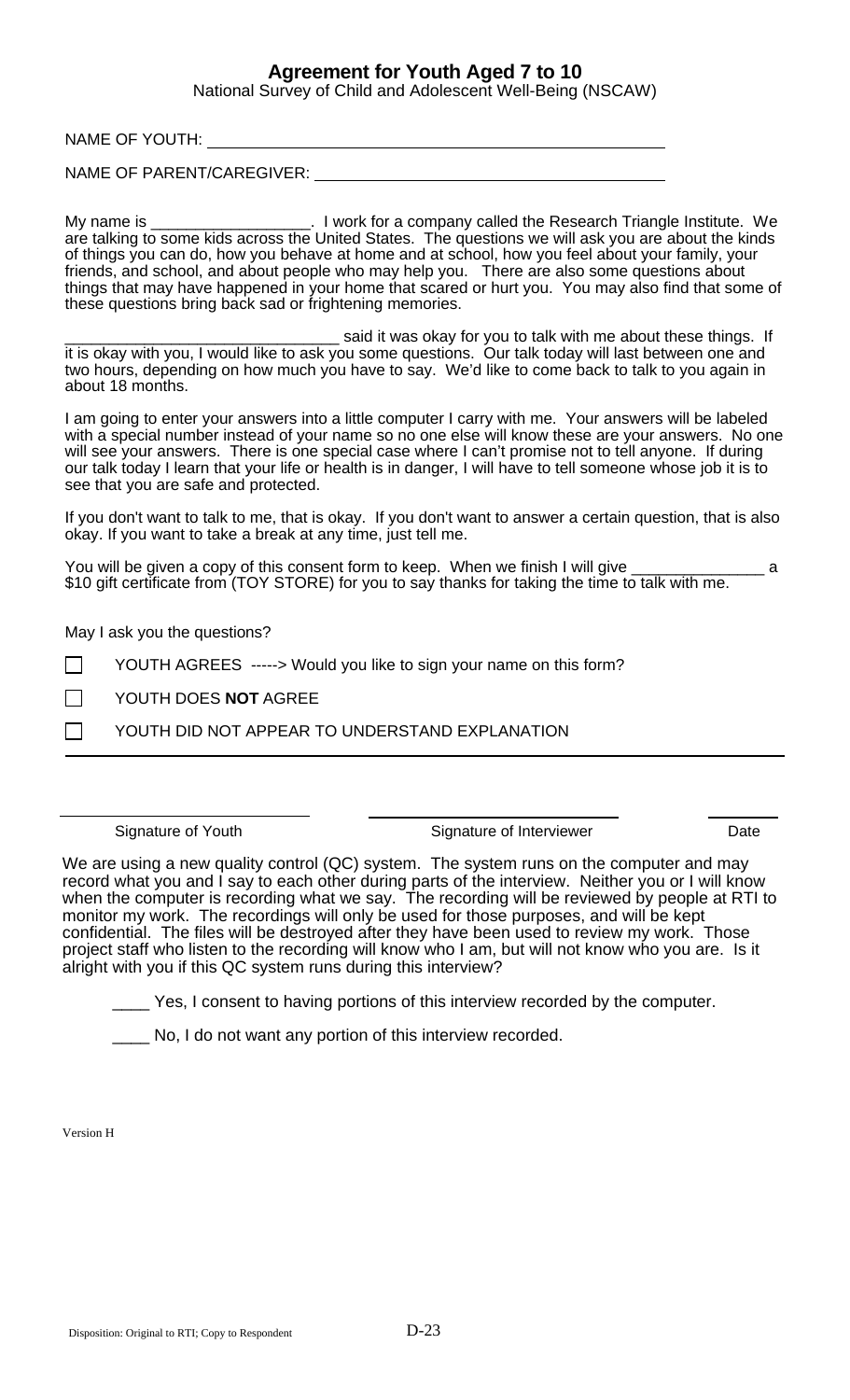# Agreement for Youth Aged 7 to 10

National Survey of Child and Adolescent Well-Being (NSCAW)

NAME OF YOUTH: ____________________________________________

NAME OF PARENT/CAREGIVER: ____________________________________

My name is _________________. I work for a company called the Research Triangle Institute. We are talking to some kids across the United States. The questions we will ask you are about the kinds of things you can do, how you behave at home and at school, how you feel about your family, your friends, and school, and about people who may help you. There are also some questions about things that may have happened in your home that scared or hurt you. You may also find that some of these questions bring back sad or frightening memories.

______________________________ said it was okay for you to talk with me about these things. If it is okay with you, I would like to ask you some questions. Our talk today will last between one and two hours, depending on how much you have to say. We'd like to come back to talk to you again in about 18 months.

I am going to enter your answers into a little computer I carry with me. Your answers will be labeled with a special number instead of your name so no one else will know these are your answers. No one will see your answers. There is one special case where I can't promise not to tell anyone. If during our talk today I learn that your life or health is in danger, I will have to tell someone whose job it is to see that you are safe and protected.

If you don't want to talk to me, that is okay. If you don't want to answer a certain question, that is also okay. If you want to take a break at any time, just tell me.

You will be given a copy of this consent form to keep. When we finish I will give ______________ a $10 gift certificate from (TOY STORE) for you to say thanks for taking the time to talk with me.

May I ask you the questions?

☐ YOUTH AGREES -----> Would you like to sign your name on this form?

☐ YOUTH DOES **NOT** AGREE

☐ YOUTH DID NOT APPEAR TO UNDERSTAND EXPLANATION

---

| ____________________ | ____________________ | ________ |
|---|---|---|
| Signature of Youth | Signature of Interviewer | Date |

We are using a new quality control (QC) system. The system runs on the computer and may record what you and I say to each other during parts of the interview. Neither you or I will know when the computer is recording what we say. The recording will be reviewed by people at RTI to monitor my work. The recordings will only be used for those purposes, and will be kept confidential. The files will be destroyed after they have been used to review my work. Those project staff who listen to the recording will know who I am, but will not know who you are. Is it alright with you if this QC system runs during this interview?

____ Yes, I consent to having portions of this interview recorded by the computer.

____ No, I do not want any portion of this interview recorded.

Version H

Disposition: Original to RTI; Copy to Respondent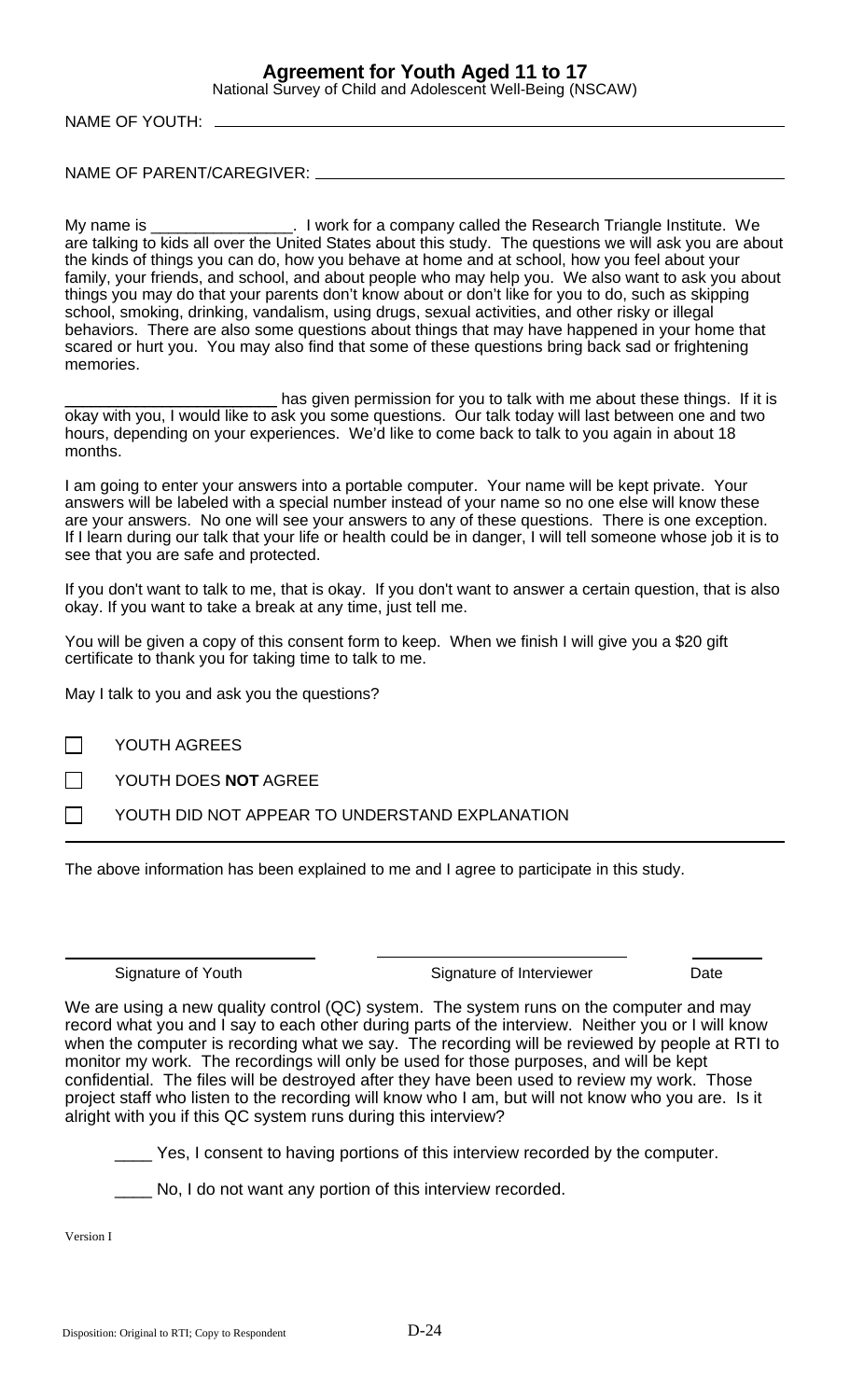# Agreement for Youth Aged 11 to 17

National Survey of Child and Adolescent Well-Being (NSCAW)

NAME OF YOUTH: ______________________________________________

NAME OF PARENT/CAREGIVER: ______________________________________________

My name is ________________. I work for a company called the Research Triangle Institute. We are talking to kids all over the United States about this study. The questions we will ask you are about the kinds of things you can do, how you behave at home and at school, how you feel about your family, your friends, and school, and about people who may help you. We also want to ask you about things you may do that your parents don't know about or don't like for you to do, such as skipping school, smoking, drinking, vandalism, using drugs, sexual activities, and other risky or illegal behaviors. There are also some questions about things that may have happened in your home that scared or hurt you. You may also find that some of these questions bring back sad or frightening memories.

________________________ has given permission for you to talk with me about these things. If it is okay with you, I would like to ask you some questions. Our talk today will last between one and two hours, depending on your experiences. We'd like to come back to talk to you again in about 18 months.

I am going to enter your answers into a portable computer. Your name will be kept private. Your answers will be labeled with a special number instead of your name so no one else will know these are your answers. No one will see your answers to any of these questions. There is one exception. If I learn during our talk that your life or health could be in danger, I will tell someone whose job it is to see that you are safe and protected.

If you don't want to talk to me, that is okay. If you don't want to answer a certain question, that is also okay. If you want to take a break at any time, just tell me.

You will be given a copy of this consent form to keep. When we finish I will give you a $20 gift certificate to thank you for taking time to talk to me.

May I talk to you and ask you the questions?

☐ YOUTH AGREES

☐ YOUTH DOES **NOT** AGREE

☐ YOUTH DID NOT APPEAR TO UNDERSTAND EXPLANATION

---

The above information has been explained to me and I agree to participate in this study.

| ______________________ | ______________________ | ________ |
|---|---|---|
| Signature of Youth | Signature of Interviewer | Date |

We are using a new quality control (QC) system. The system runs on the computer and may record what you and I say to each other during parts of the interview. Neither you or I will know when the computer is recording what we say. The recording will be reviewed by people at RTI to monitor my work. The recordings will only be used for those purposes, and will be kept confidential. The files will be destroyed after they have been used to review my work. Those project staff who listen to the recording will know who I am, but will not know who you are. Is it alright with you if this QC system runs during this interview?

____ Yes, I consent to having portions of this interview recorded by the computer.

____ No, I do not want any portion of this interview recorded.

Version I

Disposition: Original to RTI; Copy to Respondent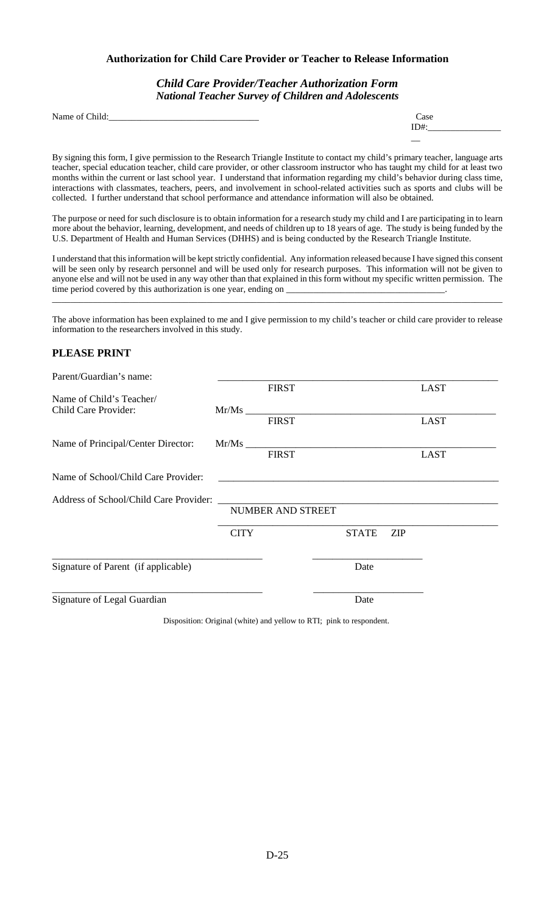**Authorization for Child Care Provider or Teacher to Release Information**

***Child Care Provider/Teacher Authorization Form***
***National Teacher Survey of Children and Adolescents***

Name of Child:________________________________ Case ID#:________________

By signing this form, I give permission to the Research Triangle Institute to contact my child's primary teacher, language arts teacher, special education teacher, child care provider, or other classroom instructor who has taught my child for at least two months within the current or last school year. I understand that information regarding my child's behavior during class time, interactions with classmates, teachers, peers, and involvement in school-related activities such as sports and clubs will be collected. I further understand that school performance and attendance information will also be obtained.

The purpose or need for such disclosure is to obtain information for a research study my child and I are participating in to learn more about the behavior, learning, development, and needs of children up to 18 years of age. The study is being funded by the U.S. Department of Health and Human Services (DHHS) and is being conducted by the Research Triangle Institute.

I understand that this information will be kept strictly confidential. Any information released because I have signed this consent will be seen only by research personnel and will be used only for research purposes. This information will not be given to anyone else and will not be used in any way other than that explained in this form without my specific written permission. The time period covered by this authorization is one year, ending on __________________________________.

---

The above information has been explained to me and I give permission to my child's teacher or child care provider to release information to the researchers involved in this study.

## PLEASE PRINT

Parent/Guardian's name: ________________________________________________
FIRST LAST

Name of Child's Teacher/
Child Care Provider: Mr/Ms ________________________________________________
FIRST LAST

Name of Principal/Center Director: Mr/Ms ________________________________________________
FIRST LAST

Name of School/Child Care Provider: ________________________________________________

Address of School/Child Care Provider: ________________________________________________
NUMBER AND STREET

________________________________________________
CITY STATE ZIP

________________________________________ ____________________
Signature of Parent (if applicable) Date

________________________________________ ____________________
Signature of Legal Guardian Date

Disposition: Original (white) and yellow to RTI; pink to respondent.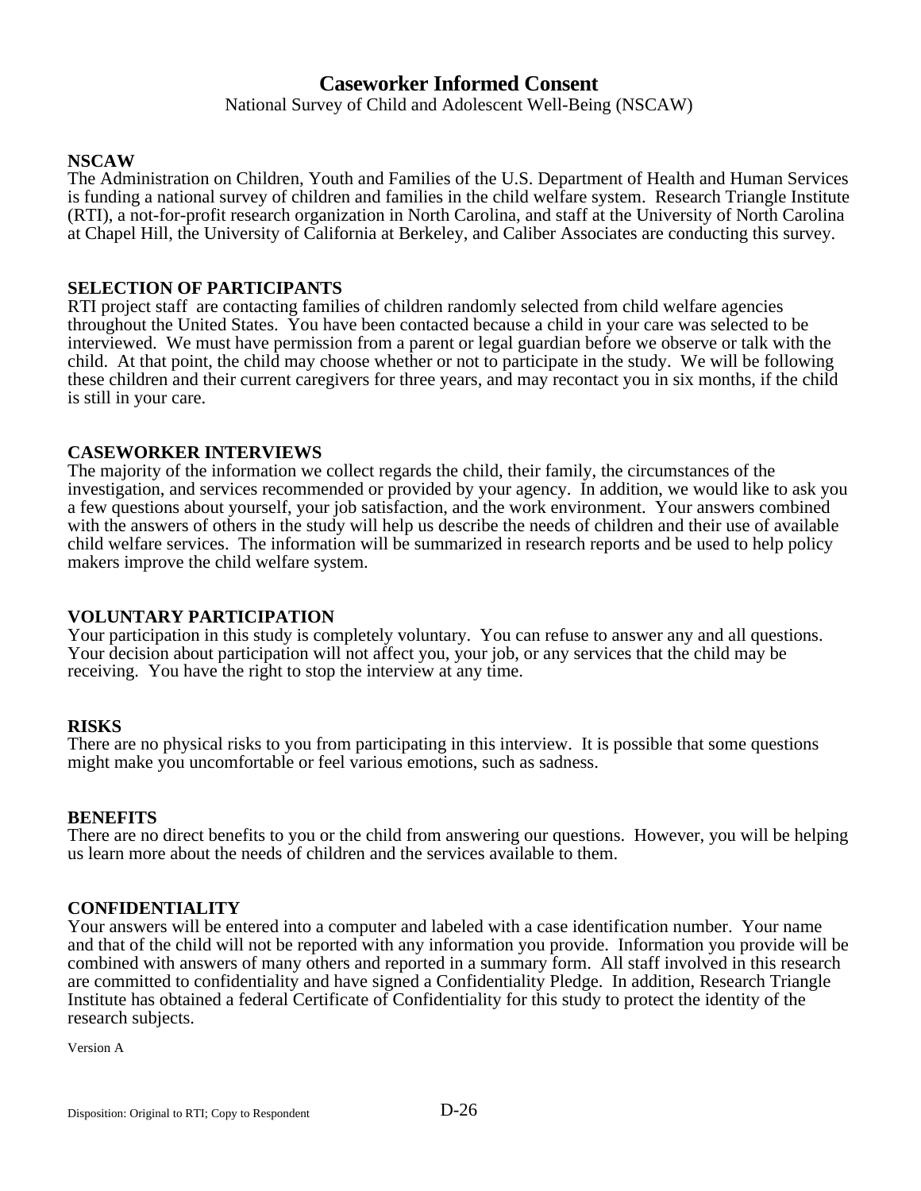# Caseworker Informed Consent

National Survey of Child and Adolescent Well-Being (NSCAW)

## NSCAW

The Administration on Children, Youth and Families of the U.S. Department of Health and Human Services is funding a national survey of children and families in the child welfare system. Research Triangle Institute (RTI), a not-for-profit research organization in North Carolina, and staff at the University of North Carolina at Chapel Hill, the University of California at Berkeley, and Caliber Associates are conducting this survey.

## SELECTION OF PARTICIPANTS

RTI project staff are contacting families of children randomly selected from child welfare agencies throughout the United States. You have been contacted because a child in your care was selected to be interviewed. We must have permission from a parent or legal guardian before we observe or talk with the child. At that point, the child may choose whether or not to participate in the study. We will be following these children and their current caregivers for three years, and may recontact you in six months, if the child is still in your care.

## CASEWORKER INTERVIEWS

The majority of the information we collect regards the child, their family, the circumstances of the investigation, and services recommended or provided by your agency. In addition, we would like to ask you a few questions about yourself, your job satisfaction, and the work environment. Your answers combined with the answers of others in the study will help us describe the needs of children and their use of available child welfare services. The information will be summarized in research reports and be used to help policy makers improve the child welfare system.

## VOLUNTARY PARTICIPATION

Your participation in this study is completely voluntary. You can refuse to answer any and all questions. Your decision about participation will not affect you, your job, or any services that the child may be receiving. You have the right to stop the interview at any time.

## RISKS

There are no physical risks to you from participating in this interview. It is possible that some questions might make you uncomfortable or feel various emotions, such as sadness.

## BENEFITS

There are no direct benefits to you or the child from answering our questions. However, you will be helping us learn more about the needs of children and the services available to them.

## CONFIDENTIALITY

Your answers will be entered into a computer and labeled with a case identification number. Your name and that of the child will not be reported with any information you provide. Information you provide will be combined with answers of many others and reported in a summary form. All staff involved in this research are committed to confidentiality and have signed a Confidentiality Pledge. In addition, Research Triangle Institute has obtained a federal Certificate of Confidentiality for this study to protect the identity of the research subjects.

Version A

Disposition: Original to RTI; Copy to Respondent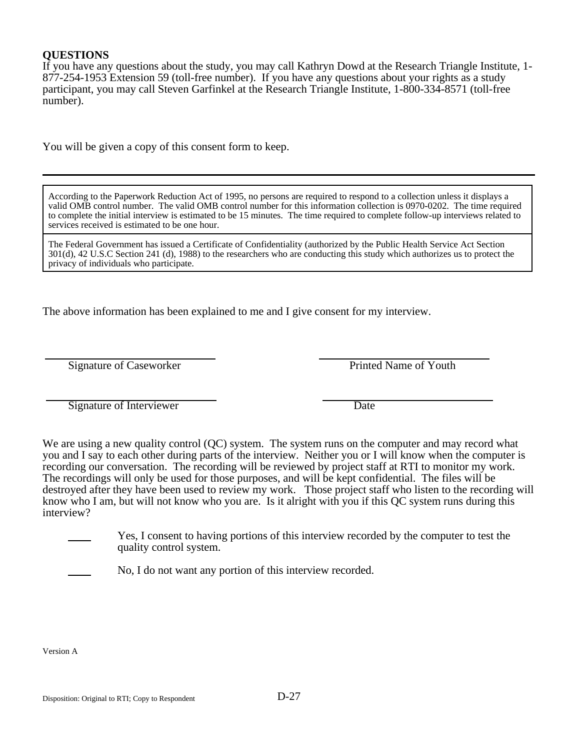**QUESTIONS**
If you have any questions about the study, you may call Kathryn Dowd at the Research Triangle Institute, 1-877-254-1953 Extension 59 (toll-free number). If you have any questions about your rights as a study participant, you may call Steven Garfinkel at the Research Triangle Institute, 1-800-334-8571 (toll-free number).

You will be given a copy of this consent form to keep.

---

According to the Paperwork Reduction Act of 1995, no persons are required to respond to a collection unless it displays a valid OMB control number. The valid OMB control number for this information collection is 0970-0202. The time required to complete the initial interview is estimated to be 15 minutes. The time required to complete follow-up interviews related to services received is estimated to be one hour.

The Federal Government has issued a Certificate of Confidentiality (authorized by the Public Health Service Act Section 301(d), 42 U.S.C Section 241 (d), 1988) to the researchers who are conducting this study which authorizes us to protect the privacy of individuals who participate.

The above information has been explained to me and I give consent for my interview.

| | |
|---|---|
| \_\_\_\_\_\_\_\_\_\_\_\_\_\_\_\_\_\_\_\_\_\_\_\_\_\_ | \_\_\_\_\_\_\_\_\_\_\_\_\_\_\_\_\_\_\_\_\_\_\_\_\_\_ |
| Signature of Caseworker | Printed Name of Youth |
| \_\_\_\_\_\_\_\_\_\_\_\_\_\_\_\_\_\_\_\_\_\_\_\_\_\_ | \_\_\_\_\_\_\_\_\_\_\_\_\_\_\_\_\_\_\_\_\_\_\_\_\_\_ |
| Signature of Interviewer | Date |

We are using a new quality control (QC) system. The system runs on the computer and may record what you and I say to each other during parts of the interview. Neither you or I will know when the computer is recording our conversation. The recording will be reviewed by project staff at RTI to monitor my work. The recordings will only be used for those purposes, and will be kept confidential. The files will be destroyed after they have been used to review my work. Those project staff who listen to the recording will know who I am, but will not know who you are. Is it alright with you if this QC system runs during this interview?

\_\_\_\_ Yes, I consent to having portions of this interview recorded by the computer to test the quality control system.

\_\_\_\_ No, I do not want any portion of this interview recorded.

Version A

Disposition: Original to RTI; Copy to Respondent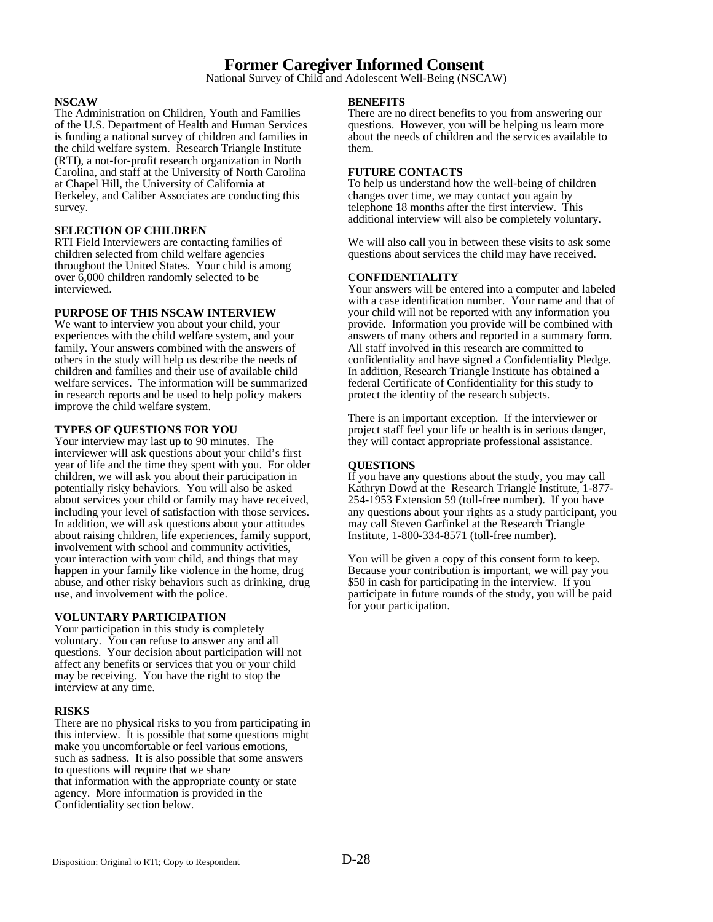# Former Caregiver Informed Consent

National Survey of Child and Adolescent Well-Being (NSCAW)

**NSCAW**

The Administration on Children, Youth and Families of the U.S. Department of Health and Human Services is funding a national survey of children and families in the child welfare system. Research Triangle Institute (RTI), a not-for-profit research organization in North Carolina, and staff at the University of North Carolina at Chapel Hill, the University of California at Berkeley, and Caliber Associates are conducting this survey.

**SELECTION OF CHILDREN**

RTI Field Interviewers are contacting families of children selected from child welfare agencies throughout the United States. Your child is among over 6,000 children randomly selected to be interviewed.

**PURPOSE OF THIS NSCAW INTERVIEW**

We want to interview you about your child, your experiences with the child welfare system, and your family. Your answers combined with the answers of others in the study will help us describe the needs of children and families and their use of available child welfare services. The information will be summarized in research reports and be used to help policy makers improve the child welfare system.

**TYPES OF QUESTIONS FOR YOU**

Your interview may last up to 90 minutes. The interviewer will ask questions about your child's first year of life and the time they spent with you. For older children, we will ask you about their participation in potentially risky behaviors. You will also be asked about services your child or family may have received, including your level of satisfaction with those services. In addition, we will ask questions about your attitudes about raising children, life experiences, family support, involvement with school and community activities, your interaction with your child, and things that may happen in your family like violence in the home, drug abuse, and other risky behaviors such as drinking, drug use, and involvement with the police.

**VOLUNTARY PARTICIPATION**

Your participation in this study is completely voluntary. You can refuse to answer any and all questions. Your decision about participation will not affect any benefits or services that you or your child may be receiving. You have the right to stop the interview at any time.

**RISKS**

There are no physical risks to you from participating in this interview. It is possible that some questions might make you uncomfortable or feel various emotions, such as sadness. It is also possible that some answers to questions will require that we share that information with the appropriate county or state agency. More information is provided in the Confidentiality section below.

**BENEFITS**

There are no direct benefits to you from answering our questions. However, you will be helping us learn more about the needs of children and the services available to them.

**FUTURE CONTACTS**

To help us understand how the well-being of children changes over time, we may contact you again by telephone 18 months after the first interview. This additional interview will also be completely voluntary.

We will also call you in between these visits to ask some questions about services the child may have received.

**CONFIDENTIALITY**

Your answers will be entered into a computer and labeled with a case identification number. Your name and that of your child will not be reported with any information you provide. Information you provide will be combined with answers of many others and reported in a summary form. All staff involved in this research are committed to confidentiality and have signed a Confidentiality Pledge. In addition, Research Triangle Institute has obtained a federal Certificate of Confidentiality for this study to protect the identity of the research subjects.

There is an important exception. If the interviewer or project staff feel your life or health is in serious danger, they will contact appropriate professional assistance.

**QUESTIONS**

If you have any questions about the study, you may call Kathryn Dowd at the Research Triangle Institute, 1-877-254-1953 Extension 59 (toll-free number). If you have any questions about your rights as a study participant, you may call Steven Garfinkel at the Research Triangle Institute, 1-800-334-8571 (toll-free number).

You will be given a copy of this consent form to keep. Because your contribution is important, we will pay you $50 in cash for participating in the interview. If you participate in future rounds of the study, you will be paid for your participation.

Disposition: Original to RTI; Copy to Respondent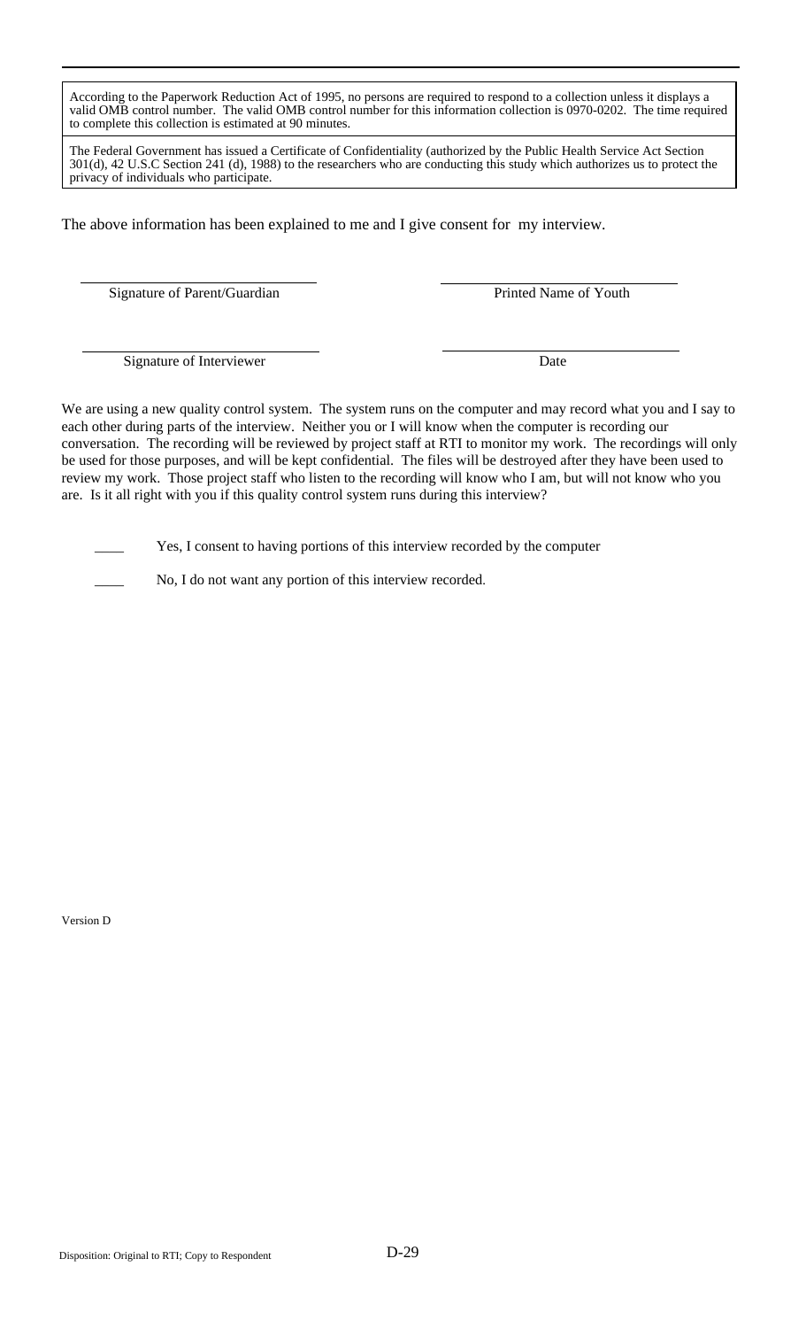According to the Paperwork Reduction Act of 1995, no persons are required to respond to a collection unless it displays a valid OMB control number. The valid OMB control number for this information collection is 0970-0202. The time required to complete this collection is estimated at 90 minutes.

The Federal Government has issued a Certificate of Confidentiality (authorized by the Public Health Service Act Section 301(d), 42 U.S.C Section 241 (d), 1988) to the researchers who are conducting this study which authorizes us to protect the privacy of individuals who participate.

The above information has been explained to me and I give consent for my interview.

| | |
|---|---|
| \_\_\_\_\_\_\_\_\_\_\_\_\_\_\_\_\_\_\_\_\_\_\_\_\_\_\_\_ | \_\_\_\_\_\_\_\_\_\_\_\_\_\_\_\_\_\_\_\_\_\_\_\_\_\_\_\_ |
| Signature of Parent/Guardian | Printed Name of Youth |
| \_\_\_\_\_\_\_\_\_\_\_\_\_\_\_\_\_\_\_\_\_\_\_\_\_\_\_\_ | \_\_\_\_\_\_\_\_\_\_\_\_\_\_\_\_\_\_\_\_\_\_\_\_\_\_\_\_ |
| Signature of Interviewer | Date |

We are using a new quality control system. The system runs on the computer and may record what you and I say to each other during parts of the interview. Neither you or I will know when the computer is recording our conversation. The recording will be reviewed by project staff at RTI to monitor my work. The recordings will only be used for those purposes, and will be kept confidential. The files will be destroyed after they have been used to review my work. Those project staff who listen to the recording will know who I am, but will not know who you are. Is it all right with you if this quality control system runs during this interview?

\_\_\_\_ Yes, I consent to having portions of this interview recorded by the computer

\_\_\_\_ No, I do not want any portion of this interview recorded.

Version D

Disposition: Original to RTI; Copy to Respondent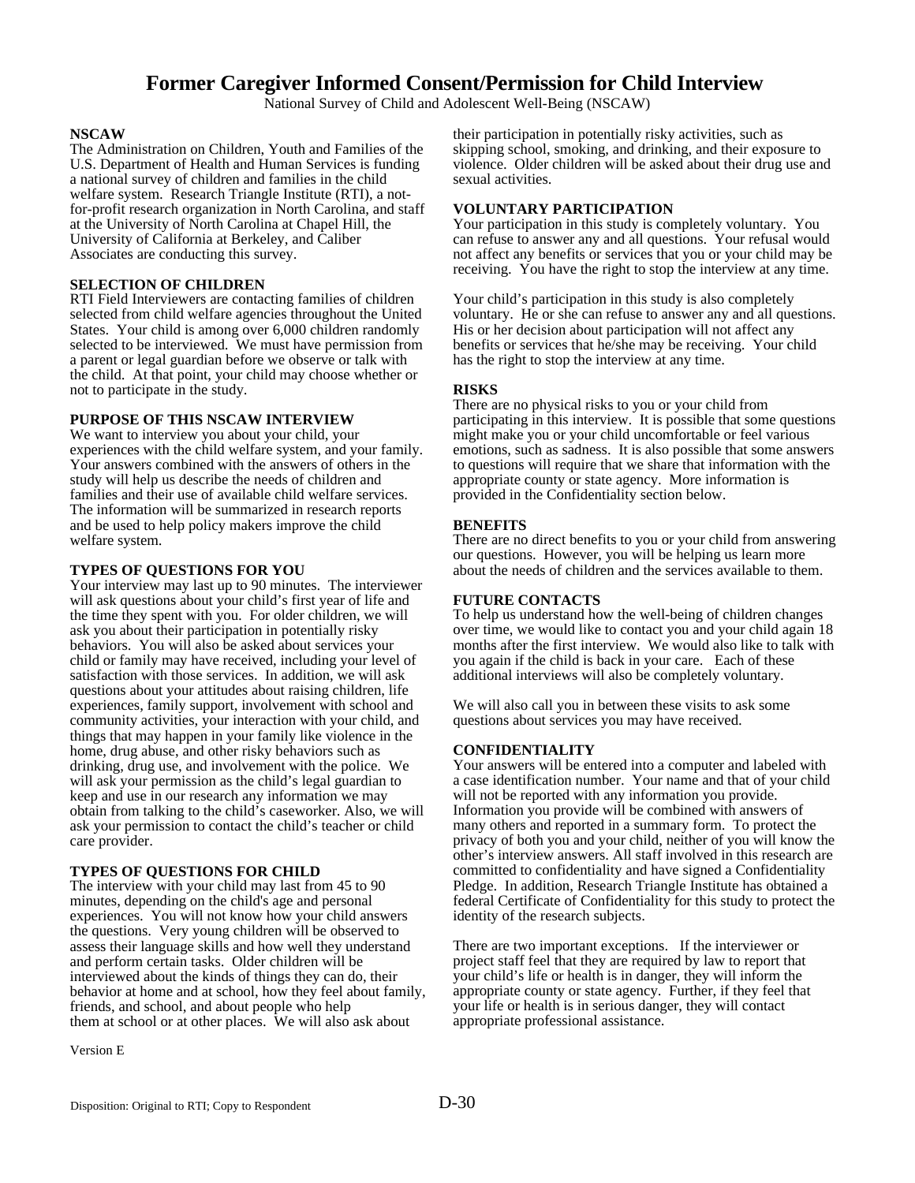# Former Caregiver Informed Consent/Permission for Child Interview

National Survey of Child and Adolescent Well-Being (NSCAW)

**NSCAW**

The Administration on Children, Youth and Families of the U.S. Department of Health and Human Services is funding a national survey of children and families in the child welfare system. Research Triangle Institute (RTI), a not-for-profit research organization in North Carolina, and staff at the University of North Carolina at Chapel Hill, the University of California at Berkeley, and Caliber Associates are conducting this survey.

**SELECTION OF CHILDREN**

RTI Field Interviewers are contacting families of children selected from child welfare agencies throughout the United States. Your child is among over 6,000 children randomly selected to be interviewed. We must have permission from a parent or legal guardian before we observe or talk with the child. At that point, your child may choose whether or not to participate in the study.

**PURPOSE OF THIS NSCAW INTERVIEW**

We want to interview you about your child, your experiences with the child welfare system, and your family. Your answers combined with the answers of others in the study will help us describe the needs of children and families and their use of available child welfare services. The information will be summarized in research reports and be used to help policy makers improve the child welfare system.

**TYPES OF QUESTIONS FOR YOU**

Your interview may last up to 90 minutes. The interviewer will ask questions about your child's first year of life and the time they spent with you. For older children, we will ask you about their participation in potentially risky behaviors. You will also be asked about services your child or family may have received, including your level of satisfaction with those services. In addition, we will ask questions about your attitudes about raising children, life experiences, family support, involvement with school and community activities, your interaction with your child, and things that may happen in your family like violence in the home, drug abuse, and other risky behaviors such as drinking, drug use, and involvement with the police. We will ask your permission as the child's legal guardian to keep and use in our research any information we may obtain from talking to the child's caseworker. Also, we will ask your permission to contact the child's teacher or child care provider.

**TYPES OF QUESTIONS FOR CHILD**

The interview with your child may last from 45 to 90 minutes, depending on the child's age and personal experiences. You will not know how your child answers the questions. Very young children will be observed to assess their language skills and how well they understand and perform certain tasks. Older children will be interviewed about the kinds of things they can do, their behavior at home and at school, how they feel about family, friends, and school, and about people who help them at school or at other places. We will also ask about their participation in potentially risky activities, such as skipping school, smoking, and drinking, and their exposure to violence. Older children will be asked about their drug use and sexual activities.

**VOLUNTARY PARTICIPATION**

Your participation in this study is completely voluntary. You can refuse to answer any and all questions. Your refusal would not affect any benefits or services that you or your child may be receiving. You have the right to stop the interview at any time.

Your child's participation in this study is also completely voluntary. He or she can refuse to answer any and all questions. His or her decision about participation will not affect any benefits or services that he/she may be receiving. Your child has the right to stop the interview at any time.

**RISKS**

There are no physical risks to you or your child from participating in this interview. It is possible that some questions might make you or your child uncomfortable or feel various emotions, such as sadness. It is also possible that some answers to questions will require that we share that information with the appropriate county or state agency. More information is provided in the Confidentiality section below.

**BENEFITS**

There are no direct benefits to you or your child from answering our questions. However, you will be helping us learn more about the needs of children and the services available to them.

**FUTURE CONTACTS**

To help us understand how the well-being of children changes over time, we would like to contact you and your child again 18 months after the first interview. We would also like to talk with you again if the child is back in your care. Each of these additional interviews will also be completely voluntary.

We will also call you in between these visits to ask some questions about services you may have received.

**CONFIDENTIALITY**

Your answers will be entered into a computer and labeled with a case identification number. Your name and that of your child will not be reported with any information you provide. Information you provide will be combined with answers of many others and reported in a summary form. To protect the privacy of both you and your child, neither of you will know the other's interview answers. All staff involved in this research are committed to confidentiality and have signed a Confidentiality Pledge. In addition, Research Triangle Institute has obtained a federal Certificate of Confidentiality for this study to protect the identity of the research subjects.

There are two important exceptions. If the interviewer or project staff feel that they are required by law to report that your child's life or health is in danger, they will inform the appropriate county or state agency. Further, if they feel that your life or health is in serious danger, they will contact appropriate professional assistance.

Version E

Disposition: Original to RTI; Copy to Respondent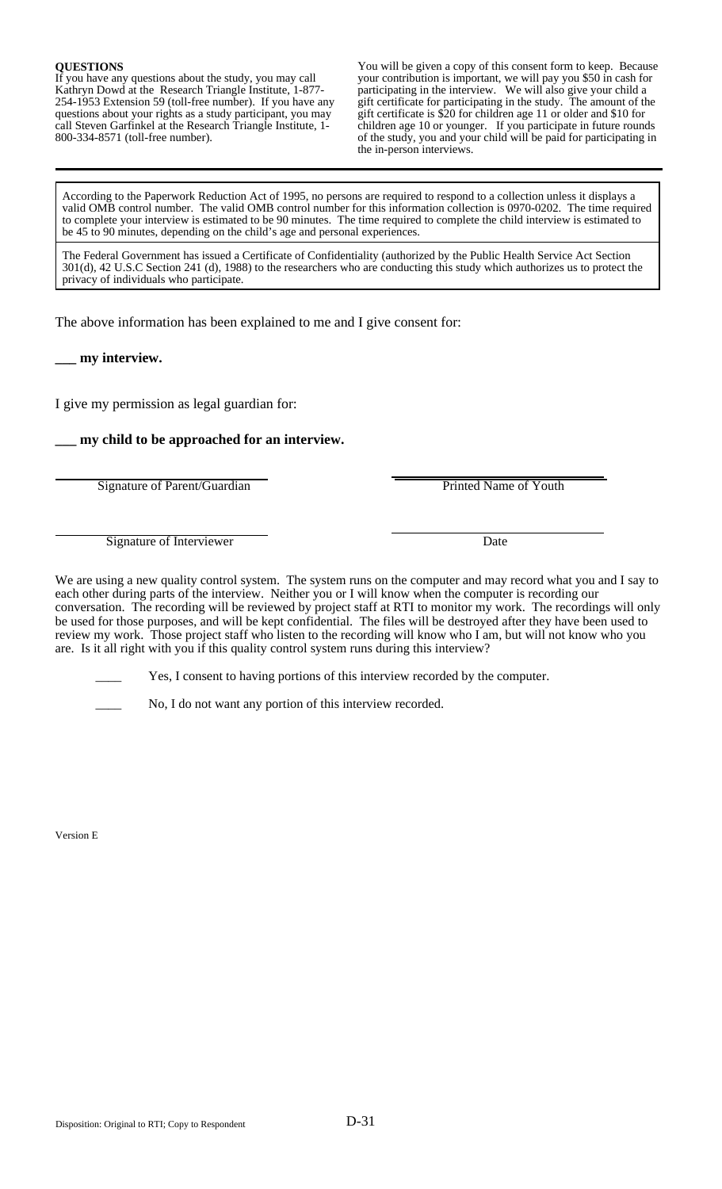**QUESTIONS**
If you have any questions about the study, you may call Kathryn Dowd at the Research Triangle Institute, 1-877-254-1953 Extension 59 (toll-free number). If you have any questions about your rights as a study participant, you may call Steven Garfinkel at the Research Triangle Institute, 1-800-334-8571 (toll-free number).

You will be given a copy of this consent form to keep. Because your contribution is important, we will pay you $50 in cash for participating in the interview. We will also give your child a gift certificate for participating in the study. The amount of the gift certificate is $20 for children age 11 or older and $10 for children age 10 or younger. If you participate in future rounds of the study, you and your child will be paid for participating in the in-person interviews.

---

According to the Paperwork Reduction Act of 1995, no persons are required to respond to a collection unless it displays a valid OMB control number. The valid OMB control number for this information collection is 0970-0202. The time required to complete your interview is estimated to be 90 minutes. The time required to complete the child interview is estimated to be 45 to 90 minutes, depending on the child's age and personal experiences.

The Federal Government has issued a Certificate of Confidentiality (authorized by the Public Health Service Act Section 301(d), 42 U.S.C Section 241 (d), 1988) to the researchers who are conducting this study which authorizes us to protect the privacy of individuals who participate.

The above information has been explained to me and I give consent for:

**___ my interview.**

I give my permission as legal guardian for:

**___ my child to be approached for an interview.**

| ______________________________ | ______________________________ |
|---|---|
| Signature of Parent/Guardian | Printed Name of Youth |
| ______________________________ | ______________________________ |
| Signature of Interviewer | Date |

We are using a new quality control system. The system runs on the computer and may record what you and I say to each other during parts of the interview. Neither you or I will know when the computer is recording our conversation. The recording will be reviewed by project staff at RTI to monitor my work. The recordings will only be used for those purposes, and will be kept confidential. The files will be destroyed after they have been used to review my work. Those project staff who listen to the recording will know who I am, but will not know who you are. Is it all right with you if this quality control system runs during this interview?

____ Yes, I consent to having portions of this interview recorded by the computer.

____ No, I do not want any portion of this interview recorded.

Version E

Disposition: Original to RTI; Copy to Respondent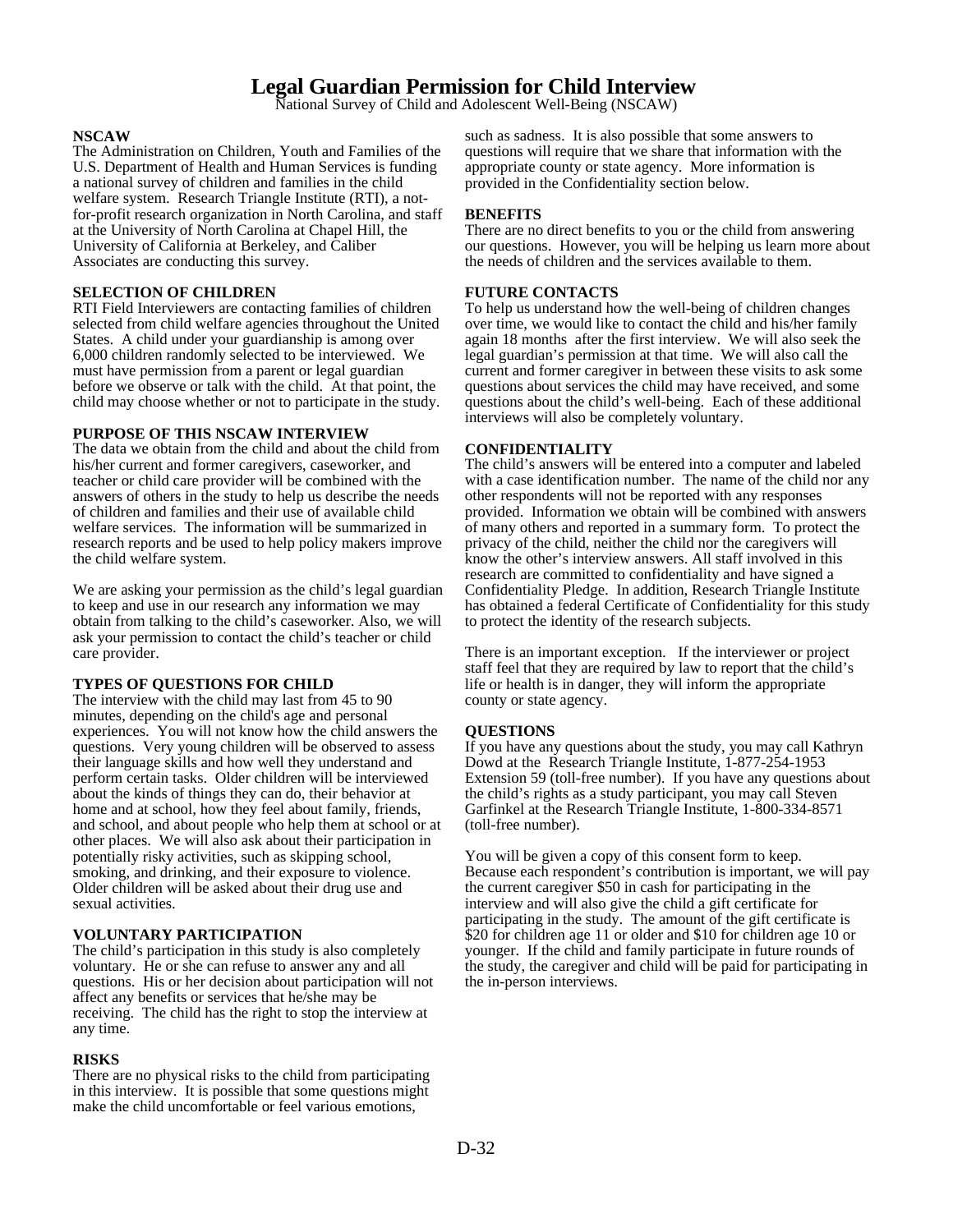# Legal Guardian Permission for Child Interview

National Survey of Child and Adolescent Well-Being (NSCAW)

**NSCAW**
The Administration on Children, Youth and Families of the U.S. Department of Health and Human Services is funding a national survey of children and families in the child welfare system. Research Triangle Institute (RTI), a not-for-profit research organization in North Carolina, and staff at the University of North Carolina at Chapel Hill, the University of California at Berkeley, and Caliber Associates are conducting this survey.

**SELECTION OF CHILDREN**
RTI Field Interviewers are contacting families of children selected from child welfare agencies throughout the United States. A child under your guardianship is among over 6,000 children randomly selected to be interviewed. We must have permission from a parent or legal guardian before we observe or talk with the child. At that point, the child may choose whether or not to participate in the study.

**PURPOSE OF THIS NSCAW INTERVIEW**
The data we obtain from the child and about the child from his/her current and former caregivers, caseworker, and teacher or child care provider will be combined with the answers of others in the study to help us describe the needs of children and families and their use of available child welfare services. The information will be summarized in research reports and be used to help policy makers improve the child welfare system.

We are asking your permission as the child's legal guardian to keep and use in our research any information we may obtain from talking to the child's caseworker. Also, we will ask your permission to contact the child's teacher or child care provider.

**TYPES OF QUESTIONS FOR CHILD**
The interview with the child may last from 45 to 90 minutes, depending on the child's age and personal experiences. You will not know how the child answers the questions. Very young children will be observed to assess their language skills and how well they understand and perform certain tasks. Older children will be interviewed about the kinds of things they can do, their behavior at home and at school, how they feel about family, friends, and school, and about people who help them at school or at other places. We will also ask about their participation in potentially risky activities, such as skipping school, smoking, and drinking, and their exposure to violence. Older children will be asked about their drug use and sexual activities.

**VOLUNTARY PARTICIPATION**
The child's participation in this study is also completely voluntary. He or she can refuse to answer any and all questions. His or her decision about participation will not affect any benefits or services that he/she may be receiving. The child has the right to stop the interview at any time.

**RISKS**
There are no physical risks to the child from participating in this interview. It is possible that some questions might make the child uncomfortable or feel various emotions, such as sadness. It is also possible that some answers to questions will require that we share that information with the appropriate county or state agency. More information is provided in the Confidentiality section below.

**BENEFITS**
There are no direct benefits to you or the child from answering our questions. However, you will be helping us learn more about the needs of children and the services available to them.

**FUTURE CONTACTS**
To help us understand how the well-being of children changes over time, we would like to contact the child and his/her family again 18 months after the first interview. We will also seek the legal guardian's permission at that time. We will also call the current and former caregiver in between these visits to ask some questions about services the child may have received, and some questions about the child's well-being. Each of these additional interviews will also be completely voluntary.

**CONFIDENTIALITY**
The child's answers will be entered into a computer and labeled with a case identification number. The name of the child nor any other respondents will not be reported with any responses provided. Information we obtain will be combined with answers of many others and reported in a summary form. To protect the privacy of the child, neither the child nor the caregivers will know the other's interview answers. All staff involved in this research are committed to confidentiality and have signed a Confidentiality Pledge. In addition, Research Triangle Institute has obtained a federal Certificate of Confidentiality for this study to protect the identity of the research subjects.

There is an important exception. If the interviewer or project staff feel that they are required by law to report that the child's life or health is in danger, they will inform the appropriate county or state agency.

**QUESTIONS**
If you have any questions about the study, you may call Kathryn Dowd at the Research Triangle Institute, 1-877-254-1953 Extension 59 (toll-free number). If you have any questions about the child's rights as a study participant, you may call Steven Garfinkel at the Research Triangle Institute, 1-800-334-8571 (toll-free number).

You will be given a copy of this consent form to keep. Because each respondent's contribution is important, we will pay the current caregiver $50 in cash for participating in the interview and will also give the child a gift certificate for participating in the study. The amount of the gift certificate is $20 for children age 11 or older and $10 for children age 10 or younger. If the child and family participate in future rounds of the study, the caregiver and child will be paid for participating in the in-person interviews.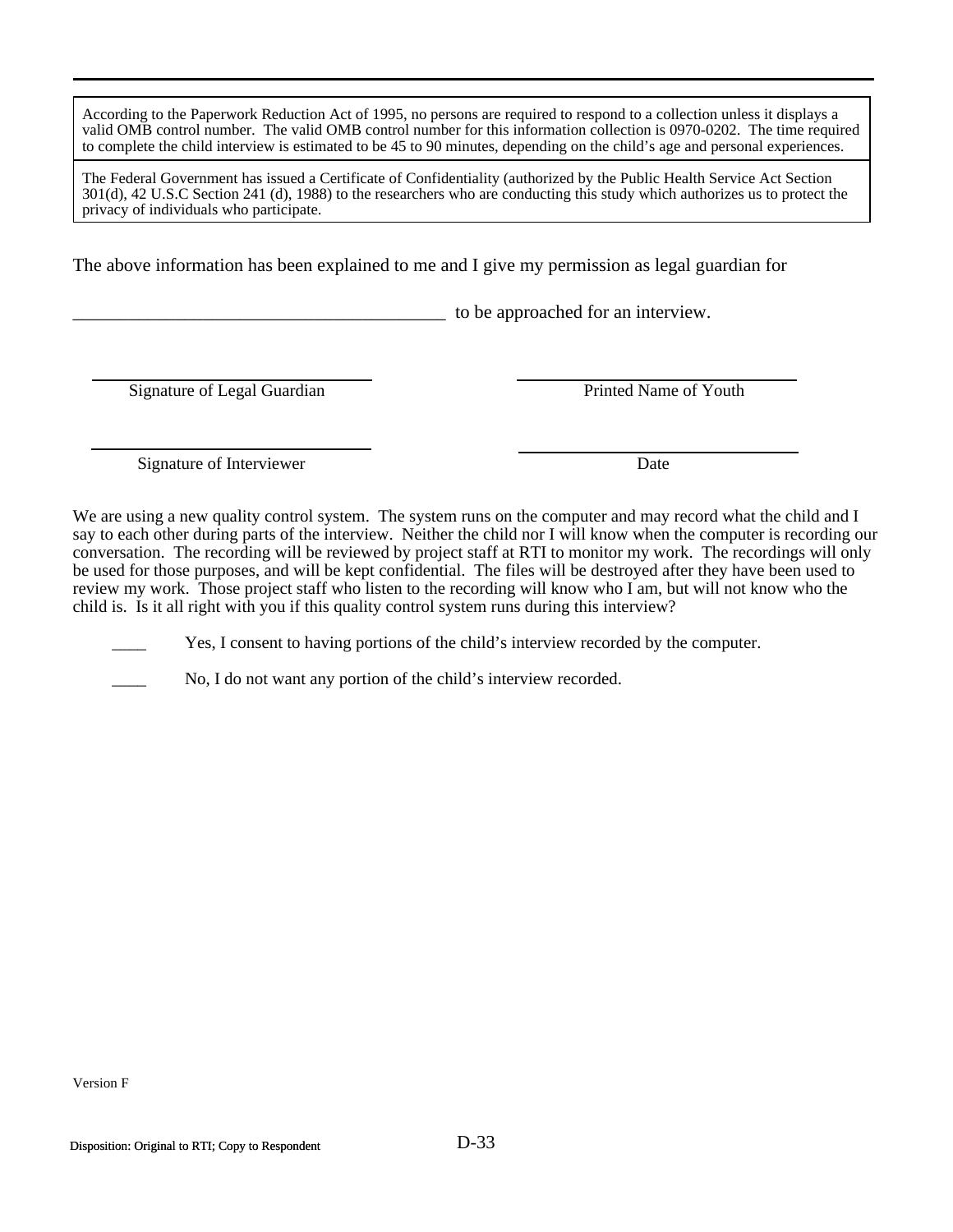According to the Paperwork Reduction Act of 1995, no persons are required to respond to a collection unless it displays a valid OMB control number. The valid OMB control number for this information collection is 0970-0202. The time required to complete the child interview is estimated to be 45 to 90 minutes, depending on the child's age and personal experiences.

The Federal Government has issued a Certificate of Confidentiality (authorized by the Public Health Service Act Section 301(d), 42 U.S.C Section 241 (d), 1988) to the researchers who are conducting this study which authorizes us to protect the privacy of individuals who participate.

The above information has been explained to me and I give my permission as legal guardian for

_________________________________________ to be approached for an interview.

| | |
|---|---|
| Signature of Legal Guardian | Printed Name of Youth |
| Signature of Interviewer | Date |

We are using a new quality control system. The system runs on the computer and may record what the child and I say to each other during parts of the interview. Neither the child nor I will know when the computer is recording our conversation. The recording will be reviewed by project staff at RTI to monitor my work. The recordings will only be used for those purposes, and will be kept confidential. The files will be destroyed after they have been used to review my work. Those project staff who listen to the recording will know who I am, but will not know who the child is. Is it all right with you if this quality control system runs during this interview?

____ Yes, I consent to having portions of the child's interview recorded by the computer.

____ No, I do not want any portion of the child's interview recorded.

Version F

Disposition: Original to RTI; Copy to Respondent